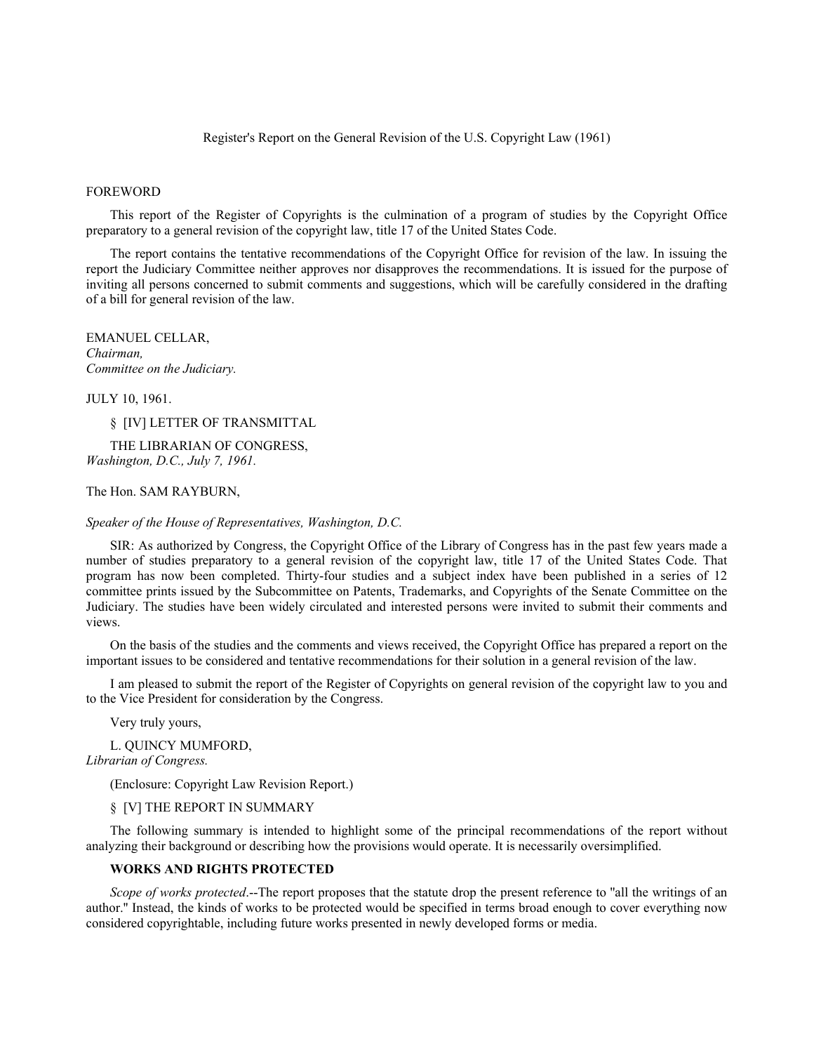# Register's Report on the General Revision of the U.S. Copyright Law (1961)

## FOREWORD

This report of the Register of Copyrights is the culmination of a program of studies by the Copyright Office preparatory to a general revision of the copyright law, title 17 of the United States Code.

The report contains the tentative recommendations of the Copyright Office for revision of the law. In issuing the report the Judiciary Committee neither approves nor disapproves the recommendations. It is issued for the purpose of inviting all persons concerned to submit comments and suggestions, which will be carefully considered in the drafting of a bill for general revision of the law.

EMANUEL CELLAR,
*Chairman,*
*Committee on the Judiciary.*

JULY 10, 1961.

## § [IV] LETTER OF TRANSMITTAL

THE LIBRARIAN OF CONGRESS,
*Washington, D.C., July 7, 1961.*

The Hon. SAM RAYBURN,

*Speaker of the House of Representatives, Washington, D.C.*

SIR: As authorized by Congress, the Copyright Office of the Library of Congress has in the past few years made a number of studies preparatory to a general revision of the copyright law, title 17 of the United States Code. That program has now been completed. Thirty-four studies and a subject index have been published in a series of 12 committee prints issued by the Subcommittee on Patents, Trademarks, and Copyrights of the Senate Committee on the Judiciary. The studies have been widely circulated and interested persons were invited to submit their comments and views.

On the basis of the studies and the comments and views received, the Copyright Office has prepared a report on the important issues to be considered and tentative recommendations for their solution in a general revision of the law.

I am pleased to submit the report of the Register of Copyrights on general revision of the copyright law to you and to the Vice President for consideration by the Congress.

Very truly yours,

L. QUINCY MUMFORD,
*Librarian of Congress.*

(Enclosure: Copyright Law Revision Report.)

## § [V] THE REPORT IN SUMMARY

The following summary is intended to highlight some of the principal recommendations of the report without analyzing their background or describing how the provisions would operate. It is necessarily oversimplified.

### WORKS AND RIGHTS PROTECTED

*Scope of works protected*.--The report proposes that the statute drop the present reference to "all the writings of an author." Instead, the kinds of works to be protected would be specified in terms broad enough to cover everything now considered copyrightable, including future works presented in newly developed forms or media.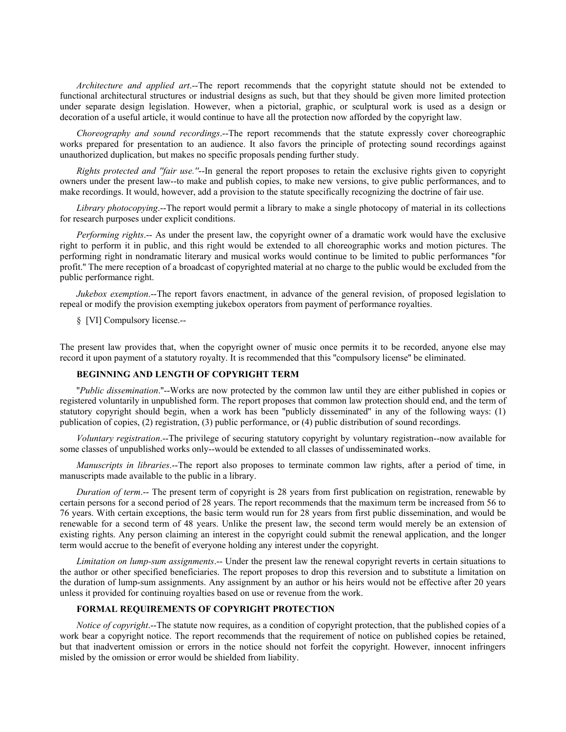*Architecture and applied art*.--The report recommends that the copyright statute should not be extended to functional architectural structures or industrial designs as such, but that they should be given more limited protection under separate design legislation. However, when a pictorial, graphic, or sculptural work is used as a design or decoration of a useful article, it would continue to have all the protection now afforded by the copyright law.

*Choreography and sound recordings*.--The report recommends that the statute expressly cover choreographic works prepared for presentation to an audience. It also favors the principle of protecting sound recordings against unauthorized duplication, but makes no specific proposals pending further study.

*Rights protected and "fair use."*--In general the report proposes to retain the exclusive rights given to copyright owners under the present law--to make and publish copies, to make new versions, to give public performances, and to make recordings. It would, however, add a provision to the statute specifically recognizing the doctrine of fair use.

*Library photocopying*.--The report would permit a library to make a single photocopy of material in its collections for research purposes under explicit conditions.

*Performing rights*.-- As under the present law, the copyright owner of a dramatic work would have the exclusive right to perform it in public, and this right would be extended to all choreographic works and motion pictures. The performing right in nondramatic literary and musical works would continue to be limited to public performances "for profit." The mere reception of a broadcast of copyrighted material at no charge to the public would be excluded from the public performance right.

*Jukebox exemption*.--The report favors enactment, in advance of the general revision, of proposed legislation to repeal or modify the provision exempting jukebox operators from payment of performance royalties.

§ [VI] Compulsory license.--

The present law provides that, when the copyright owner of music once permits it to be recorded, anyone else may record it upon payment of a statutory royalty. It is recommended that this "compulsory license" be eliminated.

### BEGINNING AND LENGTH OF COPYRIGHT TERM

"*Public dissemination*."--Works are now protected by the common law until they are either published in copies or registered voluntarily in unpublished form. The report proposes that common law protection should end, and the term of statutory copyright should begin, when a work has been "publicly disseminated" in any of the following ways: (1) publication of copies, (2) registration, (3) public performance, or (4) public distribution of sound recordings.

*Voluntary registration*.--The privilege of securing statutory copyright by voluntary registration--now available for some classes of unpublished works only--would be extended to all classes of undisseminated works.

*Manuscripts in libraries*.--The report also proposes to terminate common law rights, after a period of time, in manuscripts made available to the public in a library.

*Duration of term*.-- The present term of copyright is 28 years from first publication on registration, renewable by certain persons for a second period of 28 years. The report recommends that the maximum term be increased from 56 to 76 years. With certain exceptions, the basic term would run for 28 years from first public dissemination, and would be renewable for a second term of 48 years. Unlike the present law, the second term would merely be an extension of existing rights. Any person claiming an interest in the copyright could submit the renewal application, and the longer term would accrue to the benefit of everyone holding any interest under the copyright.

*Limitation on lump-sum assignments*.-- Under the present law the renewal copyright reverts in certain situations to the author or other specified beneficiaries. The report proposes to drop this reversion and to substitute a limitation on the duration of lump-sum assignments. Any assignment by an author or his heirs would not be effective after 20 years unless it provided for continuing royalties based on use or revenue from the work.

### FORMAL REQUIREMENTS OF COPYRIGHT PROTECTION

*Notice of copyright*.--The statute now requires, as a condition of copyright protection, that the published copies of a work bear a copyright notice. The report recommends that the requirement of notice on published copies be retained, but that inadvertent omission or errors in the notice should not forfeit the copyright. However, innocent infringers misled by the omission or error would be shielded from liability.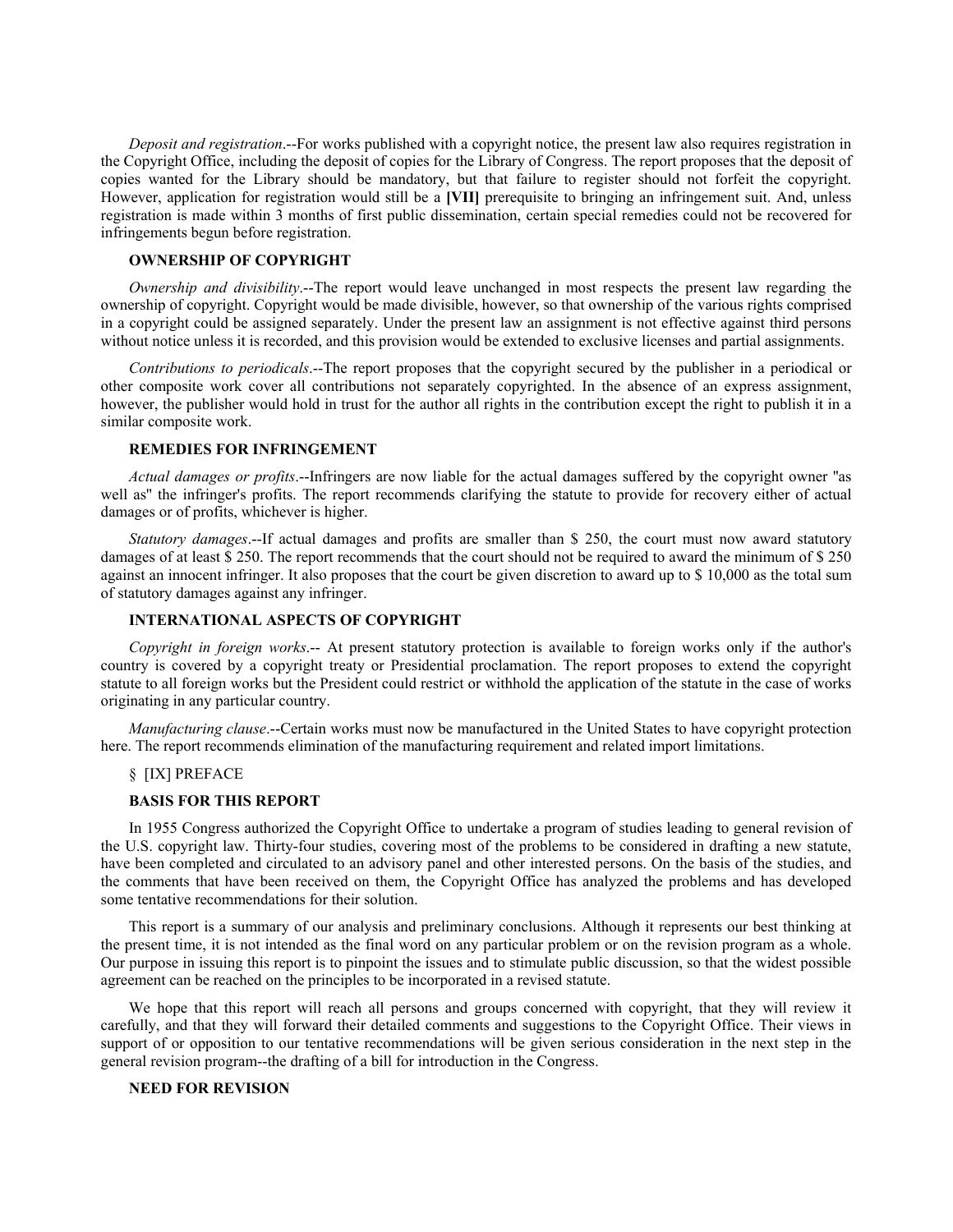*Deposit and registration*.--For works published with a copyright notice, the present law also requires registration in the Copyright Office, including the deposit of copies for the Library of Congress. The report proposes that the deposit of copies wanted for the Library should be mandatory, but that failure to register should not forfeit the copyright. However, application for registration would still be a **[VII]** prerequisite to bringing an infringement suit. And, unless registration is made within 3 months of first public dissemination, certain special remedies could not be recovered for infringements begun before registration.

**OWNERSHIP OF COPYRIGHT**

*Ownership and divisibility*.--The report would leave unchanged in most respects the present law regarding the ownership of copyright. Copyright would be made divisible, however, so that ownership of the various rights comprised in a copyright could be assigned separately. Under the present law an assignment is not effective against third persons without notice unless it is recorded, and this provision would be extended to exclusive licenses and partial assignments.

*Contributions to periodicals*.--The report proposes that the copyright secured by the publisher in a periodical or other composite work cover all contributions not separately copyrighted. In the absence of an express assignment, however, the publisher would hold in trust for the author all rights in the contribution except the right to publish it in a similar composite work.

**REMEDIES FOR INFRINGEMENT**

*Actual damages or profits*.--Infringers are now liable for the actual damages suffered by the copyright owner "as well as" the infringer's profits. The report recommends clarifying the statute to provide for recovery either of actual damages or of profits, whichever is higher.

*Statutory damages*.--If actual damages and profits are smaller than $ 250, the court must now award statutory damages of at least $ 250. The report recommends that the court should not be required to award the minimum of $ 250 against an innocent infringer. It also proposes that the court be given discretion to award up to $ 10,000 as the total sum of statutory damages against any infringer.

**INTERNATIONAL ASPECTS OF COPYRIGHT**

*Copyright in foreign works*.-- At present statutory protection is available to foreign works only if the author's country is covered by a copyright treaty or Presidential proclamation. The report proposes to extend the copyright statute to all foreign works but the President could restrict or withhold the application of the statute in the case of works originating in any particular country.

*Manufacturing clause*.--Certain works must now be manufactured in the United States to have copyright protection here. The report recommends elimination of the manufacturing requirement and related import limitations.

§ [IX] PREFACE

**BASIS FOR THIS REPORT**

In 1955 Congress authorized the Copyright Office to undertake a program of studies leading to general revision of the U.S. copyright law. Thirty-four studies, covering most of the problems to be considered in drafting a new statute, have been completed and circulated to an advisory panel and other interested persons. On the basis of the studies, and the comments that have been received on them, the Copyright Office has analyzed the problems and has developed some tentative recommendations for their solution.

This report is a summary of our analysis and preliminary conclusions. Although it represents our best thinking at the present time, it is not intended as the final word on any particular problem or on the revision program as a whole. Our purpose in issuing this report is to pinpoint the issues and to stimulate public discussion, so that the widest possible agreement can be reached on the principles to be incorporated in a revised statute.

We hope that this report will reach all persons and groups concerned with copyright, that they will review it carefully, and that they will forward their detailed comments and suggestions to the Copyright Office. Their views in support of or opposition to our tentative recommendations will be given serious consideration in the next step in the general revision program--the drafting of a bill for introduction in the Congress.

**NEED FOR REVISION**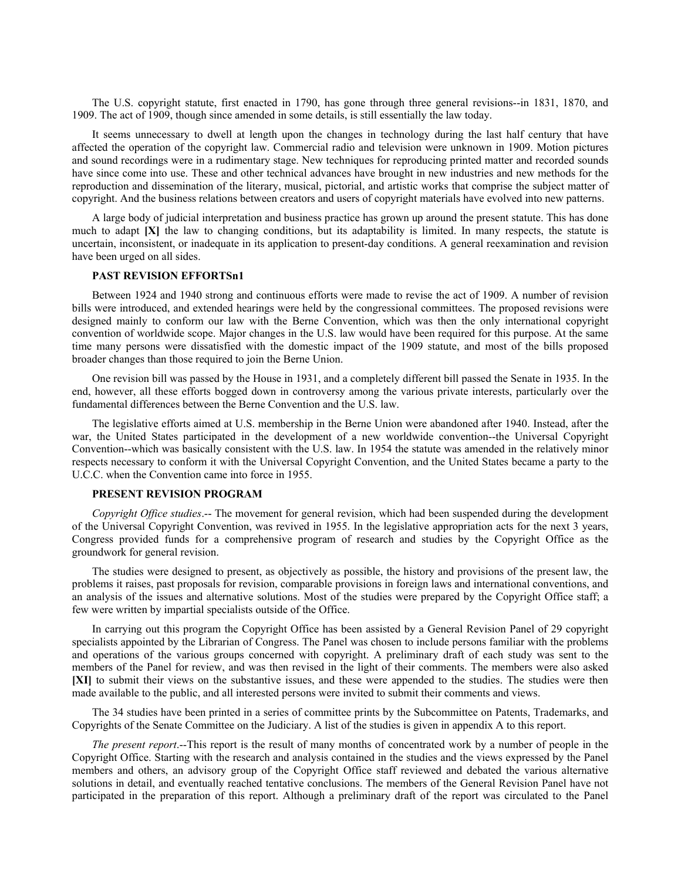The U.S. copyright statute, first enacted in 1790, has gone through three general revisions--in 1831, 1870, and 1909. The act of 1909, though since amended in some details, is still essentially the law today.

It seems unnecessary to dwell at length upon the changes in technology during the last half century that have affected the operation of the copyright law. Commercial radio and television were unknown in 1909. Motion pictures and sound recordings were in a rudimentary stage. New techniques for reproducing printed matter and recorded sounds have since come into use. These and other technical advances have brought in new industries and new methods for the reproduction and dissemination of the literary, musical, pictorial, and artistic works that comprise the subject matter of copyright. And the business relations between creators and users of copyright materials have evolved into new patterns.

A large body of judicial interpretation and business practice has grown up around the present statute. This has done much to adapt **[X]** the law to changing conditions, but its adaptability is limited. In many respects, the statute is uncertain, inconsistent, or inadequate in its application to present-day conditions. A general reexamination and revision have been urged on all sides.

**PAST REVISION EFFORTSn1**

Between 1924 and 1940 strong and continuous efforts were made to revise the act of 1909. A number of revision bills were introduced, and extended hearings were held by the congressional committees. The proposed revisions were designed mainly to conform our law with the Berne Convention, which was then the only international copyright convention of worldwide scope. Major changes in the U.S. law would have been required for this purpose. At the same time many persons were dissatisfied with the domestic impact of the 1909 statute, and most of the bills proposed broader changes than those required to join the Berne Union.

One revision bill was passed by the House in 1931, and a completely different bill passed the Senate in 1935. In the end, however, all these efforts bogged down in controversy among the various private interests, particularly over the fundamental differences between the Berne Convention and the U.S. law.

The legislative efforts aimed at U.S. membership in the Berne Union were abandoned after 1940. Instead, after the war, the United States participated in the development of a new worldwide convention--the Universal Copyright Convention--which was basically consistent with the U.S. law. In 1954 the statute was amended in the relatively minor respects necessary to conform it with the Universal Copyright Convention, and the United States became a party to the U.C.C. when the Convention came into force in 1955.

**PRESENT REVISION PROGRAM**

*Copyright Office studies*.-- The movement for general revision, which had been suspended during the development of the Universal Copyright Convention, was revived in 1955. In the legislative appropriation acts for the next 3 years, Congress provided funds for a comprehensive program of research and studies by the Copyright Office as the groundwork for general revision.

The studies were designed to present, as objectively as possible, the history and provisions of the present law, the problems it raises, past proposals for revision, comparable provisions in foreign laws and international conventions, and an analysis of the issues and alternative solutions. Most of the studies were prepared by the Copyright Office staff; a few were written by impartial specialists outside of the Office.

In carrying out this program the Copyright Office has been assisted by a General Revision Panel of 29 copyright specialists appointed by the Librarian of Congress. The Panel was chosen to include persons familiar with the problems and operations of the various groups concerned with copyright. A preliminary draft of each study was sent to the members of the Panel for review, and was then revised in the light of their comments. The members were also asked **[XI]** to submit their views on the substantive issues, and these were appended to the studies. The studies were then made available to the public, and all interested persons were invited to submit their comments and views.

The 34 studies have been printed in a series of committee prints by the Subcommittee on Patents, Trademarks, and Copyrights of the Senate Committee on the Judiciary. A list of the studies is given in appendix A to this report.

*The present report*.--This report is the result of many months of concentrated work by a number of people in the Copyright Office. Starting with the research and analysis contained in the studies and the views expressed by the Panel members and others, an advisory group of the Copyright Office staff reviewed and debated the various alternative solutions in detail, and eventually reached tentative conclusions. The members of the General Revision Panel have not participated in the preparation of this report. Although a preliminary draft of the report was circulated to the Panel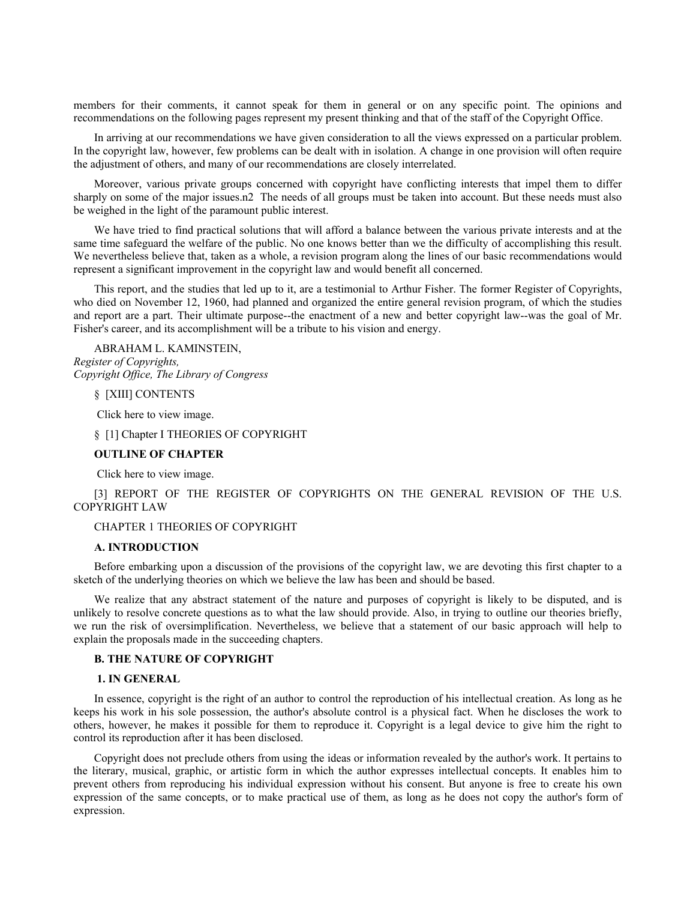members for their comments, it cannot speak for them in general or on any specific point. The opinions and recommendations on the following pages represent my present thinking and that of the staff of the Copyright Office.

In arriving at our recommendations we have given consideration to all the views expressed on a particular problem. In the copyright law, however, few problems can be dealt with in isolation. A change in one provision will often require the adjustment of others, and many of our recommendations are closely interrelated.

Moreover, various private groups concerned with copyright have conflicting interests that impel them to differ sharply on some of the major issues.n2 The needs of all groups must be taken into account. But these needs must also be weighed in the light of the paramount public interest.

We have tried to find practical solutions that will afford a balance between the various private interests and at the same time safeguard the welfare of the public. No one knows better than we the difficulty of accomplishing this result. We nevertheless believe that, taken as a whole, a revision program along the lines of our basic recommendations would represent a significant improvement in the copyright law and would benefit all concerned.

This report, and the studies that led up to it, are a testimonial to Arthur Fisher. The former Register of Copyrights, who died on November 12, 1960, had planned and organized the entire general revision program, of which the studies and report are a part. Their ultimate purpose--the enactment of a new and better copyright law--was the goal of Mr. Fisher's career, and its accomplishment will be a tribute to his vision and energy.

ABRAHAM L. KAMINSTEIN,
*Register of Copyrights,*
*Copyright Office, The Library of Congress*

§ [XIII] CONTENTS

Click here to view image.

§ [1] Chapter I THEORIES OF COPYRIGHT

**OUTLINE OF CHAPTER**

Click here to view image.

[3] REPORT OF THE REGISTER OF COPYRIGHTS ON THE GENERAL REVISION OF THE U.S. COPYRIGHT LAW

CHAPTER 1 THEORIES OF COPYRIGHT

## A. INTRODUCTION

Before embarking upon a discussion of the provisions of the copyright law, we are devoting this first chapter to a sketch of the underlying theories on which we believe the law has been and should be based.

We realize that any abstract statement of the nature and purposes of copyright is likely to be disputed, and is unlikely to resolve concrete questions as to what the law should provide. Also, in trying to outline our theories briefly, we run the risk of oversimplification. Nevertheless, we believe that a statement of our basic approach will help to explain the proposals made in the succeeding chapters.

## B. THE NATURE OF COPYRIGHT

### 1. IN GENERAL

In essence, copyright is the right of an author to control the reproduction of his intellectual creation. As long as he keeps his work in his sole possession, the author's absolute control is a physical fact. When he discloses the work to others, however, he makes it possible for them to reproduce it. Copyright is a legal device to give him the right to control its reproduction after it has been disclosed.

Copyright does not preclude others from using the ideas or information revealed by the author's work. It pertains to the literary, musical, graphic, or artistic form in which the author expresses intellectual concepts. It enables him to prevent others from reproducing his individual expression without his consent. But anyone is free to create his own expression of the same concepts, or to make practical use of them, as long as he does not copy the author's form of expression.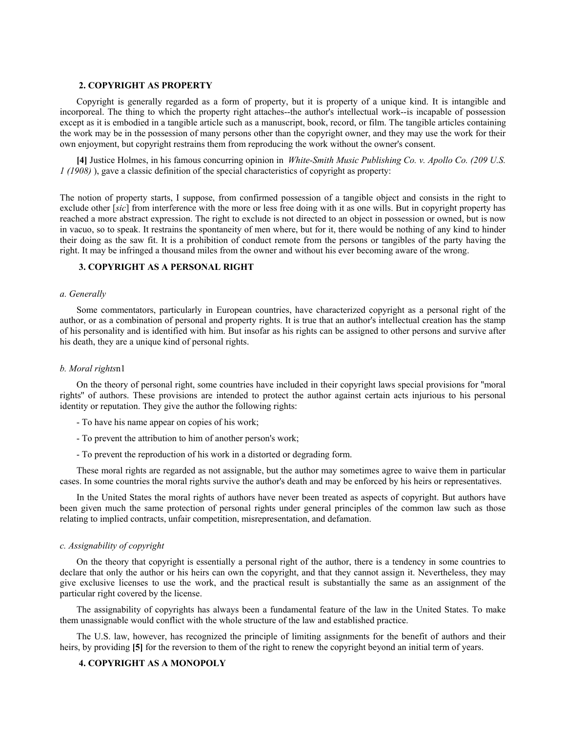## 2. COPYRIGHT AS PROPERTY

Copyright is generally regarded as a form of property, but it is property of a unique kind. It is intangible and incorporeal. The thing to which the property right attaches--the author's intellectual work--is incapable of possession except as it is embodied in a tangible article such as a manuscript, book, record, or film. The tangible articles containing the work may be in the possession of many persons other than the copyright owner, and they may use the work for their own enjoyment, but copyright restrains them from reproducing the work without the owner's consent.

**[4]** Justice Holmes, in his famous concurring opinion in *White-Smith Music Publishing Co. v. Apollo Co. (209 U.S. 1 (1908)* ), gave a classic definition of the special characteristics of copyright as property:

The notion of property starts, I suppose, from confirmed possession of a tangible object and consists in the right to exclude other [*sic*] from interference with the more or less free doing with it as one wills. But in copyright property has reached a more abstract expression. The right to exclude is not directed to an object in possession or owned, but is now in vacuo, so to speak. It restrains the spontaneity of men where, but for it, there would be nothing of any kind to hinder their doing as the saw fit. It is a prohibition of conduct remote from the persons or tangibles of the party having the right. It may be infringed a thousand miles from the owner and without his ever becoming aware of the wrong.

## 3. COPYRIGHT AS A PERSONAL RIGHT

### *a. Generally*

Some commentators, particularly in European countries, have characterized copyright as a personal right of the author, or as a combination of personal and property rights. It is true that an author's intellectual creation has the stamp of his personality and is identified with him. But insofar as his rights can be assigned to other persons and survive after his death, they are a unique kind of personal rights.

### *b. Moral rights*n1

On the theory of personal right, some countries have included in their copyright laws special provisions for "moral rights" of authors. These provisions are intended to protect the author against certain acts injurious to his personal identity or reputation. They give the author the following rights:

- To have his name appear on copies of his work;

- To prevent the attribution to him of another person's work;

- To prevent the reproduction of his work in a distorted or degrading form.

These moral rights are regarded as not assignable, but the author may sometimes agree to waive them in particular cases. In some countries the moral rights survive the author's death and may be enforced by his heirs or representatives.

In the United States the moral rights of authors have never been treated as aspects of copyright. But authors have been given much the same protection of personal rights under general principles of the common law such as those relating to implied contracts, unfair competition, misrepresentation, and defamation.

### *c. Assignability of copyright*

On the theory that copyright is essentially a personal right of the author, there is a tendency in some countries to declare that only the author or his heirs can own the copyright, and that they cannot assign it. Nevertheless, they may give exclusive licenses to use the work, and the practical result is substantially the same as an assignment of the particular right covered by the license.

The assignability of copyrights has always been a fundamental feature of the law in the United States. To make them unassignable would conflict with the whole structure of the law and established practice.

The U.S. law, however, has recognized the principle of limiting assignments for the benefit of authors and their heirs, by providing **[5]** for the reversion to them of the right to renew the copyright beyond an initial term of years.

## 4. COPYRIGHT AS A MONOPOLY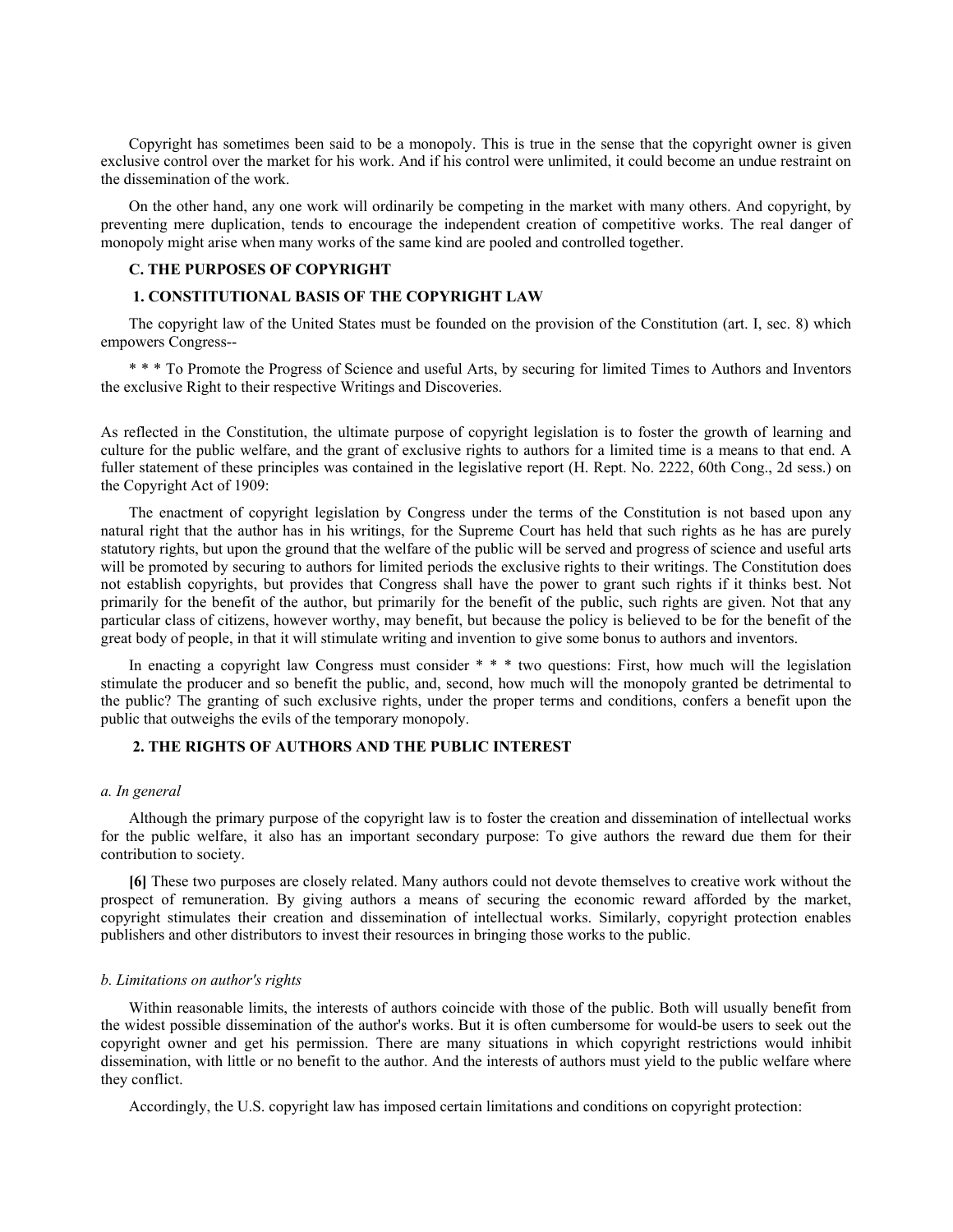Copyright has sometimes been said to be a monopoly. This is true in the sense that the copyright owner is given exclusive control over the market for his work. And if his control were unlimited, it could become an undue restraint on the dissemination of the work.

On the other hand, any one work will ordinarily be competing in the market with many others. And copyright, by preventing mere duplication, tends to encourage the independent creation of competitive works. The real danger of monopoly might arise when many works of the same kind are pooled and controlled together.

### C. THE PURPOSES OF COPYRIGHT

#### 1. CONSTITUTIONAL BASIS OF THE COPYRIGHT LAW

The copyright law of the United States must be founded on the provision of the Constitution (art. I, sec. 8) which empowers Congress--

* * * To Promote the Progress of Science and useful Arts, by securing for limited Times to Authors and Inventors the exclusive Right to their respective Writings and Discoveries.

As reflected in the Constitution, the ultimate purpose of copyright legislation is to foster the growth of learning and culture for the public welfare, and the grant of exclusive rights to authors for a limited time is a means to that end. A fuller statement of these principles was contained in the legislative report (H. Rept. No. 2222, 60th Cong., 2d sess.) on the Copyright Act of 1909:

The enactment of copyright legislation by Congress under the terms of the Constitution is not based upon any natural right that the author has in his writings, for the Supreme Court has held that such rights as he has are purely statutory rights, but upon the ground that the welfare of the public will be served and progress of science and useful arts will be promoted by securing to authors for limited periods the exclusive rights to their writings. The Constitution does not establish copyrights, but provides that Congress shall have the power to grant such rights if it thinks best. Not primarily for the benefit of the author, but primarily for the benefit of the public, such rights are given. Not that any particular class of citizens, however worthy, may benefit, but because the policy is believed to be for the benefit of the great body of people, in that it will stimulate writing and invention to give some bonus to authors and inventors.

In enacting a copyright law Congress must consider * * * two questions: First, how much will the legislation stimulate the producer and so benefit the public, and, second, how much will the monopoly granted be detrimental to the public? The granting of such exclusive rights, under the proper terms and conditions, confers a benefit upon the public that outweighs the evils of the temporary monopoly.

#### 2. THE RIGHTS OF AUTHORS AND THE PUBLIC INTEREST

*a. In general*

Although the primary purpose of the copyright law is to foster the creation and dissemination of intellectual works for the public welfare, it also has an important secondary purpose: To give authors the reward due them for their contribution to society.

**[6]** These two purposes are closely related. Many authors could not devote themselves to creative work without the prospect of remuneration. By giving authors a means of securing the economic reward afforded by the market, copyright stimulates their creation and dissemination of intellectual works. Similarly, copyright protection enables publishers and other distributors to invest their resources in bringing those works to the public.

*b. Limitations on author's rights*

Within reasonable limits, the interests of authors coincide with those of the public. Both will usually benefit from the widest possible dissemination of the author's works. But it is often cumbersome for would-be users to seek out the copyright owner and get his permission. There are many situations in which copyright restrictions would inhibit dissemination, with little or no benefit to the author. And the interests of authors must yield to the public welfare where they conflict.

Accordingly, the U.S. copyright law has imposed certain limitations and conditions on copyright protection: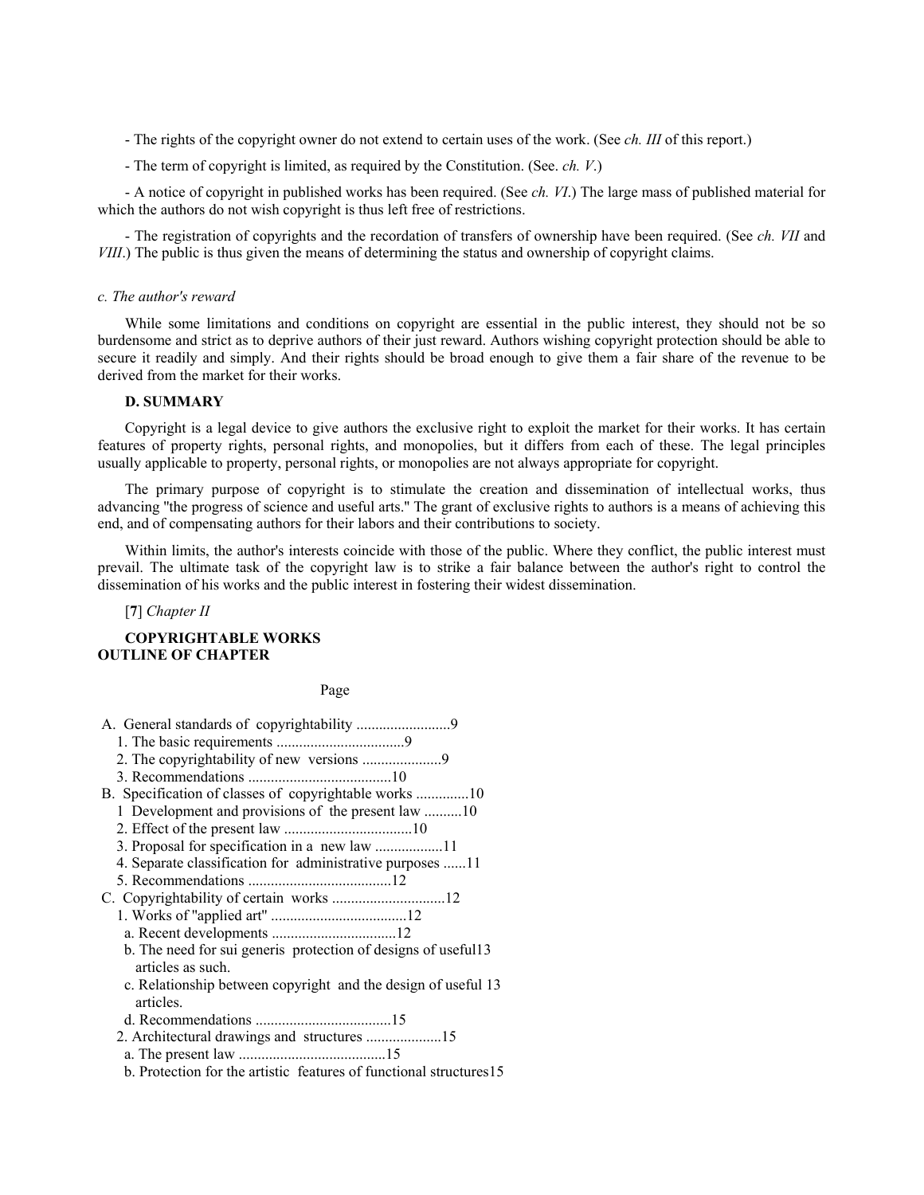- The rights of the copyright owner do not extend to certain uses of the work. (See *ch. III* of this report.)

- The term of copyright is limited, as required by the Constitution. (See. *ch. V*.)

- A notice of copyright in published works has been required. (See *ch. VI*.) The large mass of published material for which the authors do not wish copyright is thus left free of restrictions.

- The registration of copyrights and the recordation of transfers of ownership have been required. (See *ch. VII* and *VIII*.) The public is thus given the means of determining the status and ownership of copyright claims.

*c. The author's reward*

While some limitations and conditions on copyright are essential in the public interest, they should not be so burdensome and strict as to deprive authors of their just reward. Authors wishing copyright protection should be able to secure it readily and simply. And their rights should be broad enough to give them a fair share of the revenue to be derived from the market for their works.

**D. SUMMARY**

Copyright is a legal device to give authors the exclusive right to exploit the market for their works. It has certain features of property rights, personal rights, and monopolies, but it differs from each of these. The legal principles usually applicable to property, personal rights, or monopolies are not always appropriate for copyright.

The primary purpose of copyright is to stimulate the creation and dissemination of intellectual works, thus advancing "the progress of science and useful arts." The grant of exclusive rights to authors is a means of achieving this end, and of compensating authors for their labors and their contributions to society.

Within limits, the author's interests coincide with those of the public. Where they conflict, the public interest must prevail. The ultimate task of the copyright law is to strike a fair balance between the author's right to control the dissemination of his works and the public interest in fostering their widest dissemination.

[**7**] *Chapter II*

**COPYRIGHTABLE WORKS**
**OUTLINE OF CHAPTER**

Page

A. General standards of copyrightability .........................9
   1. The basic requirements ..................................9
   2. The copyrightability of new versions .....................9
   3. Recommendations ......................................10
B. Specification of classes of copyrightable works ..............10
   1 Development and provisions of the present law ..........10
   2. Effect of the present law ..................................10
   3. Proposal for specification in a new law ..................11
   4. Separate classification for administrative purposes ......11
   5. Recommendations ......................................12
C. Copyrightability of certain works ..............................12
   1. Works of "applied art" ....................................12
      a. Recent developments .................................12
      b. The need for sui generis protection of designs of useful articles as such. 13
      c. Relationship between copyright and the design of useful articles. 13
      d. Recommendations ....................................15
   2. Architectural drawings and structures ....................15
      a. The present law .......................................15
      b. Protection for the artistic features of functional structures15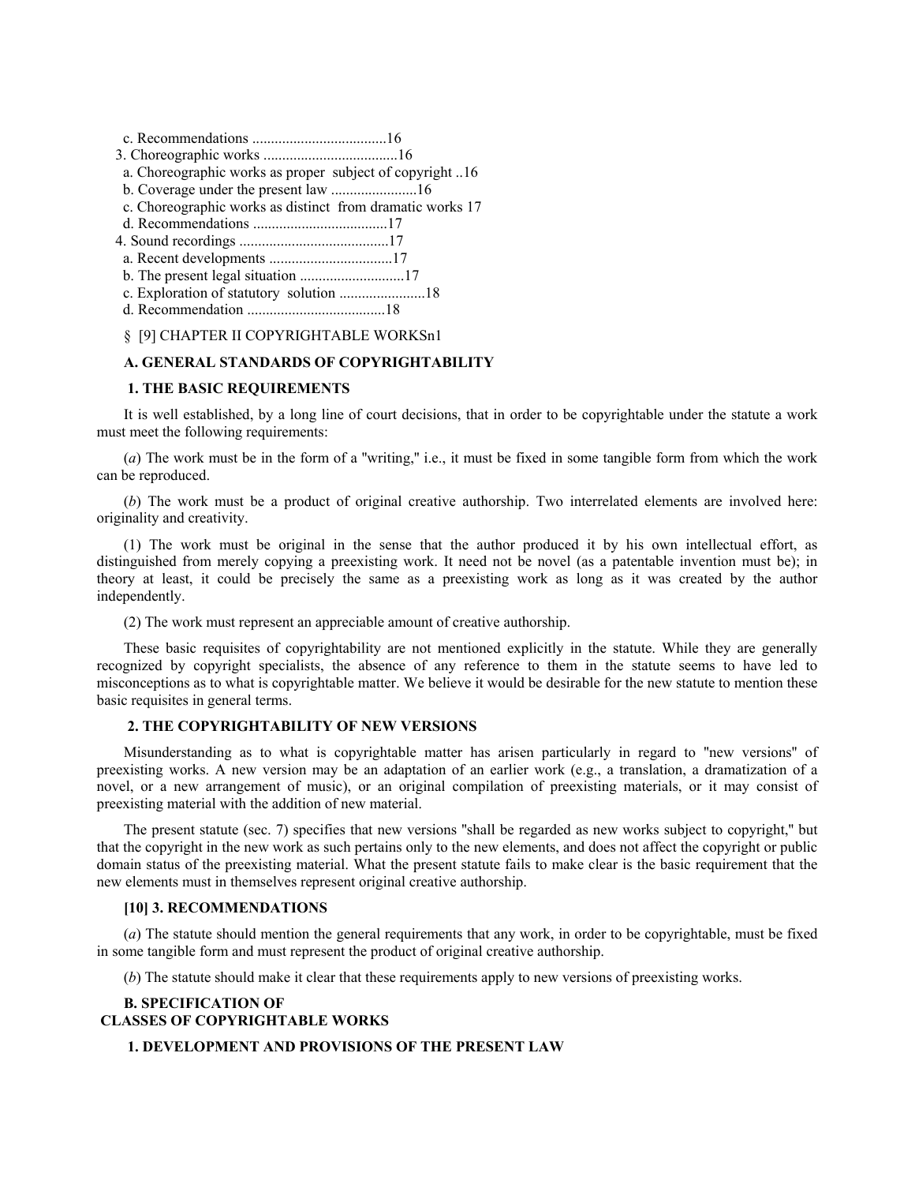c. Recommendations ....................................16
3. Choreographic works ....................................16
a. Choreographic works as proper subject of copyright ..16
b. Coverage under the present law .......................16
c. Choreographic works as distinct from dramatic works 17
d. Recommendations ....................................17
4. Sound recordings ........................................17
a. Recent developments .................................17
b. The present legal situation ............................17
c. Exploration of statutory solution .......................18
d. Recommendation .....................................18

§ [9] CHAPTER II COPYRIGHTABLE WORKSn1

**A. GENERAL STANDARDS OF COPYRIGHTABILITY**

**1. THE BASIC REQUIREMENTS**

It is well established, by a long line of court decisions, that in order to be copyrightable under the statute a work must meet the following requirements:

(*a*) The work must be in the form of a "writing," i.e., it must be fixed in some tangible form from which the work can be reproduced.

(*b*) The work must be a product of original creative authorship. Two interrelated elements are involved here: originality and creativity.

(1) The work must be original in the sense that the author produced it by his own intellectual effort, as distinguished from merely copying a preexisting work. It need not be novel (as a patentable invention must be); in theory at least, it could be precisely the same as a preexisting work as long as it was created by the author independently.

(2) The work must represent an appreciable amount of creative authorship.

These basic requisites of copyrightability are not mentioned explicitly in the statute. While they are generally recognized by copyright specialists, the absence of any reference to them in the statute seems to have led to misconceptions as to what is copyrightable matter. We believe it would be desirable for the new statute to mention these basic requisites in general terms.

**2. THE COPYRIGHTABILITY OF NEW VERSIONS**

Misunderstanding as to what is copyrightable matter has arisen particularly in regard to "new versions" of preexisting works. A new version may be an adaptation of an earlier work (e.g., a translation, a dramatization of a novel, or a new arrangement of music), or an original compilation of preexisting materials, or it may consist of preexisting material with the addition of new material.

The present statute (sec. 7) specifies that new versions "shall be regarded as new works subject to copyright," but that the copyright in the new work as such pertains only to the new elements, and does not affect the copyright or public domain status of the preexisting material. What the present statute fails to make clear is the basic requirement that the new elements must in themselves represent original creative authorship.

**[10] 3. RECOMMENDATIONS**

(*a*) The statute should mention the general requirements that any work, in order to be copyrightable, must be fixed in some tangible form and must represent the product of original creative authorship.

(*b*) The statute should make it clear that these requirements apply to new versions of preexisting works.

**B. SPECIFICATION OF CLASSES OF COPYRIGHTABLE WORKS**

**1. DEVELOPMENT AND PROVISIONS OF THE PRESENT LAW**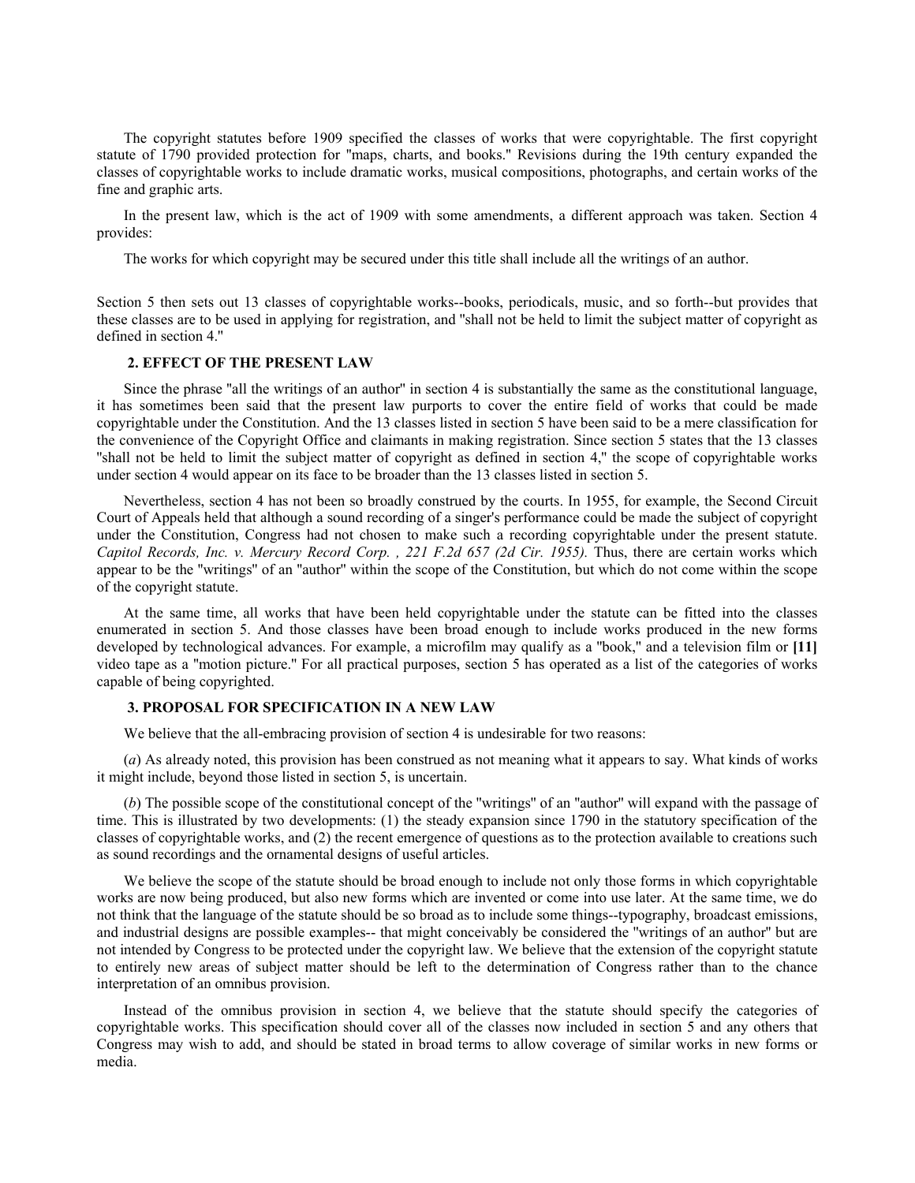The copyright statutes before 1909 specified the classes of works that were copyrightable. The first copyright statute of 1790 provided protection for "maps, charts, and books." Revisions during the 19th century expanded the classes of copyrightable works to include dramatic works, musical compositions, photographs, and certain works of the fine and graphic arts.

In the present law, which is the act of 1909 with some amendments, a different approach was taken. Section 4 provides:

The works for which copyright may be secured under this title shall include all the writings of an author.

Section 5 then sets out 13 classes of copyrightable works--books, periodicals, music, and so forth--but provides that these classes are to be used in applying for registration, and "shall not be held to limit the subject matter of copyright as defined in section 4."

### 2. EFFECT OF THE PRESENT LAW

Since the phrase "all the writings of an author" in section 4 is substantially the same as the constitutional language, it has sometimes been said that the present law purports to cover the entire field of works that could be made copyrightable under the Constitution. And the 13 classes listed in section 5 have been said to be a mere classification for the convenience of the Copyright Office and claimants in making registration. Since section 5 states that the 13 classes "shall not be held to limit the subject matter of copyright as defined in section 4," the scope of copyrightable works under section 4 would appear on its face to be broader than the 13 classes listed in section 5.

Nevertheless, section 4 has not been so broadly construed by the courts. In 1955, for example, the Second Circuit Court of Appeals held that although a sound recording of a singer's performance could be made the subject of copyright under the Constitution, Congress had not chosen to make such a recording copyrightable under the present statute. *Capitol Records, Inc. v. Mercury Record Corp. , 221 F.2d 657 (2d Cir. 1955).* Thus, there are certain works which appear to be the "writings" of an "author" within the scope of the Constitution, but which do not come within the scope of the copyright statute.

At the same time, all works that have been held copyrightable under the statute can be fitted into the classes enumerated in section 5. And those classes have been broad enough to include works produced in the new forms developed by technological advances. For example, a microfilm may qualify as a "book," and a television film or **[11]** video tape as a "motion picture." For all practical purposes, section 5 has operated as a list of the categories of works capable of being copyrighted.

### 3. PROPOSAL FOR SPECIFICATION IN A NEW LAW

We believe that the all-embracing provision of section 4 is undesirable for two reasons:

(*a*) As already noted, this provision has been construed as not meaning what it appears to say. What kinds of works it might include, beyond those listed in section 5, is uncertain.

(*b*) The possible scope of the constitutional concept of the "writings" of an "author" will expand with the passage of time. This is illustrated by two developments: (1) the steady expansion since 1790 in the statutory specification of the classes of copyrightable works, and (2) the recent emergence of questions as to the protection available to creations such as sound recordings and the ornamental designs of useful articles.

We believe the scope of the statute should be broad enough to include not only those forms in which copyrightable works are now being produced, but also new forms which are invented or come into use later. At the same time, we do not think that the language of the statute should be so broad as to include some things--typography, broadcast emissions, and industrial designs are possible examples-- that might conceivably be considered the "writings of an author" but are not intended by Congress to be protected under the copyright law. We believe that the extension of the copyright statute to entirely new areas of subject matter should be left to the determination of Congress rather than to the chance interpretation of an omnibus provision.

Instead of the omnibus provision in section 4, we believe that the statute should specify the categories of copyrightable works. This specification should cover all of the classes now included in section 5 and any others that Congress may wish to add, and should be stated in broad terms to allow coverage of similar works in new forms or media.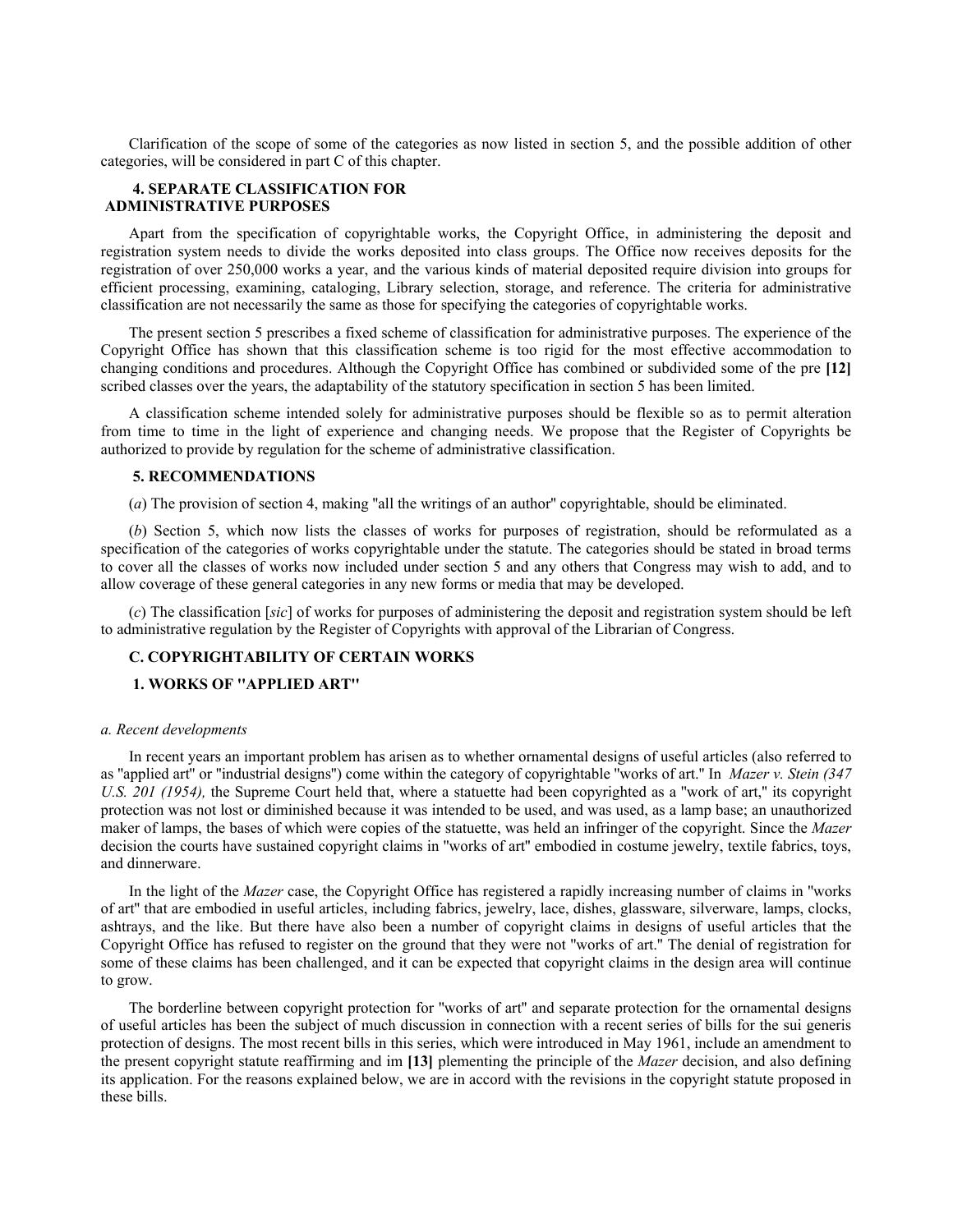Clarification of the scope of some of the categories as now listed in section 5, and the possible addition of other categories, will be considered in part C of this chapter.

### 4. SEPARATE CLASSIFICATION FOR ADMINISTRATIVE PURPOSES

Apart from the specification of copyrightable works, the Copyright Office, in administering the deposit and registration system needs to divide the works deposited into class groups. The Office now receives deposits for the registration of over 250,000 works a year, and the various kinds of material deposited require division into groups for efficient processing, examining, cataloging, Library selection, storage, and reference. The criteria for administrative classification are not necessarily the same as those for specifying the categories of copyrightable works.

The present section 5 prescribes a fixed scheme of classification for administrative purposes. The experience of the Copyright Office has shown that this classification scheme is too rigid for the most effective accommodation to changing conditions and procedures. Although the Copyright Office has combined or subdivided some of the pre **[12]** scribed classes over the years, the adaptability of the statutory specification in section 5 has been limited.

A classification scheme intended solely for administrative purposes should be flexible so as to permit alteration from time to time in the light of experience and changing needs. We propose that the Register of Copyrights be authorized to provide by regulation for the scheme of administrative classification.

### 5. RECOMMENDATIONS

(*a*) The provision of section 4, making "all the writings of an author" copyrightable, should be eliminated.

(*b*) Section 5, which now lists the classes of works for purposes of registration, should be reformulated as a specification of the categories of works copyrightable under the statute. The categories should be stated in broad terms to cover all the classes of works now included under section 5 and any others that Congress may wish to add, and to allow coverage of these general categories in any new forms or media that may be developed.

(*c*) The classification [*sic*] of works for purposes of administering the deposit and registration system should be left to administrative regulation by the Register of Copyrights with approval of the Librarian of Congress.

## C. COPYRIGHTABILITY OF CERTAIN WORKS

### 1. WORKS OF "APPLIED ART"

#### *a. Recent developments*

In recent years an important problem has arisen as to whether ornamental designs of useful articles (also referred to as "applied art" or "industrial designs") come within the category of copyrightable "works of art." In *Mazer v. Stein (347 U.S. 201 (1954),* the Supreme Court held that, where a statuette had been copyrighted as a "work of art," its copyright protection was not lost or diminished because it was intended to be used, and was used, as a lamp base; an unauthorized maker of lamps, the bases of which were copies of the statuette, was held an infringer of the copyright. Since the *Mazer* decision the courts have sustained copyright claims in "works of art" embodied in costume jewelry, textile fabrics, toys, and dinnerware.

In the light of the *Mazer* case, the Copyright Office has registered a rapidly increasing number of claims in "works of art" that are embodied in useful articles, including fabrics, jewelry, lace, dishes, glassware, silverware, lamps, clocks, ashtrays, and the like. But there have also been a number of copyright claims in designs of useful articles that the Copyright Office has refused to register on the ground that they were not "works of art." The denial of registration for some of these claims has been challenged, and it can be expected that copyright claims in the design area will continue to grow.

The borderline between copyright protection for "works of art" and separate protection for the ornamental designs of useful articles has been the subject of much discussion in connection with a recent series of bills for the sui generis protection of designs. The most recent bills in this series, which were introduced in May 1961, include an amendment to the present copyright statute reaffirming and im **[13]** plementing the principle of the *Mazer* decision, and also defining its application. For the reasons explained below, we are in accord with the revisions in the copyright statute proposed in these bills.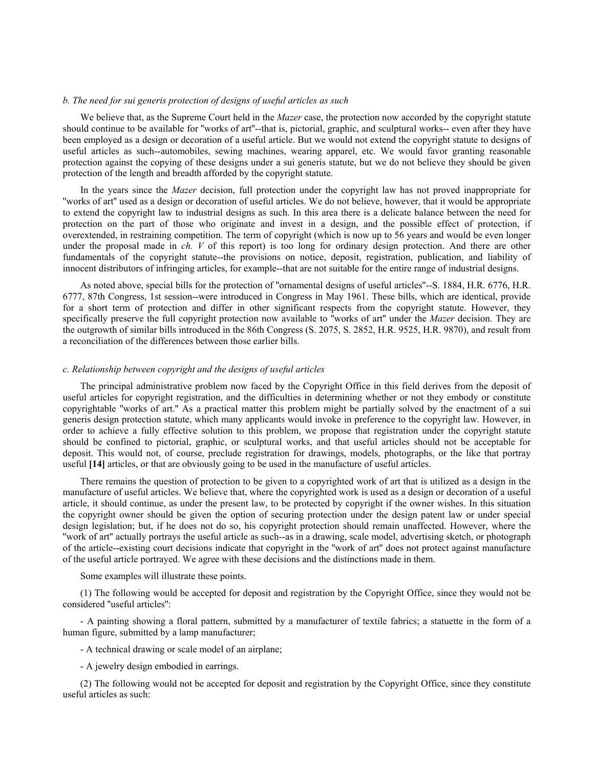*b. The need for sui generis protection of designs of useful articles as such*

We believe that, as the Supreme Court held in the *Mazer* case, the protection now accorded by the copyright statute should continue to be available for "works of art"--that is, pictorial, graphic, and sculptural works-- even after they have been employed as a design or decoration of a useful article. But we would not extend the copyright statute to designs of useful articles as such--automobiles, sewing machines, wearing apparel, etc. We would favor granting reasonable protection against the copying of these designs under a sui generis statute, but we do not believe they should be given protection of the length and breadth afforded by the copyright statute.

In the years since the *Mazer* decision, full protection under the copyright law has not proved inappropriate for "works of art" used as a design or decoration of useful articles. We do not believe, however, that it would be appropriate to extend the copyright law to industrial designs as such. In this area there is a delicate balance between the need for protection on the part of those who originate and invest in a design, and the possible effect of protection, if overextended, in restraining competition. The term of copyright (which is now up to 56 years and would be even longer under the proposal made in *ch. V* of this report) is too long for ordinary design protection. And there are other fundamentals of the copyright statute--the provisions on notice, deposit, registration, publication, and liability of innocent distributors of infringing articles, for example--that are not suitable for the entire range of industrial designs.

As noted above, special bills for the protection of "ornamental designs of useful articles"--S. 1884, H.R. 6776, H.R. 6777, 87th Congress, 1st session--were introduced in Congress in May 1961. These bills, which are identical, provide for a short term of protection and differ in other significant respects from the copyright statute. However, they specifically preserve the full copyright protection now available to "works of art" under the *Mazer* decision. They are the outgrowth of similar bills introduced in the 86th Congress (S. 2075, S. 2852, H.R. 9525, H.R. 9870), and result from a reconciliation of the differences between those earlier bills.

*c. Relationship between copyright and the designs of useful articles*

The principal administrative problem now faced by the Copyright Office in this field derives from the deposit of useful articles for copyright registration, and the difficulties in determining whether or not they embody or constitute copyrightable "works of art." As a practical matter this problem might be partially solved by the enactment of a sui generis design protection statute, which many applicants would invoke in preference to the copyright law. However, in order to achieve a fully effective solution to this problem, we propose that registration under the copyright statute should be confined to pictorial, graphic, or sculptural works, and that useful articles should not be acceptable for deposit. This would not, of course, preclude registration for drawings, models, photographs, or the like that portray useful **[14]** articles, or that are obviously going to be used in the manufacture of useful articles.

There remains the question of protection to be given to a copyrighted work of art that is utilized as a design in the manufacture of useful articles. We believe that, where the copyrighted work is used as a design or decoration of a useful article, it should continue, as under the present law, to be protected by copyright if the owner wishes. In this situation the copyright owner should be given the option of securing protection under the design patent law or under special design legislation; but, if he does not do so, his copyright protection should remain unaffected. However, where the "work of art" actually portrays the useful article as such--as in a drawing, scale model, advertising sketch, or photograph of the article--existing court decisions indicate that copyright in the "work of art" does not protect against manufacture of the useful article portrayed. We agree with these decisions and the distinctions made in them.

Some examples will illustrate these points.

(1) The following would be accepted for deposit and registration by the Copyright Office, since they would not be considered "useful articles":

- A painting showing a floral pattern, submitted by a manufacturer of textile fabrics; a statuette in the form of a human figure, submitted by a lamp manufacturer;

- A technical drawing or scale model of an airplane;

- A jewelry design embodied in earrings.

(2) The following would not be accepted for deposit and registration by the Copyright Office, since they constitute useful articles as such: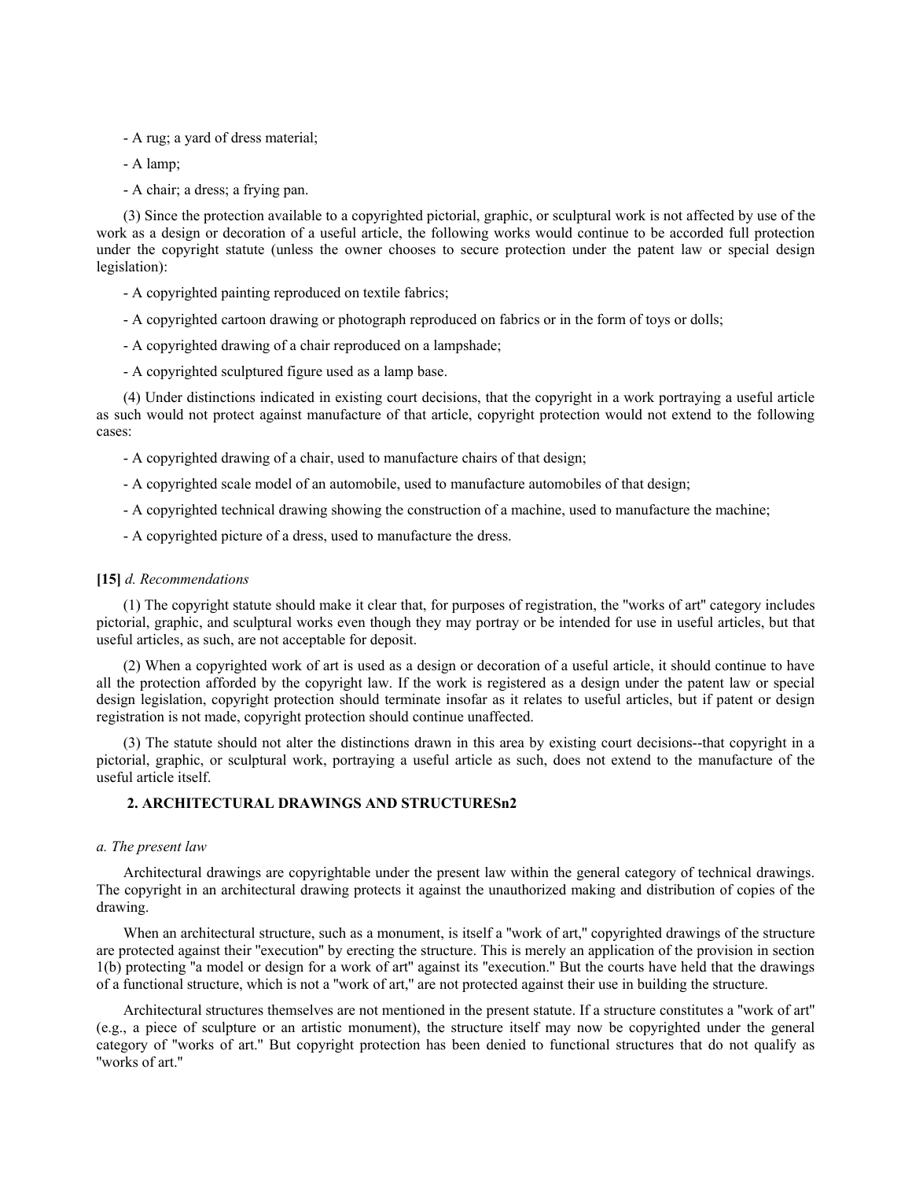- A rug; a yard of dress material;

- A lamp;

- A chair; a dress; a frying pan.

(3) Since the protection available to a copyrighted pictorial, graphic, or sculptural work is not affected by use of the work as a design or decoration of a useful article, the following works would continue to be accorded full protection under the copyright statute (unless the owner chooses to secure protection under the patent law or special design legislation):

- A copyrighted painting reproduced on textile fabrics;

- A copyrighted cartoon drawing or photograph reproduced on fabrics or in the form of toys or dolls;

- A copyrighted drawing of a chair reproduced on a lampshade;

- A copyrighted sculptured figure used as a lamp base.

(4) Under distinctions indicated in existing court decisions, that the copyright in a work portraying a useful article as such would not protect against manufacture of that article, copyright protection would not extend to the following cases:

- A copyrighted drawing of a chair, used to manufacture chairs of that design;

- A copyrighted scale model of an automobile, used to manufacture automobiles of that design;

- A copyrighted technical drawing showing the construction of a machine, used to manufacture the machine;

- A copyrighted picture of a dress, used to manufacture the dress.

**[15]** *d. Recommendations*

(1) The copyright statute should make it clear that, for purposes of registration, the "works of art" category includes pictorial, graphic, and sculptural works even though they may portray or be intended for use in useful articles, but that useful articles, as such, are not acceptable for deposit.

(2) When a copyrighted work of art is used as a design or decoration of a useful article, it should continue to have all the protection afforded by the copyright law. If the work is registered as a design under the patent law or special design legislation, copyright protection should terminate insofar as it relates to useful articles, but if patent or design registration is not made, copyright protection should continue unaffected.

(3) The statute should not alter the distinctions drawn in this area by existing court decisions--that copyright in a pictorial, graphic, or sculptural work, portraying a useful article as such, does not extend to the manufacture of the useful article itself.

### 2. ARCHITECTURAL DRAWINGS AND STRUCTURESn2

*a. The present law*

Architectural drawings are copyrightable under the present law within the general category of technical drawings. The copyright in an architectural drawing protects it against the unauthorized making and distribution of copies of the drawing.

When an architectural structure, such as a monument, is itself a "work of art," copyrighted drawings of the structure are protected against their "execution" by erecting the structure. This is merely an application of the provision in section 1(b) protecting "a model or design for a work of art" against its "execution." But the courts have held that the drawings of a functional structure, which is not a "work of art," are not protected against their use in building the structure.

Architectural structures themselves are not mentioned in the present statute. If a structure constitutes a "work of art" (e.g., a piece of sculpture or an artistic monument), the structure itself may now be copyrighted under the general category of "works of art." But copyright protection has been denied to functional structures that do not qualify as "works of art."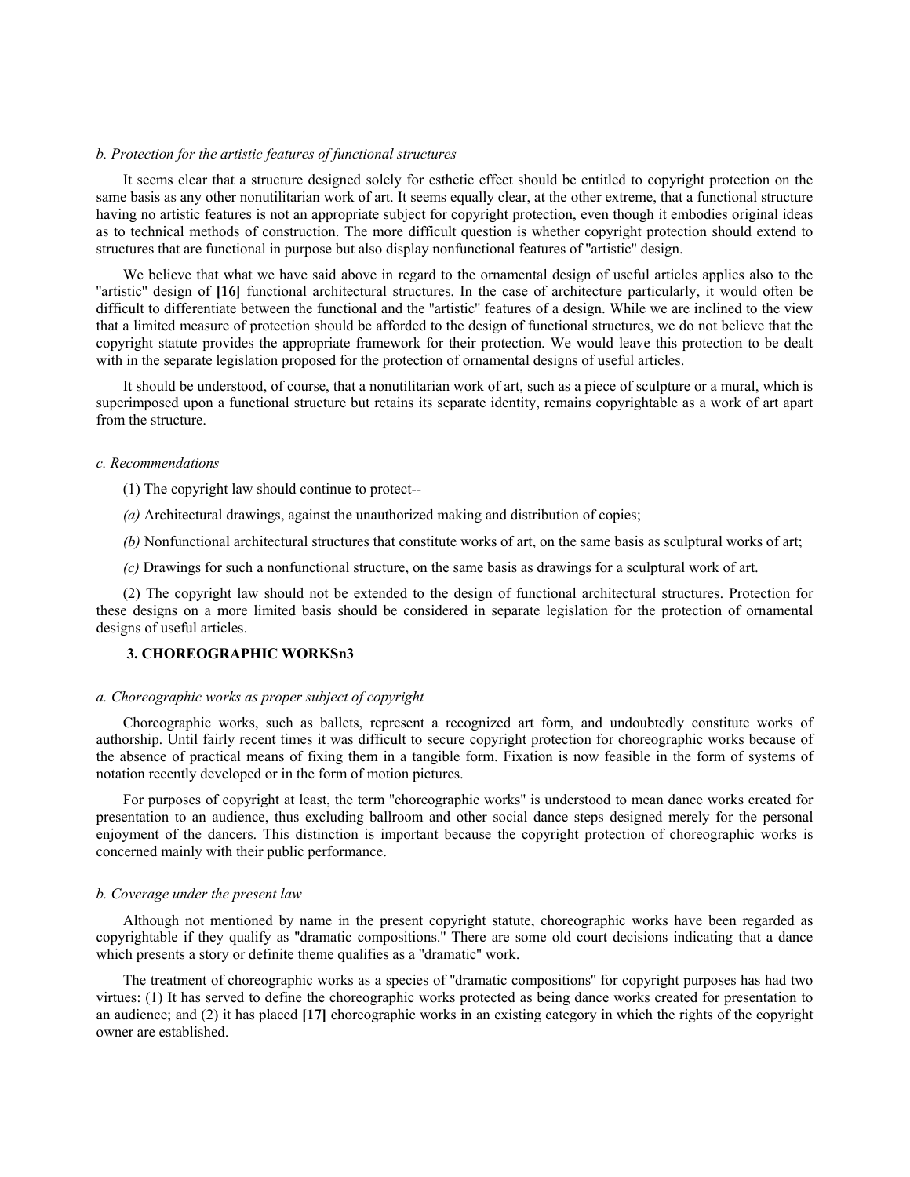*b. Protection for the artistic features of functional structures*

It seems clear that a structure designed solely for esthetic effect should be entitled to copyright protection on the same basis as any other nonutilitarian work of art. It seems equally clear, at the other extreme, that a functional structure having no artistic features is not an appropriate subject for copyright protection, even though it embodies original ideas as to technical methods of construction. The more difficult question is whether copyright protection should extend to structures that are functional in purpose but also display nonfunctional features of "artistic" design.

We believe that what we have said above in regard to the ornamental design of useful articles applies also to the "artistic" design of **[16]** functional architectural structures. In the case of architecture particularly, it would often be difficult to differentiate between the functional and the "artistic" features of a design. While we are inclined to the view that a limited measure of protection should be afforded to the design of functional structures, we do not believe that the copyright statute provides the appropriate framework for their protection. We would leave this protection to be dealt with in the separate legislation proposed for the protection of ornamental designs of useful articles.

It should be understood, of course, that a nonutilitarian work of art, such as a piece of sculpture or a mural, which is superimposed upon a functional structure but retains its separate identity, remains copyrightable as a work of art apart from the structure.

*c. Recommendations*

(1) The copyright law should continue to protect--

*(a)* Architectural drawings, against the unauthorized making and distribution of copies;

*(b)* Nonfunctional architectural structures that constitute works of art, on the same basis as sculptural works of art;

*(c)* Drawings for such a nonfunctional structure, on the same basis as drawings for a sculptural work of art.

(2) The copyright law should not be extended to the design of functional architectural structures. Protection for these designs on a more limited basis should be considered in separate legislation for the protection of ornamental designs of useful articles.

### 3. CHOREOGRAPHIC WORKSn3

*a. Choreographic works as proper subject of copyright*

Choreographic works, such as ballets, represent a recognized art form, and undoubtedly constitute works of authorship. Until fairly recent times it was difficult to secure copyright protection for choreographic works because of the absence of practical means of fixing them in a tangible form. Fixation is now feasible in the form of systems of notation recently developed or in the form of motion pictures.

For purposes of copyright at least, the term "choreographic works" is understood to mean dance works created for presentation to an audience, thus excluding ballroom and other social dance steps designed merely for the personal enjoyment of the dancers. This distinction is important because the copyright protection of choreographic works is concerned mainly with their public performance.

*b. Coverage under the present law*

Although not mentioned by name in the present copyright statute, choreographic works have been regarded as copyrightable if they qualify as "dramatic compositions." There are some old court decisions indicating that a dance which presents a story or definite theme qualifies as a "dramatic" work.

The treatment of choreographic works as a species of "dramatic compositions" for copyright purposes has had two virtues: (1) It has served to define the choreographic works protected as being dance works created for presentation to an audience; and (2) it has placed **[17]** choreographic works in an existing category in which the rights of the copyright owner are established.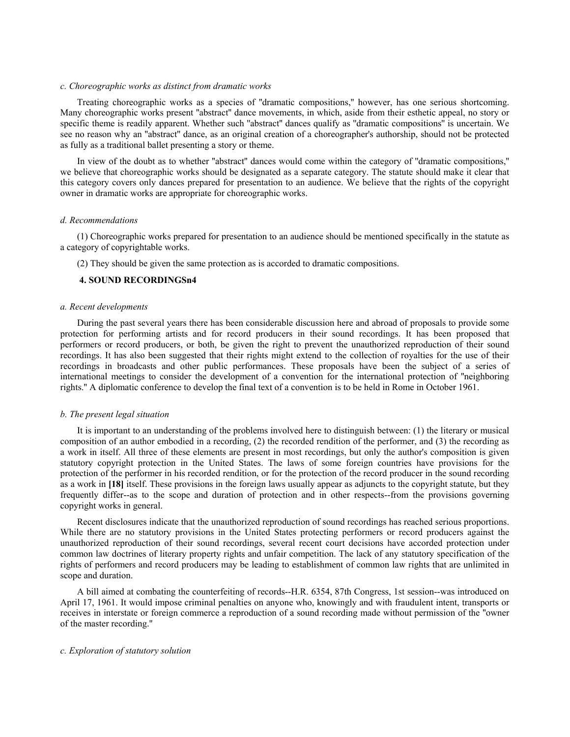#### *c. Choreographic works as distinct from dramatic works*

Treating choreographic works as a species of "dramatic compositions," however, has one serious shortcoming. Many choreographic works present "abstract" dance movements, in which, aside from their esthetic appeal, no story or specific theme is readily apparent. Whether such "abstract" dances qualify as "dramatic compositions" is uncertain. We see no reason why an "abstract" dance, as an original creation of a choreographer's authorship, should not be protected as fully as a traditional ballet presenting a story or theme.

In view of the doubt as to whether "abstract" dances would come within the category of "dramatic compositions," we believe that choreographic works should be designated as a separate category. The statute should make it clear that this category covers only dances prepared for presentation to an audience. We believe that the rights of the copyright owner in dramatic works are appropriate for choreographic works.

#### *d. Recommendations*

(1) Choreographic works prepared for presentation to an audience should be mentioned specifically in the statute as a category of copyrightable works.

(2) They should be given the same protection as is accorded to dramatic compositions.

### 4. SOUND RECORDINGSn4

#### *a. Recent developments*

During the past several years there has been considerable discussion here and abroad of proposals to provide some protection for performing artists and for record producers in their sound recordings. It has been proposed that performers or record producers, or both, be given the right to prevent the unauthorized reproduction of their sound recordings. It has also been suggested that their rights might extend to the collection of royalties for the use of their recordings in broadcasts and other public performances. These proposals have been the subject of a series of international meetings to consider the development of a convention for the international protection of "neighboring rights." A diplomatic conference to develop the final text of a convention is to be held in Rome in October 1961.

#### *b. The present legal situation*

It is important to an understanding of the problems involved here to distinguish between: (1) the literary or musical composition of an author embodied in a recording, (2) the recorded rendition of the performer, and (3) the recording as a work in itself. All three of these elements are present in most recordings, but only the author's composition is given statutory copyright protection in the United States. The laws of some foreign countries have provisions for the protection of the performer in his recorded rendition, or for the protection of the record producer in the sound recording as a work in **[18]** itself. These provisions in the foreign laws usually appear as adjuncts to the copyright statute, but they frequently differ--as to the scope and duration of protection and in other respects--from the provisions governing copyright works in general.

Recent disclosures indicate that the unauthorized reproduction of sound recordings has reached serious proportions. While there are no statutory provisions in the United States protecting performers or record producers against the unauthorized reproduction of their sound recordings, several recent court decisions have accorded protection under common law doctrines of literary property rights and unfair competition. The lack of any statutory specification of the rights of performers and record producers may be leading to establishment of common law rights that are unlimited in scope and duration.

A bill aimed at combating the counterfeiting of records--H.R. 6354, 87th Congress, 1st session--was introduced on April 17, 1961. It would impose criminal penalties on anyone who, knowingly and with fraudulent intent, transports or receives in interstate or foreign commerce a reproduction of a sound recording made without permission of the "owner of the master recording."

#### *c. Exploration of statutory solution*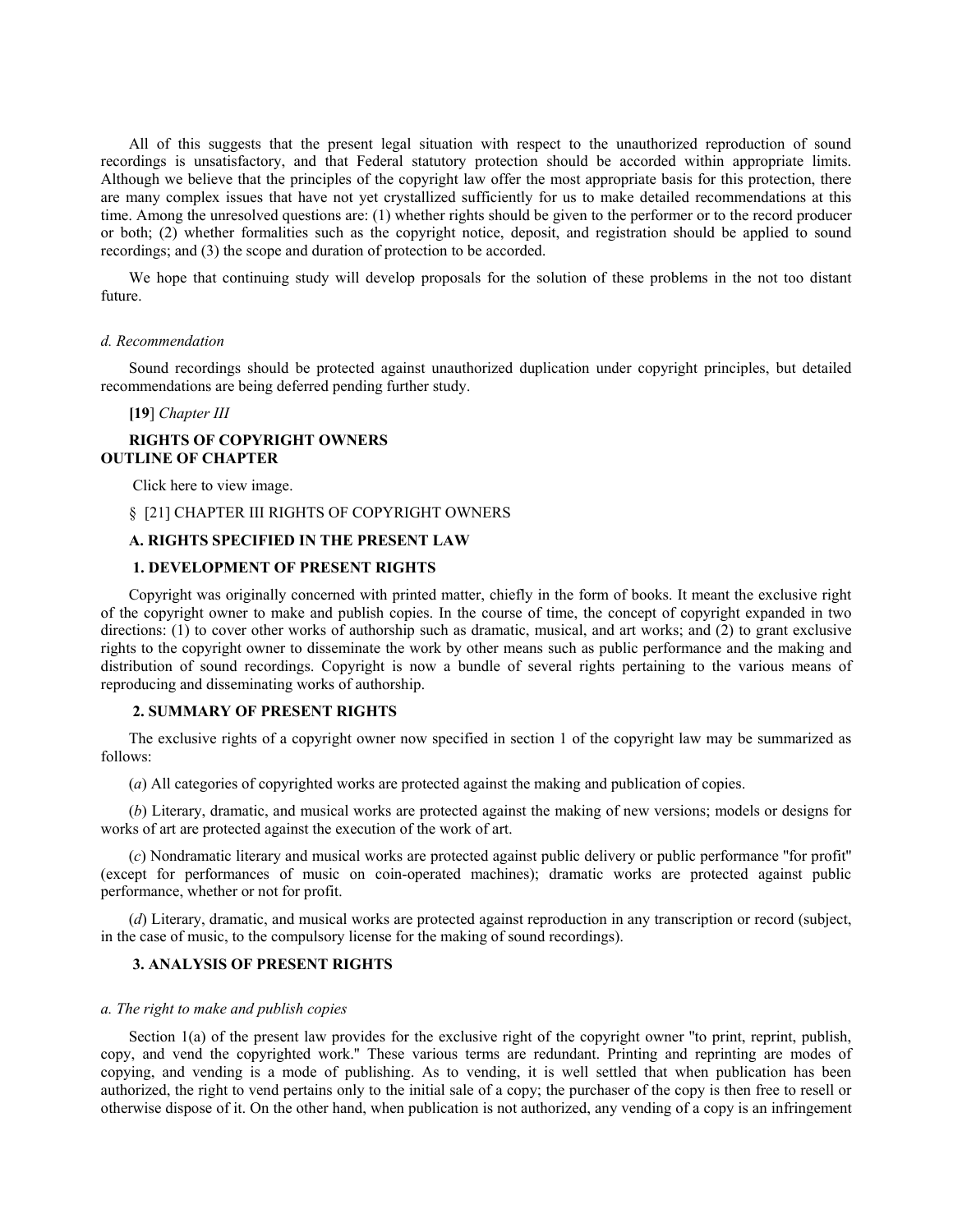All of this suggests that the present legal situation with respect to the unauthorized reproduction of sound recordings is unsatisfactory, and that Federal statutory protection should be accorded within appropriate limits. Although we believe that the principles of the copyright law offer the most appropriate basis for this protection, there are many complex issues that have not yet crystallized sufficiently for us to make detailed recommendations at this time. Among the unresolved questions are: (1) whether rights should be given to the performer or to the record producer or both; (2) whether formalities such as the copyright notice, deposit, and registration should be applied to sound recordings; and (3) the scope and duration of protection to be accorded.

We hope that continuing study will develop proposals for the solution of these problems in the not too distant future.

*d. Recommendation*

Sound recordings should be protected against unauthorized duplication under copyright principles, but detailed recommendations are being deferred pending further study.

**[19]** *Chapter III*

**RIGHTS OF COPYRIGHT OWNERS**
**OUTLINE OF CHAPTER**

Click here to view image.

§ [21] CHAPTER III RIGHTS OF COPYRIGHT OWNERS

### A. RIGHTS SPECIFIED IN THE PRESENT LAW

#### 1. DEVELOPMENT OF PRESENT RIGHTS

Copyright was originally concerned with printed matter, chiefly in the form of books. It meant the exclusive right of the copyright owner to make and publish copies. In the course of time, the concept of copyright expanded in two directions: (1) to cover other works of authorship such as dramatic, musical, and art works; and (2) to grant exclusive rights to the copyright owner to disseminate the work by other means such as public performance and the making and distribution of sound recordings. Copyright is now a bundle of several rights pertaining to the various means of reproducing and disseminating works of authorship.

#### 2. SUMMARY OF PRESENT RIGHTS

The exclusive rights of a copyright owner now specified in section 1 of the copyright law may be summarized as follows:

(*a*) All categories of copyrighted works are protected against the making and publication of copies.

(*b*) Literary, dramatic, and musical works are protected against the making of new versions; models or designs for works of art are protected against the execution of the work of art.

(*c*) Nondramatic literary and musical works are protected against public delivery or public performance "for profit" (except for performances of music on coin-operated machines); dramatic works are protected against public performance, whether or not for profit.

(*d*) Literary, dramatic, and musical works are protected against reproduction in any transcription or record (subject, in the case of music, to the compulsory license for the making of sound recordings).

#### 3. ANALYSIS OF PRESENT RIGHTS

*a. The right to make and publish copies*

Section 1(a) of the present law provides for the exclusive right of the copyright owner "to print, reprint, publish, copy, and vend the copyrighted work." These various terms are redundant. Printing and reprinting are modes of copying, and vending is a mode of publishing. As to vending, it is well settled that when publication has been authorized, the right to vend pertains only to the initial sale of a copy; the purchaser of the copy is then free to resell or otherwise dispose of it. On the other hand, when publication is not authorized, any vending of a copy is an infringement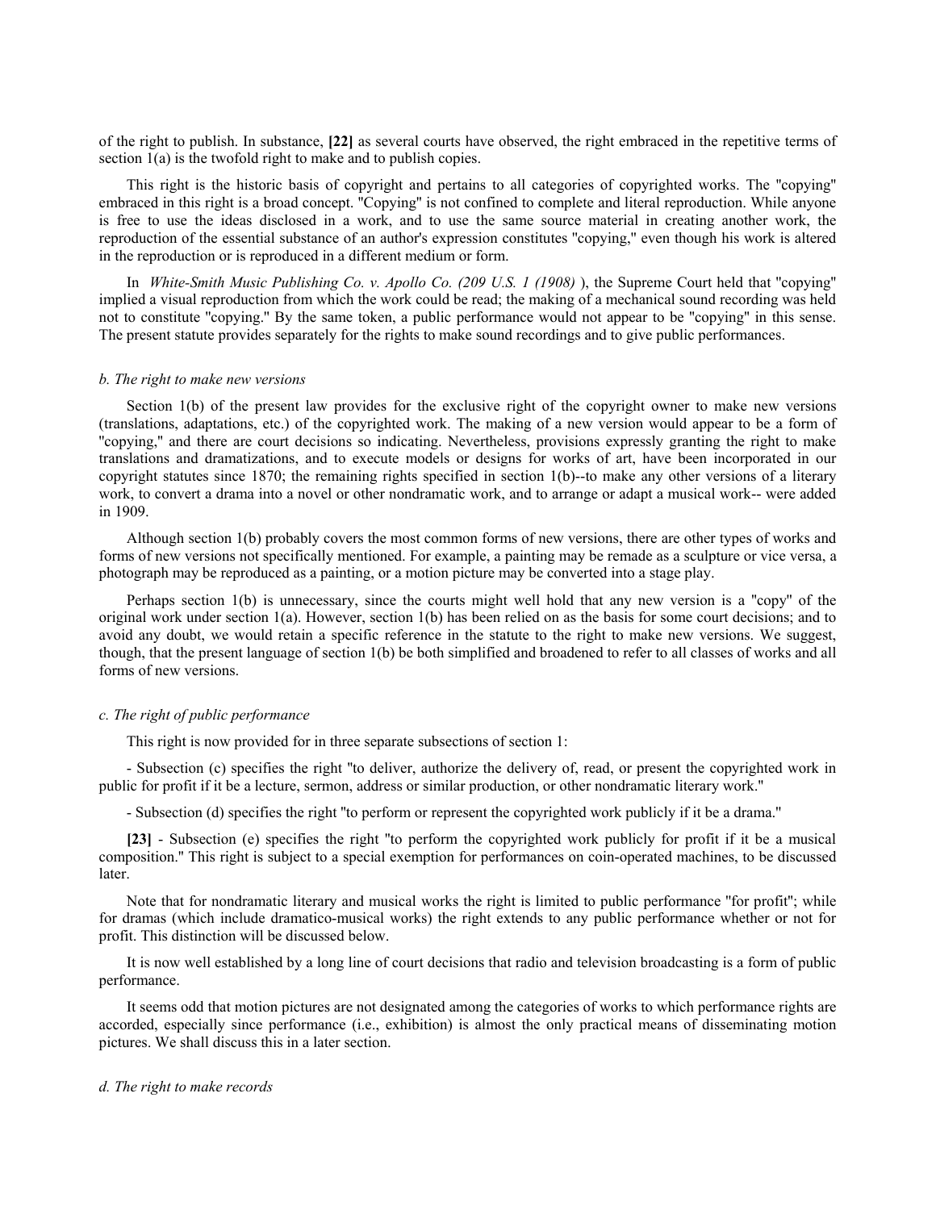of the right to publish. In substance, **[22]** as several courts have observed, the right embraced in the repetitive terms of section 1(a) is the twofold right to make and to publish copies.

This right is the historic basis of copyright and pertains to all categories of copyrighted works. The "copying" embraced in this right is a broad concept. "Copying" is not confined to complete and literal reproduction. While anyone is free to use the ideas disclosed in a work, and to use the same source material in creating another work, the reproduction of the essential substance of an author's expression constitutes "copying," even though his work is altered in the reproduction or is reproduced in a different medium or form.

In *White-Smith Music Publishing Co. v. Apollo Co. (209 U.S. 1 (1908)* ), the Supreme Court held that "copying" implied a visual reproduction from which the work could be read; the making of a mechanical sound recording was held not to constitute "copying." By the same token, a public performance would not appear to be "copying" in this sense. The present statute provides separately for the rights to make sound recordings and to give public performances.

*b. The right to make new versions*

Section 1(b) of the present law provides for the exclusive right of the copyright owner to make new versions (translations, adaptations, etc.) of the copyrighted work. The making of a new version would appear to be a form of "copying," and there are court decisions so indicating. Nevertheless, provisions expressly granting the right to make translations and dramatizations, and to execute models or designs for works of art, have been incorporated in our copyright statutes since 1870; the remaining rights specified in section 1(b)--to make any other versions of a literary work, to convert a drama into a novel or other nondramatic work, and to arrange or adapt a musical work-- were added in 1909.

Although section 1(b) probably covers the most common forms of new versions, there are other types of works and forms of new versions not specifically mentioned. For example, a painting may be remade as a sculpture or vice versa, a photograph may be reproduced as a painting, or a motion picture may be converted into a stage play.

Perhaps section 1(b) is unnecessary, since the courts might well hold that any new version is a "copy" of the original work under section 1(a). However, section 1(b) has been relied on as the basis for some court decisions; and to avoid any doubt, we would retain a specific reference in the statute to the right to make new versions. We suggest, though, that the present language of section 1(b) be both simplified and broadened to refer to all classes of works and all forms of new versions.

*c. The right of public performance*

This right is now provided for in three separate subsections of section 1:

- Subsection (c) specifies the right "to deliver, authorize the delivery of, read, or present the copyrighted work in public for profit if it be a lecture, sermon, address or similar production, or other nondramatic literary work."

- Subsection (d) specifies the right "to perform or represent the copyrighted work publicly if it be a drama."

**[23]** - Subsection (e) specifies the right "to perform the copyrighted work publicly for profit if it be a musical composition." This right is subject to a special exemption for performances on coin-operated machines, to be discussed later.

Note that for nondramatic literary and musical works the right is limited to public performance "for profit"; while for dramas (which include dramatico-musical works) the right extends to any public performance whether or not for profit. This distinction will be discussed below.

It is now well established by a long line of court decisions that radio and television broadcasting is a form of public performance.

It seems odd that motion pictures are not designated among the categories of works to which performance rights are accorded, especially since performance (i.e., exhibition) is almost the only practical means of disseminating motion pictures. We shall discuss this in a later section.

*d. The right to make records*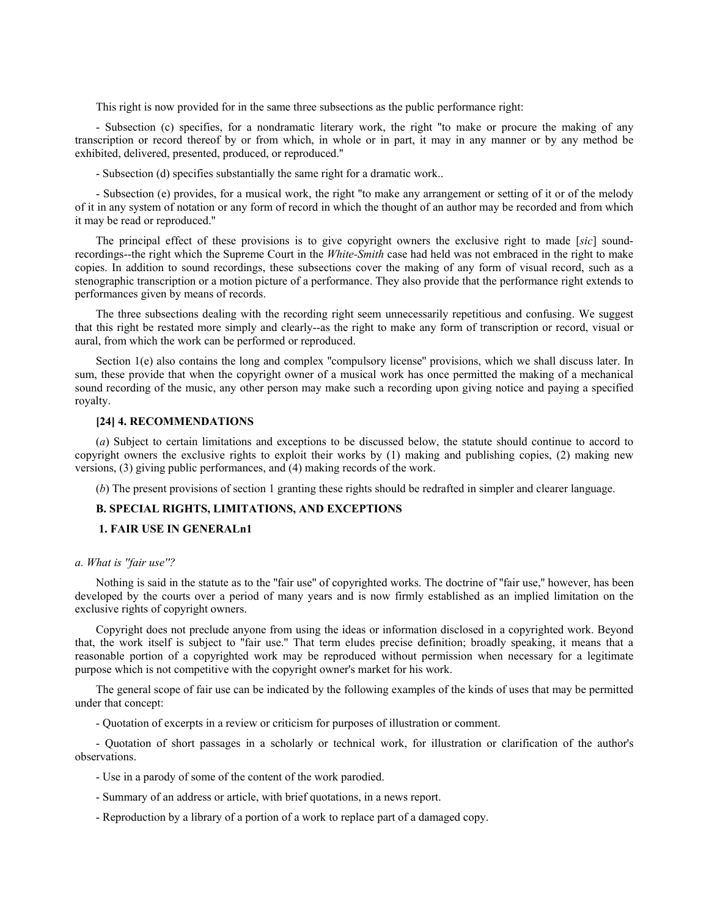This right is now provided for in the same three subsections as the public performance right:

- Subsection (c) specifies, for a nondramatic literary work, the right "to make or procure the making of any transcription or record thereof by or from which, in whole or in part, it may in any manner or by any method be exhibited, delivered, presented, produced, or reproduced."

- Subsection (d) specifies substantially the same right for a dramatic work..

- Subsection (e) provides, for a musical work, the right "to make any arrangement or setting of it or of the melody of it in any system of notation or any form of record in which the thought of an author may be recorded and from which it may be read or reproduced."

The principal effect of these provisions is to give copyright owners the exclusive right to made [*sic*] sound-recordings--the right which the Supreme Court in the *White-Smith* case had held was not embraced in the right to make copies. In addition to sound recordings, these subsections cover the making of any form of visual record, such as a stenographic transcription or a motion picture of a performance. They also provide that the performance right extends to performances given by means of records.

The three subsections dealing with the recording right seem unnecessarily repetitious and confusing. We suggest that this right be restated more simply and clearly--as the right to make any form of transcription or record, visual or aural, from which the work can be performed or reproduced.

Section 1(e) also contains the long and complex "compulsory license" provisions, which we shall discuss later. In sum, these provide that when the copyright owner of a musical work has once permitted the making of a mechanical sound recording of the music, any other person may make such a recording upon giving notice and paying a specified royalty.

#### [24] 4. RECOMMENDATIONS

(*a*) Subject to certain limitations and exceptions to be discussed below, the statute should continue to accord to copyright owners the exclusive rights to exploit their works by (1) making and publishing copies, (2) making new versions, (3) giving public performances, and (4) making records of the work.

(*b*) The present provisions of section 1 granting these rights should be redrafted in simpler and clearer language.

### B. SPECIAL RIGHTS, LIMITATIONS, AND EXCEPTIONS

#### 1. FAIR USE IN GENERALn1

*a. What is "fair use"?*

Nothing is said in the statute as to the "fair use" of copyrighted works. The doctrine of "fair use," however, has been developed by the courts over a period of many years and is now firmly established as an implied limitation on the exclusive rights of copyright owners.

Copyright does not preclude anyone from using the ideas or information disclosed in a copyrighted work. Beyond that, the work itself is subject to "fair use." That term eludes precise definition; broadly speaking, it means that a reasonable portion of a copyrighted work may be reproduced without permission when necessary for a legitimate purpose which is not competitive with the copyright owner's market for his work.

The general scope of fair use can be indicated by the following examples of the kinds of uses that may be permitted under that concept:

- Quotation of excerpts in a review or criticism for purposes of illustration or comment.

- Quotation of short passages in a scholarly or technical work, for illustration or clarification of the author's observations.

- Use in a parody of some of the content of the work parodied.

- Summary of an address or article, with brief quotations, in a news report.

- Reproduction by a library of a portion of a work to replace part of a damaged copy.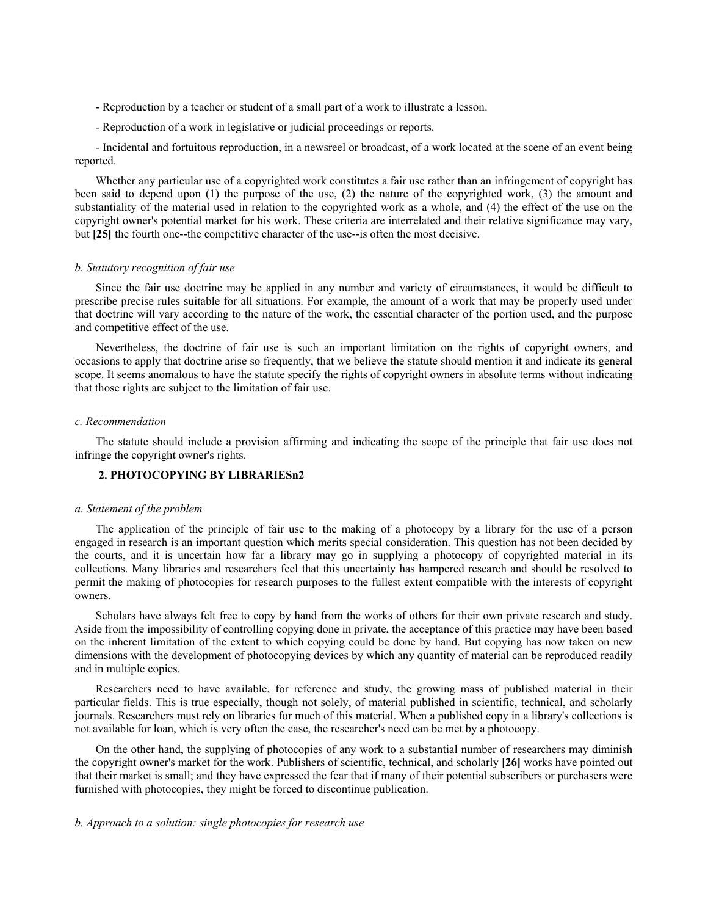- Reproduction by a teacher or student of a small part of a work to illustrate a lesson.

- Reproduction of a work in legislative or judicial proceedings or reports.

- Incidental and fortuitous reproduction, in a newsreel or broadcast, of a work located at the scene of an event being reported.

Whether any particular use of a copyrighted work constitutes a fair use rather than an infringement of copyright has been said to depend upon (1) the purpose of the use, (2) the nature of the copyrighted work, (3) the amount and substantiality of the material used in relation to the copyrighted work as a whole, and (4) the effect of the use on the copyright owner's potential market for his work. These criteria are interrelated and their relative significance may vary, but **[25]** the fourth one--the competitive character of the use--is often the most decisive.

*b. Statutory recognition of fair use*

Since the fair use doctrine may be applied in any number and variety of circumstances, it would be difficult to prescribe precise rules suitable for all situations. For example, the amount of a work that may be properly used under that doctrine will vary according to the nature of the work, the essential character of the portion used, and the purpose and competitive effect of the use.

Nevertheless, the doctrine of fair use is such an important limitation on the rights of copyright owners, and occasions to apply that doctrine arise so frequently, that we believe the statute should mention it and indicate its general scope. It seems anomalous to have the statute specify the rights of copyright owners in absolute terms without indicating that those rights are subject to the limitation of fair use.

*c. Recommendation*

The statute should include a provision affirming and indicating the scope of the principle that fair use does not infringe the copyright owner's rights.

**2. PHOTOCOPYING BY LIBRARIESn2**

*a. Statement of the problem*

The application of the principle of fair use to the making of a photocopy by a library for the use of a person engaged in research is an important question which merits special consideration. This question has not been decided by the courts, and it is uncertain how far a library may go in supplying a photocopy of copyrighted material in its collections. Many libraries and researchers feel that this uncertainty has hampered research and should be resolved to permit the making of photocopies for research purposes to the fullest extent compatible with the interests of copyright owners.

Scholars have always felt free to copy by hand from the works of others for their own private research and study. Aside from the impossibility of controlling copying done in private, the acceptance of this practice may have been based on the inherent limitation of the extent to which copying could be done by hand. But copying has now taken on new dimensions with the development of photocopying devices by which any quantity of material can be reproduced readily and in multiple copies.

Researchers need to have available, for reference and study, the growing mass of published material in their particular fields. This is true especially, though not solely, of material published in scientific, technical, and scholarly journals. Researchers must rely on libraries for much of this material. When a published copy in a library's collections is not available for loan, which is very often the case, the researcher's need can be met by a photocopy.

On the other hand, the supplying of photocopies of any work to a substantial number of researchers may diminish the copyright owner's market for the work. Publishers of scientific, technical, and scholarly **[26]** works have pointed out that their market is small; and they have expressed the fear that if many of their potential subscribers or purchasers were furnished with photocopies, they might be forced to discontinue publication.

*b. Approach to a solution: single photocopies for research use*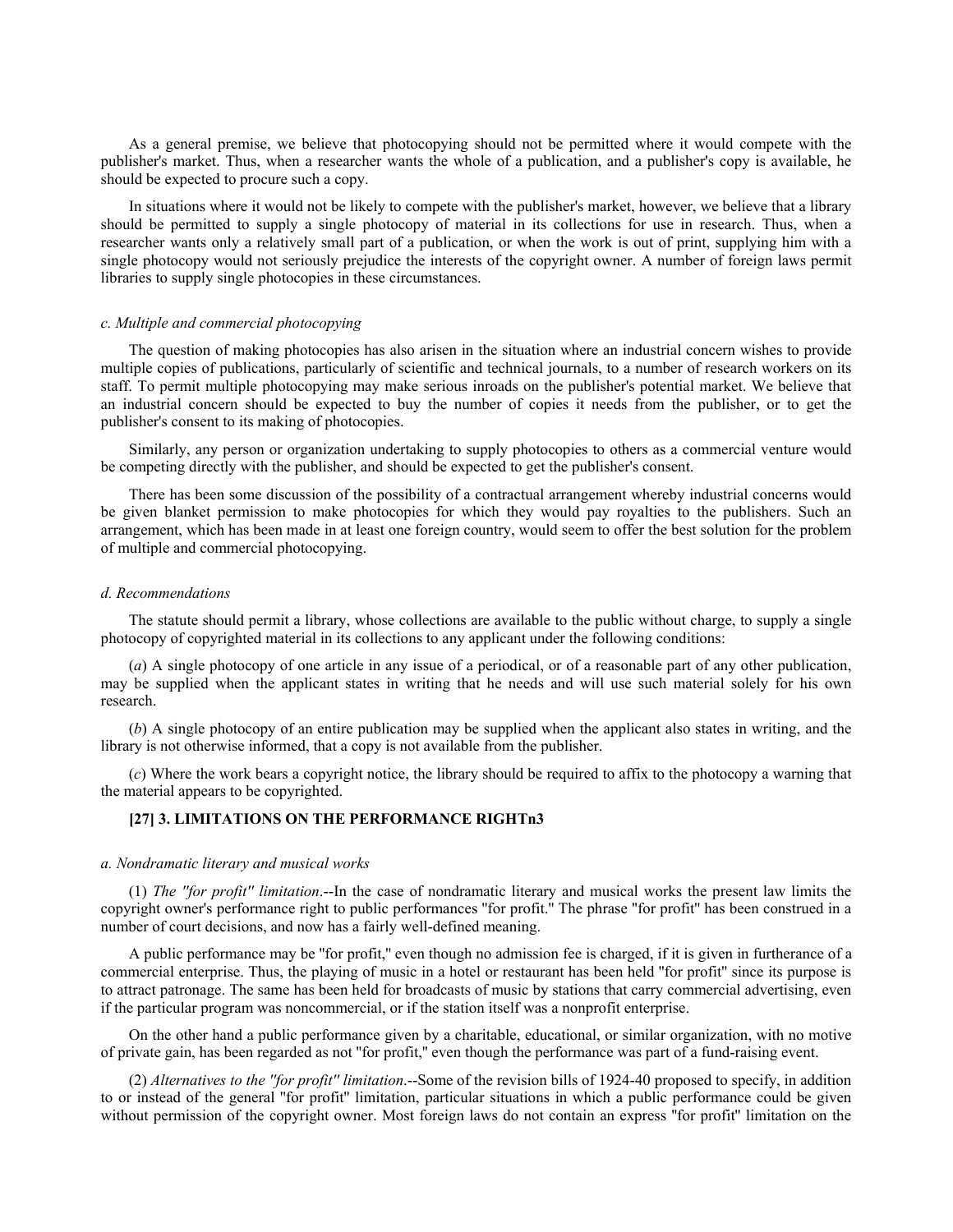As a general premise, we believe that photocopying should not be permitted where it would compete with the publisher's market. Thus, when a researcher wants the whole of a publication, and a publisher's copy is available, he should be expected to procure such a copy.

In situations where it would not be likely to compete with the publisher's market, however, we believe that a library should be permitted to supply a single photocopy of material in its collections for use in research. Thus, when a researcher wants only a relatively small part of a publication, or when the work is out of print, supplying him with a single photocopy would not seriously prejudice the interests of the copyright owner. A number of foreign laws permit libraries to supply single photocopies in these circumstances.

#### *c. Multiple and commercial photocopying*

The question of making photocopies has also arisen in the situation where an industrial concern wishes to provide multiple copies of publications, particularly of scientific and technical journals, to a number of research workers on its staff. To permit multiple photocopying may make serious inroads on the publisher's potential market. We believe that an industrial concern should be expected to buy the number of copies it needs from the publisher, or to get the publisher's consent to its making of photocopies.

Similarly, any person or organization undertaking to supply photocopies to others as a commercial venture would be competing directly with the publisher, and should be expected to get the publisher's consent.

There has been some discussion of the possibility of a contractual arrangement whereby industrial concerns would be given blanket permission to make photocopies for which they would pay royalties to the publishers. Such an arrangement, which has been made in at least one foreign country, would seem to offer the best solution for the problem of multiple and commercial photocopying.

#### *d. Recommendations*

The statute should permit a library, whose collections are available to the public without charge, to supply a single photocopy of copyrighted material in its collections to any applicant under the following conditions:

(*a*) A single photocopy of one article in any issue of a periodical, or of a reasonable part of any other publication, may be supplied when the applicant states in writing that he needs and will use such material solely for his own research.

(*b*) A single photocopy of an entire publication may be supplied when the applicant also states in writing, and the library is not otherwise informed, that a copy is not available from the publisher.

(*c*) Where the work bears a copyright notice, the library should be required to affix to the photocopy a warning that the material appears to be copyrighted.

### **[27] 3. LIMITATIONS ON THE PERFORMANCE RIGHTn3**

#### *a. Nondramatic literary and musical works*

(1) *The "for profit" limitation*.--In the case of nondramatic literary and musical works the present law limits the copyright owner's performance right to public performances "for profit." The phrase "for profit" has been construed in a number of court decisions, and now has a fairly well-defined meaning.

A public performance may be "for profit," even though no admission fee is charged, if it is given in furtherance of a commercial enterprise. Thus, the playing of music in a hotel or restaurant has been held "for profit" since its purpose is to attract patronage. The same has been held for broadcasts of music by stations that carry commercial advertising, even if the particular program was noncommercial, or if the station itself was a nonprofit enterprise.

On the other hand a public performance given by a charitable, educational, or similar organization, with no motive of private gain, has been regarded as not "for profit," even though the performance was part of a fund-raising event.

(2) *Alternatives to the "for profit" limitation*.--Some of the revision bills of 1924-40 proposed to specify, in addition to or instead of the general "for profit" limitation, particular situations in which a public performance could be given without permission of the copyright owner. Most foreign laws do not contain an express "for profit" limitation on the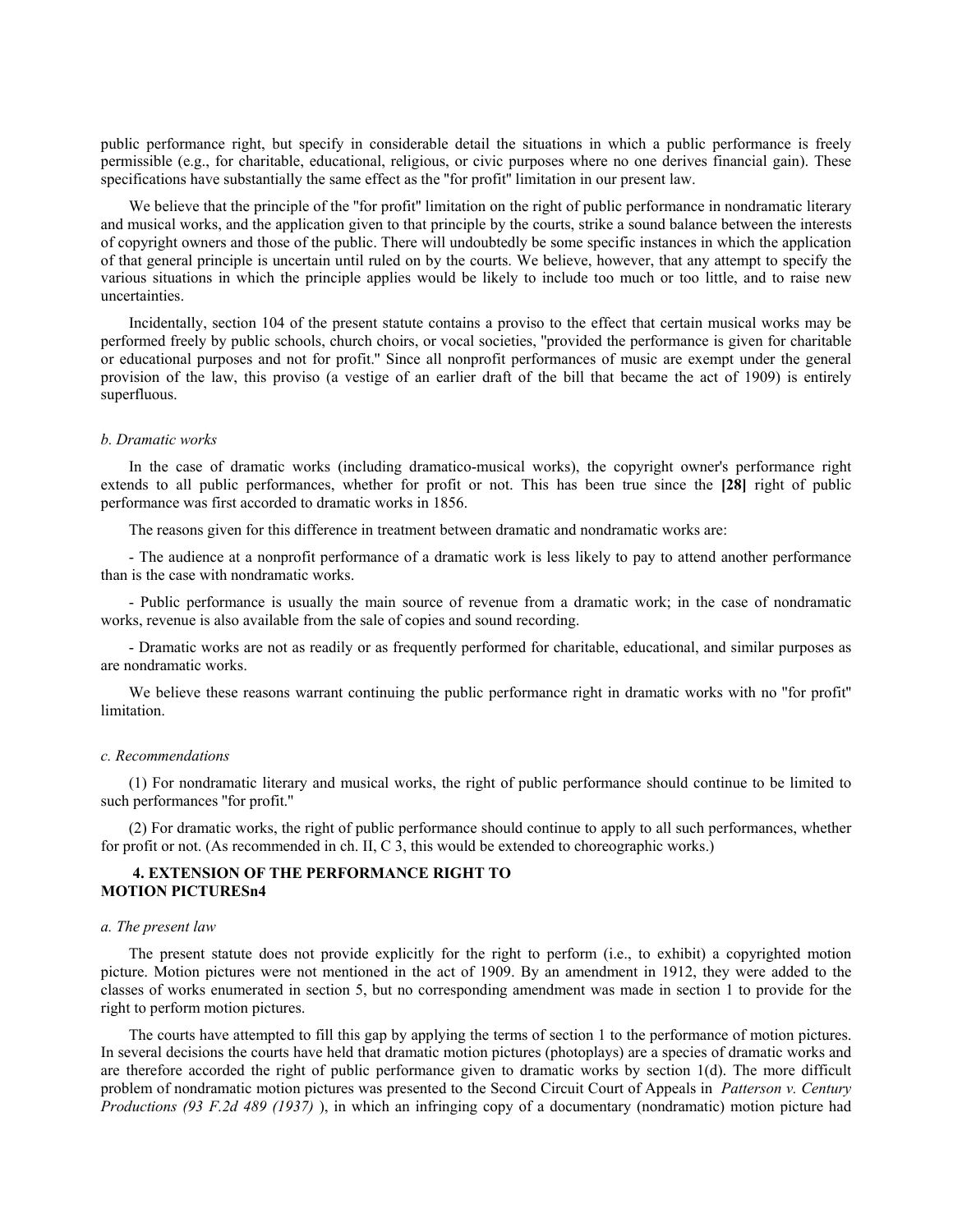public performance right, but specify in considerable detail the situations in which a public performance is freely permissible (e.g., for charitable, educational, religious, or civic purposes where no one derives financial gain). These specifications have substantially the same effect as the "for profit" limitation in our present law.

We believe that the principle of the "for profit" limitation on the right of public performance in nondramatic literary and musical works, and the application given to that principle by the courts, strike a sound balance between the interests of copyright owners and those of the public. There will undoubtedly be some specific instances in which the application of that general principle is uncertain until ruled on by the courts. We believe, however, that any attempt to specify the various situations in which the principle applies would be likely to include too much or too little, and to raise new uncertainties.

Incidentally, section 104 of the present statute contains a proviso to the effect that certain musical works may be performed freely by public schools, church choirs, or vocal societies, "provided the performance is given for charitable or educational purposes and not for profit." Since all nonprofit performances of music are exempt under the general provision of the law, this proviso (a vestige of an earlier draft of the bill that became the act of 1909) is entirely superfluous.

*b. Dramatic works*

In the case of dramatic works (including dramatico-musical works), the copyright owner's performance right extends to all public performances, whether for profit or not. This has been true since the **[28]** right of public performance was first accorded to dramatic works in 1856.

The reasons given for this difference in treatment between dramatic and nondramatic works are:

- The audience at a nonprofit performance of a dramatic work is less likely to pay to attend another performance than is the case with nondramatic works.

- Public performance is usually the main source of revenue from a dramatic work; in the case of nondramatic works, revenue is also available from the sale of copies and sound recording.

- Dramatic works are not as readily or as frequently performed for charitable, educational, and similar purposes as are nondramatic works.

We believe these reasons warrant continuing the public performance right in dramatic works with no "for profit" limitation.

*c. Recommendations*

(1) For nondramatic literary and musical works, the right of public performance should continue to be limited to such performances "for profit."

(2) For dramatic works, the right of public performance should continue to apply to all such performances, whether for profit or not. (As recommended in ch. II, C 3, this would be extended to choreographic works.)

### 4. EXTENSION OF THE PERFORMANCE RIGHT TO MOTION PICTURESn4

*a. The present law*

The present statute does not provide explicitly for the right to perform (i.e., to exhibit) a copyrighted motion picture. Motion pictures were not mentioned in the act of 1909. By an amendment in 1912, they were added to the classes of works enumerated in section 5, but no corresponding amendment was made in section 1 to provide for the right to perform motion pictures.

The courts have attempted to fill this gap by applying the terms of section 1 to the performance of motion pictures. In several decisions the courts have held that dramatic motion pictures (photoplays) are a species of dramatic works and are therefore accorded the right of public performance given to dramatic works by section 1(d). The more difficult problem of nondramatic motion pictures was presented to the Second Circuit Court of Appeals in *Patterson v. Century Productions (93 F.2d 489 (1937)* ), in which an infringing copy of a documentary (nondramatic) motion picture had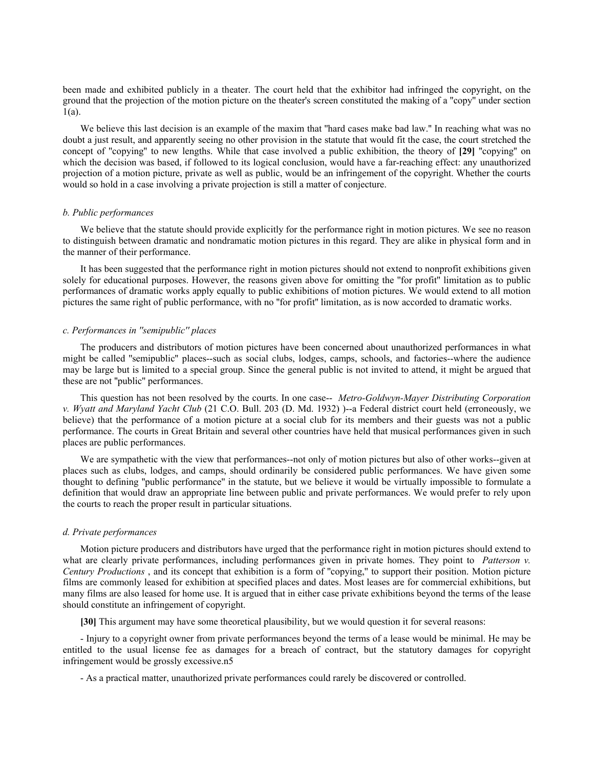been made and exhibited publicly in a theater. The court held that the exhibitor had infringed the copyright, on the ground that the projection of the motion picture on the theater's screen constituted the making of a "copy" under section 1(a).

We believe this last decision is an example of the maxim that "hard cases make bad law." In reaching what was no doubt a just result, and apparently seeing no other provision in the statute that would fit the case, the court stretched the concept of "copying" to new lengths. While that case involved a public exhibition, the theory of **[29]** "copying" on which the decision was based, if followed to its logical conclusion, would have a far-reaching effect: any unauthorized projection of a motion picture, private as well as public, would be an infringement of the copyright. Whether the courts would so hold in a case involving a private projection is still a matter of conjecture.

*b. Public performances*

We believe that the statute should provide explicitly for the performance right in motion pictures. We see no reason to distinguish between dramatic and nondramatic motion pictures in this regard. They are alike in physical form and in the manner of their performance.

It has been suggested that the performance right in motion pictures should not extend to nonprofit exhibitions given solely for educational purposes. However, the reasons given above for omitting the "for profit" limitation as to public performances of dramatic works apply equally to public exhibitions of motion pictures. We would extend to all motion pictures the same right of public performance, with no "for profit" limitation, as is now accorded to dramatic works.

*c. Performances in "semipublic" places*

The producers and distributors of motion pictures have been concerned about unauthorized performances in what might be called "semipublic" places--such as social clubs, lodges, camps, schools, and factories--where the audience may be large but is limited to a special group. Since the general public is not invited to attend, it might be argued that these are not "public" performances.

This question has not been resolved by the courts. In one case-- *Metro-Goldwyn-Mayer Distributing Corporation v. Wyatt and Maryland Yacht Club* (21 C.O. Bull. 203 (D. Md. 1932) )--a Federal district court held (erroneously, we believe) that the performance of a motion picture at a social club for its members and their guests was not a public performance. The courts in Great Britain and several other countries have held that musical performances given in such places are public performances.

We are sympathetic with the view that performances--not only of motion pictures but also of other works--given at places such as clubs, lodges, and camps, should ordinarily be considered public performances. We have given some thought to defining "public performance" in the statute, but we believe it would be virtually impossible to formulate a definition that would draw an appropriate line between public and private performances. We would prefer to rely upon the courts to reach the proper result in particular situations.

*d. Private performances*

Motion picture producers and distributors have urged that the performance right in motion pictures should extend to what are clearly private performances, including performances given in private homes. They point to *Patterson v. Century Productions* , and its concept that exhibition is a form of "copying," to support their position. Motion picture films are commonly leased for exhibition at specified places and dates. Most leases are for commercial exhibitions, but many films are also leased for home use. It is argued that in either case private exhibitions beyond the terms of the lease should constitute an infringement of copyright.

**[30]** This argument may have some theoretical plausibility, but we would question it for several reasons:

- Injury to a copyright owner from private performances beyond the terms of a lease would be minimal. He may be entitled to the usual license fee as damages for a breach of contract, but the statutory damages for copyright infringement would be grossly excessive.n5

- As a practical matter, unauthorized private performances could rarely be discovered or controlled.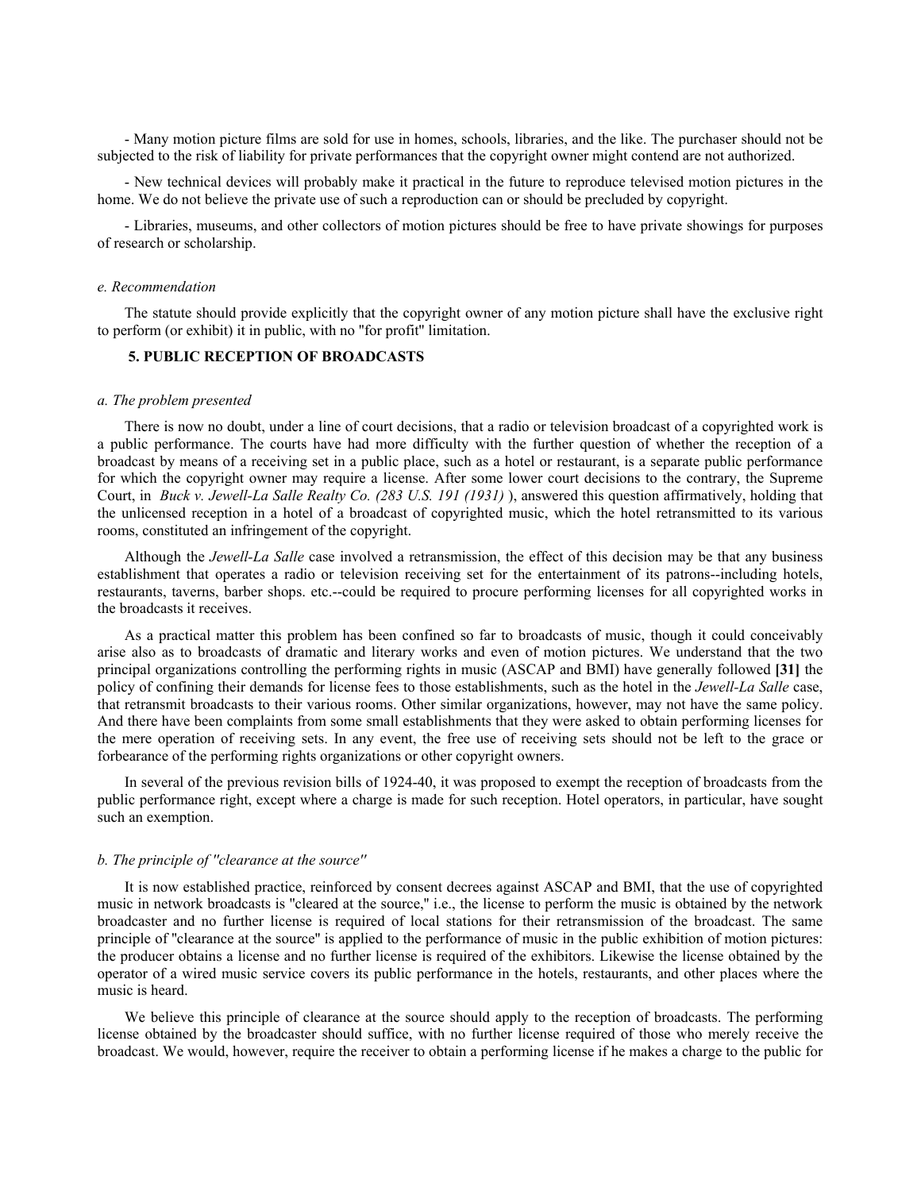- Many motion picture films are sold for use in homes, schools, libraries, and the like. The purchaser should not be subjected to the risk of liability for private performances that the copyright owner might contend are not authorized.

- New technical devices will probably make it practical in the future to reproduce televised motion pictures in the home. We do not believe the private use of such a reproduction can or should be precluded by copyright.

- Libraries, museums, and other collectors of motion pictures should be free to have private showings for purposes of research or scholarship.

#### *e. Recommendation*

The statute should provide explicitly that the copyright owner of any motion picture shall have the exclusive right to perform (or exhibit) it in public, with no "for profit" limitation.

### 5. PUBLIC RECEPTION OF BROADCASTS

#### *a. The problem presented*

There is now no doubt, under a line of court decisions, that a radio or television broadcast of a copyrighted work is a public performance. The courts have had more difficulty with the further question of whether the reception of a broadcast by means of a receiving set in a public place, such as a hotel or restaurant, is a separate public performance for which the copyright owner may require a license. After some lower court decisions to the contrary, the Supreme Court, in *Buck v. Jewell-La Salle Realty Co. (283 U.S. 191 (1931)* ), answered this question affirmatively, holding that the unlicensed reception in a hotel of a broadcast of copyrighted music, which the hotel retransmitted to its various rooms, constituted an infringement of the copyright.

Although the *Jewell-La Salle* case involved a retransmission, the effect of this decision may be that any business establishment that operates a radio or television receiving set for the entertainment of its patrons--including hotels, restaurants, taverns, barber shops. etc.--could be required to procure performing licenses for all copyrighted works in the broadcasts it receives.

As a practical matter this problem has been confined so far to broadcasts of music, though it could conceivably arise also as to broadcasts of dramatic and literary works and even of motion pictures. We understand that the two principal organizations controlling the performing rights in music (ASCAP and BMI) have generally followed **[31]** the policy of confining their demands for license fees to those establishments, such as the hotel in the *Jewell-La Salle* case, that retransmit broadcasts to their various rooms. Other similar organizations, however, may not have the same policy. And there have been complaints from some small establishments that they were asked to obtain performing licenses for the mere operation of receiving sets. In any event, the free use of receiving sets should not be left to the grace or forbearance of the performing rights organizations or other copyright owners.

In several of the previous revision bills of 1924-40, it was proposed to exempt the reception of broadcasts from the public performance right, except where a charge is made for such reception. Hotel operators, in particular, have sought such an exemption.

#### *b. The principle of "clearance at the source"*

It is now established practice, reinforced by consent decrees against ASCAP and BMI, that the use of copyrighted music in network broadcasts is "cleared at the source," i.e., the license to perform the music is obtained by the network broadcaster and no further license is required of local stations for their retransmission of the broadcast. The same principle of "clearance at the source" is applied to the performance of music in the public exhibition of motion pictures: the producer obtains a license and no further license is required of the exhibitors. Likewise the license obtained by the operator of a wired music service covers its public performance in the hotels, restaurants, and other places where the music is heard.

We believe this principle of clearance at the source should apply to the reception of broadcasts. The performing license obtained by the broadcaster should suffice, with no further license required of those who merely receive the broadcast. We would, however, require the receiver to obtain a performing license if he makes a charge to the public for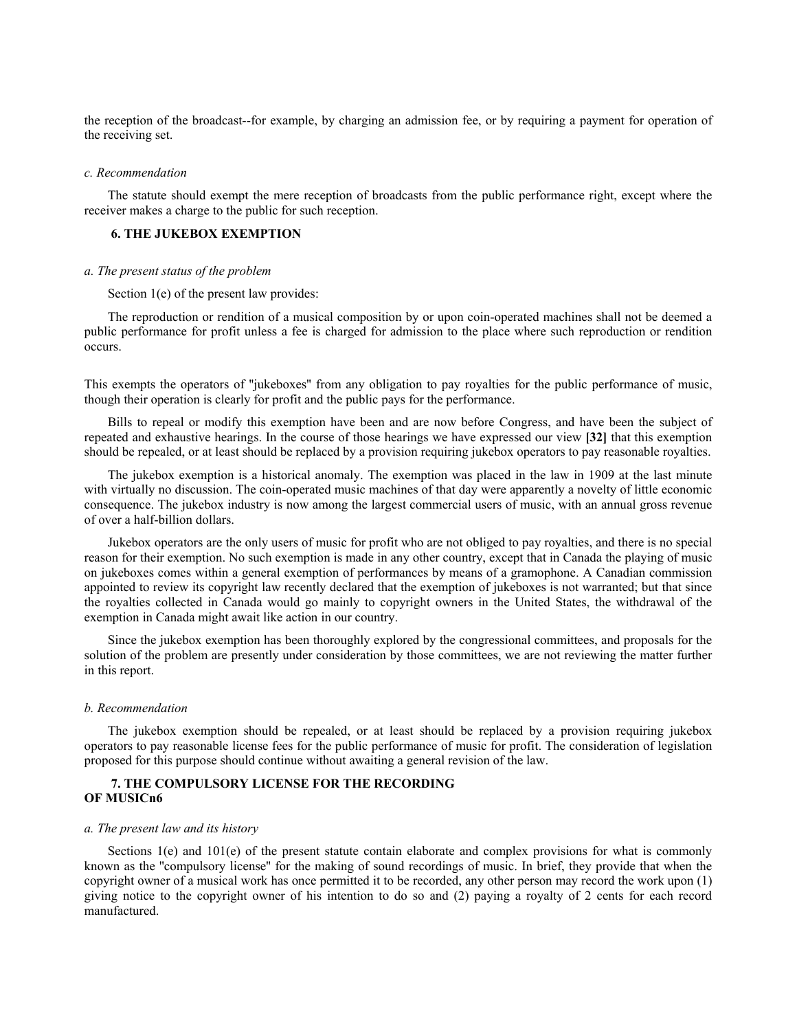the reception of the broadcast--for example, by charging an admission fee, or by requiring a payment for operation of the receiving set.

*c. Recommendation*

The statute should exempt the mere reception of broadcasts from the public performance right, except where the receiver makes a charge to the public for such reception.

### 6. THE JUKEBOX EXEMPTION

*a. The present status of the problem*

Section 1(e) of the present law provides:

The reproduction or rendition of a musical composition by or upon coin-operated machines shall not be deemed a public performance for profit unless a fee is charged for admission to the place where such reproduction or rendition occurs.

This exempts the operators of "jukeboxes" from any obligation to pay royalties for the public performance of music, though their operation is clearly for profit and the public pays for the performance.

Bills to repeal or modify this exemption have been and are now before Congress, and have been the subject of repeated and exhaustive hearings. In the course of those hearings we have expressed our view **[32]** that this exemption should be repealed, or at least should be replaced by a provision requiring jukebox operators to pay reasonable royalties.

The jukebox exemption is a historical anomaly. The exemption was placed in the law in 1909 at the last minute with virtually no discussion. The coin-operated music machines of that day were apparently a novelty of little economic consequence. The jukebox industry is now among the largest commercial users of music, with an annual gross revenue of over a half-billion dollars.

Jukebox operators are the only users of music for profit who are not obliged to pay royalties, and there is no special reason for their exemption. No such exemption is made in any other country, except that in Canada the playing of music on jukeboxes comes within a general exemption of performances by means of a gramophone. A Canadian commission appointed to review its copyright law recently declared that the exemption of jukeboxes is not warranted; but that since the royalties collected in Canada would go mainly to copyright owners in the United States, the withdrawal of the exemption in Canada might await like action in our country.

Since the jukebox exemption has been thoroughly explored by the congressional committees, and proposals for the solution of the problem are presently under consideration by those committees, we are not reviewing the matter further in this report.

*b. Recommendation*

The jukebox exemption should be repealed, or at least should be replaced by a provision requiring jukebox operators to pay reasonable license fees for the public performance of music for profit. The consideration of legislation proposed for this purpose should continue without awaiting a general revision of the law.

### 7. THE COMPULSORY LICENSE FOR THE RECORDING OF MUSICn6

*a. The present law and its history*

Sections 1(e) and 101(e) of the present statute contain elaborate and complex provisions for what is commonly known as the "compulsory license" for the making of sound recordings of music. In brief, they provide that when the copyright owner of a musical work has once permitted it to be recorded, any other person may record the work upon (1) giving notice to the copyright owner of his intention to do so and (2) paying a royalty of 2 cents for each record manufactured.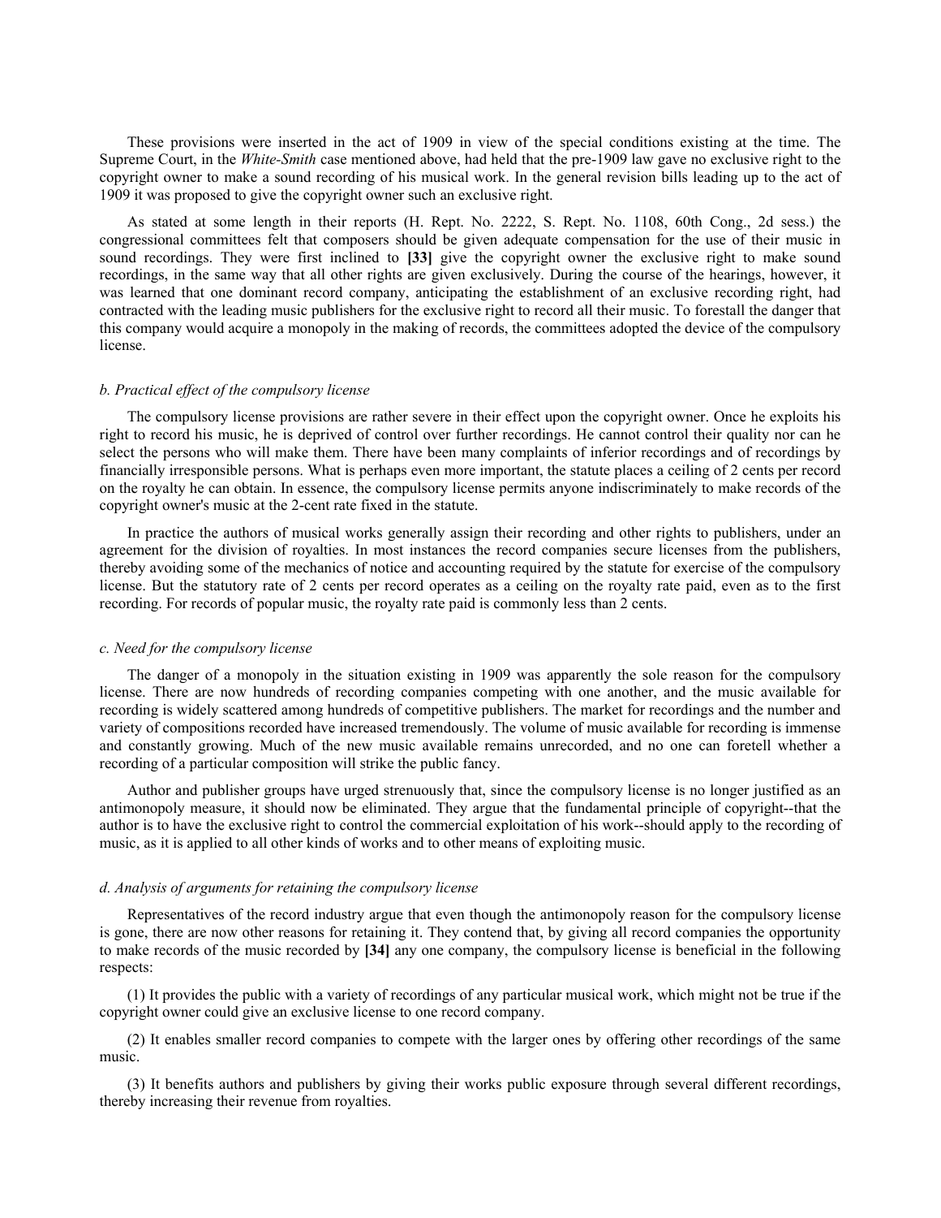These provisions were inserted in the act of 1909 in view of the special conditions existing at the time. The Supreme Court, in the *White-Smith* case mentioned above, had held that the pre-1909 law gave no exclusive right to the copyright owner to make a sound recording of his musical work. In the general revision bills leading up to the act of 1909 it was proposed to give the copyright owner such an exclusive right.

As stated at some length in their reports (H. Rept. No. 2222, S. Rept. No. 1108, 60th Cong., 2d sess.) the congressional committees felt that composers should be given adequate compensation for the use of their music in sound recordings. They were first inclined to **[33]** give the copyright owner the exclusive right to make sound recordings, in the same way that all other rights are given exclusively. During the course of the hearings, however, it was learned that one dominant record company, anticipating the establishment of an exclusive recording right, had contracted with the leading music publishers for the exclusive right to record all their music. To forestall the danger that this company would acquire a monopoly in the making of records, the committees adopted the device of the compulsory license.

#### *b. Practical effect of the compulsory license*

The compulsory license provisions are rather severe in their effect upon the copyright owner. Once he exploits his right to record his music, he is deprived of control over further recordings. He cannot control their quality nor can he select the persons who will make them. There have been many complaints of inferior recordings and of recordings by financially irresponsible persons. What is perhaps even more important, the statute places a ceiling of 2 cents per record on the royalty he can obtain. In essence, the compulsory license permits anyone indiscriminately to make records of the copyright owner's music at the 2-cent rate fixed in the statute.

In practice the authors of musical works generally assign their recording and other rights to publishers, under an agreement for the division of royalties. In most instances the record companies secure licenses from the publishers, thereby avoiding some of the mechanics of notice and accounting required by the statute for exercise of the compulsory license. But the statutory rate of 2 cents per record operates as a ceiling on the royalty rate paid, even as to the first recording. For records of popular music, the royalty rate paid is commonly less than 2 cents.

#### *c. Need for the compulsory license*

The danger of a monopoly in the situation existing in 1909 was apparently the sole reason for the compulsory license. There are now hundreds of recording companies competing with one another, and the music available for recording is widely scattered among hundreds of competitive publishers. The market for recordings and the number and variety of compositions recorded have increased tremendously. The volume of music available for recording is immense and constantly growing. Much of the new music available remains unrecorded, and no one can foretell whether a recording of a particular composition will strike the public fancy.

Author and publisher groups have urged strenuously that, since the compulsory license is no longer justified as an antimonopoly measure, it should now be eliminated. They argue that the fundamental principle of copyright--that the author is to have the exclusive right to control the commercial exploitation of his work--should apply to the recording of music, as it is applied to all other kinds of works and to other means of exploiting music.

#### *d. Analysis of arguments for retaining the compulsory license*

Representatives of the record industry argue that even though the antimonopoly reason for the compulsory license is gone, there are now other reasons for retaining it. They contend that, by giving all record companies the opportunity to make records of the music recorded by **[34]** any one company, the compulsory license is beneficial in the following respects:

(1) It provides the public with a variety of recordings of any particular musical work, which might not be true if the copyright owner could give an exclusive license to one record company.

(2) It enables smaller record companies to compete with the larger ones by offering other recordings of the same music.

(3) It benefits authors and publishers by giving their works public exposure through several different recordings, thereby increasing their revenue from royalties.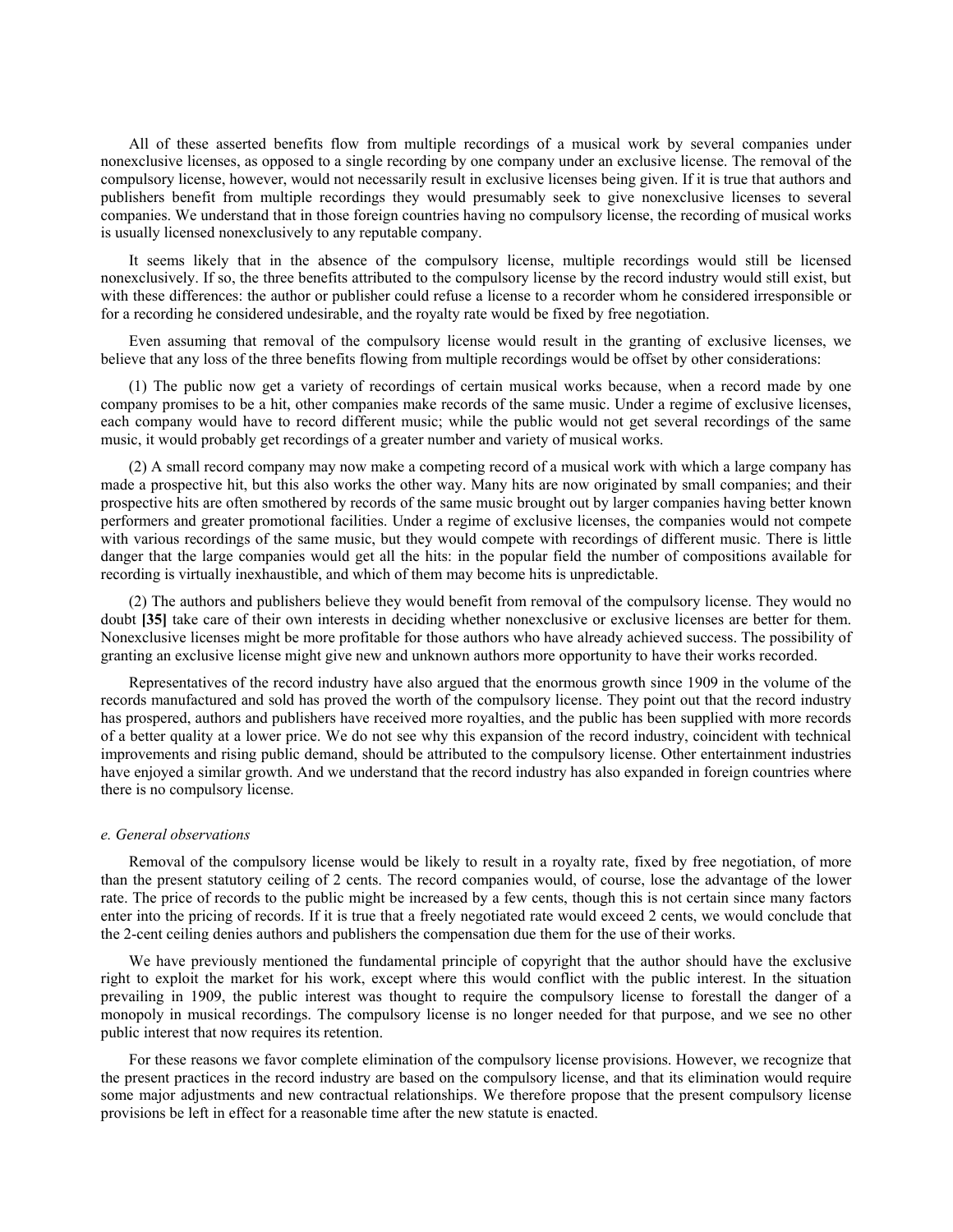All of these asserted benefits flow from multiple recordings of a musical work by several companies under nonexclusive licenses, as opposed to a single recording by one company under an exclusive license. The removal of the compulsory license, however, would not necessarily result in exclusive licenses being given. If it is true that authors and publishers benefit from multiple recordings they would presumably seek to give nonexclusive licenses to several companies. We understand that in those foreign countries having no compulsory license, the recording of musical works is usually licensed nonexclusively to any reputable company.

It seems likely that in the absence of the compulsory license, multiple recordings would still be licensed nonexclusively. If so, the three benefits attributed to the compulsory license by the record industry would still exist, but with these differences: the author or publisher could refuse a license to a recorder whom he considered irresponsible or for a recording he considered undesirable, and the royalty rate would be fixed by free negotiation.

Even assuming that removal of the compulsory license would result in the granting of exclusive licenses, we believe that any loss of the three benefits flowing from multiple recordings would be offset by other considerations:

(1) The public now get a variety of recordings of certain musical works because, when a record made by one company promises to be a hit, other companies make records of the same music. Under a regime of exclusive licenses, each company would have to record different music; while the public would not get several recordings of the same music, it would probably get recordings of a greater number and variety of musical works.

(2) A small record company may now make a competing record of a musical work with which a large company has made a prospective hit, but this also works the other way. Many hits are now originated by small companies; and their prospective hits are often smothered by records of the same music brought out by larger companies having better known performers and greater promotional facilities. Under a regime of exclusive licenses, the companies would not compete with various recordings of the same music, but they would compete with recordings of different music. There is little danger that the large companies would get all the hits: in the popular field the number of compositions available for recording is virtually inexhaustible, and which of them may become hits is unpredictable.

(2) The authors and publishers believe they would benefit from removal of the compulsory license. They would no doubt **[35]** take care of their own interests in deciding whether nonexclusive or exclusive licenses are better for them. Nonexclusive licenses might be more profitable for those authors who have already achieved success. The possibility of granting an exclusive license might give new and unknown authors more opportunity to have their works recorded.

Representatives of the record industry have also argued that the enormous growth since 1909 in the volume of the records manufactured and sold has proved the worth of the compulsory license. They point out that the record industry has prospered, authors and publishers have received more royalties, and the public has been supplied with more records of a better quality at a lower price. We do not see why this expansion of the record industry, coincident with technical improvements and rising public demand, should be attributed to the compulsory license. Other entertainment industries have enjoyed a similar growth. And we understand that the record industry has also expanded in foreign countries where there is no compulsory license.

*e. General observations*

Removal of the compulsory license would be likely to result in a royalty rate, fixed by free negotiation, of more than the present statutory ceiling of 2 cents. The record companies would, of course, lose the advantage of the lower rate. The price of records to the public might be increased by a few cents, though this is not certain since many factors enter into the pricing of records. If it is true that a freely negotiated rate would exceed 2 cents, we would conclude that the 2-cent ceiling denies authors and publishers the compensation due them for the use of their works.

We have previously mentioned the fundamental principle of copyright that the author should have the exclusive right to exploit the market for his work, except where this would conflict with the public interest. In the situation prevailing in 1909, the public interest was thought to require the compulsory license to forestall the danger of a monopoly in musical recordings. The compulsory license is no longer needed for that purpose, and we see no other public interest that now requires its retention.

For these reasons we favor complete elimination of the compulsory license provisions. However, we recognize that the present practices in the record industry are based on the compulsory license, and that its elimination would require some major adjustments and new contractual relationships. We therefore propose that the present compulsory license provisions be left in effect for a reasonable time after the new statute is enacted.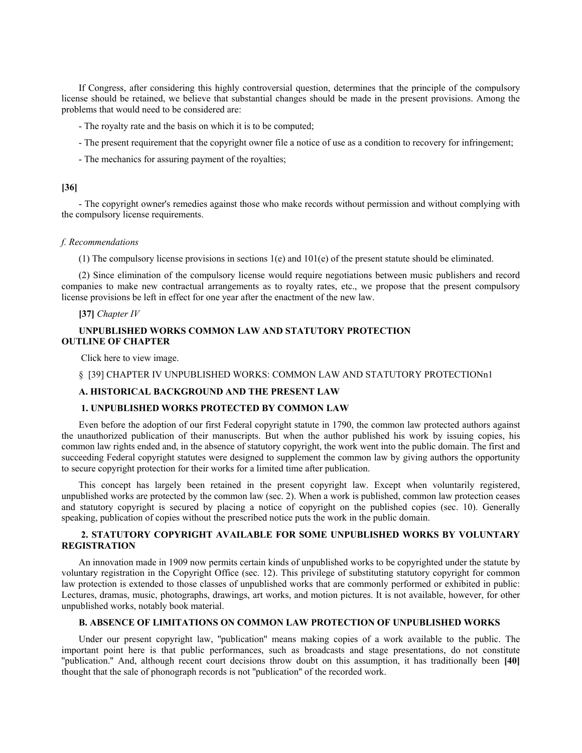If Congress, after considering this highly controversial question, determines that the principle of the compulsory license should be retained, we believe that substantial changes should be made in the present provisions. Among the problems that would need to be considered are:

- The royalty rate and the basis on which it is to be computed;

- The present requirement that the copyright owner file a notice of use as a condition to recovery for infringement;

- The mechanics for assuring payment of the royalties;

**[36]**

- The copyright owner's remedies against those who make records without permission and without complying with the compulsory license requirements.

*f. Recommendations*

(1) The compulsory license provisions in sections 1(e) and 101(e) of the present statute should be eliminated.

(2) Since elimination of the compulsory license would require negotiations between music publishers and record companies to make new contractual arrangements as to royalty rates, etc., we propose that the present compulsory license provisions be left in effect for one year after the enactment of the new law.

**[37]** *Chapter IV*

**UNPUBLISHED WORKS COMMON LAW AND STATUTORY PROTECTION**
**OUTLINE OF CHAPTER**

Click here to view image.

§ [39] CHAPTER IV UNPUBLISHED WORKS: COMMON LAW AND STATUTORY PROTECTIONn1

### A. HISTORICAL BACKGROUND AND THE PRESENT LAW

#### 1. UNPUBLISHED WORKS PROTECTED BY COMMON LAW

Even before the adoption of our first Federal copyright statute in 1790, the common law protected authors against the unauthorized publication of their manuscripts. But when the author published his work by issuing copies, his common law rights ended and, in the absence of statutory copyright, the work went into the public domain. The first and succeeding Federal copyright statutes were designed to supplement the common law by giving authors the opportunity to secure copyright protection for their works for a limited time after publication.

This concept has largely been retained in the present copyright law. Except when voluntarily registered, unpublished works are protected by the common law (sec. 2). When a work is published, common law protection ceases and statutory copyright is secured by placing a notice of copyright on the published copies (sec. 10). Generally speaking, publication of copies without the prescribed notice puts the work in the public domain.

#### 2. STATUTORY COPYRIGHT AVAILABLE FOR SOME UNPUBLISHED WORKS BY VOLUNTARY REGISTRATION

An innovation made in 1909 now permits certain kinds of unpublished works to be copyrighted under the statute by voluntary registration in the Copyright Office (sec. 12). This privilege of substituting statutory copyright for common law protection is extended to those classes of unpublished works that are commonly performed or exhibited in public: Lectures, dramas, music, photographs, drawings, art works, and motion pictures. It is not available, however, for other unpublished works, notably book material.

### B. ABSENCE OF LIMITATIONS ON COMMON LAW PROTECTION OF UNPUBLISHED WORKS

Under our present copyright law, "publication" means making copies of a work available to the public. The important point here is that public performances, such as broadcasts and stage presentations, do not constitute "publication." And, although recent court decisions throw doubt on this assumption, it has traditionally been **[40]** thought that the sale of phonograph records is not "publication" of the recorded work.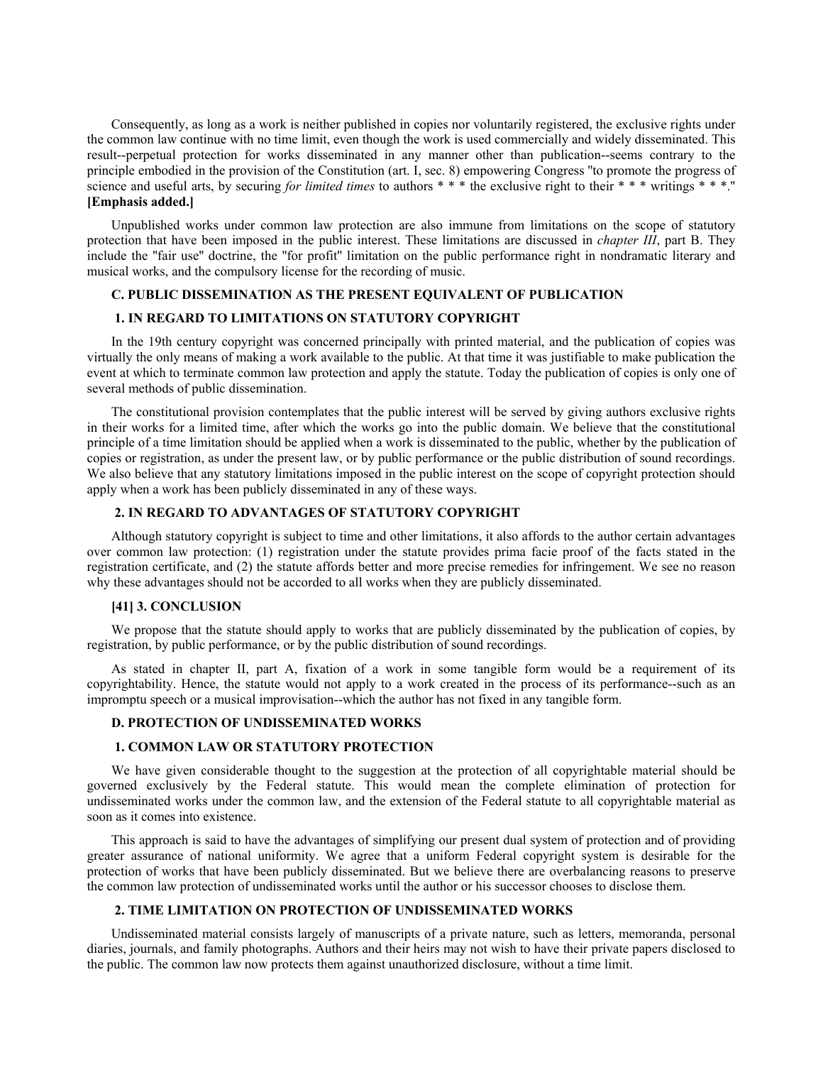Consequently, as long as a work is neither published in copies nor voluntarily registered, the exclusive rights under the common law continue with no time limit, even though the work is used commercially and widely disseminated. This result--perpetual protection for works disseminated in any manner other than publication--seems contrary to the principle embodied in the provision of the Constitution (art. I, sec. 8) empowering Congress "to promote the progress of science and useful arts, by securing *for limited times* to authors * * * the exclusive right to their * * * writings * * *." **[Emphasis added.]**

Unpublished works under common law protection are also immune from limitations on the scope of statutory protection that have been imposed in the public interest. These limitations are discussed in *chapter III*, part B. They include the "fair use" doctrine, the "for profit" limitation on the public performance right in nondramatic literary and musical works, and the compulsory license for the recording of music.

### C. PUBLIC DISSEMINATION AS THE PRESENT EQUIVALENT OF PUBLICATION

#### 1. IN REGARD TO LIMITATIONS ON STATUTORY COPYRIGHT

In the 19th century copyright was concerned principally with printed material, and the publication of copies was virtually the only means of making a work available to the public. At that time it was justifiable to make publication the event at which to terminate common law protection and apply the statute. Today the publication of copies is only one of several methods of public dissemination.

The constitutional provision contemplates that the public interest will be served by giving authors exclusive rights in their works for a limited time, after which the works go into the public domain. We believe that the constitutional principle of a time limitation should be applied when a work is disseminated to the public, whether by the publication of copies or registration, as under the present law, or by public performance or the public distribution of sound recordings. We also believe that any statutory limitations imposed in the public interest on the scope of copyright protection should apply when a work has been publicly disseminated in any of these ways.

#### 2. IN REGARD TO ADVANTAGES OF STATUTORY COPYRIGHT

Although statutory copyright is subject to time and other limitations, it also affords to the author certain advantages over common law protection: (1) registration under the statute provides prima facie proof of the facts stated in the registration certificate, and (2) the statute affords better and more precise remedies for infringement. We see no reason why these advantages should not be accorded to all works when they are publicly disseminated.

#### [41] 3. CONCLUSION

We propose that the statute should apply to works that are publicly disseminated by the publication of copies, by registration, by public performance, or by the public distribution of sound recordings.

As stated in chapter II, part A, fixation of a work in some tangible form would be a requirement of its copyrightability. Hence, the statute would not apply to a work created in the process of its performance--such as an impromptu speech or a musical improvisation--which the author has not fixed in any tangible form.

### D. PROTECTION OF UNDISSEMINATED WORKS

#### 1. COMMON LAW OR STATUTORY PROTECTION

We have given considerable thought to the suggestion at the protection of all copyrightable material should be governed exclusively by the Federal statute. This would mean the complete elimination of protection for undisseminated works under the common law, and the extension of the Federal statute to all copyrightable material as soon as it comes into existence.

This approach is said to have the advantages of simplifying our present dual system of protection and of providing greater assurance of national uniformity. We agree that a uniform Federal copyright system is desirable for the protection of works that have been publicly disseminated. But we believe there are overbalancing reasons to preserve the common law protection of undisseminated works until the author or his successor chooses to disclose them.

#### 2. TIME LIMITATION ON PROTECTION OF UNDISSEMINATED WORKS

Undisseminated material consists largely of manuscripts of a private nature, such as letters, memoranda, personal diaries, journals, and family photographs. Authors and their heirs may not wish to have their private papers disclosed to the public. The common law now protects them against unauthorized disclosure, without a time limit.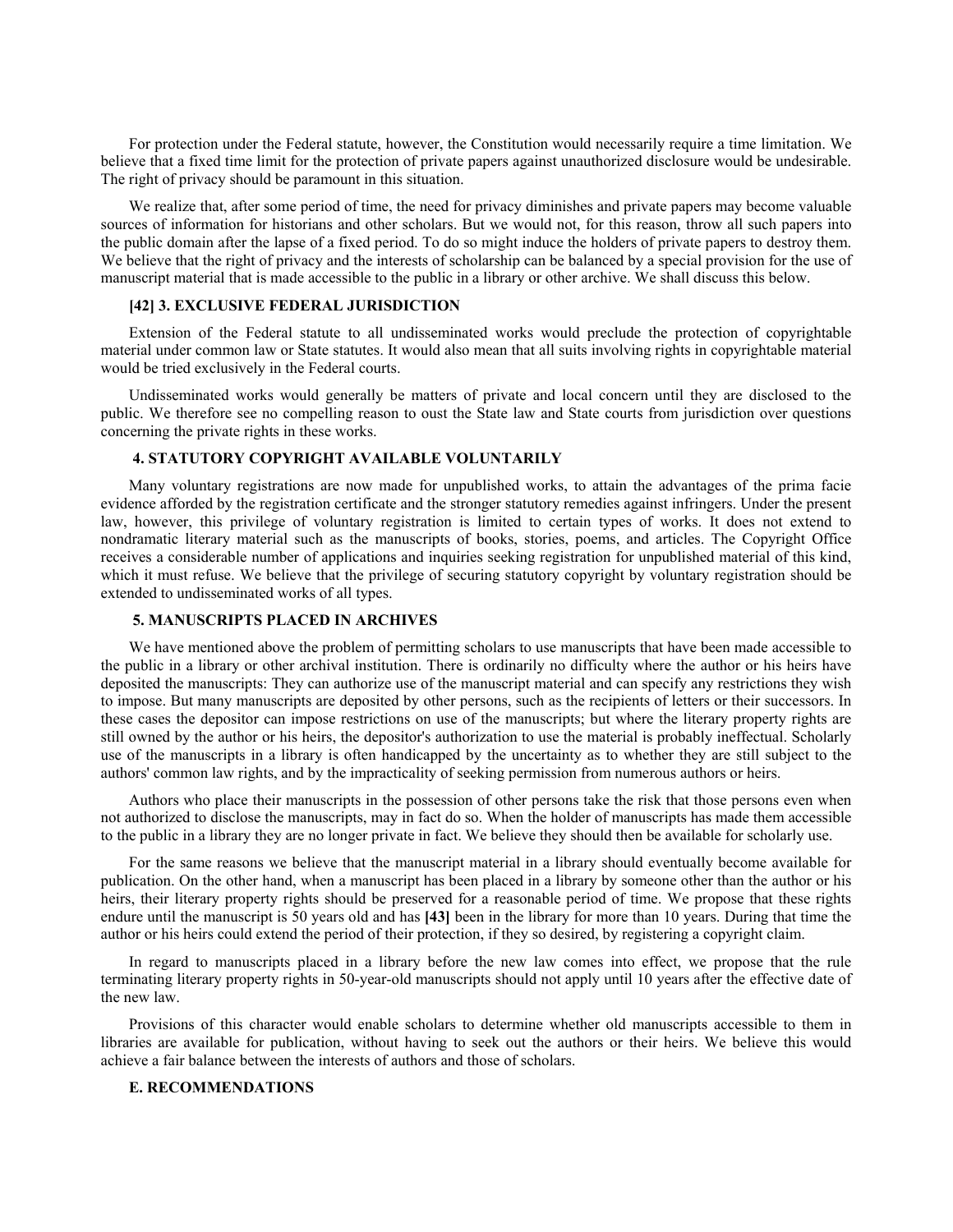For protection under the Federal statute, however, the Constitution would necessarily require a time limitation. We believe that a fixed time limit for the protection of private papers against unauthorized disclosure would be undesirable. The right of privacy should be paramount in this situation.

We realize that, after some period of time, the need for privacy diminishes and private papers may become valuable sources of information for historians and other scholars. But we would not, for this reason, throw all such papers into the public domain after the lapse of a fixed period. To do so might induce the holders of private papers to destroy them. We believe that the right of privacy and the interests of scholarship can be balanced by a special provision for the use of manuscript material that is made accessible to the public in a library or other archive. We shall discuss this below.

### [42] 3. EXCLUSIVE FEDERAL JURISDICTION

Extension of the Federal statute to all undisseminated works would preclude the protection of copyrightable material under common law or State statutes. It would also mean that all suits involving rights in copyrightable material would be tried exclusively in the Federal courts.

Undisseminated works would generally be matters of private and local concern until they are disclosed to the public. We therefore see no compelling reason to oust the State law and State courts from jurisdiction over questions concerning the private rights in these works.

### 4. STATUTORY COPYRIGHT AVAILABLE VOLUNTARILY

Many voluntary registrations are now made for unpublished works, to attain the advantages of the prima facie evidence afforded by the registration certificate and the stronger statutory remedies against infringers. Under the present law, however, this privilege of voluntary registration is limited to certain types of works. It does not extend to nondramatic literary material such as the manuscripts of books, stories, poems, and articles. The Copyright Office receives a considerable number of applications and inquiries seeking registration for unpublished material of this kind, which it must refuse. We believe that the privilege of securing statutory copyright by voluntary registration should be extended to undisseminated works of all types.

### 5. MANUSCRIPTS PLACED IN ARCHIVES

We have mentioned above the problem of permitting scholars to use manuscripts that have been made accessible to the public in a library or other archival institution. There is ordinarily no difficulty where the author or his heirs have deposited the manuscripts: They can authorize use of the manuscript material and can specify any restrictions they wish to impose. But many manuscripts are deposited by other persons, such as the recipients of letters or their successors. In these cases the depositor can impose restrictions on use of the manuscripts; but where the literary property rights are still owned by the author or his heirs, the depositor's authorization to use the material is probably ineffectual. Scholarly use of the manuscripts in a library is often handicapped by the uncertainty as to whether they are still subject to the authors' common law rights, and by the impracticality of seeking permission from numerous authors or heirs.

Authors who place their manuscripts in the possession of other persons take the risk that those persons even when not authorized to disclose the manuscripts, may in fact do so. When the holder of manuscripts has made them accessible to the public in a library they are no longer private in fact. We believe they should then be available for scholarly use.

For the same reasons we believe that the manuscript material in a library should eventually become available for publication. On the other hand, when a manuscript has been placed in a library by someone other than the author or his heirs, their literary property rights should be preserved for a reasonable period of time. We propose that these rights endure until the manuscript is 50 years old and has **[43]** been in the library for more than 10 years. During that time the author or his heirs could extend the period of their protection, if they so desired, by registering a copyright claim.

In regard to manuscripts placed in a library before the new law comes into effect, we propose that the rule terminating literary property rights in 50-year-old manuscripts should not apply until 10 years after the effective date of the new law.

Provisions of this character would enable scholars to determine whether old manuscripts accessible to them in libraries are available for publication, without having to seek out the authors or their heirs. We believe this would achieve a fair balance between the interests of authors and those of scholars.

### E. RECOMMENDATIONS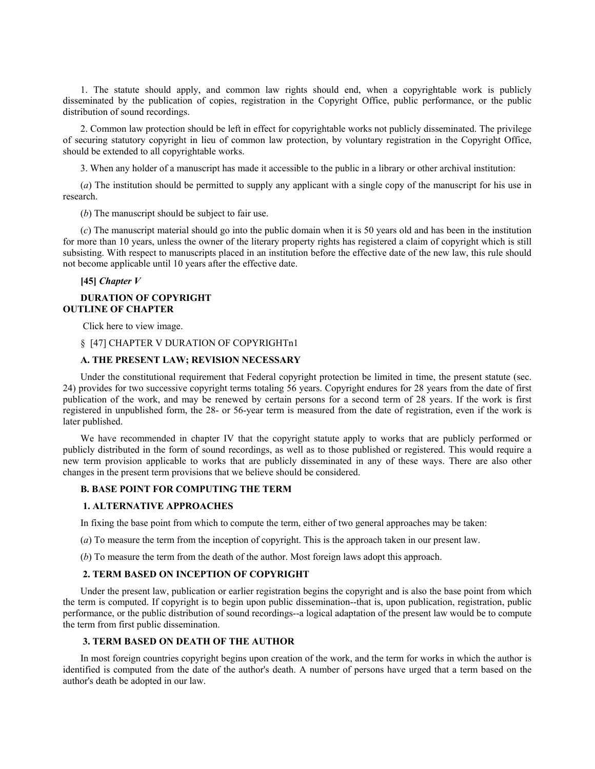1. The statute should apply, and common law rights should end, when a copyrightable work is publicly disseminated by the publication of copies, registration in the Copyright Office, public performance, or the public distribution of sound recordings.

2. Common law protection should be left in effect for copyrightable works not publicly disseminated. The privilege of securing statutory copyright in lieu of common law protection, by voluntary registration in the Copyright Office, should be extended to all copyrightable works.

3. When any holder of a manuscript has made it accessible to the public in a library or other archival institution:

(*a*) The institution should be permitted to supply any applicant with a single copy of the manuscript for his use in research.

(*b*) The manuscript should be subject to fair use.

(*c*) The manuscript material should go into the public domain when it is 50 years old and has been in the institution for more than 10 years, unless the owner of the literary property rights has registered a claim of copyright which is still subsisting. With respect to manuscripts placed in an institution before the effective date of the new law, this rule should not become applicable until 10 years after the effective date.

**[45]** ***Chapter V***

**DURATION OF COPYRIGHT**
**OUTLINE OF CHAPTER**

Click here to view image.

§ [47] CHAPTER V DURATION OF COPYRIGHTn1

**A. THE PRESENT LAW; REVISION NECESSARY**

Under the constitutional requirement that Federal copyright protection be limited in time, the present statute (sec. 24) provides for two successive copyright terms totaling 56 years. Copyright endures for 28 years from the date of first publication of the work, and may be renewed by certain persons for a second term of 28 years. If the work is first registered in unpublished form, the 28- or 56-year term is measured from the date of registration, even if the work is later published.

We have recommended in chapter IV that the copyright statute apply to works that are publicly performed or publicly distributed in the form of sound recordings, as well as to those published or registered. This would require a new term provision applicable to works that are publicly disseminated in any of these ways. There are also other changes in the present term provisions that we believe should be considered.

**B. BASE POINT FOR COMPUTING THE TERM**

**1. ALTERNATIVE APPROACHES**

In fixing the base point from which to compute the term, either of two general approaches may be taken:

(*a*) To measure the term from the inception of copyright. This is the approach taken in our present law.

(*b*) To measure the term from the death of the author. Most foreign laws adopt this approach.

**2. TERM BASED ON INCEPTION OF COPYRIGHT**

Under the present law, publication or earlier registration begins the copyright and is also the base point from which the term is computed. If copyright is to begin upon public dissemination--that is, upon publication, registration, public performance, or the public distribution of sound recordings--a logical adaptation of the present law would be to compute the term from first public dissemination.

**3. TERM BASED ON DEATH OF THE AUTHOR**

In most foreign countries copyright begins upon creation of the work, and the term for works in which the author is identified is computed from the date of the author's death. A number of persons have urged that a term based on the author's death be adopted in our law.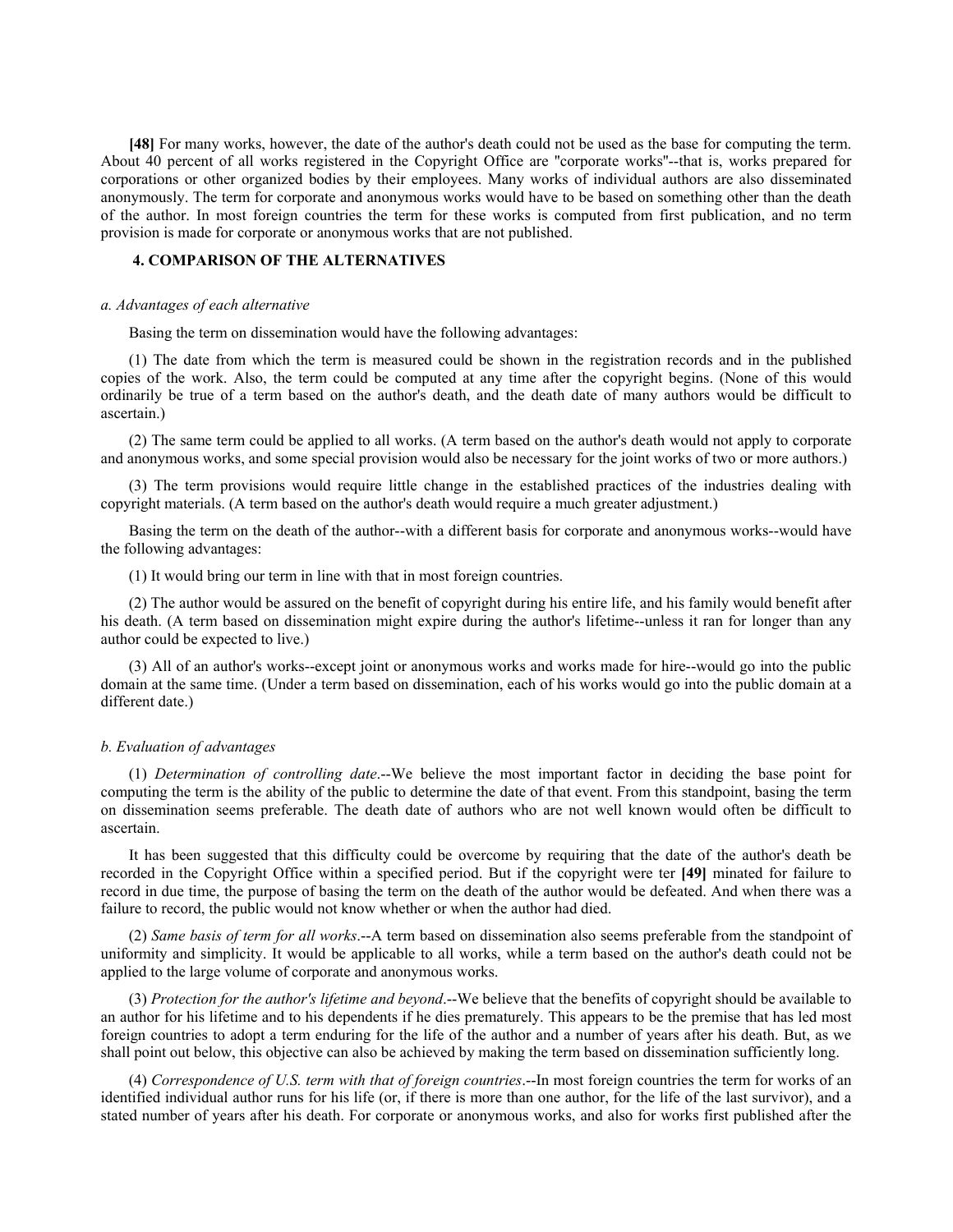**[48]** For many works, however, the date of the author's death could not be used as the base for computing the term. About 40 percent of all works registered in the Copyright Office are "corporate works"--that is, works prepared for corporations or other organized bodies by their employees. Many works of individual authors are also disseminated anonymously. The term for corporate and anonymous works would have to be based on something other than the death of the author. In most foreign countries the term for these works is computed from first publication, and no term provision is made for corporate or anonymous works that are not published.

#### 4. COMPARISON OF THE ALTERNATIVES

*a. Advantages of each alternative*

Basing the term on dissemination would have the following advantages:

(1) The date from which the term is measured could be shown in the registration records and in the published copies of the work. Also, the term could be computed at any time after the copyright begins. (None of this would ordinarily be true of a term based on the author's death, and the death date of many authors would be difficult to ascertain.)

(2) The same term could be applied to all works. (A term based on the author's death would not apply to corporate and anonymous works, and some special provision would also be necessary for the joint works of two or more authors.)

(3) The term provisions would require little change in the established practices of the industries dealing with copyright materials. (A term based on the author's death would require a much greater adjustment.)

Basing the term on the death of the author--with a different basis for corporate and anonymous works--would have the following advantages:

(1) It would bring our term in line with that in most foreign countries.

(2) The author would be assured on the benefit of copyright during his entire life, and his family would benefit after his death. (A term based on dissemination might expire during the author's lifetime--unless it ran for longer than any author could be expected to live.)

(3) All of an author's works--except joint or anonymous works and works made for hire--would go into the public domain at the same time. (Under a term based on dissemination, each of his works would go into the public domain at a different date.)

*b. Evaluation of advantages*

(1) *Determination of controlling date*.--We believe the most important factor in deciding the base point for computing the term is the ability of the public to determine the date of that event. From this standpoint, basing the term on dissemination seems preferable. The death date of authors who are not well known would often be difficult to ascertain.

It has been suggested that this difficulty could be overcome by requiring that the date of the author's death be recorded in the Copyright Office within a specified period. But if the copyright were ter **[49]** minated for failure to record in due time, the purpose of basing the term on the death of the author would be defeated. And when there was a failure to record, the public would not know whether or when the author had died.

(2) *Same basis of term for all works*.--A term based on dissemination also seems preferable from the standpoint of uniformity and simplicity. It would be applicable to all works, while a term based on the author's death could not be applied to the large volume of corporate and anonymous works.

(3) *Protection for the author's lifetime and beyond*.--We believe that the benefits of copyright should be available to an author for his lifetime and to his dependents if he dies prematurely. This appears to be the premise that has led most foreign countries to adopt a term enduring for the life of the author and a number of years after his death. But, as we shall point out below, this objective can also be achieved by making the term based on dissemination sufficiently long.

(4) *Correspondence of U.S. term with that of foreign countries*.--In most foreign countries the term for works of an identified individual author runs for his life (or, if there is more than one author, for the life of the last survivor), and a stated number of years after his death. For corporate or anonymous works, and also for works first published after the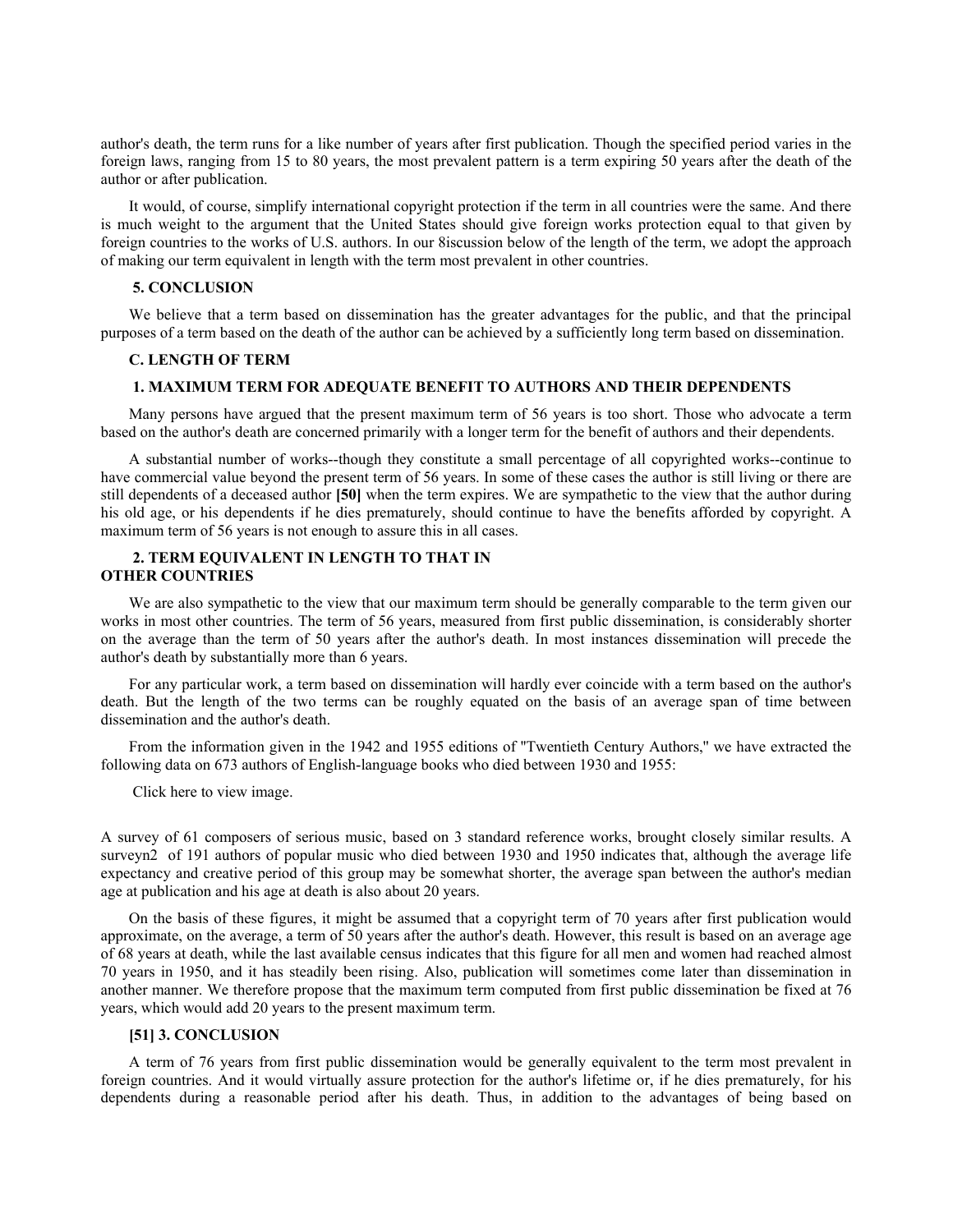author's death, the term runs for a like number of years after first publication. Though the specified period varies in the foreign laws, ranging from 15 to 80 years, the most prevalent pattern is a term expiring 50 years after the death of the author or after publication.

It would, of course, simplify international copyright protection if the term in all countries were the same. And there is much weight to the argument that the United States should give foreign works protection equal to that given by foreign countries to the works of U.S. authors. In our 8iscussion below of the length of the term, we adopt the approach of making our term equivalent in length with the term most prevalent in other countries.

#### 5. CONCLUSION

We believe that a term based on dissemination has the greater advantages for the public, and that the principal purposes of a term based on the death of the author can be achieved by a sufficiently long term based on dissemination.

### C. LENGTH OF TERM

#### 1. MAXIMUM TERM FOR ADEQUATE BENEFIT TO AUTHORS AND THEIR DEPENDENTS

Many persons have argued that the present maximum term of 56 years is too short. Those who advocate a term based on the author's death are concerned primarily with a longer term for the benefit of authors and their dependents.

A substantial number of works--though they constitute a small percentage of all copyrighted works--continue to have commercial value beyond the present term of 56 years. In some of these cases the author is still living or there are still dependents of a deceased author **[50]** when the term expires. We are sympathetic to the view that the author during his old age, or his dependents if he dies prematurely, should continue to have the benefits afforded by copyright. A maximum term of 56 years is not enough to assure this in all cases.

#### 2. TERM EQUIVALENT IN LENGTH TO THAT IN OTHER COUNTRIES

We are also sympathetic to the view that our maximum term should be generally comparable to the term given our works in most other countries. The term of 56 years, measured from first public dissemination, is considerably shorter on the average than the term of 50 years after the author's death. In most instances dissemination will precede the author's death by substantially more than 6 years.

For any particular work, a term based on dissemination will hardly ever coincide with a term based on the author's death. But the length of the two terms can be roughly equated on the basis of an average span of time between dissemination and the author's death.

From the information given in the 1942 and 1955 editions of "Twentieth Century Authors," we have extracted the following data on 673 authors of English-language books who died between 1930 and 1955:

Click here to view image.

A survey of 61 composers of serious music, based on 3 standard reference works, brought closely similar results. A surveyn2 of 191 authors of popular music who died between 1930 and 1950 indicates that, although the average life expectancy and creative period of this group may be somewhat shorter, the average span between the author's median age at publication and his age at death is also about 20 years.

On the basis of these figures, it might be assumed that a copyright term of 70 years after first publication would approximate, on the average, a term of 50 years after the author's death. However, this result is based on an average age of 68 years at death, while the last available census indicates that this figure for all men and women had reached almost 70 years in 1950, and it has steadily been rising. Also, publication will sometimes come later than dissemination in another manner. We therefore propose that the maximum term computed from first public dissemination be fixed at 76 years, which would add 20 years to the present maximum term.

#### [51] 3. CONCLUSION

A term of 76 years from first public dissemination would be generally equivalent to the term most prevalent in foreign countries. And it would virtually assure protection for the author's lifetime or, if he dies prematurely, for his dependents during a reasonable period after his death. Thus, in addition to the advantages of being based on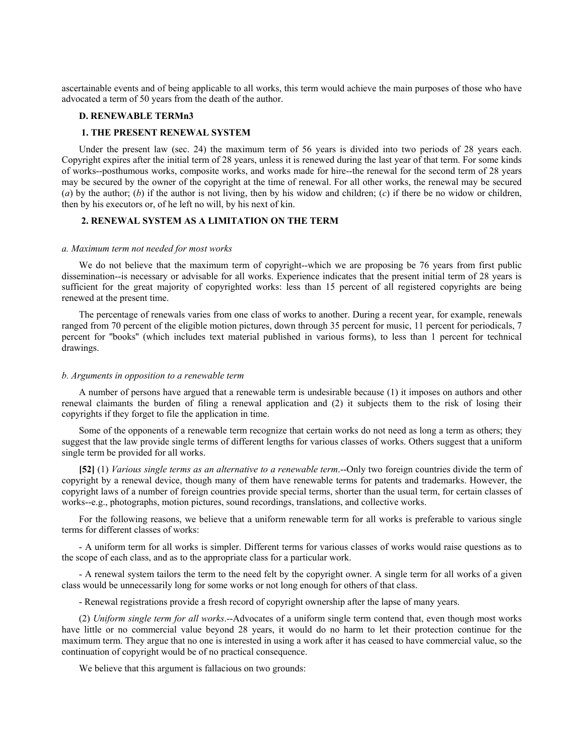ascertainable events and of being applicable to all works, this term would achieve the main purposes of those who have advocated a term of 50 years from the death of the author.

### D. RENEWABLE TERMn3

#### 1. THE PRESENT RENEWAL SYSTEM

Under the present law (sec. 24) the maximum term of 56 years is divided into two periods of 28 years each. Copyright expires after the initial term of 28 years, unless it is renewed during the last year of that term. For some kinds of works--posthumous works, composite works, and works made for hire--the renewal for the second term of 28 years may be secured by the owner of the copyright at the time of renewal. For all other works, the renewal may be secured (*a*) by the author; (*b*) if the author is not living, then by his widow and children; (*c*) if there be no widow or children, then by his executors or, of he left no will, by his next of kin.

#### 2. RENEWAL SYSTEM AS A LIMITATION ON THE TERM

*a. Maximum term not needed for most works*

We do not believe that the maximum term of copyright--which we are proposing be 76 years from first public dissemination--is necessary or advisable for all works. Experience indicates that the present initial term of 28 years is sufficient for the great majority of copyrighted works: less than 15 percent of all registered copyrights are being renewed at the present time.

The percentage of renewals varies from one class of works to another. During a recent year, for example, renewals ranged from 70 percent of the eligible motion pictures, down through 35 percent for music, 11 percent for periodicals, 7 percent for "books" (which includes text material published in various forms), to less than 1 percent for technical drawings.

*b. Arguments in opposition to a renewable term*

A number of persons have argued that a renewable term is undesirable because (1) it imposes on authors and other renewal claimants the burden of filing a renewal application and (2) it subjects them to the risk of losing their copyrights if they forget to file the application in time.

Some of the opponents of a renewable term recognize that certain works do not need as long a term as others; they suggest that the law provide single terms of different lengths for various classes of works. Others suggest that a uniform single term be provided for all works.

**[52]** (1) *Various single terms as an alternative to a renewable term*.--Only two foreign countries divide the term of copyright by a renewal device, though many of them have renewable terms for patents and trademarks. However, the copyright laws of a number of foreign countries provide special terms, shorter than the usual term, for certain classes of works--e.g., photographs, motion pictures, sound recordings, translations, and collective works.

For the following reasons, we believe that a uniform renewable term for all works is preferable to various single terms for different classes of works:

- A uniform term for all works is simpler. Different terms for various classes of works would raise questions as to the scope of each class, and as to the appropriate class for a particular work.

- A renewal system tailors the term to the need felt by the copyright owner. A single term for all works of a given class would be unnecessarily long for some works or not long enough for others of that class.

- Renewal registrations provide a fresh record of copyright ownership after the lapse of many years.

(2) *Uniform single term for all works*.--Advocates of a uniform single term contend that, even though most works have little or no commercial value beyond 28 years, it would do no harm to let their protection continue for the maximum term. They argue that no one is interested in using a work after it has ceased to have commercial value, so the continuation of copyright would be of no practical consequence.

We believe that this argument is fallacious on two grounds: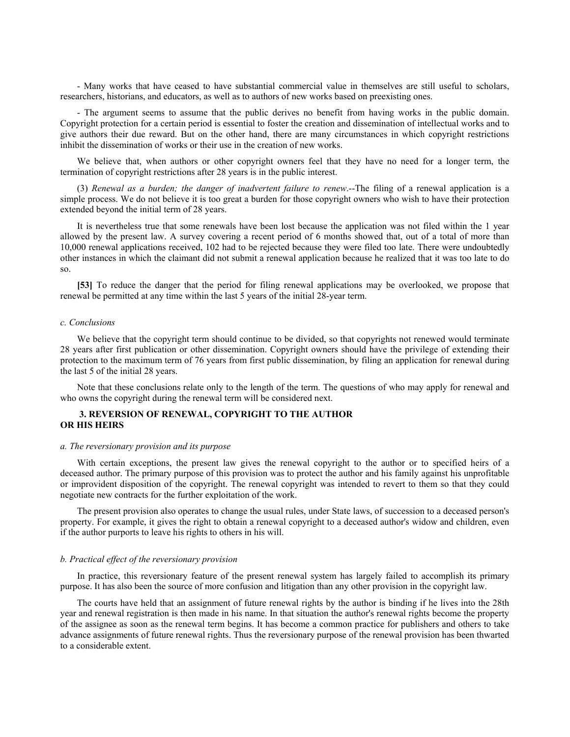- Many works that have ceased to have substantial commercial value in themselves are still useful to scholars, researchers, historians, and educators, as well as to authors of new works based on preexisting ones.

- The argument seems to assume that the public derives no benefit from having works in the public domain. Copyright protection for a certain period is essential to foster the creation and dissemination of intellectual works and to give authors their due reward. But on the other hand, there are many circumstances in which copyright restrictions inhibit the dissemination of works or their use in the creation of new works.

We believe that, when authors or other copyright owners feel that they have no need for a longer term, the termination of copyright restrictions after 28 years is in the public interest.

(3) *Renewal as a burden; the danger of inadvertent failure to renew*.--The filing of a renewal application is a simple process. We do not believe it is too great a burden for those copyright owners who wish to have their protection extended beyond the initial term of 28 years.

It is nevertheless true that some renewals have been lost because the application was not filed within the 1 year allowed by the present law. A survey covering a recent period of 6 months showed that, out of a total of more than 10,000 renewal applications received, 102 had to be rejected because they were filed too late. There were undoubtedly other instances in which the claimant did not submit a renewal application because he realized that it was too late to do so.

**[53]** To reduce the danger that the period for filing renewal applications may be overlooked, we propose that renewal be permitted at any time within the last 5 years of the initial 28-year term.

#### *c. Conclusions*

We believe that the copyright term should continue to be divided, so that copyrights not renewed would terminate 28 years after first publication or other dissemination. Copyright owners should have the privilege of extending their protection to the maximum term of 76 years from first public dissemination, by filing an application for renewal during the last 5 of the initial 28 years.

Note that these conclusions relate only to the length of the term. The questions of who may apply for renewal and who owns the copyright during the renewal term will be considered next.

### 3. REVERSION OF RENEWAL, COPYRIGHT TO THE AUTHOR OR HIS HEIRS

#### *a. The reversionary provision and its purpose*

With certain exceptions, the present law gives the renewal copyright to the author or to specified heirs of a deceased author. The primary purpose of this provision was to protect the author and his family against his unprofitable or improvident disposition of the copyright. The renewal copyright was intended to revert to them so that they could negotiate new contracts for the further exploitation of the work.

The present provision also operates to change the usual rules, under State laws, of succession to a deceased person's property. For example, it gives the right to obtain a renewal copyright to a deceased author's widow and children, even if the author purports to leave his rights to others in his will.

#### *b. Practical effect of the reversionary provision*

In practice, this reversionary feature of the present renewal system has largely failed to accomplish its primary purpose. It has also been the source of more confusion and litigation than any other provision in the copyright law.

The courts have held that an assignment of future renewal rights by the author is binding if he lives into the 28th year and renewal registration is then made in his name. In that situation the author's renewal rights become the property of the assignee as soon as the renewal term begins. It has become a common practice for publishers and others to take advance assignments of future renewal rights. Thus the reversionary purpose of the renewal provision has been thwarted to a considerable extent.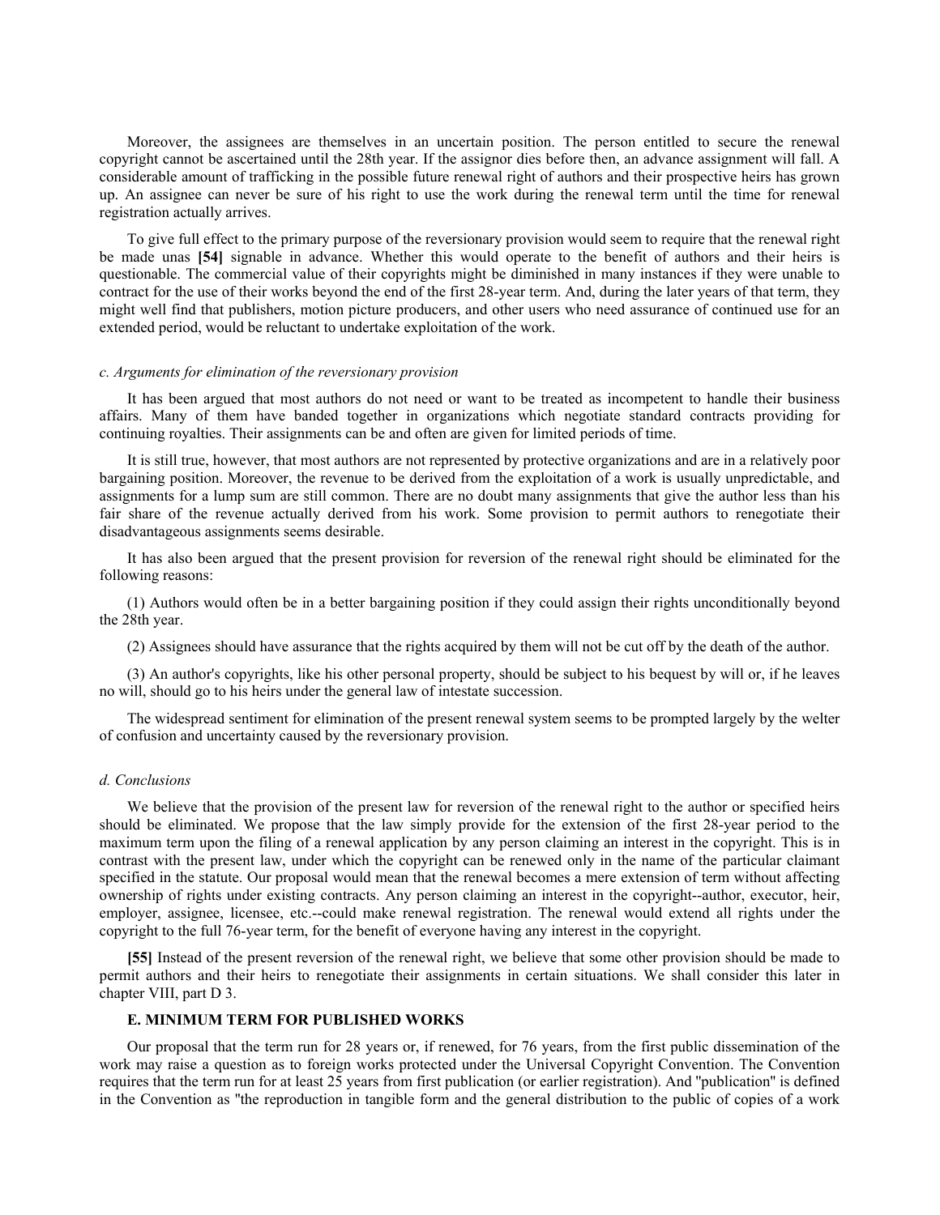Moreover, the assignees are themselves in an uncertain position. The person entitled to secure the renewal copyright cannot be ascertained until the 28th year. If the assignor dies before then, an advance assignment will fall. A considerable amount of trafficking in the possible future renewal right of authors and their prospective heirs has grown up. An assignee can never be sure of his right to use the work during the renewal term until the time for renewal registration actually arrives.

To give full effect to the primary purpose of the reversionary provision would seem to require that the renewal right be made unas **[54]** signable in advance. Whether this would operate to the benefit of authors and their heirs is questionable. The commercial value of their copyrights might be diminished in many instances if they were unable to contract for the use of their works beyond the end of the first 28-year term. And, during the later years of that term, they might well find that publishers, motion picture producers, and other users who need assurance of continued use for an extended period, would be reluctant to undertake exploitation of the work.

*c. Arguments for elimination of the reversionary provision*

It has been argued that most authors do not need or want to be treated as incompetent to handle their business affairs. Many of them have banded together in organizations which negotiate standard contracts providing for continuing royalties. Their assignments can be and often are given for limited periods of time.

It is still true, however, that most authors are not represented by protective organizations and are in a relatively poor bargaining position. Moreover, the revenue to be derived from the exploitation of a work is usually unpredictable, and assignments for a lump sum are still common. There are no doubt many assignments that give the author less than his fair share of the revenue actually derived from his work. Some provision to permit authors to renegotiate their disadvantageous assignments seems desirable.

It has also been argued that the present provision for reversion of the renewal right should be eliminated for the following reasons:

(1) Authors would often be in a better bargaining position if they could assign their rights unconditionally beyond the 28th year.

(2) Assignees should have assurance that the rights acquired by them will not be cut off by the death of the author.

(3) An author's copyrights, like his other personal property, should be subject to his bequest by will or, if he leaves no will, should go to his heirs under the general law of intestate succession.

The widespread sentiment for elimination of the present renewal system seems to be prompted largely by the welter of confusion and uncertainty caused by the reversionary provision.

*d. Conclusions*

We believe that the provision of the present law for reversion of the renewal right to the author or specified heirs should be eliminated. We propose that the law simply provide for the extension of the first 28-year period to the maximum term upon the filing of a renewal application by any person claiming an interest in the copyright. This is in contrast with the present law, under which the copyright can be renewed only in the name of the particular claimant specified in the statute. Our proposal would mean that the renewal becomes a mere extension of term without affecting ownership of rights under existing contracts. Any person claiming an interest in the copyright--author, executor, heir, employer, assignee, licensee, etc.--could make renewal registration. The renewal would extend all rights under the copyright to the full 76-year term, for the benefit of everyone having any interest in the copyright.

**[55]** Instead of the present reversion of the renewal right, we believe that some other provision should be made to permit authors and their heirs to renegotiate their assignments in certain situations. We shall consider this later in chapter VIII, part D 3.

### E. MINIMUM TERM FOR PUBLISHED WORKS

Our proposal that the term run for 28 years or, if renewed, for 76 years, from the first public dissemination of the work may raise a question as to foreign works protected under the Universal Copyright Convention. The Convention requires that the term run for at least 25 years from first publication (or earlier registration). And "publication" is defined in the Convention as "the reproduction in tangible form and the general distribution to the public of copies of a work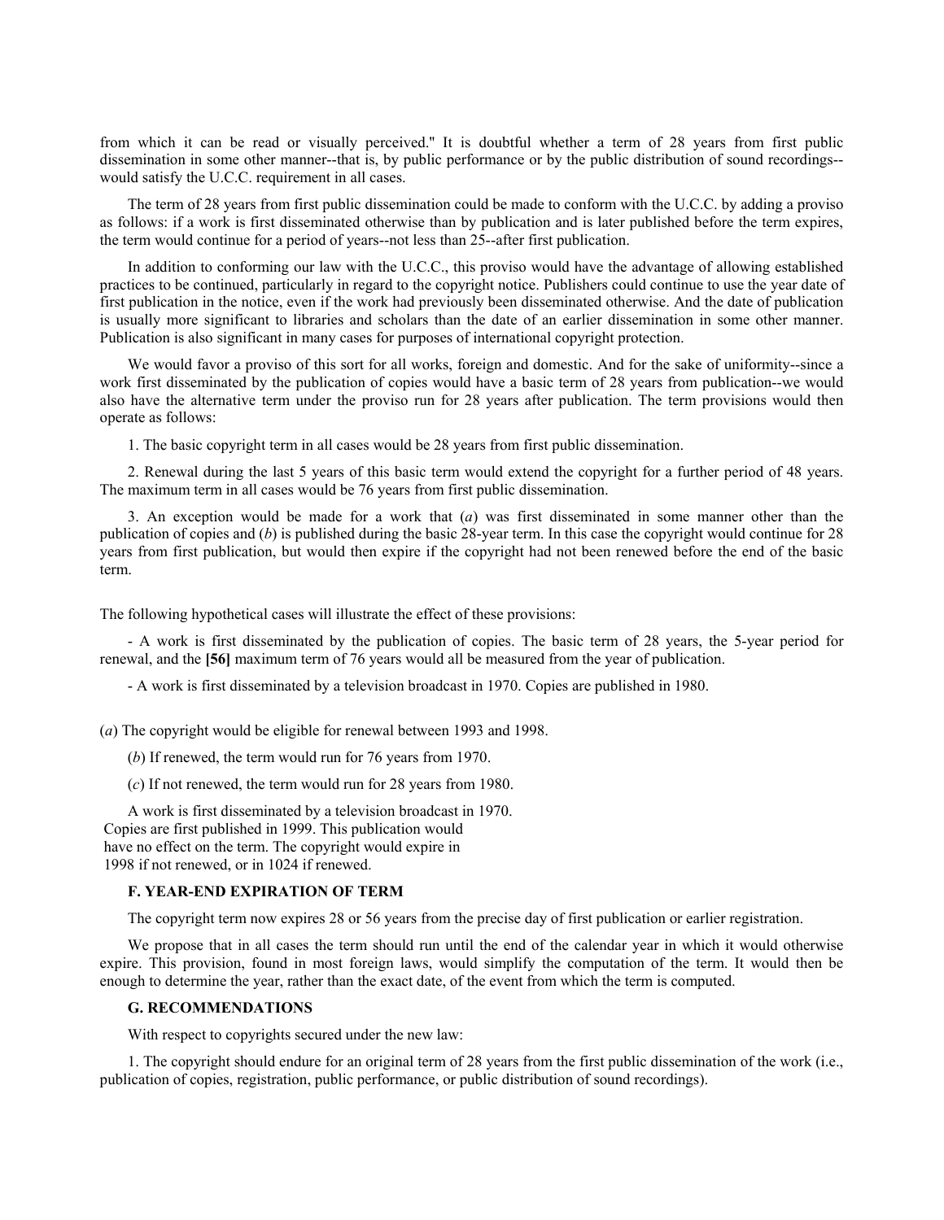from which it can be read or visually perceived." It is doubtful whether a term of 28 years from first public dissemination in some other manner--that is, by public performance or by the public distribution of sound recordings--would satisfy the U.C.C. requirement in all cases.

The term of 28 years from first public dissemination could be made to conform with the U.C.C. by adding a proviso as follows: if a work is first disseminated otherwise than by publication and is later published before the term expires, the term would continue for a period of years--not less than 25--after first publication.

In addition to conforming our law with the U.C.C., this proviso would have the advantage of allowing established practices to be continued, particularly in regard to the copyright notice. Publishers could continue to use the year date of first publication in the notice, even if the work had previously been disseminated otherwise. And the date of publication is usually more significant to libraries and scholars than the date of an earlier dissemination in some other manner. Publication is also significant in many cases for purposes of international copyright protection.

We would favor a proviso of this sort for all works, foreign and domestic. And for the sake of uniformity--since a work first disseminated by the publication of copies would have a basic term of 28 years from publication--we would also have the alternative term under the proviso run for 28 years after publication. The term provisions would then operate as follows:

1. The basic copyright term in all cases would be 28 years from first public dissemination.

2. Renewal during the last 5 years of this basic term would extend the copyright for a further period of 48 years. The maximum term in all cases would be 76 years from first public dissemination.

3. An exception would be made for a work that (*a*) was first disseminated in some manner other than the publication of copies and (*b*) is published during the basic 28-year term. In this case the copyright would continue for 28 years from first publication, but would then expire if the copyright had not been renewed before the end of the basic term.

The following hypothetical cases will illustrate the effect of these provisions:

- A work is first disseminated by the publication of copies. The basic term of 28 years, the 5-year period for renewal, and the **[56]** maximum term of 76 years would all be measured from the year of publication.

- A work is first disseminated by a television broadcast in 1970. Copies are published in 1980.

(*a*) The copyright would be eligible for renewal between 1993 and 1998.

(*b*) If renewed, the term would run for 76 years from 1970.

(*c*) If not renewed, the term would run for 28 years from 1980.

A work is first disseminated by a television broadcast in 1970. Copies are first published in 1999. This publication would have no effect on the term. The copyright would expire in 1998 if not renewed, or in 1024 if renewed.

### F. YEAR-END EXPIRATION OF TERM

The copyright term now expires 28 or 56 years from the precise day of first publication or earlier registration.

We propose that in all cases the term should run until the end of the calendar year in which it would otherwise expire. This provision, found in most foreign laws, would simplify the computation of the term. It would then be enough to determine the year, rather than the exact date, of the event from which the term is computed.

### G. RECOMMENDATIONS

With respect to copyrights secured under the new law:

1. The copyright should endure for an original term of 28 years from the first public dissemination of the work (i.e., publication of copies, registration, public performance, or public distribution of sound recordings).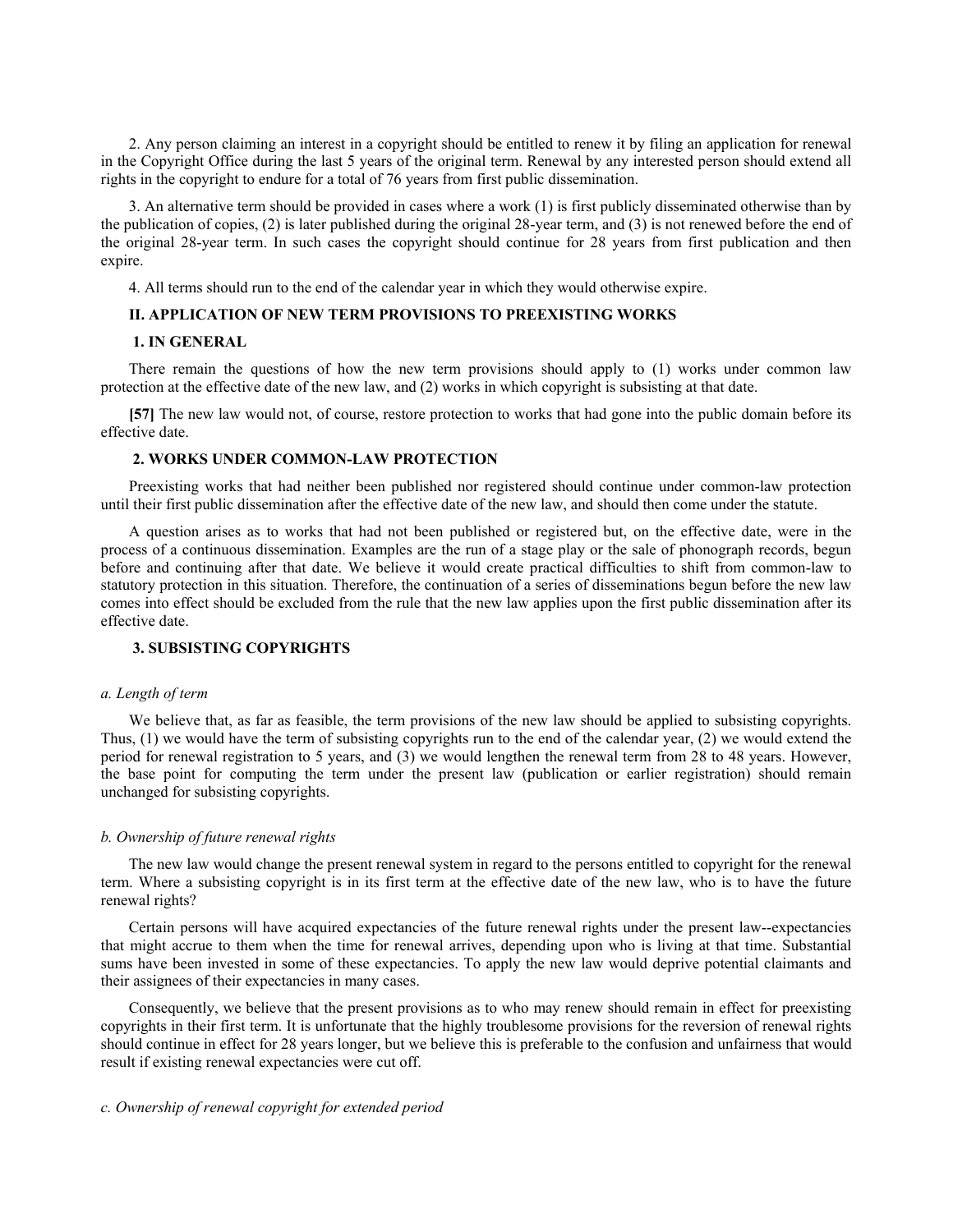2. Any person claiming an interest in a copyright should be entitled to renew it by filing an application for renewal in the Copyright Office during the last 5 years of the original term. Renewal by any interested person should extend all rights in the copyright to endure for a total of 76 years from first public dissemination.

3. An alternative term should be provided in cases where a work (1) is first publicly disseminated otherwise than by the publication of copies, (2) is later published during the original 28-year term, and (3) is not renewed before the end of the original 28-year term. In such cases the copyright should continue for 28 years from first publication and then expire.

4. All terms should run to the end of the calendar year in which they would otherwise expire.

### II. APPLICATION OF NEW TERM PROVISIONS TO PREEXISTING WORKS

#### 1. IN GENERAL

There remain the questions of how the new term provisions should apply to (1) works under common law protection at the effective date of the new law, and (2) works in which copyright is subsisting at that date.

**[57]** The new law would not, of course, restore protection to works that had gone into the public domain before its effective date.

#### 2. WORKS UNDER COMMON-LAW PROTECTION

Preexisting works that had neither been published nor registered should continue under common-law protection until their first public dissemination after the effective date of the new law, and should then come under the statute.

A question arises as to works that had not been published or registered but, on the effective date, were in the process of a continuous dissemination. Examples are the run of a stage play or the sale of phonograph records, begun before and continuing after that date. We believe it would create practical difficulties to shift from common-law to statutory protection in this situation. Therefore, the continuation of a series of disseminations begun before the new law comes into effect should be excluded from the rule that the new law applies upon the first public dissemination after its effective date.

#### 3. SUBSISTING COPYRIGHTS

*a. Length of term*

We believe that, as far as feasible, the term provisions of the new law should be applied to subsisting copyrights. Thus, (1) we would have the term of subsisting copyrights run to the end of the calendar year, (2) we would extend the period for renewal registration to 5 years, and (3) we would lengthen the renewal term from 28 to 48 years. However, the base point for computing the term under the present law (publication or earlier registration) should remain unchanged for subsisting copyrights.

*b. Ownership of future renewal rights*

The new law would change the present renewal system in regard to the persons entitled to copyright for the renewal term. Where a subsisting copyright is in its first term at the effective date of the new law, who is to have the future renewal rights?

Certain persons will have acquired expectancies of the future renewal rights under the present law--expectancies that might accrue to them when the time for renewal arrives, depending upon who is living at that time. Substantial sums have been invested in some of these expectancies. To apply the new law would deprive potential claimants and their assignees of their expectancies in many cases.

Consequently, we believe that the present provisions as to who may renew should remain in effect for preexisting copyrights in their first term. It is unfortunate that the highly troublesome provisions for the reversion of renewal rights should continue in effect for 28 years longer, but we believe this is preferable to the confusion and unfairness that would result if existing renewal expectancies were cut off.

*c. Ownership of renewal copyright for extended period*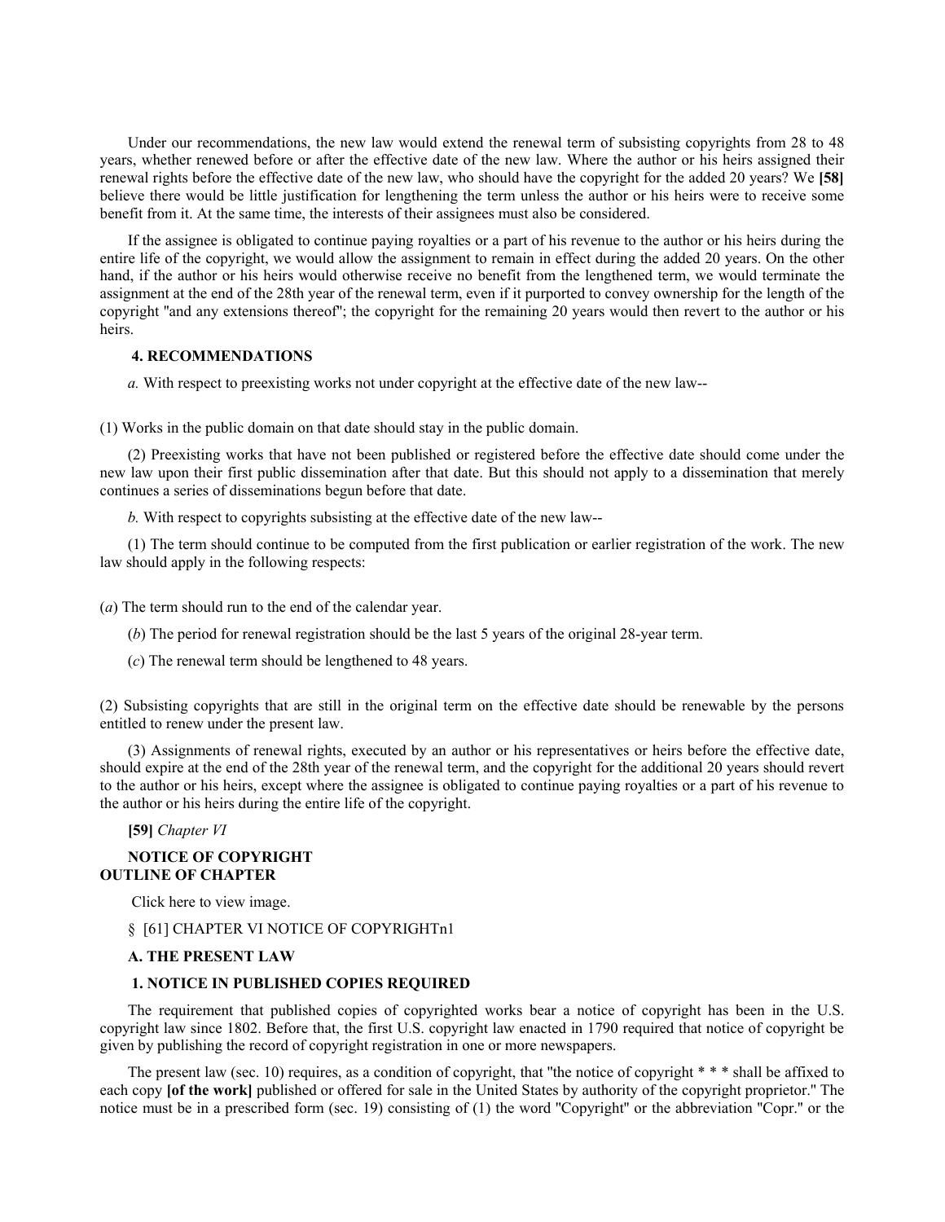Under our recommendations, the new law would extend the renewal term of subsisting copyrights from 28 to 48 years, whether renewed before or after the effective date of the new law. Where the author or his heirs assigned their renewal rights before the effective date of the new law, who should have the copyright for the added 20 years? We **[58]** believe there would be little justification for lengthening the term unless the author or his heirs were to receive some benefit from it. At the same time, the interests of their assignees must also be considered.

If the assignee is obligated to continue paying royalties or a part of his revenue to the author or his heirs during the entire life of the copyright, we would allow the assignment to remain in effect during the added 20 years. On the other hand, if the author or his heirs would otherwise receive no benefit from the lengthened term, we would terminate the assignment at the end of the 28th year of the renewal term, even if it purported to convey ownership for the length of the copyright "and any extensions thereof"; the copyright for the remaining 20 years would then revert to the author or his heirs.

#### 4. RECOMMENDATIONS

*a.* With respect to preexisting works not under copyright at the effective date of the new law--

(1) Works in the public domain on that date should stay in the public domain.

(2) Preexisting works that have not been published or registered before the effective date should come under the new law upon their first public dissemination after that date. But this should not apply to a dissemination that merely continues a series of disseminations begun before that date.

*b.* With respect to copyrights subsisting at the effective date of the new law--

(1) The term should continue to be computed from the first publication or earlier registration of the work. The new law should apply in the following respects:

(*a*) The term should run to the end of the calendar year.

(*b*) The period for renewal registration should be the last 5 years of the original 28-year term.

(*c*) The renewal term should be lengthened to 48 years.

(2) Subsisting copyrights that are still in the original term on the effective date should be renewable by the persons entitled to renew under the present law.

(3) Assignments of renewal rights, executed by an author or his representatives or heirs before the effective date, should expire at the end of the 28th year of the renewal term, and the copyright for the additional 20 years should revert to the author or his heirs, except where the assignee is obligated to continue paying royalties or a part of his revenue to the author or his heirs during the entire life of the copyright.

**[59]** *Chapter VI*

## NOTICE OF COPYRIGHT
## OUTLINE OF CHAPTER

Click here to view image.

§ [61] CHAPTER VI NOTICE OF COPYRIGHTn1

### A. THE PRESENT LAW

#### 1. NOTICE IN PUBLISHED COPIES REQUIRED

The requirement that published copies of copyrighted works bear a notice of copyright has been in the U.S. copyright law since 1802. Before that, the first U.S. copyright law enacted in 1790 required that notice of copyright be given by publishing the record of copyright registration in one or more newspapers.

The present law (sec. 10) requires, as a condition of copyright, that "the notice of copyright * * * shall be affixed to each copy **[of the work]** published or offered for sale in the United States by authority of the copyright proprietor." The notice must be in a prescribed form (sec. 19) consisting of (1) the word "Copyright" or the abbreviation "Copr." or the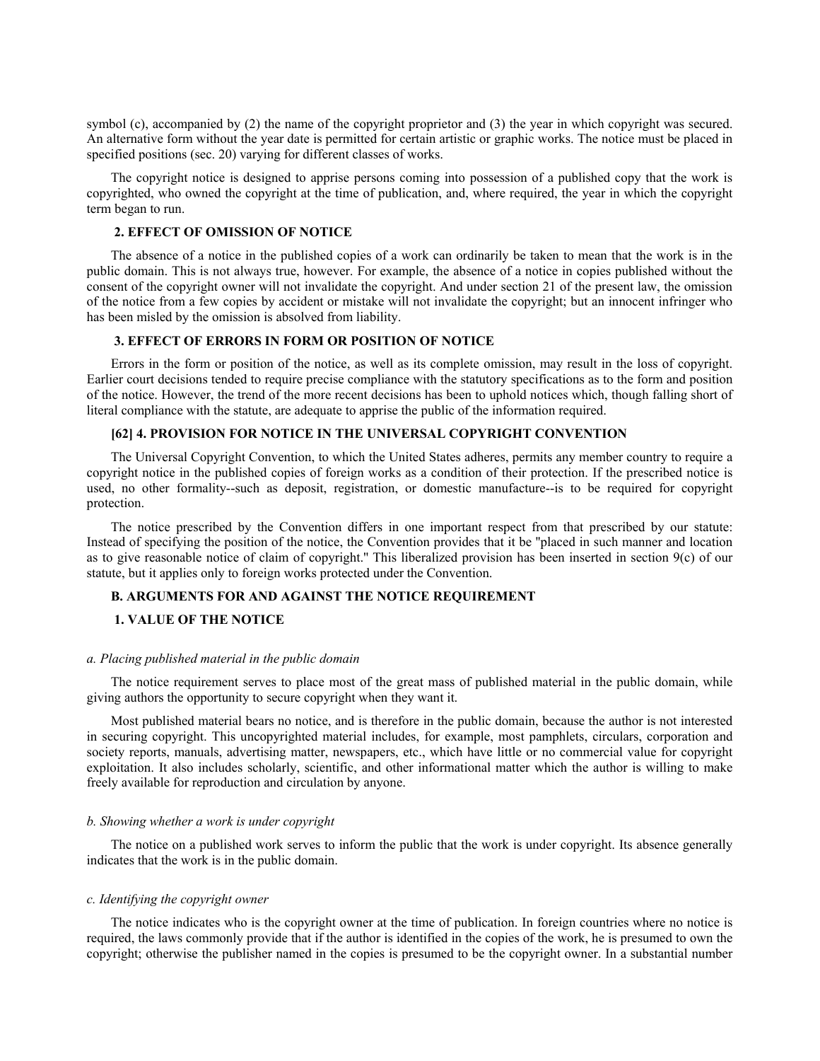symbol (c), accompanied by (2) the name of the copyright proprietor and (3) the year in which copyright was secured. An alternative form without the year date is permitted for certain artistic or graphic works. The notice must be placed in specified positions (sec. 20) varying for different classes of works.

The copyright notice is designed to apprise persons coming into possession of a published copy that the work is copyrighted, who owned the copyright at the time of publication, and, where required, the year in which the copyright term began to run.

### 2. EFFECT OF OMISSION OF NOTICE

The absence of a notice in the published copies of a work can ordinarily be taken to mean that the work is in the public domain. This is not always true, however. For example, the absence of a notice in copies published without the consent of the copyright owner will not invalidate the copyright. And under section 21 of the present law, the omission of the notice from a few copies by accident or mistake will not invalidate the copyright; but an innocent infringer who has been misled by the omission is absolved from liability.

### 3. EFFECT OF ERRORS IN FORM OR POSITION OF NOTICE

Errors in the form or position of the notice, as well as its complete omission, may result in the loss of copyright. Earlier court decisions tended to require precise compliance with the statutory specifications as to the form and position of the notice. However, the trend of the more recent decisions has been to uphold notices which, though falling short of literal compliance with the statute, are adequate to apprise the public of the information required.

### [62] 4. PROVISION FOR NOTICE IN THE UNIVERSAL COPYRIGHT CONVENTION

The Universal Copyright Convention, to which the United States adheres, permits any member country to require a copyright notice in the published copies of foreign works as a condition of their protection. If the prescribed notice is used, no other formality--such as deposit, registration, or domestic manufacture--is to be required for copyright protection.

The notice prescribed by the Convention differs in one important respect from that prescribed by our statute: Instead of specifying the position of the notice, the Convention provides that it be "placed in such manner and location as to give reasonable notice of claim of copyright." This liberalized provision has been inserted in section 9(c) of our statute, but it applies only to foreign works protected under the Convention.

## B. ARGUMENTS FOR AND AGAINST THE NOTICE REQUIREMENT

### 1. VALUE OF THE NOTICE

#### *a. Placing published material in the public domain*

The notice requirement serves to place most of the great mass of published material in the public domain, while giving authors the opportunity to secure copyright when they want it.

Most published material bears no notice, and is therefore in the public domain, because the author is not interested in securing copyright. This uncopyrighted material includes, for example, most pamphlets, circulars, corporation and society reports, manuals, advertising matter, newspapers, etc., which have little or no commercial value for copyright exploitation. It also includes scholarly, scientific, and other informational matter which the author is willing to make freely available for reproduction and circulation by anyone.

#### *b. Showing whether a work is under copyright*

The notice on a published work serves to inform the public that the work is under copyright. Its absence generally indicates that the work is in the public domain.

#### *c. Identifying the copyright owner*

The notice indicates who is the copyright owner at the time of publication. In foreign countries where no notice is required, the laws commonly provide that if the author is identified in the copies of the work, he is presumed to own the copyright; otherwise the publisher named in the copies is presumed to be the copyright owner. In a substantial number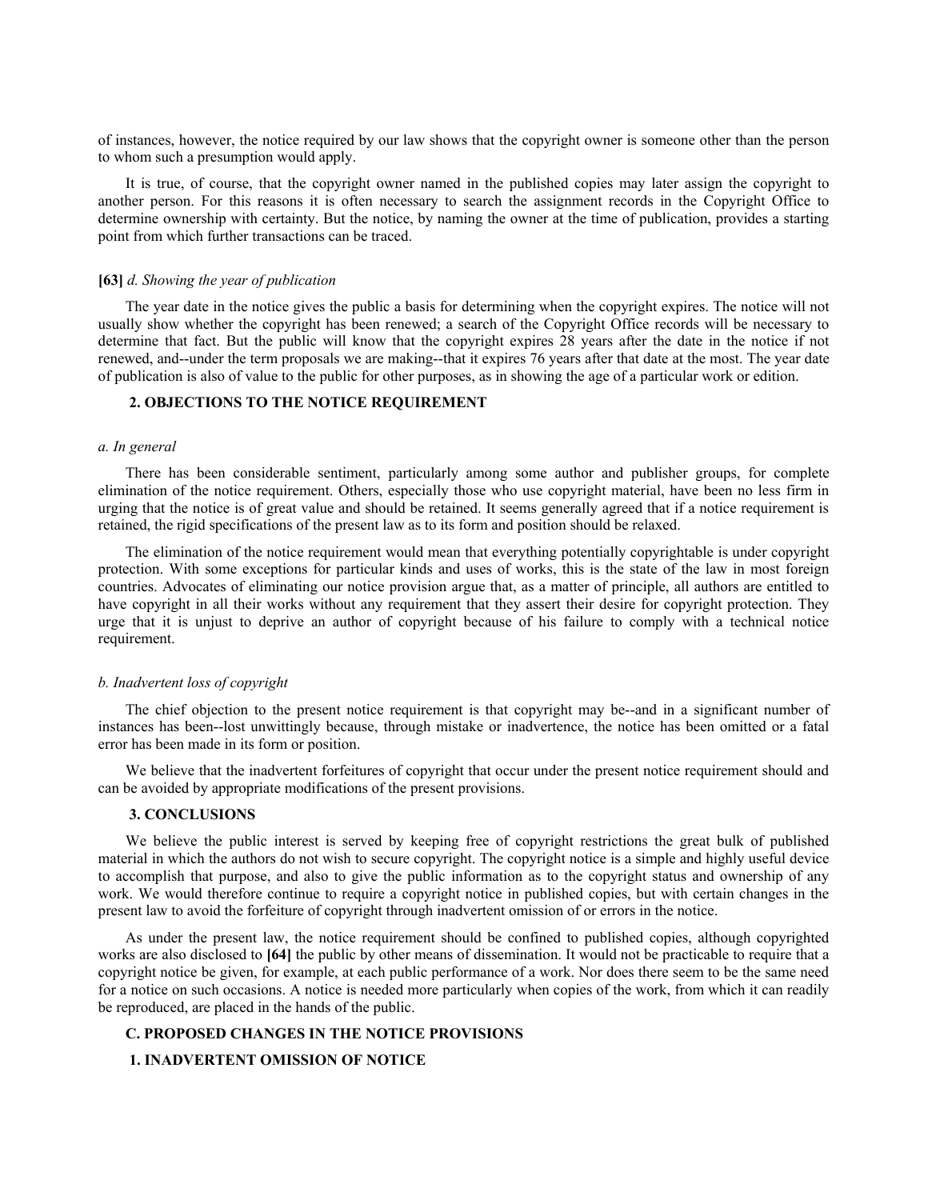of instances, however, the notice required by our law shows that the copyright owner is someone other than the person to whom such a presumption would apply.

It is true, of course, that the copyright owner named in the published copies may later assign the copyright to another person. For this reasons it is often necessary to search the assignment records in the Copyright Office to determine ownership with certainty. But the notice, by naming the owner at the time of publication, provides a starting point from which further transactions can be traced.

**[63]** *d. Showing the year of publication*

The year date in the notice gives the public a basis for determining when the copyright expires. The notice will not usually show whether the copyright has been renewed; a search of the Copyright Office records will be necessary to determine that fact. But the public will know that the copyright expires 28 years after the date in the notice if not renewed, and--under the term proposals we are making--that it expires 76 years after that date at the most. The year date of publication is also of value to the public for other purposes, as in showing the age of a particular work or edition.

### 2. OBJECTIONS TO THE NOTICE REQUIREMENT

*a. In general*

There has been considerable sentiment, particularly among some author and publisher groups, for complete elimination of the notice requirement. Others, especially those who use copyright material, have been no less firm in urging that the notice is of great value and should be retained. It seems generally agreed that if a notice requirement is retained, the rigid specifications of the present law as to its form and position should be relaxed.

The elimination of the notice requirement would mean that everything potentially copyrightable is under copyright protection. With some exceptions for particular kinds and uses of works, this is the state of the law in most foreign countries. Advocates of eliminating our notice provision argue that, as a matter of principle, all authors are entitled to have copyright in all their works without any requirement that they assert their desire for copyright protection. They urge that it is unjust to deprive an author of copyright because of his failure to comply with a technical notice requirement.

*b. Inadvertent loss of copyright*

The chief objection to the present notice requirement is that copyright may be--and in a significant number of instances has been--lost unwittingly because, through mistake or inadvertence, the notice has been omitted or a fatal error has been made in its form or position.

We believe that the inadvertent forfeitures of copyright that occur under the present notice requirement should and can be avoided by appropriate modifications of the present provisions.

### 3. CONCLUSIONS

We believe the public interest is served by keeping free of copyright restrictions the great bulk of published material in which the authors do not wish to secure copyright. The copyright notice is a simple and highly useful device to accomplish that purpose, and also to give the public information as to the copyright status and ownership of any work. We would therefore continue to require a copyright notice in published copies, but with certain changes in the present law to avoid the forfeiture of copyright through inadvertent omission of or errors in the notice.

As under the present law, the notice requirement should be confined to published copies, although copyrighted works are also disclosed to **[64]** the public by other means of dissemination. It would not be practicable to require that a copyright notice be given, for example, at each public performance of a work. Nor does there seem to be the same need for a notice on such occasions. A notice is needed more particularly when copies of the work, from which it can readily be reproduced, are placed in the hands of the public.

## C. PROPOSED CHANGES IN THE NOTICE PROVISIONS

### 1. INADVERTENT OMISSION OF NOTICE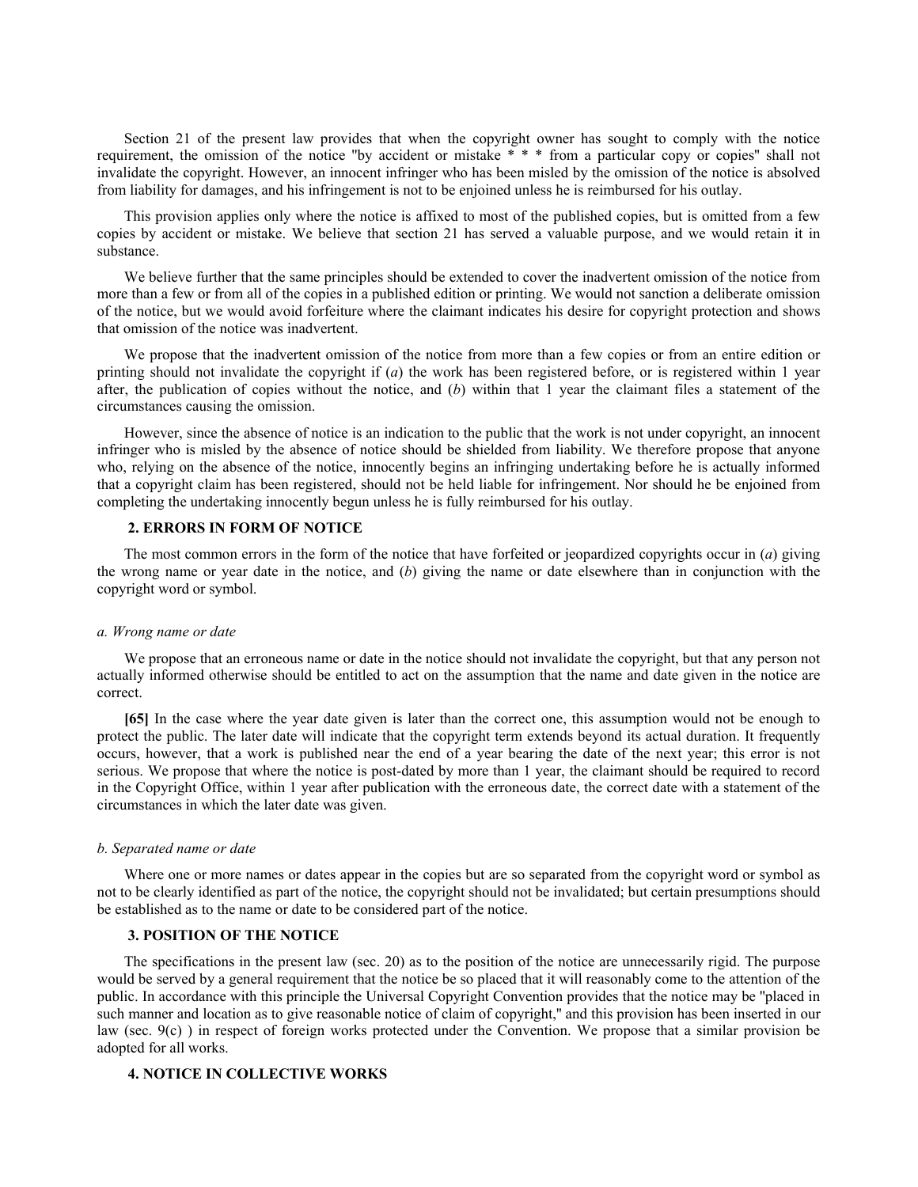Section 21 of the present law provides that when the copyright owner has sought to comply with the notice requirement, the omission of the notice "by accident or mistake * * * from a particular copy or copies" shall not invalidate the copyright. However, an innocent infringer who has been misled by the omission of the notice is absolved from liability for damages, and his infringement is not to be enjoined unless he is reimbursed for his outlay.

This provision applies only where the notice is affixed to most of the published copies, but is omitted from a few copies by accident or mistake. We believe that section 21 has served a valuable purpose, and we would retain it in substance.

We believe further that the same principles should be extended to cover the inadvertent omission of the notice from more than a few or from all of the copies in a published edition or printing. We would not sanction a deliberate omission of the notice, but we would avoid forfeiture where the claimant indicates his desire for copyright protection and shows that omission of the notice was inadvertent.

We propose that the inadvertent omission of the notice from more than a few copies or from an entire edition or printing should not invalidate the copyright if (*a*) the work has been registered before, or is registered within 1 year after, the publication of copies without the notice, and (*b*) within that 1 year the claimant files a statement of the circumstances causing the omission.

However, since the absence of notice is an indication to the public that the work is not under copyright, an innocent infringer who is misled by the absence of notice should be shielded from liability. We therefore propose that anyone who, relying on the absence of the notice, innocently begins an infringing undertaking before he is actually informed that a copyright claim has been registered, should not be held liable for infringement. Nor should he be enjoined from completing the undertaking innocently begun unless he is fully reimbursed for his outlay.

### 2. ERRORS IN FORM OF NOTICE

The most common errors in the form of the notice that have forfeited or jeopardized copyrights occur in (*a*) giving the wrong name or year date in the notice, and (*b*) giving the name or date elsewhere than in conjunction with the copyright word or symbol.

#### *a. Wrong name or date*

We propose that an erroneous name or date in the notice should not invalidate the copyright, but that any person not actually informed otherwise should be entitled to act on the assumption that the name and date given in the notice are correct.

**[65]** In the case where the year date given is later than the correct one, this assumption would not be enough to protect the public. The later date will indicate that the copyright term extends beyond its actual duration. It frequently occurs, however, that a work is published near the end of a year bearing the date of the next year; this error is not serious. We propose that where the notice is post-dated by more than 1 year, the claimant should be required to record in the Copyright Office, within 1 year after publication with the erroneous date, the correct date with a statement of the circumstances in which the later date was given.

#### *b. Separated name or date*

Where one or more names or dates appear in the copies but are so separated from the copyright word or symbol as not to be clearly identified as part of the notice, the copyright should not be invalidated; but certain presumptions should be established as to the name or date to be considered part of the notice.

### 3. POSITION OF THE NOTICE

The specifications in the present law (sec. 20) as to the position of the notice are unnecessarily rigid. The purpose would be served by a general requirement that the notice be so placed that it will reasonably come to the attention of the public. In accordance with this principle the Universal Copyright Convention provides that the notice may be "placed in such manner and location as to give reasonable notice of claim of copyright," and this provision has been inserted in our law (sec. 9(c) ) in respect of foreign works protected under the Convention. We propose that a similar provision be adopted for all works.

### 4. NOTICE IN COLLECTIVE WORKS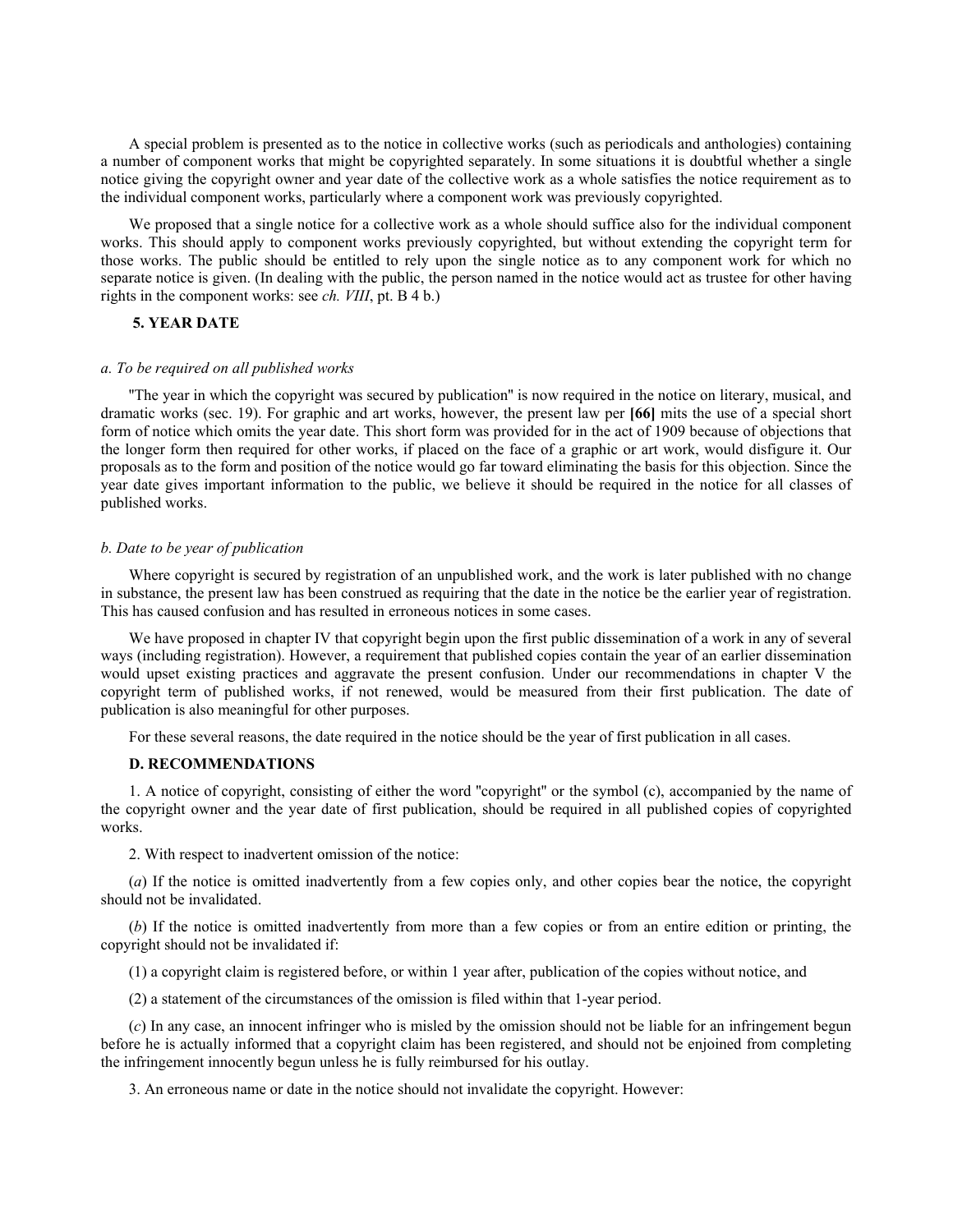A special problem is presented as to the notice in collective works (such as periodicals and anthologies) containing a number of component works that might be copyrighted separately. In some situations it is doubtful whether a single notice giving the copyright owner and year date of the collective work as a whole satisfies the notice requirement as to the individual component works, particularly where a component work was previously copyrighted.

We proposed that a single notice for a collective work as a whole should suffice also for the individual component works. This should apply to component works previously copyrighted, but without extending the copyright term for those works. The public should be entitled to rely upon the single notice as to any component work for which no separate notice is given. (In dealing with the public, the person named in the notice would act as trustee for other having rights in the component works: see *ch. VIII*, pt. B 4 b.)

### 5. YEAR DATE

*a. To be required on all published works*

"The year in which the copyright was secured by publication" is now required in the notice on literary, musical, and dramatic works (sec. 19). For graphic and art works, however, the present law per **[66]** mits the use of a special short form of notice which omits the year date. This short form was provided for in the act of 1909 because of objections that the longer form then required for other works, if placed on the face of a graphic or art work, would disfigure it. Our proposals as to the form and position of the notice would go far toward eliminating the basis for this objection. Since the year date gives important information to the public, we believe it should be required in the notice for all classes of published works.

*b. Date to be year of publication*

Where copyright is secured by registration of an unpublished work, and the work is later published with no change in substance, the present law has been construed as requiring that the date in the notice be the earlier year of registration. This has caused confusion and has resulted in erroneous notices in some cases.

We have proposed in chapter IV that copyright begin upon the first public dissemination of a work in any of several ways (including registration). However, a requirement that published copies contain the year of an earlier dissemination would upset existing practices and aggravate the present confusion. Under our recommendations in chapter V the copyright term of published works, if not renewed, would be measured from their first publication. The date of publication is also meaningful for other purposes.

For these several reasons, the date required in the notice should be the year of first publication in all cases.

### D. RECOMMENDATIONS

1. A notice of copyright, consisting of either the word "copyright" or the symbol (c), accompanied by the name of the copyright owner and the year date of first publication, should be required in all published copies of copyrighted works.

2. With respect to inadvertent omission of the notice:

(*a*) If the notice is omitted inadvertently from a few copies only, and other copies bear the notice, the copyright should not be invalidated.

(*b*) If the notice is omitted inadvertently from more than a few copies or from an entire edition or printing, the copyright should not be invalidated if:

(1) a copyright claim is registered before, or within 1 year after, publication of the copies without notice, and

(2) a statement of the circumstances of the omission is filed within that 1-year period.

(*c*) In any case, an innocent infringer who is misled by the omission should not be liable for an infringement begun before he is actually informed that a copyright claim has been registered, and should not be enjoined from completing the infringement innocently begun unless he is fully reimbursed for his outlay.

3. An erroneous name or date in the notice should not invalidate the copyright. However: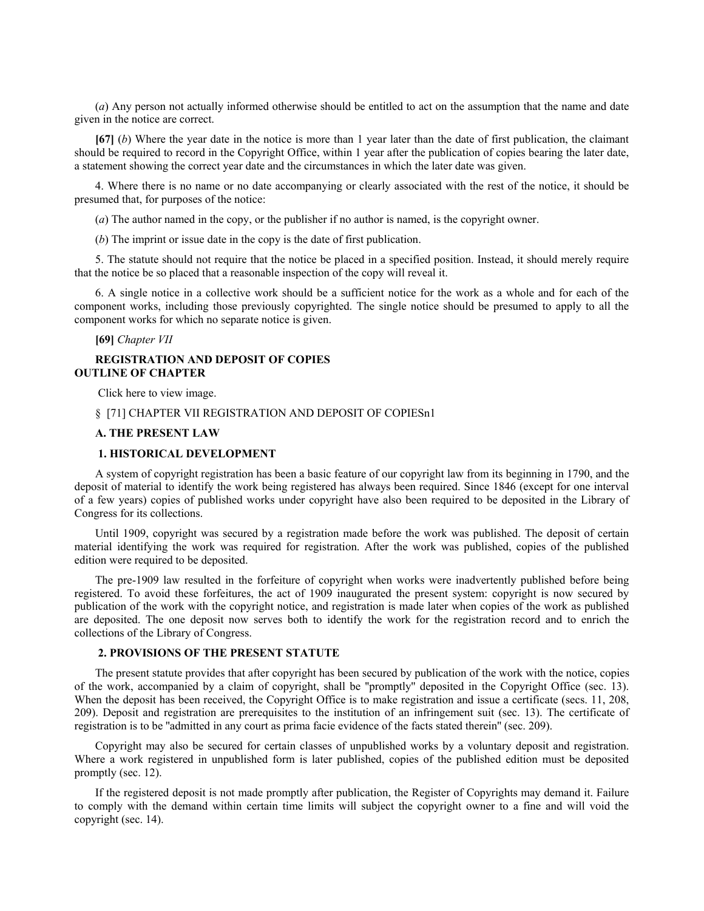(*a*) Any person not actually informed otherwise should be entitled to act on the assumption that the name and date given in the notice are correct.

**[67]** (*b*) Where the year date in the notice is more than 1 year later than the date of first publication, the claimant should be required to record in the Copyright Office, within 1 year after the publication of copies bearing the later date, a statement showing the correct year date and the circumstances in which the later date was given.

4. Where there is no name or no date accompanying or clearly associated with the rest of the notice, it should be presumed that, for purposes of the notice:

(*a*) The author named in the copy, or the publisher if no author is named, is the copyright owner.

(*b*) The imprint or issue date in the copy is the date of first publication.

5. The statute should not require that the notice be placed in a specified position. Instead, it should merely require that the notice be so placed that a reasonable inspection of the copy will reveal it.

6. A single notice in a collective work should be a sufficient notice for the work as a whole and for each of the component works, including those previously copyrighted. The single notice should be presumed to apply to all the component works for which no separate notice is given.

**[69]** *Chapter VII*

**REGISTRATION AND DEPOSIT OF COPIES**
**OUTLINE OF CHAPTER**

Click here to view image.

§ [71] CHAPTER VII REGISTRATION AND DEPOSIT OF COPIESn1

**A. THE PRESENT LAW**

**1. HISTORICAL DEVELOPMENT**

A system of copyright registration has been a basic feature of our copyright law from its beginning in 1790, and the deposit of material to identify the work being registered has always been required. Since 1846 (except for one interval of a few years) copies of published works under copyright have also been required to be deposited in the Library of Congress for its collections.

Until 1909, copyright was secured by a registration made before the work was published. The deposit of certain material identifying the work was required for registration. After the work was published, copies of the published edition were required to be deposited.

The pre-1909 law resulted in the forfeiture of copyright when works were inadvertently published before being registered. To avoid these forfeitures, the act of 1909 inaugurated the present system: copyright is now secured by publication of the work with the copyright notice, and registration is made later when copies of the work as published are deposited. The one deposit now serves both to identify the work for the registration record and to enrich the collections of the Library of Congress.

**2. PROVISIONS OF THE PRESENT STATUTE**

The present statute provides that after copyright has been secured by publication of the work with the notice, copies of the work, accompanied by a claim of copyright, shall be "promptly" deposited in the Copyright Office (sec. 13). When the deposit has been received, the Copyright Office is to make registration and issue a certificate (secs. 11, 208, 209). Deposit and registration are prerequisites to the institution of an infringement suit (sec. 13). The certificate of registration is to be "admitted in any court as prima facie evidence of the facts stated therein" (sec. 209).

Copyright may also be secured for certain classes of unpublished works by a voluntary deposit and registration. Where a work registered in unpublished form is later published, copies of the published edition must be deposited promptly (sec. 12).

If the registered deposit is not made promptly after publication, the Register of Copyrights may demand it. Failure to comply with the demand within certain time limits will subject the copyright owner to a fine and will void the copyright (sec. 14).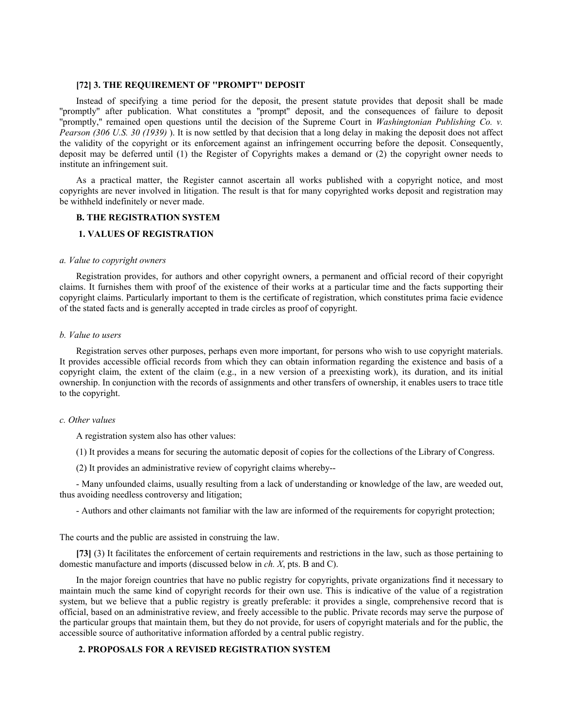**[72] 3. THE REQUIREMENT OF "PROMPT" DEPOSIT**

Instead of specifying a time period for the deposit, the present statute provides that deposit shall be made "promptly" after publication. What constitutes a "prompt" deposit, and the consequences of failure to deposit "promptly," remained open questions until the decision of the Supreme Court in *Washingtonian Publishing Co. v. Pearson (306 U.S. 30 (1939)* ). It is now settled by that decision that a long delay in making the deposit does not affect the validity of the copyright or its enforcement against an infringement occurring before the deposit. Consequently, deposit may be deferred until (1) the Register of Copyrights makes a demand or (2) the copyright owner needs to institute an infringement suit.

As a practical matter, the Register cannot ascertain all works published with a copyright notice, and most copyrights are never involved in litigation. The result is that for many copyrighted works deposit and registration may be withheld indefinitely or never made.

## B. THE REGISTRATION SYSTEM

### 1. VALUES OF REGISTRATION

*a. Value to copyright owners*

Registration provides, for authors and other copyright owners, a permanent and official record of their copyright claims. It furnishes them with proof of the existence of their works at a particular time and the facts supporting their copyright claims. Particularly important to them is the certificate of registration, which constitutes prima facie evidence of the stated facts and is generally accepted in trade circles as proof of copyright.

*b. Value to users*

Registration serves other purposes, perhaps even more important, for persons who wish to use copyright materials. It provides accessible official records from which they can obtain information regarding the existence and basis of a copyright claim, the extent of the claim (e.g., in a new version of a preexisting work), its duration, and its initial ownership. In conjunction with the records of assignments and other transfers of ownership, it enables users to trace title to the copyright.

*c. Other values*

A registration system also has other values:

(1) It provides a means for securing the automatic deposit of copies for the collections of the Library of Congress.

(2) It provides an administrative review of copyright claims whereby--

- Many unfounded claims, usually resulting from a lack of understanding or knowledge of the law, are weeded out, thus avoiding needless controversy and litigation;

- Authors and other claimants not familiar with the law are informed of the requirements for copyright protection;

The courts and the public are assisted in construing the law.

**[73]** (3) It facilitates the enforcement of certain requirements and restrictions in the law, such as those pertaining to domestic manufacture and imports (discussed below in *ch. X*, pts. B and C).

In the major foreign countries that have no public registry for copyrights, private organizations find it necessary to maintain much the same kind of copyright records for their own use. This is indicative of the value of a registration system, but we believe that a public registry is greatly preferable: it provides a single, comprehensive record that is official, based on an administrative review, and freely accessible to the public. Private records may serve the purpose of the particular groups that maintain them, but they do not provide, for users of copyright materials and for the public, the accessible source of authoritative information afforded by a central public registry.

### 2. PROPOSALS FOR A REVISED REGISTRATION SYSTEM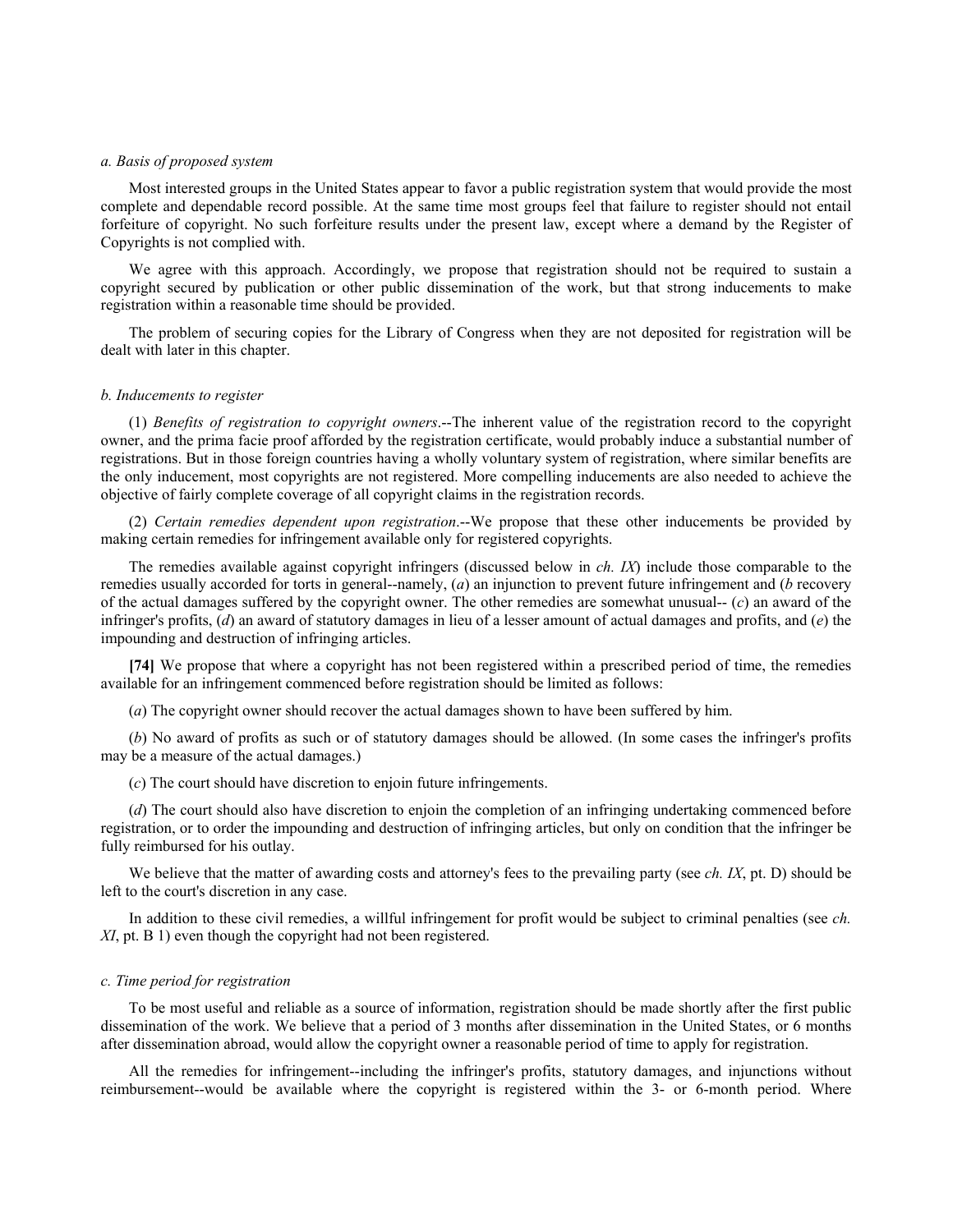*a. Basis of proposed system*

Most interested groups in the United States appear to favor a public registration system that would provide the most complete and dependable record possible. At the same time most groups feel that failure to register should not entail forfeiture of copyright. No such forfeiture results under the present law, except where a demand by the Register of Copyrights is not complied with.

We agree with this approach. Accordingly, we propose that registration should not be required to sustain a copyright secured by publication or other public dissemination of the work, but that strong inducements to make registration within a reasonable time should be provided.

The problem of securing copies for the Library of Congress when they are not deposited for registration will be dealt with later in this chapter.

*b. Inducements to register*

(1) *Benefits of registration to copyright owners*.--The inherent value of the registration record to the copyright owner, and the prima facie proof afforded by the registration certificate, would probably induce a substantial number of registrations. But in those foreign countries having a wholly voluntary system of registration, where similar benefits are the only inducement, most copyrights are not registered. More compelling inducements are also needed to achieve the objective of fairly complete coverage of all copyright claims in the registration records.

(2) *Certain remedies dependent upon registration*.--We propose that these other inducements be provided by making certain remedies for infringement available only for registered copyrights.

The remedies available against copyright infringers (discussed below in *ch. IX*) include those comparable to the remedies usually accorded for torts in general--namely, (*a*) an injunction to prevent future infringement and (*b* recovery of the actual damages suffered by the copyright owner. The other remedies are somewhat unusual-- (*c*) an award of the infringer's profits, (*d*) an award of statutory damages in lieu of a lesser amount of actual damages and profits, and (*e*) the impounding and destruction of infringing articles.

**[74]** We propose that where a copyright has not been registered within a prescribed period of time, the remedies available for an infringement commenced before registration should be limited as follows:

(*a*) The copyright owner should recover the actual damages shown to have been suffered by him.

(*b*) No award of profits as such or of statutory damages should be allowed. (In some cases the infringer's profits may be a measure of the actual damages.)

(*c*) The court should have discretion to enjoin future infringements.

(*d*) The court should also have discretion to enjoin the completion of an infringing undertaking commenced before registration, or to order the impounding and destruction of infringing articles, but only on condition that the infringer be fully reimbursed for his outlay.

We believe that the matter of awarding costs and attorney's fees to the prevailing party (see *ch. IX*, pt. D) should be left to the court's discretion in any case.

In addition to these civil remedies, a willful infringement for profit would be subject to criminal penalties (see *ch. XI*, pt. B 1) even though the copyright had not been registered.

*c. Time period for registration*

To be most useful and reliable as a source of information, registration should be made shortly after the first public dissemination of the work. We believe that a period of 3 months after dissemination in the United States, or 6 months after dissemination abroad, would allow the copyright owner a reasonable period of time to apply for registration.

All the remedies for infringement--including the infringer's profits, statutory damages, and injunctions without reimbursement--would be available where the copyright is registered within the 3- or 6-month period. Where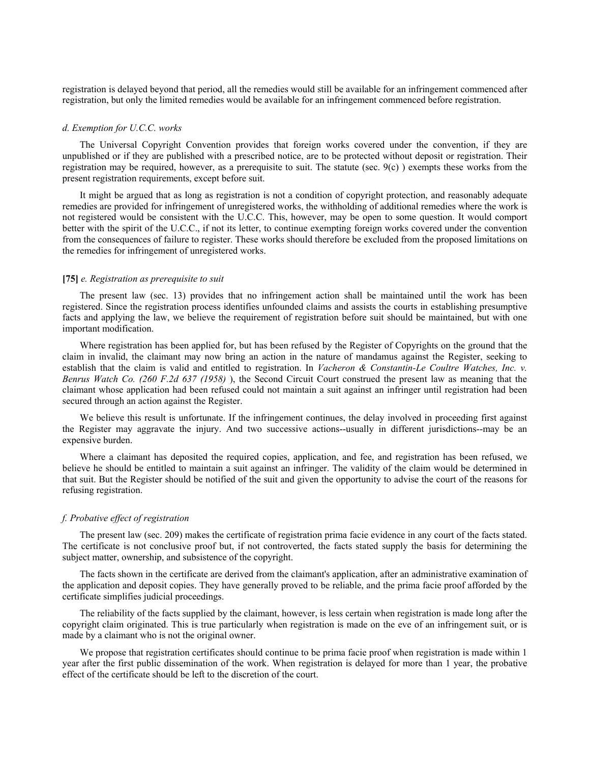registration is delayed beyond that period, all the remedies would still be available for an infringement commenced after registration, but only the limited remedies would be available for an infringement commenced before registration.

#### *d. Exemption for U.C.C. works*

The Universal Copyright Convention provides that foreign works covered under the convention, if they are unpublished or if they are published with a prescribed notice, are to be protected without deposit or registration. Their registration may be required, however, as a prerequisite to suit. The statute (sec. 9(c) ) exempts these works from the present registration requirements, except before suit.

It might be argued that as long as registration is not a condition of copyright protection, and reasonably adequate remedies are provided for infringement of unregistered works, the withholding of additional remedies where the work is not registered would be consistent with the U.C.C. This, however, may be open to some question. It would comport better with the spirit of the U.C.C., if not its letter, to continue exempting foreign works covered under the convention from the consequences of failure to register. These works should therefore be excluded from the proposed limitations on the remedies for infringement of unregistered works.

#### **[75]** *e. Registration as prerequisite to suit*

The present law (sec. 13) provides that no infringement action shall be maintained until the work has been registered. Since the registration process identifies unfounded claims and assists the courts in establishing presumptive facts and applying the law, we believe the requirement of registration before suit should be maintained, but with one important modification.

Where registration has been applied for, but has been refused by the Register of Copyrights on the ground that the claim in invalid, the claimant may now bring an action in the nature of mandamus against the Register, seeking to establish that the claim is valid and entitled to registration. In *Vacheron & Constantin-Le Coultre Watches, Inc. v. Benrus Watch Co. (260 F.2d 637 (1958)* ), the Second Circuit Court construed the present law as meaning that the claimant whose application had been refused could not maintain a suit against an infringer until registration had been secured through an action against the Register.

We believe this result is unfortunate. If the infringement continues, the delay involved in proceeding first against the Register may aggravate the injury. And two successive actions--usually in different jurisdictions--may be an expensive burden.

Where a claimant has deposited the required copies, application, and fee, and registration has been refused, we believe he should be entitled to maintain a suit against an infringer. The validity of the claim would be determined in that suit. But the Register should be notified of the suit and given the opportunity to advise the court of the reasons for refusing registration.

#### *f. Probative effect of registration*

The present law (sec. 209) makes the certificate of registration prima facie evidence in any court of the facts stated. The certificate is not conclusive proof but, if not controverted, the facts stated supply the basis for determining the subject matter, ownership, and subsistence of the copyright.

The facts shown in the certificate are derived from the claimant's application, after an administrative examination of the application and deposit copies. They have generally proved to be reliable, and the prima facie proof afforded by the certificate simplifies judicial proceedings.

The reliability of the facts supplied by the claimant, however, is less certain when registration is made long after the copyright claim originated. This is true particularly when registration is made on the eve of an infringement suit, or is made by a claimant who is not the original owner.

We propose that registration certificates should continue to be prima facie proof when registration is made within 1 year after the first public dissemination of the work. When registration is delayed for more than 1 year, the probative effect of the certificate should be left to the discretion of the court.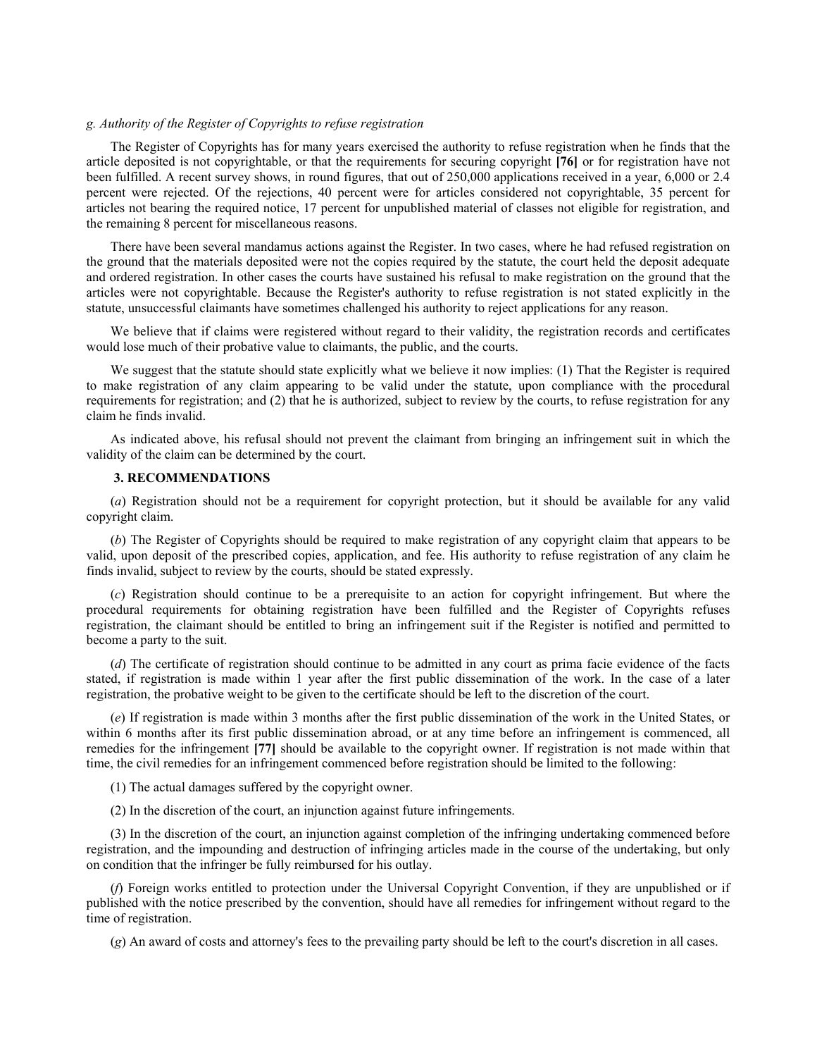*g. Authority of the Register of Copyrights to refuse registration*

The Register of Copyrights has for many years exercised the authority to refuse registration when he finds that the article deposited is not copyrightable, or that the requirements for securing copyright **[76]** or for registration have not been fulfilled. A recent survey shows, in round figures, that out of 250,000 applications received in a year, 6,000 or 2.4 percent were rejected. Of the rejections, 40 percent were for articles considered not copyrightable, 35 percent for articles not bearing the required notice, 17 percent for unpublished material of classes not eligible for registration, and the remaining 8 percent for miscellaneous reasons.

There have been several mandamus actions against the Register. In two cases, where he had refused registration on the ground that the materials deposited were not the copies required by the statute, the court held the deposit adequate and ordered registration. In other cases the courts have sustained his refusal to make registration on the ground that the articles were not copyrightable. Because the Register's authority to refuse registration is not stated explicitly in the statute, unsuccessful claimants have sometimes challenged his authority to reject applications for any reason.

We believe that if claims were registered without regard to their validity, the registration records and certificates would lose much of their probative value to claimants, the public, and the courts.

We suggest that the statute should state explicitly what we believe it now implies: (1) That the Register is required to make registration of any claim appearing to be valid under the statute, upon compliance with the procedural requirements for registration; and (2) that he is authorized, subject to review by the courts, to refuse registration for any claim he finds invalid.

As indicated above, his refusal should not prevent the claimant from bringing an infringement suit in which the validity of the claim can be determined by the court.

### 3. RECOMMENDATIONS

(*a*) Registration should not be a requirement for copyright protection, but it should be available for any valid copyright claim.

(*b*) The Register of Copyrights should be required to make registration of any copyright claim that appears to be valid, upon deposit of the prescribed copies, application, and fee. His authority to refuse registration of any claim he finds invalid, subject to review by the courts, should be stated expressly.

(*c*) Registration should continue to be a prerequisite to an action for copyright infringement. But where the procedural requirements for obtaining registration have been fulfilled and the Register of Copyrights refuses registration, the claimant should be entitled to bring an infringement suit if the Register is notified and permitted to become a party to the suit.

(*d*) The certificate of registration should continue to be admitted in any court as prima facie evidence of the facts stated, if registration is made within 1 year after the first public dissemination of the work. In the case of a later registration, the probative weight to be given to the certificate should be left to the discretion of the court.

(*e*) If registration is made within 3 months after the first public dissemination of the work in the United States, or within 6 months after its first public dissemination abroad, or at any time before an infringement is commenced, all remedies for the infringement **[77]** should be available to the copyright owner. If registration is not made within that time, the civil remedies for an infringement commenced before registration should be limited to the following:

(1) The actual damages suffered by the copyright owner.

(2) In the discretion of the court, an injunction against future infringements.

(3) In the discretion of the court, an injunction against completion of the infringing undertaking commenced before registration, and the impounding and destruction of infringing articles made in the course of the undertaking, but only on condition that the infringer be fully reimbursed for his outlay.

(*f*) Foreign works entitled to protection under the Universal Copyright Convention, if they are unpublished or if published with the notice prescribed by the convention, should have all remedies for infringement without regard to the time of registration.

(*g*) An award of costs and attorney's fees to the prevailing party should be left to the court's discretion in all cases.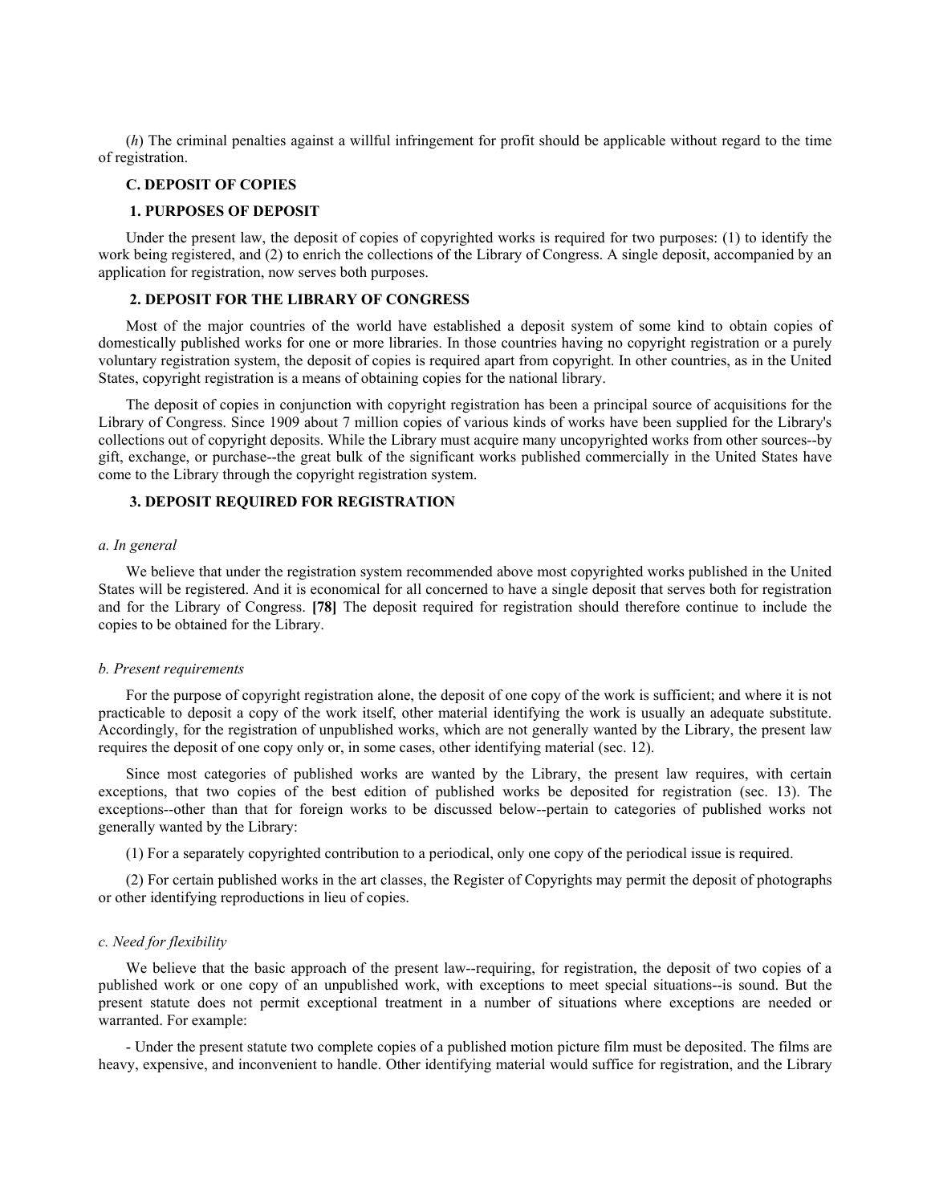(*h*) The criminal penalties against a willful infringement for profit should be applicable without regard to the time of registration.

### C. DEPOSIT OF COPIES

#### 1. PURPOSES OF DEPOSIT

Under the present law, the deposit of copies of copyrighted works is required for two purposes: (1) to identify the work being registered, and (2) to enrich the collections of the Library of Congress. A single deposit, accompanied by an application for registration, now serves both purposes.

#### 2. DEPOSIT FOR THE LIBRARY OF CONGRESS

Most of the major countries of the world have established a deposit system of some kind to obtain copies of domestically published works for one or more libraries. In those countries having no copyright registration or a purely voluntary registration system, the deposit of copies is required apart from copyright. In other countries, as in the United States, copyright registration is a means of obtaining copies for the national library.

The deposit of copies in conjunction with copyright registration has been a principal source of acquisitions for the Library of Congress. Since 1909 about 7 million copies of various kinds of works have been supplied for the Library's collections out of copyright deposits. While the Library must acquire many uncopyrighted works from other sources--by gift, exchange, or purchase--the great bulk of the significant works published commercially in the United States have come to the Library through the copyright registration system.

#### 3. DEPOSIT REQUIRED FOR REGISTRATION

*a. In general*

We believe that under the registration system recommended above most copyrighted works published in the United States will be registered. And it is economical for all concerned to have a single deposit that serves both for registration and for the Library of Congress. **[78]** The deposit required for registration should therefore continue to include the copies to be obtained for the Library.

*b. Present requirements*

For the purpose of copyright registration alone, the deposit of one copy of the work is sufficient; and where it is not practicable to deposit a copy of the work itself, other material identifying the work is usually an adequate substitute. Accordingly, for the registration of unpublished works, which are not generally wanted by the Library, the present law requires the deposit of one copy only or, in some cases, other identifying material (sec. 12).

Since most categories of published works are wanted by the Library, the present law requires, with certain exceptions, that two copies of the best edition of published works be deposited for registration (sec. 13). The exceptions--other than that for foreign works to be discussed below--pertain to categories of published works not generally wanted by the Library:

(1) For a separately copyrighted contribution to a periodical, only one copy of the periodical issue is required.

(2) For certain published works in the art classes, the Register of Copyrights may permit the deposit of photographs or other identifying reproductions in lieu of copies.

*c. Need for flexibility*

We believe that the basic approach of the present law--requiring, for registration, the deposit of two copies of a published work or one copy of an unpublished work, with exceptions to meet special situations--is sound. But the present statute does not permit exceptional treatment in a number of situations where exceptions are needed or warranted. For example:

- Under the present statute two complete copies of a published motion picture film must be deposited. The films are heavy, expensive, and inconvenient to handle. Other identifying material would suffice for registration, and the Library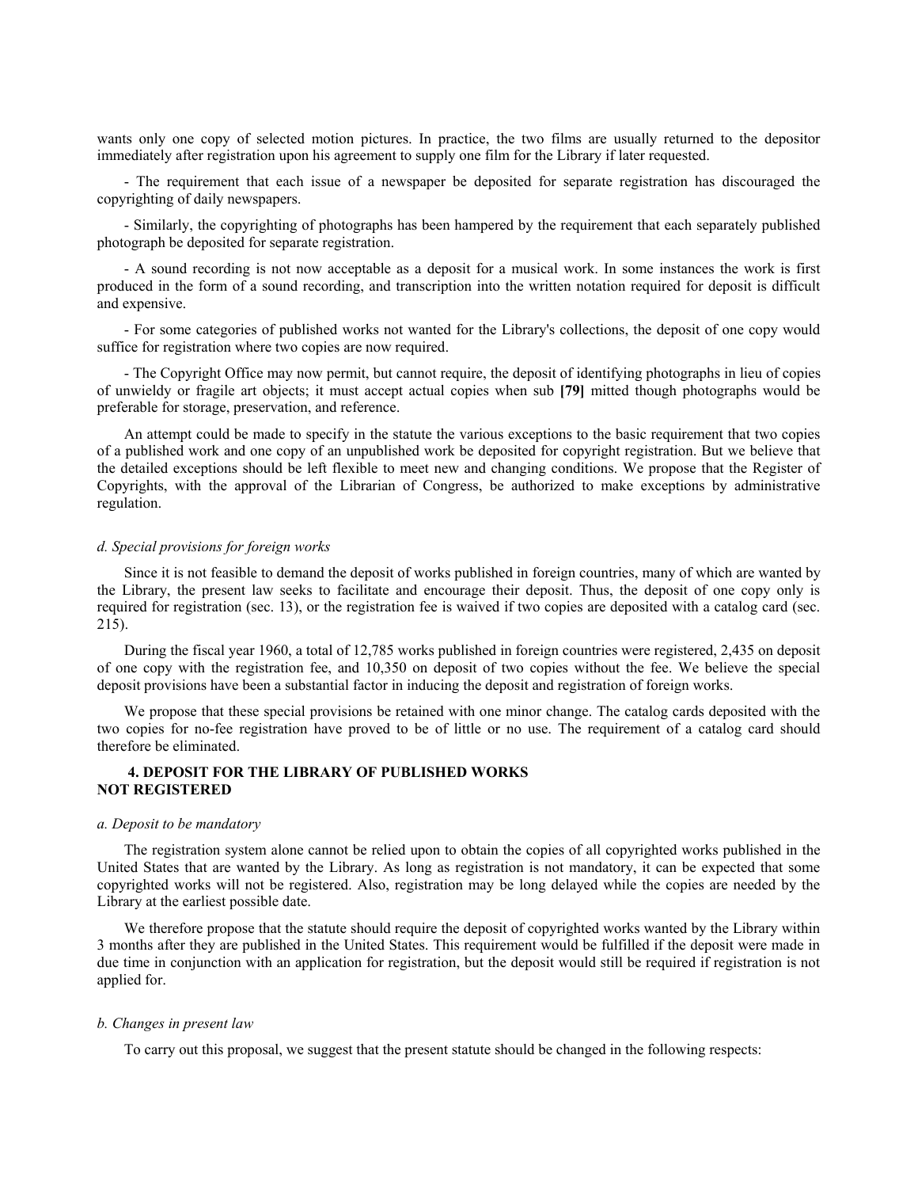wants only one copy of selected motion pictures. In practice, the two films are usually returned to the depositor immediately after registration upon his agreement to supply one film for the Library if later requested.

- The requirement that each issue of a newspaper be deposited for separate registration has discouraged the copyrighting of daily newspapers.

- Similarly, the copyrighting of photographs has been hampered by the requirement that each separately published photograph be deposited for separate registration.

- A sound recording is not now acceptable as a deposit for a musical work. In some instances the work is first produced in the form of a sound recording, and transcription into the written notation required for deposit is difficult and expensive.

- For some categories of published works not wanted for the Library's collections, the deposit of one copy would suffice for registration where two copies are now required.

- The Copyright Office may now permit, but cannot require, the deposit of identifying photographs in lieu of copies of unwieldy or fragile art objects; it must accept actual copies when sub **[79]** mitted though photographs would be preferable for storage, preservation, and reference.

An attempt could be made to specify in the statute the various exceptions to the basic requirement that two copies of a published work and one copy of an unpublished work be deposited for copyright registration. But we believe that the detailed exceptions should be left flexible to meet new and changing conditions. We propose that the Register of Copyrights, with the approval of the Librarian of Congress, be authorized to make exceptions by administrative regulation.

*d. Special provisions for foreign works*

Since it is not feasible to demand the deposit of works published in foreign countries, many of which are wanted by the Library, the present law seeks to facilitate and encourage their deposit. Thus, the deposit of one copy only is required for registration (sec. 13), or the registration fee is waived if two copies are deposited with a catalog card (sec. 215).

During the fiscal year 1960, a total of 12,785 works published in foreign countries were registered, 2,435 on deposit of one copy with the registration fee, and 10,350 on deposit of two copies without the fee. We believe the special deposit provisions have been a substantial factor in inducing the deposit and registration of foreign works.

We propose that these special provisions be retained with one minor change. The catalog cards deposited with the two copies for no-fee registration have proved to be of little or no use. The requirement of a catalog card should therefore be eliminated.

### 4. DEPOSIT FOR THE LIBRARY OF PUBLISHED WORKS NOT REGISTERED

*a. Deposit to be mandatory*

The registration system alone cannot be relied upon to obtain the copies of all copyrighted works published in the United States that are wanted by the Library. As long as registration is not mandatory, it can be expected that some copyrighted works will not be registered. Also, registration may be long delayed while the copies are needed by the Library at the earliest possible date.

We therefore propose that the statute should require the deposit of copyrighted works wanted by the Library within 3 months after they are published in the United States. This requirement would be fulfilled if the deposit were made in due time in conjunction with an application for registration, but the deposit would still be required if registration is not applied for.

*b. Changes in present law*

To carry out this proposal, we suggest that the present statute should be changed in the following respects: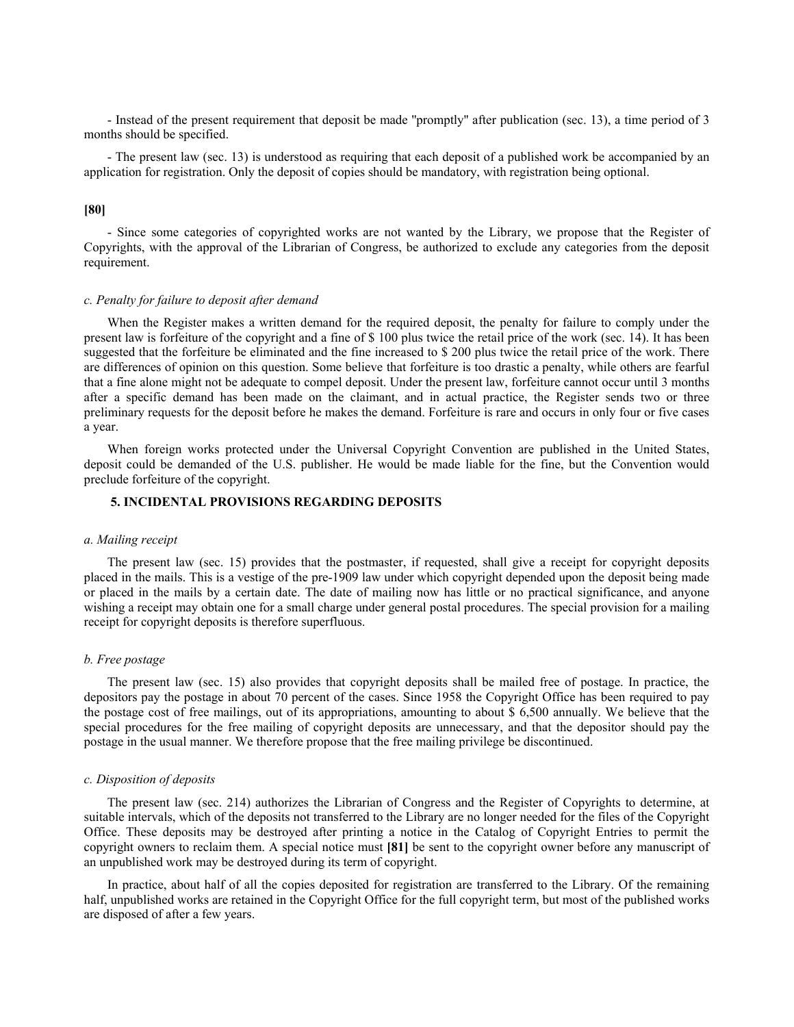- Instead of the present requirement that deposit be made "promptly" after publication (sec. 13), a time period of 3 months should be specified.

- The present law (sec. 13) is understood as requiring that each deposit of a published work be accompanied by an application for registration. Only the deposit of copies should be mandatory, with registration being optional.

**[80]**

- Since some categories of copyrighted works are not wanted by the Library, we propose that the Register of Copyrights, with the approval of the Librarian of Congress, be authorized to exclude any categories from the deposit requirement.

*c. Penalty for failure to deposit after demand*

When the Register makes a written demand for the required deposit, the penalty for failure to comply under the present law is forfeiture of the copyright and a fine of $ 100 plus twice the retail price of the work (sec. 14). It has been suggested that the forfeiture be eliminated and the fine increased to $ 200 plus twice the retail price of the work. There are differences of opinion on this question. Some believe that forfeiture is too drastic a penalty, while others are fearful that a fine alone might not be adequate to compel deposit. Under the present law, forfeiture cannot occur until 3 months after a specific demand has been made on the claimant, and in actual practice, the Register sends two or three preliminary requests for the deposit before he makes the demand. Forfeiture is rare and occurs in only four or five cases a year.

When foreign works protected under the Universal Copyright Convention are published in the United States, deposit could be demanded of the U.S. publisher. He would be made liable for the fine, but the Convention would preclude forfeiture of the copyright.

**5. INCIDENTAL PROVISIONS REGARDING DEPOSITS**

*a. Mailing receipt*

The present law (sec. 15) provides that the postmaster, if requested, shall give a receipt for copyright deposits placed in the mails. This is a vestige of the pre-1909 law under which copyright depended upon the deposit being made or placed in the mails by a certain date. The date of mailing now has little or no practical significance, and anyone wishing a receipt may obtain one for a small charge under general postal procedures. The special provision for a mailing receipt for copyright deposits is therefore superfluous.

*b. Free postage*

The present law (sec. 15) also provides that copyright deposits shall be mailed free of postage. In practice, the depositors pay the postage in about 70 percent of the cases. Since 1958 the Copyright Office has been required to pay the postage cost of free mailings, out of its appropriations, amounting to about $ 6,500 annually. We believe that the special procedures for the free mailing of copyright deposits are unnecessary, and that the depositor should pay the postage in the usual manner. We therefore propose that the free mailing privilege be discontinued.

*c. Disposition of deposits*

The present law (sec. 214) authorizes the Librarian of Congress and the Register of Copyrights to determine, at suitable intervals, which of the deposits not transferred to the Library are no longer needed for the files of the Copyright Office. These deposits may be destroyed after printing a notice in the Catalog of Copyright Entries to permit the copyright owners to reclaim them. A special notice must **[81]** be sent to the copyright owner before any manuscript of an unpublished work may be destroyed during its term of copyright.

In practice, about half of all the copies deposited for registration are transferred to the Library. Of the remaining half, unpublished works are retained in the Copyright Office for the full copyright term, but most of the published works are disposed of after a few years.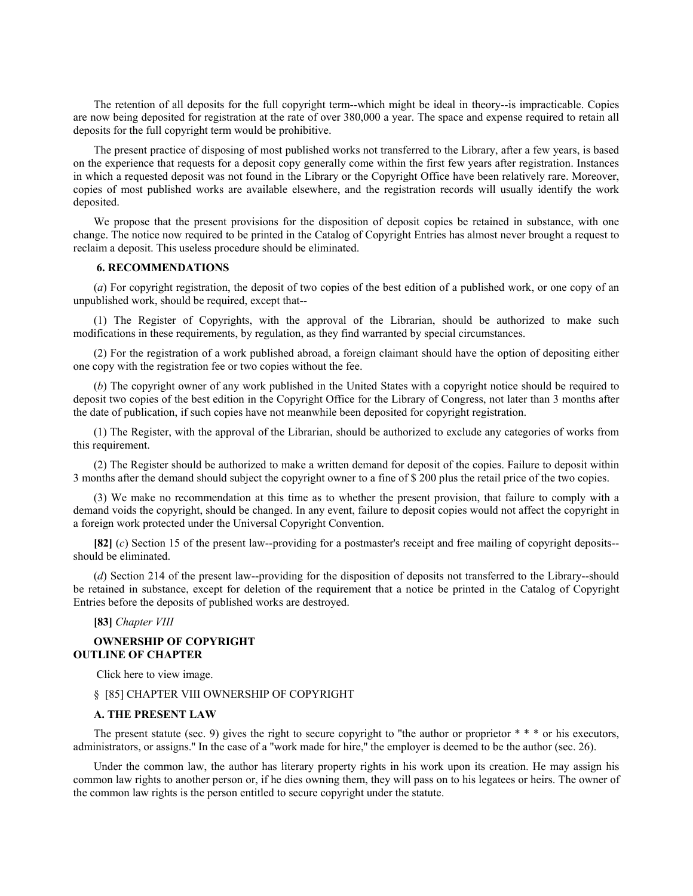The retention of all deposits for the full copyright term--which might be ideal in theory--is impracticable. Copies are now being deposited for registration at the rate of over 380,000 a year. The space and expense required to retain all deposits for the full copyright term would be prohibitive.

The present practice of disposing of most published works not transferred to the Library, after a few years, is based on the experience that requests for a deposit copy generally come within the first few years after registration. Instances in which a requested deposit was not found in the Library or the Copyright Office have been relatively rare. Moreover, copies of most published works are available elsewhere, and the registration records will usually identify the work deposited.

We propose that the present provisions for the disposition of deposit copies be retained in substance, with one change. The notice now required to be printed in the Catalog of Copyright Entries has almost never brought a request to reclaim a deposit. This useless procedure should be eliminated.

#### 6. RECOMMENDATIONS

(*a*) For copyright registration, the deposit of two copies of the best edition of a published work, or one copy of an unpublished work, should be required, except that--

(1) The Register of Copyrights, with the approval of the Librarian, should be authorized to make such modifications in these requirements, by regulation, as they find warranted by special circumstances.

(2) For the registration of a work published abroad, a foreign claimant should have the option of depositing either one copy with the registration fee or two copies without the fee.

(*b*) The copyright owner of any work published in the United States with a copyright notice should be required to deposit two copies of the best edition in the Copyright Office for the Library of Congress, not later than 3 months after the date of publication, if such copies have not meanwhile been deposited for copyright registration.

(1) The Register, with the approval of the Librarian, should be authorized to exclude any categories of works from this requirement.

(2) The Register should be authorized to make a written demand for deposit of the copies. Failure to deposit within 3 months after the demand should subject the copyright owner to a fine of $ 200 plus the retail price of the two copies.

(3) We make no recommendation at this time as to whether the present provision, that failure to comply with a demand voids the copyright, should be changed. In any event, failure to deposit copies would not affect the copyright in a foreign work protected under the Universal Copyright Convention.

**[82]** (*c*) Section 15 of the present law--providing for a postmaster's receipt and free mailing of copyright deposits--should be eliminated.

(*d*) Section 214 of the present law--providing for the disposition of deposits not transferred to the Library--should be retained in substance, except for deletion of the requirement that a notice be printed in the Catalog of Copyright Entries before the deposits of published works are destroyed.

**[83]** *Chapter VIII*

**OWNERSHIP OF COPYRIGHT**
**OUTLINE OF CHAPTER**

Click here to view image.

§ [85] CHAPTER VIII OWNERSHIP OF COPYRIGHT

#### A. THE PRESENT LAW

The present statute (sec. 9) gives the right to secure copyright to "the author or proprietor * * * or his executors, administrators, or assigns." In the case of a "work made for hire," the employer is deemed to be the author (sec. 26).

Under the common law, the author has literary property rights in his work upon its creation. He may assign his common law rights to another person or, if he dies owning them, they will pass on to his legatees or heirs. The owner of the common law rights is the person entitled to secure copyright under the statute.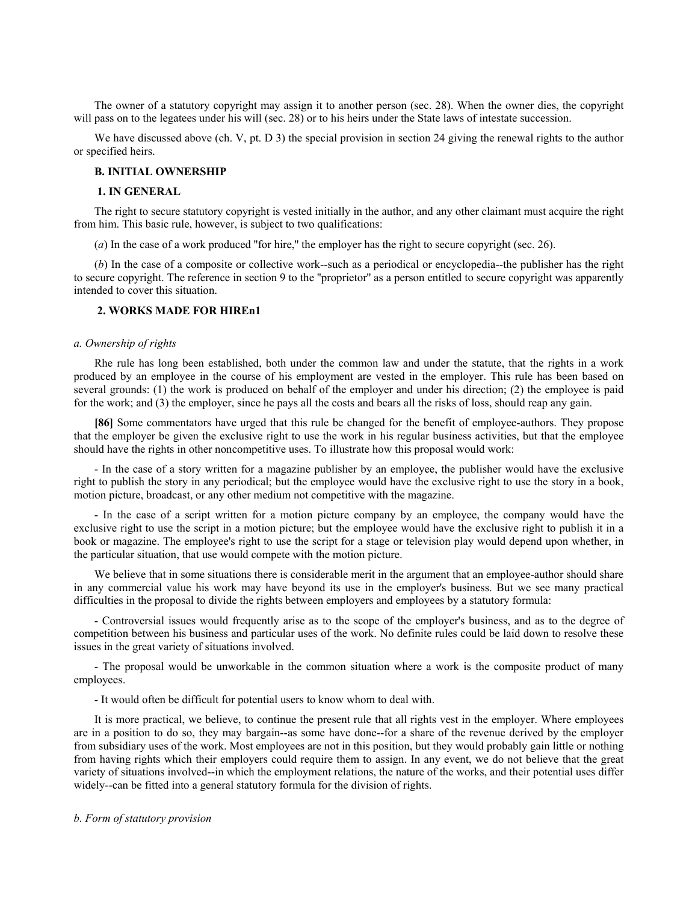The owner of a statutory copyright may assign it to another person (sec. 28). When the owner dies, the copyright will pass on to the legatees under his will (sec. 28) or to his heirs under the State laws of intestate succession.

We have discussed above (ch. V, pt. D 3) the special provision in section 24 giving the renewal rights to the author or specified heirs.

### B. INITIAL OWNERSHIP

#### 1. IN GENERAL

The right to secure statutory copyright is vested initially in the author, and any other claimant must acquire the right from him. This basic rule, however, is subject to two qualifications:

(*a*) In the case of a work produced "for hire," the employer has the right to secure copyright (sec. 26).

(*b*) In the case of a composite or collective work--such as a periodical or encyclopedia--the publisher has the right to secure copyright. The reference in section 9 to the "proprietor" as a person entitled to secure copyright was apparently intended to cover this situation.

#### 2. WORKS MADE FOR HIREn1

*a. Ownership of rights*

Rhe rule has long been established, both under the common law and under the statute, that the rights in a work produced by an employee in the course of his employment are vested in the employer. This rule has been based on several grounds: (1) the work is produced on behalf of the employer and under his direction; (2) the employee is paid for the work; and (3) the employer, since he pays all the costs and bears all the risks of loss, should reap any gain.

**[86]** Some commentators have urged that this rule be changed for the benefit of employee-authors. They propose that the employer be given the exclusive right to use the work in his regular business activities, but that the employee should have the rights in other noncompetitive uses. To illustrate how this proposal would work:

- In the case of a story written for a magazine publisher by an employee, the publisher would have the exclusive right to publish the story in any periodical; but the employee would have the exclusive right to use the story in a book, motion picture, broadcast, or any other medium not competitive with the magazine.

- In the case of a script written for a motion picture company by an employee, the company would have the exclusive right to use the script in a motion picture; but the employee would have the exclusive right to publish it in a book or magazine. The employee's right to use the script for a stage or television play would depend upon whether, in the particular situation, that use would compete with the motion picture.

We believe that in some situations there is considerable merit in the argument that an employee-author should share in any commercial value his work may have beyond its use in the employer's business. But we see many practical difficulties in the proposal to divide the rights between employers and employees by a statutory formula:

- Controversial issues would frequently arise as to the scope of the employer's business, and as to the degree of competition between his business and particular uses of the work. No definite rules could be laid down to resolve these issues in the great variety of situations involved.

- The proposal would be unworkable in the common situation where a work is the composite product of many employees.

- It would often be difficult for potential users to know whom to deal with.

It is more practical, we believe, to continue the present rule that all rights vest in the employer. Where employees are in a position to do so, they may bargain--as some have done--for a share of the revenue derived by the employer from subsidiary uses of the work. Most employees are not in this position, but they would probably gain little or nothing from having rights which their employers could require them to assign. In any event, we do not believe that the great variety of situations involved--in which the employment relations, the nature of the works, and their potential uses differ widely--can be fitted into a general statutory formula for the division of rights.

*b. Form of statutory provision*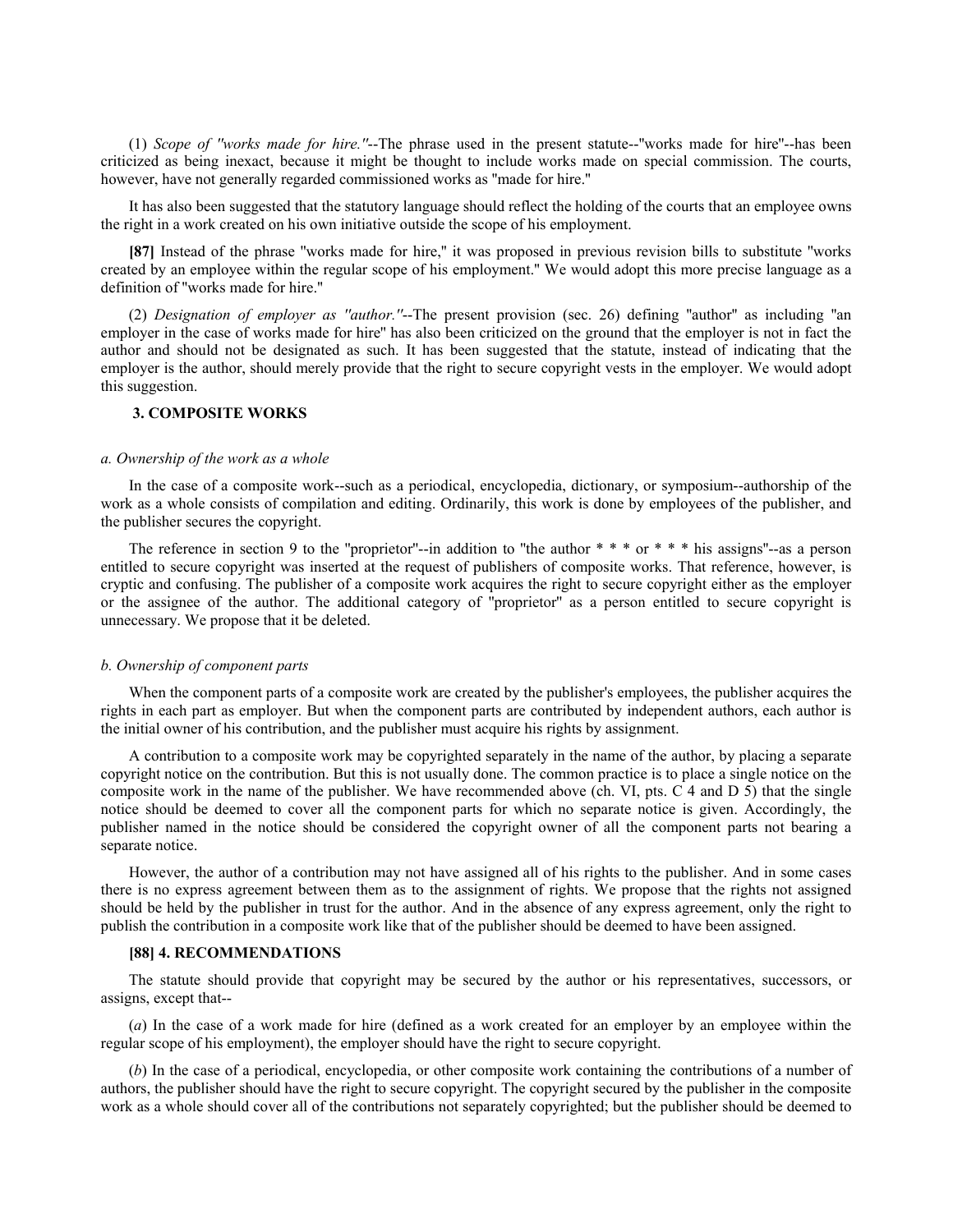(1) *Scope of "works made for hire."*--The phrase used in the present statute--"works made for hire"--has been criticized as being inexact, because it might be thought to include works made on special commission. The courts, however, have not generally regarded commissioned works as "made for hire."

It has also been suggested that the statutory language should reflect the holding of the courts that an employee owns the right in a work created on his own initiative outside the scope of his employment.

**[87]** Instead of the phrase "works made for hire," it was proposed in previous revision bills to substitute "works created by an employee within the regular scope of his employment." We would adopt this more precise language as a definition of "works made for hire."

(2) *Designation of employer as "author."*--The present provision (sec. 26) defining "author" as including "an employer in the case of works made for hire" has also been criticized on the ground that the employer is not in fact the author and should not be designated as such. It has been suggested that the statute, instead of indicating that the employer is the author, should merely provide that the right to secure copyright vests in the employer. We would adopt this suggestion.

### 3. COMPOSITE WORKS

#### *a. Ownership of the work as a whole*

In the case of a composite work--such as a periodical, encyclopedia, dictionary, or symposium--authorship of the work as a whole consists of compilation and editing. Ordinarily, this work is done by employees of the publisher, and the publisher secures the copyright.

The reference in section 9 to the "proprietor"--in addition to "the author * * * or * * * his assigns"--as a person entitled to secure copyright was inserted at the request of publishers of composite works. That reference, however, is cryptic and confusing. The publisher of a composite work acquires the right to secure copyright either as the employer or the assignee of the author. The additional category of "proprietor" as a person entitled to secure copyright is unnecessary. We propose that it be deleted.

#### *b. Ownership of component parts*

When the component parts of a composite work are created by the publisher's employees, the publisher acquires the rights in each part as employer. But when the component parts are contributed by independent authors, each author is the initial owner of his contribution, and the publisher must acquire his rights by assignment.

A contribution to a composite work may be copyrighted separately in the name of the author, by placing a separate copyright notice on the contribution. But this is not usually done. The common practice is to place a single notice on the composite work in the name of the publisher. We have recommended above (ch. VI, pts. C 4 and D 5) that the single notice should be deemed to cover all the component parts for which no separate notice is given. Accordingly, the publisher named in the notice should be considered the copyright owner of all the component parts not bearing a separate notice.

However, the author of a contribution may not have assigned all of his rights to the publisher. And in some cases there is no express agreement between them as to the assignment of rights. We propose that the rights not assigned should be held by the publisher in trust for the author. And in the absence of any express agreement, only the right to publish the contribution in a composite work like that of the publisher should be deemed to have been assigned.

### [88] 4. RECOMMENDATIONS

The statute should provide that copyright may be secured by the author or his representatives, successors, or assigns, except that--

(*a*) In the case of a work made for hire (defined as a work created for an employer by an employee within the regular scope of his employment), the employer should have the right to secure copyright.

(*b*) In the case of a periodical, encyclopedia, or other composite work containing the contributions of a number of authors, the publisher should have the right to secure copyright. The copyright secured by the publisher in the composite work as a whole should cover all of the contributions not separately copyrighted; but the publisher should be deemed to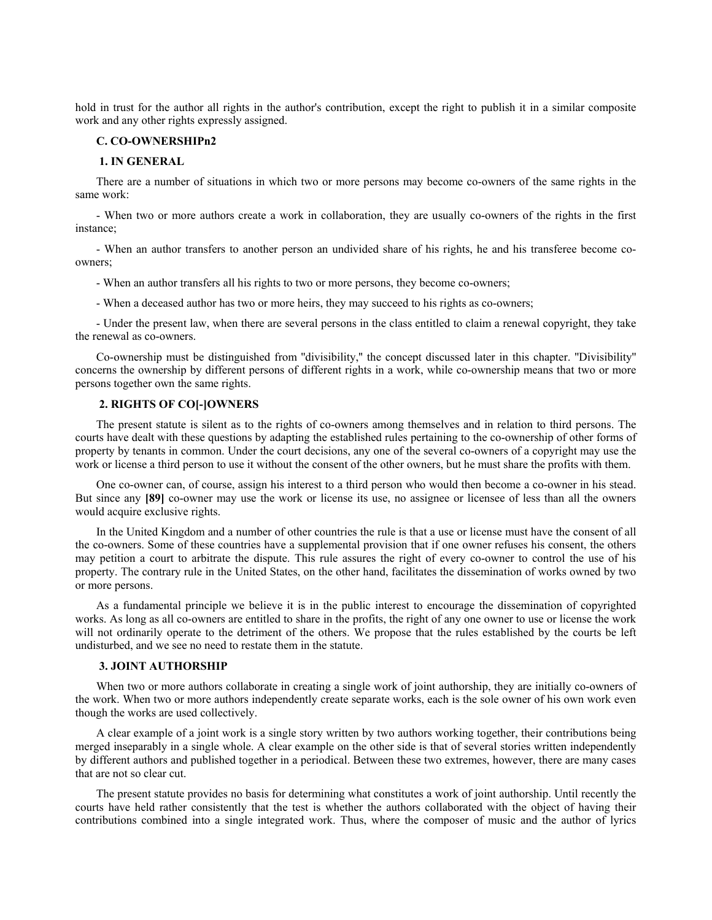hold in trust for the author all rights in the author's contribution, except the right to publish it in a similar composite work and any other rights expressly assigned.

### C. CO-OWNERSHIPn2

#### 1. IN GENERAL

There are a number of situations in which two or more persons may become co-owners of the same rights in the same work:

- When two or more authors create a work in collaboration, they are usually co-owners of the rights in the first instance;

- When an author transfers to another person an undivided share of his rights, he and his transferee become co-owners;

- When an author transfers all his rights to two or more persons, they become co-owners;

- When a deceased author has two or more heirs, they may succeed to his rights as co-owners;

- Under the present law, when there are several persons in the class entitled to claim a renewal copyright, they take the renewal as co-owners.

Co-ownership must be distinguished from "divisibility," the concept discussed later in this chapter. "Divisibility" concerns the ownership by different persons of different rights in a work, while co-ownership means that two or more persons together own the same rights.

#### 2. RIGHTS OF CO[-]OWNERS

The present statute is silent as to the rights of co-owners among themselves and in relation to third persons. The courts have dealt with these questions by adapting the established rules pertaining to the co-ownership of other forms of property by tenants in common. Under the court decisions, any one of the several co-owners of a copyright may use the work or license a third person to use it without the consent of the other owners, but he must share the profits with them.

One co-owner can, of course, assign his interest to a third person who would then become a co-owner in his stead. But since any **[89]** co-owner may use the work or license its use, no assignee or licensee of less than all the owners would acquire exclusive rights.

In the United Kingdom and a number of other countries the rule is that a use or license must have the consent of all the co-owners. Some of these countries have a supplemental provision that if one owner refuses his consent, the others may petition a court to arbitrate the dispute. This rule assures the right of every co-owner to control the use of his property. The contrary rule in the United States, on the other hand, facilitates the dissemination of works owned by two or more persons.

As a fundamental principle we believe it is in the public interest to encourage the dissemination of copyrighted works. As long as all co-owners are entitled to share in the profits, the right of any one owner to use or license the work will not ordinarily operate to the detriment of the others. We propose that the rules established by the courts be left undisturbed, and we see no need to restate them in the statute.

#### 3. JOINT AUTHORSHIP

When two or more authors collaborate in creating a single work of joint authorship, they are initially co-owners of the work. When two or more authors independently create separate works, each is the sole owner of his own work even though the works are used collectively.

A clear example of a joint work is a single story written by two authors working together, their contributions being merged inseparably in a single whole. A clear example on the other side is that of several stories written independently by different authors and published together in a periodical. Between these two extremes, however, there are many cases that are not so clear cut.

The present statute provides no basis for determining what constitutes a work of joint authorship. Until recently the courts have held rather consistently that the test is whether the authors collaborated with the object of having their contributions combined into a single integrated work. Thus, where the composer of music and the author of lyrics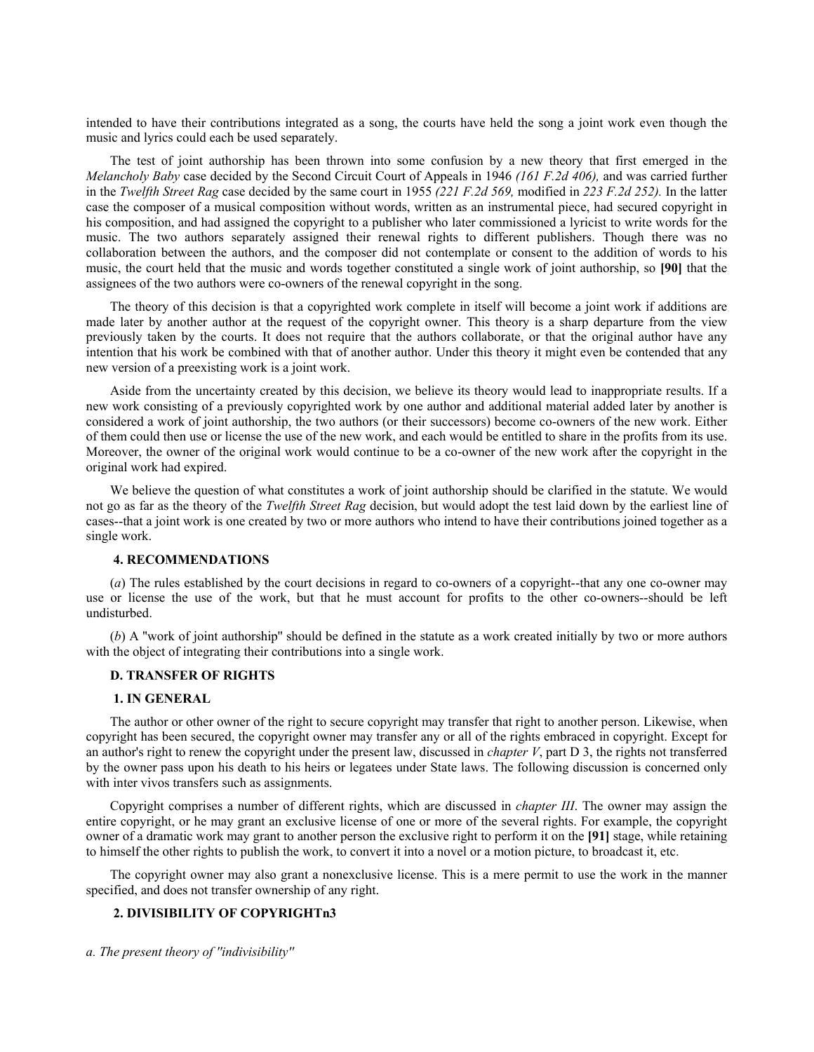intended to have their contributions integrated as a song, the courts have held the song a joint work even though the music and lyrics could each be used separately.

The test of joint authorship has been thrown into some confusion by a new theory that first emerged in the *Melancholy Baby* case decided by the Second Circuit Court of Appeals in 1946 *(161 F.2d 406),* and was carried further in the *Twelfth Street Rag* case decided by the same court in 1955 *(221 F.2d 569,* modified in *223 F.2d 252).* In the latter case the composer of a musical composition without words, written as an instrumental piece, had secured copyright in his composition, and had assigned the copyright to a publisher who later commissioned a lyricist to write words for the music. The two authors separately assigned their renewal rights to different publishers. Though there was no collaboration between the authors, and the composer did not contemplate or consent to the addition of words to his music, the court held that the music and words together constituted a single work of joint authorship, so **[90]** that the assignees of the two authors were co-owners of the renewal copyright in the song.

The theory of this decision is that a copyrighted work complete in itself will become a joint work if additions are made later by another author at the request of the copyright owner. This theory is a sharp departure from the view previously taken by the courts. It does not require that the authors collaborate, or that the original author have any intention that his work be combined with that of another author. Under this theory it might even be contended that any new version of a preexisting work is a joint work.

Aside from the uncertainty created by this decision, we believe its theory would lead to inappropriate results. If a new work consisting of a previously copyrighted work by one author and additional material added later by another is considered a work of joint authorship, the two authors (or their successors) become co-owners of the new work. Either of them could then use or license the use of the new work, and each would be entitled to share in the profits from its use. Moreover, the owner of the original work would continue to be a co-owner of the new work after the copyright in the original work had expired.

We believe the question of what constitutes a work of joint authorship should be clarified in the statute. We would not go as far as the theory of the *Twelfth Street Rag* decision, but would adopt the test laid down by the earliest line of cases--that a joint work is one created by two or more authors who intend to have their contributions joined together as a single work.

#### 4. RECOMMENDATIONS

(*a*) The rules established by the court decisions in regard to co-owners of a copyright--that any one co-owner may use or license the use of the work, but that he must account for profits to the other co-owners--should be left undisturbed.

(*b*) A "work of joint authorship" should be defined in the statute as a work created initially by two or more authors with the object of integrating their contributions into a single work.

### D. TRANSFER OF RIGHTS

#### 1. IN GENERAL

The author or other owner of the right to secure copyright may transfer that right to another person. Likewise, when copyright has been secured, the copyright owner may transfer any or all of the rights embraced in copyright. Except for an author's right to renew the copyright under the present law, discussed in *chapter V*, part D 3, the rights not transferred by the owner pass upon his death to his heirs or legatees under State laws. The following discussion is concerned only with inter vivos transfers such as assignments.

Copyright comprises a number of different rights, which are discussed in *chapter III*. The owner may assign the entire copyright, or he may grant an exclusive license of one or more of the several rights. For example, the copyright owner of a dramatic work may grant to another person the exclusive right to perform it on the **[91]** stage, while retaining to himself the other rights to publish the work, to convert it into a novel or a motion picture, to broadcast it, etc.

The copyright owner may also grant a nonexclusive license. This is a mere permit to use the work in the manner specified, and does not transfer ownership of any right.

#### 2. DIVISIBILITY OF COPYRIGHTn3

*a. The present theory of "indivisibility"*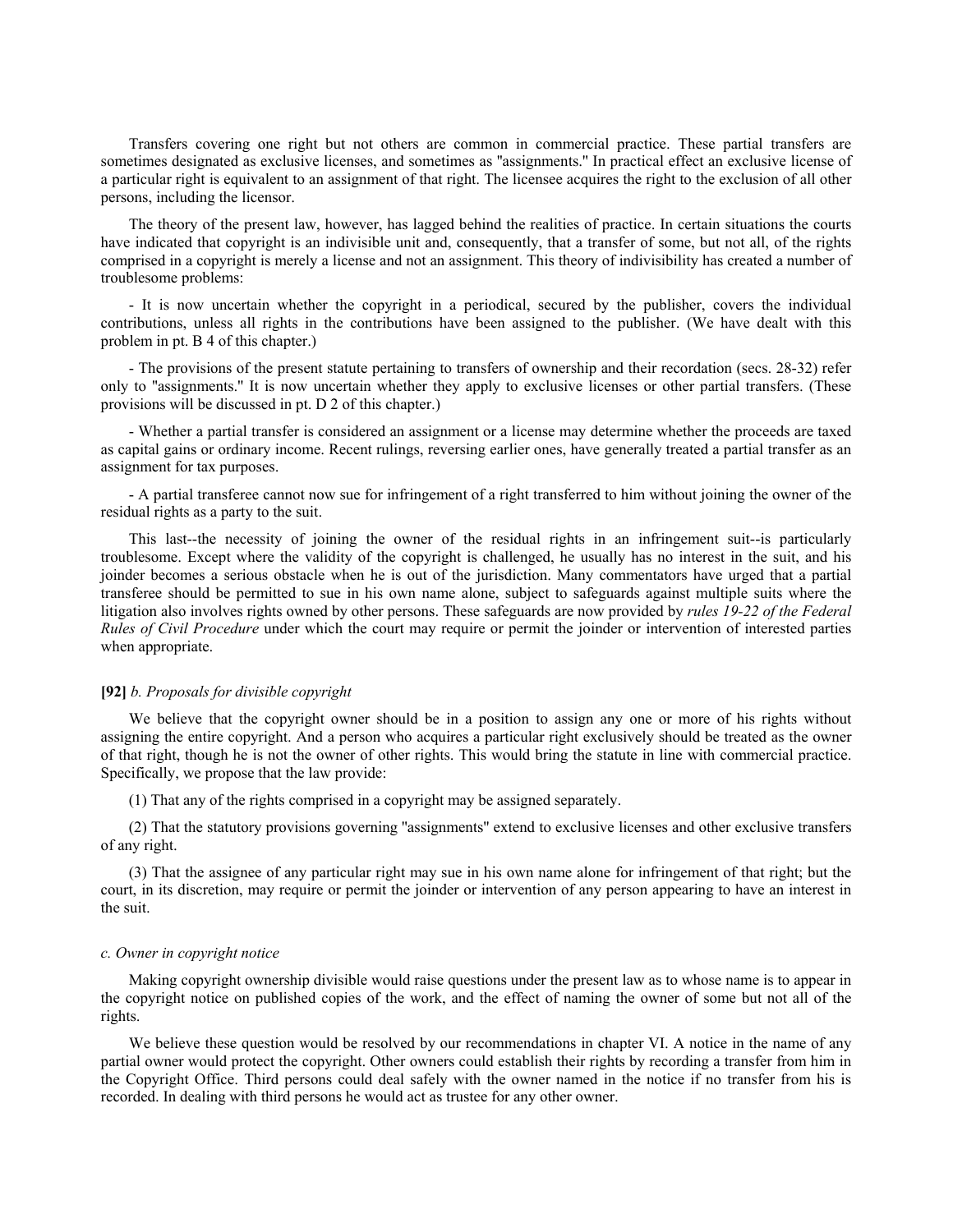Transfers covering one right but not others are common in commercial practice. These partial transfers are sometimes designated as exclusive licenses, and sometimes as "assignments." In practical effect an exclusive license of a particular right is equivalent to an assignment of that right. The licensee acquires the right to the exclusion of all other persons, including the licensor.

The theory of the present law, however, has lagged behind the realities of practice. In certain situations the courts have indicated that copyright is an indivisible unit and, consequently, that a transfer of some, but not all, of the rights comprised in a copyright is merely a license and not an assignment. This theory of indivisibility has created a number of troublesome problems:

- It is now uncertain whether the copyright in a periodical, secured by the publisher, covers the individual contributions, unless all rights in the contributions have been assigned to the publisher. (We have dealt with this problem in pt. B 4 of this chapter.)

- The provisions of the present statute pertaining to transfers of ownership and their recordation (secs. 28-32) refer only to "assignments." It is now uncertain whether they apply to exclusive licenses or other partial transfers. (These provisions will be discussed in pt. D 2 of this chapter.)

- Whether a partial transfer is considered an assignment or a license may determine whether the proceeds are taxed as capital gains or ordinary income. Recent rulings, reversing earlier ones, have generally treated a partial transfer as an assignment for tax purposes.

- A partial transferee cannot now sue for infringement of a right transferred to him without joining the owner of the residual rights as a party to the suit.

This last--the necessity of joining the owner of the residual rights in an infringement suit--is particularly troublesome. Except where the validity of the copyright is challenged, he usually has no interest in the suit, and his joinder becomes a serious obstacle when he is out of the jurisdiction. Many commentators have urged that a partial transferee should be permitted to sue in his own name alone, subject to safeguards against multiple suits where the litigation also involves rights owned by other persons. These safeguards are now provided by *rules 19-22 of the Federal Rules of Civil Procedure* under which the court may require or permit the joinder or intervention of interested parties when appropriate.

**[92]** *b. Proposals for divisible copyright*

We believe that the copyright owner should be in a position to assign any one or more of his rights without assigning the entire copyright. And a person who acquires a particular right exclusively should be treated as the owner of that right, though he is not the owner of other rights. This would bring the statute in line with commercial practice. Specifically, we propose that the law provide:

(1) That any of the rights comprised in a copyright may be assigned separately.

(2) That the statutory provisions governing "assignments" extend to exclusive licenses and other exclusive transfers of any right.

(3) That the assignee of any particular right may sue in his own name alone for infringement of that right; but the court, in its discretion, may require or permit the joinder or intervention of any person appearing to have an interest in the suit.

*c. Owner in copyright notice*

Making copyright ownership divisible would raise questions under the present law as to whose name is to appear in the copyright notice on published copies of the work, and the effect of naming the owner of some but not all of the rights.

We believe these question would be resolved by our recommendations in chapter VI. A notice in the name of any partial owner would protect the copyright. Other owners could establish their rights by recording a transfer from him in the Copyright Office. Third persons could deal safely with the owner named in the notice if no transfer from his is recorded. In dealing with third persons he would act as trustee for any other owner.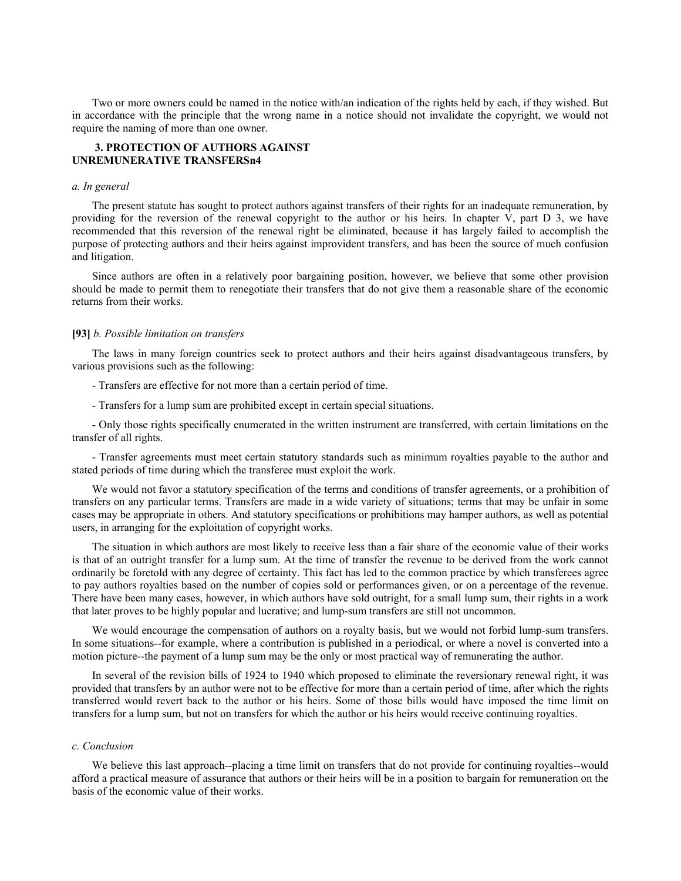Two or more owners could be named in the notice with/an indication of the rights held by each, if they wished. But in accordance with the principle that the wrong name in a notice should not invalidate the copyright, we would not require the naming of more than one owner.

### 3. PROTECTION OF AUTHORS AGAINST UNREMUNERATIVE TRANSFERSn4

*a. In general*

The present statute has sought to protect authors against transfers of their rights for an inadequate remuneration, by providing for the reversion of the renewal copyright to the author or his heirs. In chapter V, part D 3, we have recommended that this reversion of the renewal right be eliminated, because it has largely failed to accomplish the purpose of protecting authors and their heirs against improvident transfers, and has been the source of much confusion and litigation.

Since authors are often in a relatively poor bargaining position, however, we believe that some other provision should be made to permit them to renegotiate their transfers that do not give them a reasonable share of the economic returns from their works.

**[93]** *b. Possible limitation on transfers*

The laws in many foreign countries seek to protect authors and their heirs against disadvantageous transfers, by various provisions such as the following:

- Transfers are effective for not more than a certain period of time.

- Transfers for a lump sum are prohibited except in certain special situations.

- Only those rights specifically enumerated in the written instrument are transferred, with certain limitations on the transfer of all rights.

- Transfer agreements must meet certain statutory standards such as minimum royalties payable to the author and stated periods of time during which the transferee must exploit the work.

We would not favor a statutory specification of the terms and conditions of transfer agreements, or a prohibition of transfers on any particular terms. Transfers are made in a wide variety of situations; terms that may be unfair in some cases may be appropriate in others. And statutory specifications or prohibitions may hamper authors, as well as potential users, in arranging for the exploitation of copyright works.

The situation in which authors are most likely to receive less than a fair share of the economic value of their works is that of an outright transfer for a lump sum. At the time of transfer the revenue to be derived from the work cannot ordinarily be foretold with any degree of certainty. This fact has led to the common practice by which transferees agree to pay authors royalties based on the number of copies sold or performances given, or on a percentage of the revenue. There have been many cases, however, in which authors have sold outright, for a small lump sum, their rights in a work that later proves to be highly popular and lucrative; and lump-sum transfers are still not uncommon.

We would encourage the compensation of authors on a royalty basis, but we would not forbid lump-sum transfers. In some situations--for example, where a contribution is published in a periodical, or where a novel is converted into a motion picture--the payment of a lump sum may be the only or most practical way of remunerating the author.

In several of the revision bills of 1924 to 1940 which proposed to eliminate the reversionary renewal right, it was provided that transfers by an author were not to be effective for more than a certain period of time, after which the rights transferred would revert back to the author or his heirs. Some of those bills would have imposed the time limit on transfers for a lump sum, but not on transfers for which the author or his heirs would receive continuing royalties.

*c. Conclusion*

We believe this last approach--placing a time limit on transfers that do not provide for continuing royalties--would afford a practical measure of assurance that authors or their heirs will be in a position to bargain for remuneration on the basis of the economic value of their works.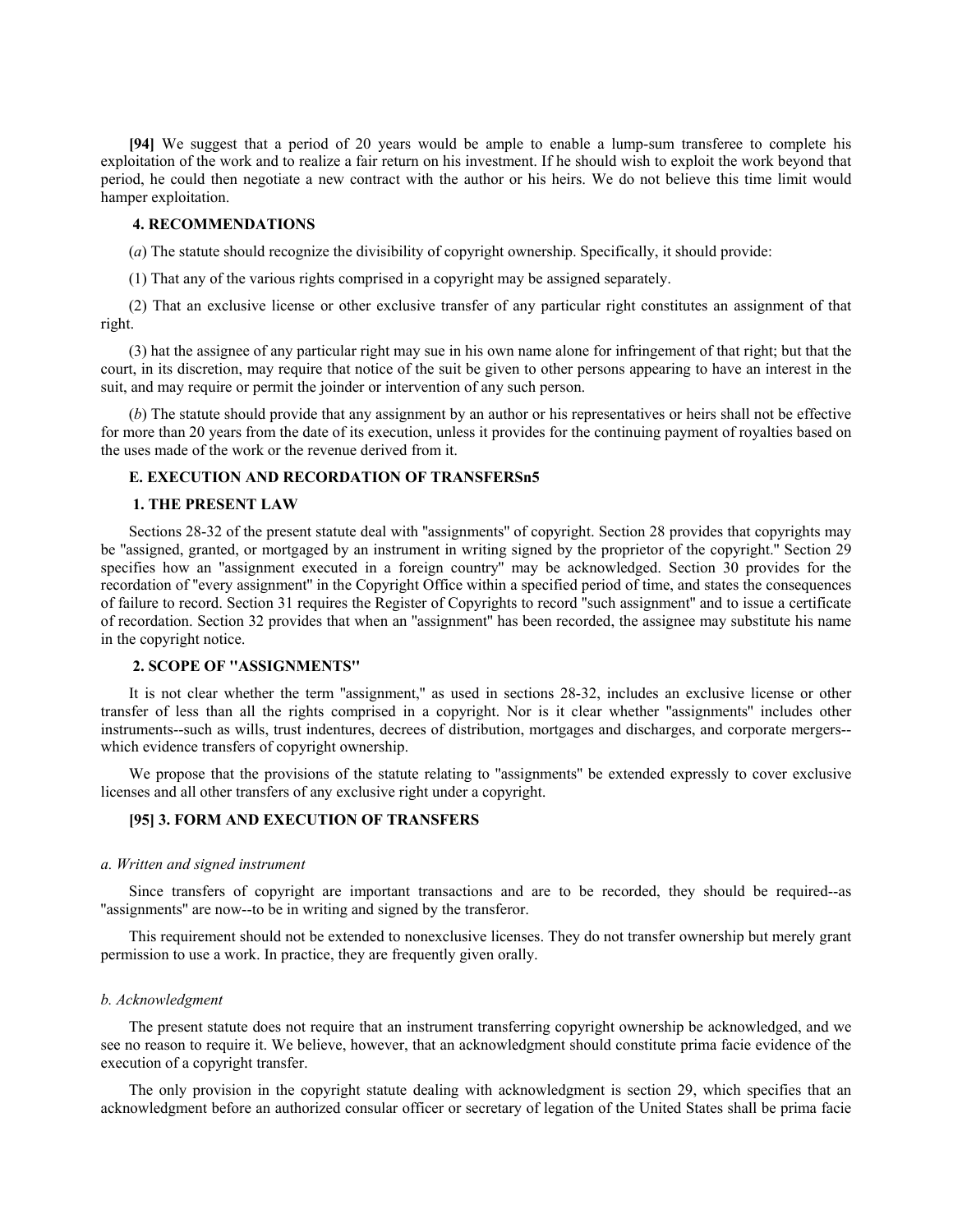**[94]** We suggest that a period of 20 years would be ample to enable a lump-sum transferee to complete his exploitation of the work and to realize a fair return on his investment. If he should wish to exploit the work beyond that period, he could then negotiate a new contract with the author or his heirs. We do not believe this time limit would hamper exploitation.

### 4. RECOMMENDATIONS

(*a*) The statute should recognize the divisibility of copyright ownership. Specifically, it should provide:

(1) That any of the various rights comprised in a copyright may be assigned separately.

(2) That an exclusive license or other exclusive transfer of any particular right constitutes an assignment of that right.

(3) hat the assignee of any particular right may sue in his own name alone for infringement of that right; but that the court, in its discretion, may require that notice of the suit be given to other persons appearing to have an interest in the suit, and may require or permit the joinder or intervention of any such person.

(*b*) The statute should provide that any assignment by an author or his representatives or heirs shall not be effective for more than 20 years from the date of its execution, unless it provides for the continuing payment of royalties based on the uses made of the work or the revenue derived from it.

## E. EXECUTION AND RECORDATION OF TRANSFERSn5

### 1. THE PRESENT LAW

Sections 28-32 of the present statute deal with "assignments" of copyright. Section 28 provides that copyrights may be "assigned, granted, or mortgaged by an instrument in writing signed by the proprietor of the copyright." Section 29 specifies how an "assignment executed in a foreign country" may be acknowledged. Section 30 provides for the recordation of "every assignment" in the Copyright Office within a specified period of time, and states the consequences of failure to record. Section 31 requires the Register of Copyrights to record "such assignment" and to issue a certificate of recordation. Section 32 provides that when an "assignment" has been recorded, the assignee may substitute his name in the copyright notice.

### 2. SCOPE OF "ASSIGNMENTS"

It is not clear whether the term "assignment," as used in sections 28-32, includes an exclusive license or other transfer of less than all the rights comprised in a copyright. Nor is it clear whether "assignments" includes other instruments--such as wills, trust indentures, decrees of distribution, mortgages and discharges, and corporate mergers--which evidence transfers of copyright ownership.

We propose that the provisions of the statute relating to "assignments" be extended expressly to cover exclusive licenses and all other transfers of any exclusive right under a copyright.

### [95] 3. FORM AND EXECUTION OF TRANSFERS

#### *a. Written and signed instrument*

Since transfers of copyright are important transactions and are to be recorded, they should be required--as "assignments" are now--to be in writing and signed by the transferor.

This requirement should not be extended to nonexclusive licenses. They do not transfer ownership but merely grant permission to use a work. In practice, they are frequently given orally.

#### *b. Acknowledgment*

The present statute does not require that an instrument transferring copyright ownership be acknowledged, and we see no reason to require it. We believe, however, that an acknowledgment should constitute prima facie evidence of the execution of a copyright transfer.

The only provision in the copyright statute dealing with acknowledgment is section 29, which specifies that an acknowledgment before an authorized consular officer or secretary of legation of the United States shall be prima facie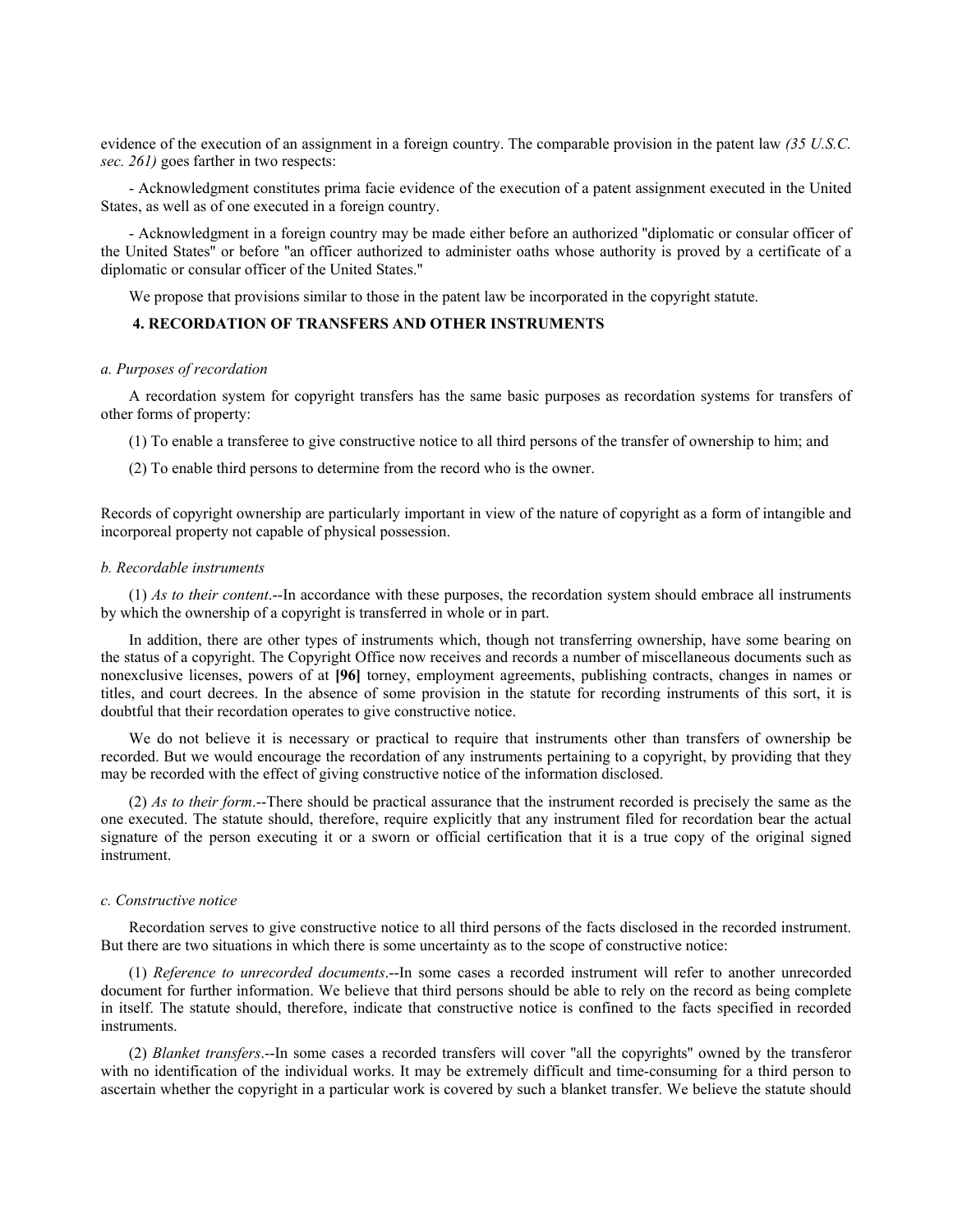evidence of the execution of an assignment in a foreign country. The comparable provision in the patent law *(35 U.S.C. sec. 261)* goes farther in two respects:

- Acknowledgment constitutes prima facie evidence of the execution of a patent assignment executed in the United States, as well as of one executed in a foreign country.

- Acknowledgment in a foreign country may be made either before an authorized "diplomatic or consular officer of the United States" or before "an officer authorized to administer oaths whose authority is proved by a certificate of a diplomatic or consular officer of the United States."

We propose that provisions similar to those in the patent law be incorporated in the copyright statute.

### 4. RECORDATION OF TRANSFERS AND OTHER INSTRUMENTS

#### *a. Purposes of recordation*

A recordation system for copyright transfers has the same basic purposes as recordation systems for transfers of other forms of property:

(1) To enable a transferee to give constructive notice to all third persons of the transfer of ownership to him; and

(2) To enable third persons to determine from the record who is the owner.

Records of copyright ownership are particularly important in view of the nature of copyright as a form of intangible and incorporeal property not capable of physical possession.

#### *b. Recordable instruments*

(1) *As to their content*.--In accordance with these purposes, the recordation system should embrace all instruments by which the ownership of a copyright is transferred in whole or in part.

In addition, there are other types of instruments which, though not transferring ownership, have some bearing on the status of a copyright. The Copyright Office now receives and records a number of miscellaneous documents such as nonexclusive licenses, powers of at **[96]** torney, employment agreements, publishing contracts, changes in names or titles, and court decrees. In the absence of some provision in the statute for recording instruments of this sort, it is doubtful that their recordation operates to give constructive notice.

We do not believe it is necessary or practical to require that instruments other than transfers of ownership be recorded. But we would encourage the recordation of any instruments pertaining to a copyright, by providing that they may be recorded with the effect of giving constructive notice of the information disclosed.

(2) *As to their form*.--There should be practical assurance that the instrument recorded is precisely the same as the one executed. The statute should, therefore, require explicitly that any instrument filed for recordation bear the actual signature of the person executing it or a sworn or official certification that it is a true copy of the original signed instrument.

#### *c. Constructive notice*

Recordation serves to give constructive notice to all third persons of the facts disclosed in the recorded instrument. But there are two situations in which there is some uncertainty as to the scope of constructive notice:

(1) *Reference to unrecorded documents*.--In some cases a recorded instrument will refer to another unrecorded document for further information. We believe that third persons should be able to rely on the record as being complete in itself. The statute should, therefore, indicate that constructive notice is confined to the facts specified in recorded instruments.

(2) *Blanket transfers*.--In some cases a recorded transfers will cover "all the copyrights" owned by the transferor with no identification of the individual works. It may be extremely difficult and time-consuming for a third person to ascertain whether the copyright in a particular work is covered by such a blanket transfer. We believe the statute should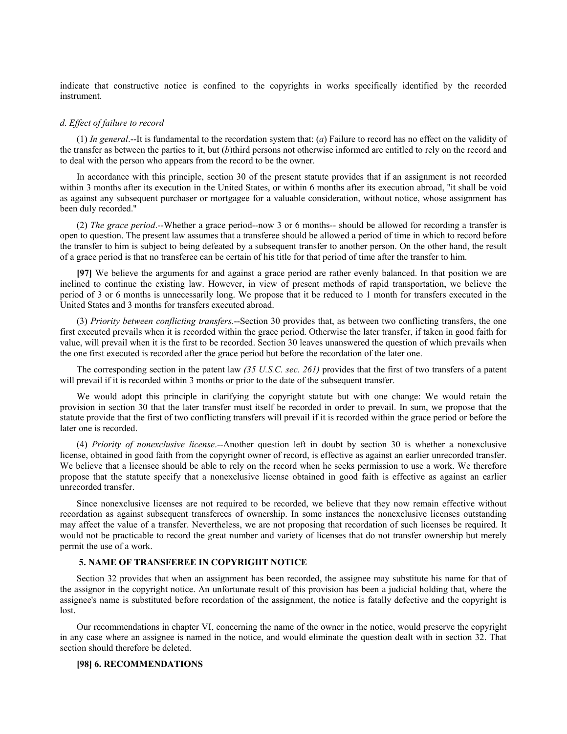indicate that constructive notice is confined to the copyrights in works specifically identified by the recorded instrument.

*d. Effect of failure to record*

(1) *In general*.--It is fundamental to the recordation system that: (*a*) Failure to record has no effect on the validity of the transfer as between the parties to it, but (*b*)third persons not otherwise informed are entitled to rely on the record and to deal with the person who appears from the record to be the owner.

In accordance with this principle, section 30 of the present statute provides that if an assignment is not recorded within 3 months after its execution in the United States, or within 6 months after its execution abroad, "it shall be void as against any subsequent purchaser or mortgagee for a valuable consideration, without notice, whose assignment has been duly recorded."

(2) *The grace period*.--Whether a grace period--now 3 or 6 months-- should be allowed for recording a transfer is open to question. The present law assumes that a transferee should be allowed a period of time in which to record before the transfer to him is subject to being defeated by a subsequent transfer to another person. On the other hand, the result of a grace period is that no transferee can be certain of his title for that period of time after the transfer to him.

**[97]** We believe the arguments for and against a grace period are rather evenly balanced. In that position we are inclined to continue the existing law. However, in view of present methods of rapid transportation, we believe the period of 3 or 6 months is unnecessarily long. We propose that it be reduced to 1 month for transfers executed in the United States and 3 months for transfers executed abroad.

(3) *Priority between conflicting transfers.*--Section 30 provides that, as between two conflicting transfers, the one first executed prevails when it is recorded within the grace period. Otherwise the later transfer, if taken in good faith for value, will prevail when it is the first to be recorded. Section 30 leaves unanswered the question of which prevails when the one first executed is recorded after the grace period but before the recordation of the later one.

The corresponding section in the patent law *(35 U.S.C. sec. 261)* provides that the first of two transfers of a patent will prevail if it is recorded within 3 months or prior to the date of the subsequent transfer.

We would adopt this principle in clarifying the copyright statute but with one change: We would retain the provision in section 30 that the later transfer must itself be recorded in order to prevail. In sum, we propose that the statute provide that the first of two conflicting transfers will prevail if it is recorded within the grace period or before the later one is recorded.

(4) *Priority of nonexclusive license*.--Another question left in doubt by section 30 is whether a nonexclusive license, obtained in good faith from the copyright owner of record, is effective as against an earlier unrecorded transfer. We believe that a licensee should be able to rely on the record when he seeks permission to use a work. We therefore propose that the statute specify that a nonexclusive license obtained in good faith is effective as against an earlier unrecorded transfer.

Since nonexclusive licenses are not required to be recorded, we believe that they now remain effective without recordation as against subsequent transferees of ownership. In some instances the nonexclusive licenses outstanding may affect the value of a transfer. Nevertheless, we are not proposing that recordation of such licenses be required. It would not be practicable to record the great number and variety of licenses that do not transfer ownership but merely permit the use of a work.

**5. NAME OF TRANSFEREE IN COPYRIGHT NOTICE**

Section 32 provides that when an assignment has been recorded, the assignee may substitute his name for that of the assignor in the copyright notice. An unfortunate result of this provision has been a judicial holding that, where the assignee's name is substituted before recordation of the assignment, the notice is fatally defective and the copyright is lost.

Our recommendations in chapter VI, concerning the name of the owner in the notice, would preserve the copyright in any case where an assignee is named in the notice, and would eliminate the question dealt with in section 32. That section should therefore be deleted.

**[98] 6. RECOMMENDATIONS**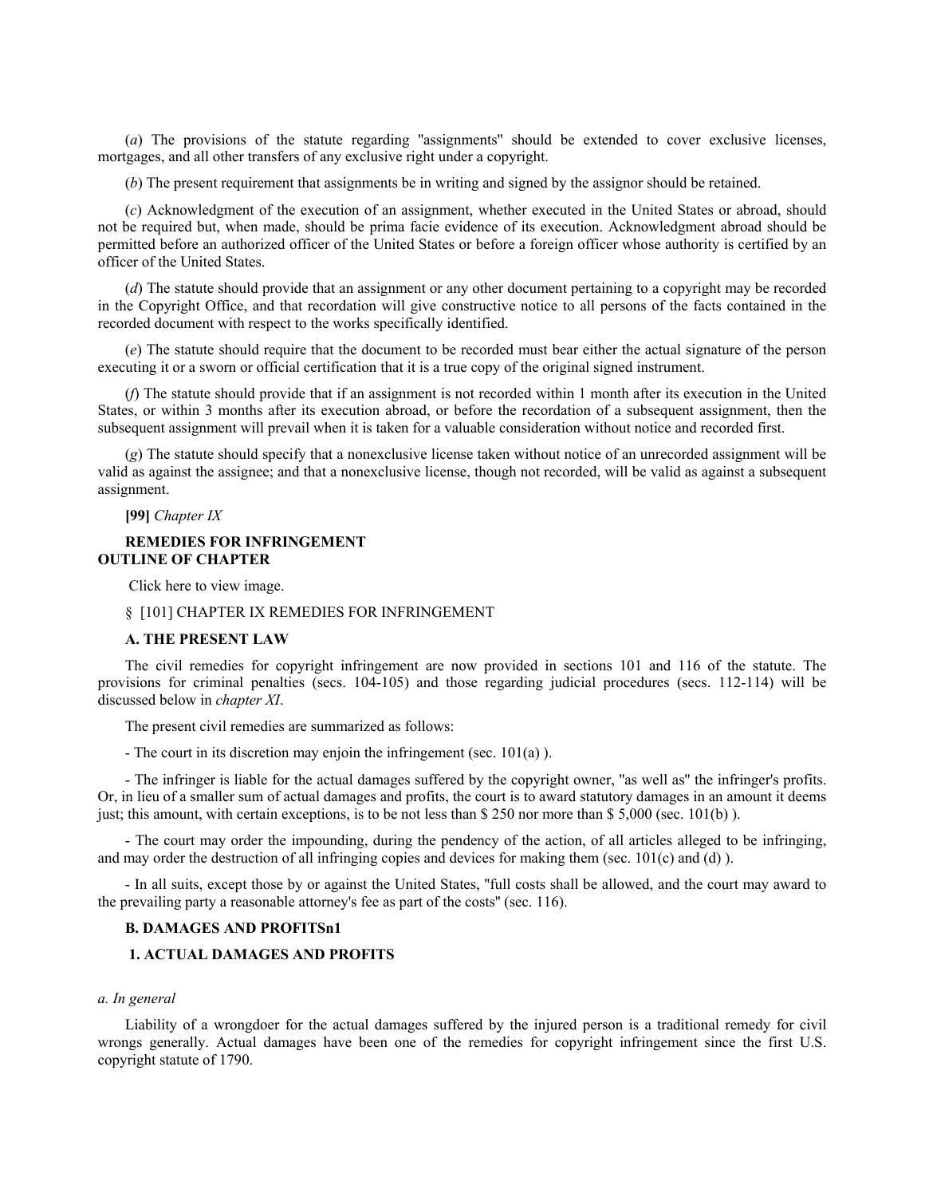(*a*) The provisions of the statute regarding "assignments" should be extended to cover exclusive licenses, mortgages, and all other transfers of any exclusive right under a copyright.

(*b*) The present requirement that assignments be in writing and signed by the assignor should be retained.

(*c*) Acknowledgment of the execution of an assignment, whether executed in the United States or abroad, should not be required but, when made, should be prima facie evidence of its execution. Acknowledgment abroad should be permitted before an authorized officer of the United States or before a foreign officer whose authority is certified by an officer of the United States.

(*d*) The statute should provide that an assignment or any other document pertaining to a copyright may be recorded in the Copyright Office, and that recordation will give constructive notice to all persons of the facts contained in the recorded document with respect to the works specifically identified.

(*e*) The statute should require that the document to be recorded must bear either the actual signature of the person executing it or a sworn or official certification that it is a true copy of the original signed instrument.

(*f*) The statute should provide that if an assignment is not recorded within 1 month after its execution in the United States, or within 3 months after its execution abroad, or before the recordation of a subsequent assignment, then the subsequent assignment will prevail when it is taken for a valuable consideration without notice and recorded first.

(*g*) The statute should specify that a nonexclusive license taken without notice of an unrecorded assignment will be valid as against the assignee; and that a nonexclusive license, though not recorded, will be valid as against a subsequent assignment.

**[99]** *Chapter IX*

**REMEDIES FOR INFRINGEMENT**
**OUTLINE OF CHAPTER**

Click here to view image.

§ [101] CHAPTER IX REMEDIES FOR INFRINGEMENT

### A. THE PRESENT LAW

The civil remedies for copyright infringement are now provided in sections 101 and 116 of the statute. The provisions for criminal penalties (secs. 104-105) and those regarding judicial procedures (secs. 112-114) will be discussed below in *chapter XI*.

The present civil remedies are summarized as follows:

- The court in its discretion may enjoin the infringement (sec. 101(a) ).

- The infringer is liable for the actual damages suffered by the copyright owner, "as well as" the infringer's profits. Or, in lieu of a smaller sum of actual damages and profits, the court is to award statutory damages in an amount it deems just; this amount, with certain exceptions, is to be not less than $ 250 nor more than $ 5,000 (sec. 101(b) ).

- The court may order the impounding, during the pendency of the action, of all articles alleged to be infringing, and may order the destruction of all infringing copies and devices for making them (sec. 101(c) and (d) ).

- In all suits, except those by or against the United States, "full costs shall be allowed, and the court may award to the prevailing party a reasonable attorney's fee as part of the costs" (sec. 116).

### B. DAMAGES AND PROFITSn1

#### 1. ACTUAL DAMAGES AND PROFITS

*a. In general*

Liability of a wrongdoer for the actual damages suffered by the injured person is a traditional remedy for civil wrongs generally. Actual damages have been one of the remedies for copyright infringement since the first U.S. copyright statute of 1790.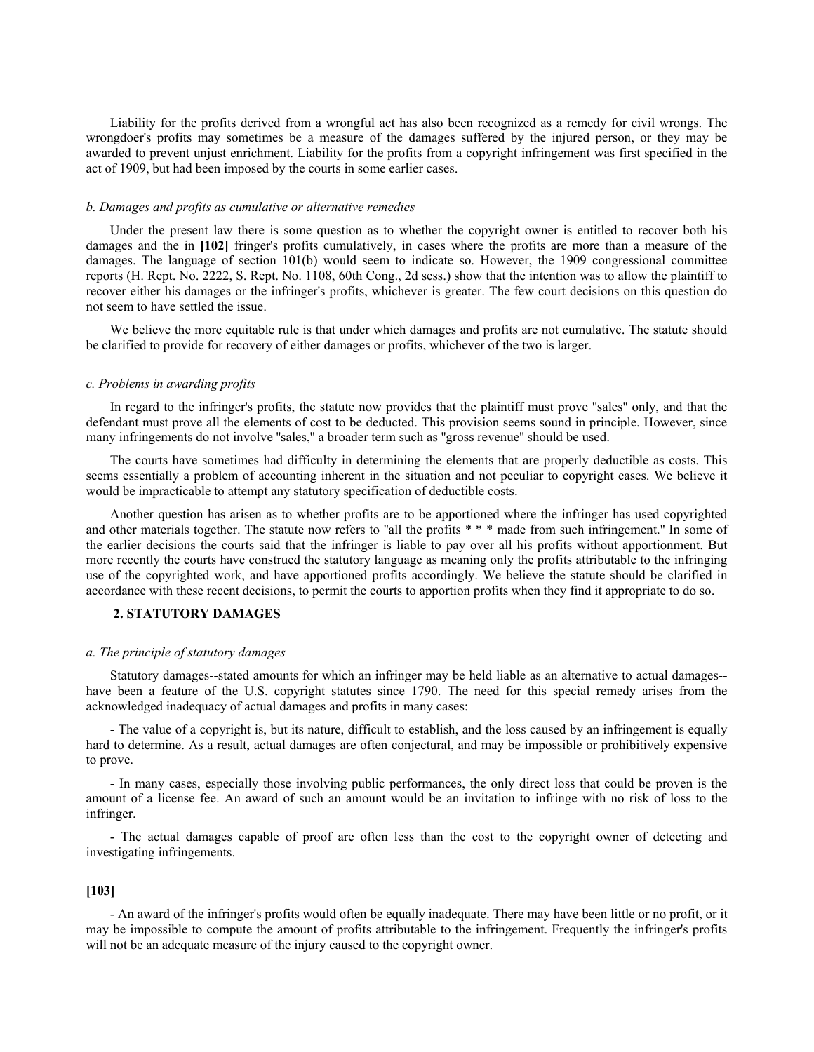Liability for the profits derived from a wrongful act has also been recognized as a remedy for civil wrongs. The wrongdoer's profits may sometimes be a measure of the damages suffered by the injured person, or they may be awarded to prevent unjust enrichment. Liability for the profits from a copyright infringement was first specified in the act of 1909, but had been imposed by the courts in some earlier cases.

#### *b. Damages and profits as cumulative or alternative remedies*

Under the present law there is some question as to whether the copyright owner is entitled to recover both his damages and the in **[102]** fringer's profits cumulatively, in cases where the profits are more than a measure of the damages. The language of section 101(b) would seem to indicate so. However, the 1909 congressional committee reports (H. Rept. No. 2222, S. Rept. No. 1108, 60th Cong., 2d sess.) show that the intention was to allow the plaintiff to recover either his damages or the infringer's profits, whichever is greater. The few court decisions on this question do not seem to have settled the issue.

We believe the more equitable rule is that under which damages and profits are not cumulative. The statute should be clarified to provide for recovery of either damages or profits, whichever of the two is larger.

#### *c. Problems in awarding profits*

In regard to the infringer's profits, the statute now provides that the plaintiff must prove "sales" only, and that the defendant must prove all the elements of cost to be deducted. This provision seems sound in principle. However, since many infringements do not involve "sales," a broader term such as "gross revenue" should be used.

The courts have sometimes had difficulty in determining the elements that are properly deductible as costs. This seems essentially a problem of accounting inherent in the situation and not peculiar to copyright cases. We believe it would be impracticable to attempt any statutory specification of deductible costs.

Another question has arisen as to whether profits are to be apportioned where the infringer has used copyrighted and other materials together. The statute now refers to "all the profits * * * made from such infringement." In some of the earlier decisions the courts said that the infringer is liable to pay over all his profits without apportionment. But more recently the courts have construed the statutory language as meaning only the profits attributable to the infringing use of the copyrighted work, and have apportioned profits accordingly. We believe the statute should be clarified in accordance with these recent decisions, to permit the courts to apportion profits when they find it appropriate to do so.

### 2. STATUTORY DAMAGES

#### *a. The principle of statutory damages*

Statutory damages--stated amounts for which an infringer may be held liable as an alternative to actual damages--have been a feature of the U.S. copyright statutes since 1790. The need for this special remedy arises from the acknowledged inadequacy of actual damages and profits in many cases:

- The value of a copyright is, but its nature, difficult to establish, and the loss caused by an infringement is equally hard to determine. As a result, actual damages are often conjectural, and may be impossible or prohibitively expensive to prove.

- In many cases, especially those involving public performances, the only direct loss that could be proven is the amount of a license fee. An award of such an amount would be an invitation to infringe with no risk of loss to the infringer.

- The actual damages capable of proof are often less than the cost to the copyright owner of detecting and investigating infringements.

**[103]**

- An award of the infringer's profits would often be equally inadequate. There may have been little or no profit, or it may be impossible to compute the amount of profits attributable to the infringement. Frequently the infringer's profits will not be an adequate measure of the injury caused to the copyright owner.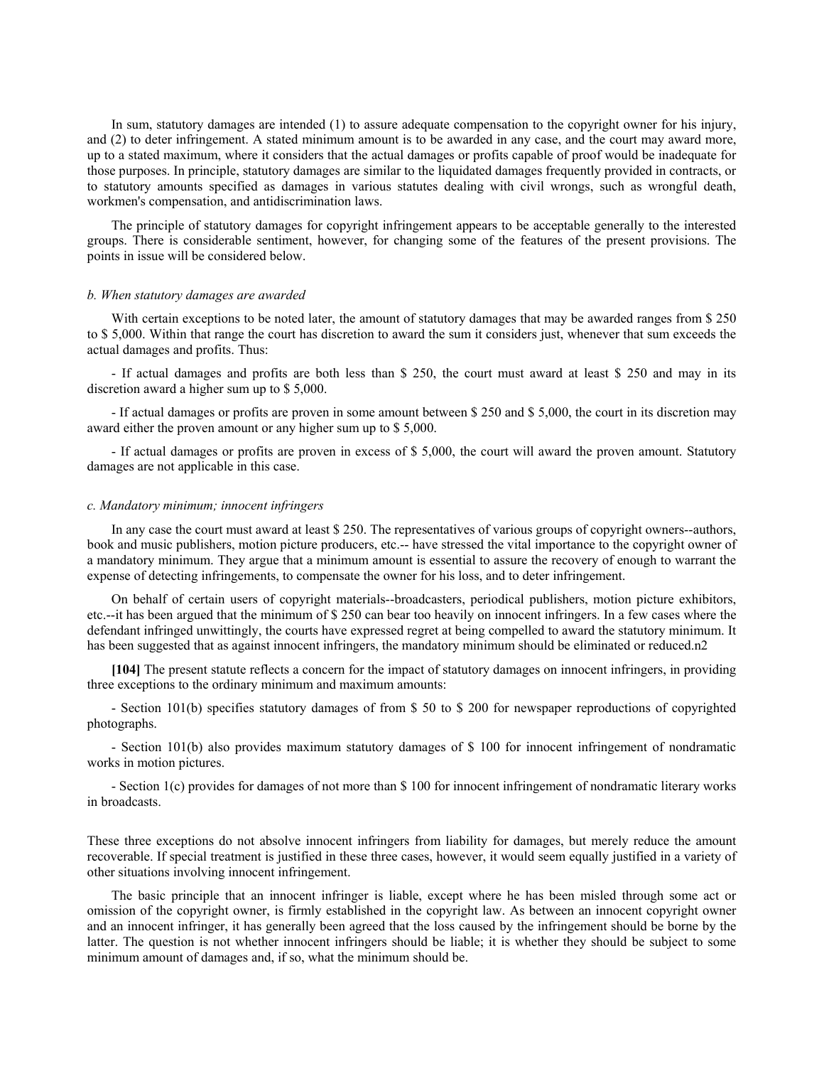In sum, statutory damages are intended (1) to assure adequate compensation to the copyright owner for his injury, and (2) to deter infringement. A stated minimum amount is to be awarded in any case, and the court may award more, up to a stated maximum, where it considers that the actual damages or profits capable of proof would be inadequate for those purposes. In principle, statutory damages are similar to the liquidated damages frequently provided in contracts, or to statutory amounts specified as damages in various statutes dealing with civil wrongs, such as wrongful death, workmen's compensation, and antidiscrimination laws.

The principle of statutory damages for copyright infringement appears to be acceptable generally to the interested groups. There is considerable sentiment, however, for changing some of the features of the present provisions. The points in issue will be considered below.

*b. When statutory damages are awarded*

With certain exceptions to be noted later, the amount of statutory damages that may be awarded ranges from $ 250 to $ 5,000. Within that range the court has discretion to award the sum it considers just, whenever that sum exceeds the actual damages and profits. Thus:

- If actual damages and profits are both less than $ 250, the court must award at least $ 250 and may in its discretion award a higher sum up to $ 5,000.

- If actual damages or profits are proven in some amount between $ 250 and $ 5,000, the court in its discretion may award either the proven amount or any higher sum up to $ 5,000.

- If actual damages or profits are proven in excess of $ 5,000, the court will award the proven amount. Statutory damages are not applicable in this case.

*c. Mandatory minimum; innocent infringers*

In any case the court must award at least $ 250. The representatives of various groups of copyright owners--authors, book and music publishers, motion picture producers, etc.-- have stressed the vital importance to the copyright owner of a mandatory minimum. They argue that a minimum amount is essential to assure the recovery of enough to warrant the expense of detecting infringements, to compensate the owner for his loss, and to deter infringement.

On behalf of certain users of copyright materials--broadcasters, periodical publishers, motion picture exhibitors, etc.--it has been argued that the minimum of $ 250 can bear too heavily on innocent infringers. In a few cases where the defendant infringed unwittingly, the courts have expressed regret at being compelled to award the statutory minimum. It has been suggested that as against innocent infringers, the mandatory minimum should be eliminated or reduced.n2

**[104]** The present statute reflects a concern for the impact of statutory damages on innocent infringers, in providing three exceptions to the ordinary minimum and maximum amounts:

- Section 101(b) specifies statutory damages of from $ 50 to $ 200 for newspaper reproductions of copyrighted photographs.

- Section 101(b) also provides maximum statutory damages of $ 100 for innocent infringement of nondramatic works in motion pictures.

- Section 1(c) provides for damages of not more than $ 100 for innocent infringement of nondramatic literary works in broadcasts.

These three exceptions do not absolve innocent infringers from liability for damages, but merely reduce the amount recoverable. If special treatment is justified in these three cases, however, it would seem equally justified in a variety of other situations involving innocent infringement.

The basic principle that an innocent infringer is liable, except where he has been misled through some act or omission of the copyright owner, is firmly established in the copyright law. As between an innocent copyright owner and an innocent infringer, it has generally been agreed that the loss caused by the infringement should be borne by the latter. The question is not whether innocent infringers should be liable; it is whether they should be subject to some minimum amount of damages and, if so, what the minimum should be.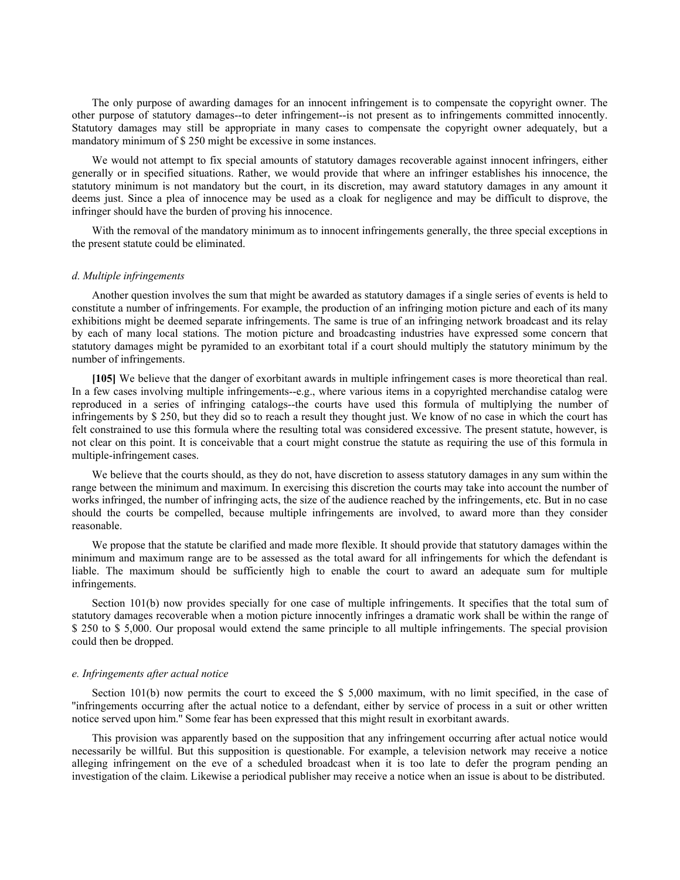The only purpose of awarding damages for an innocent infringement is to compensate the copyright owner. The other purpose of statutory damages--to deter infringement--is not present as to infringements committed innocently. Statutory damages may still be appropriate in many cases to compensate the copyright owner adequately, but a mandatory minimum of $ 250 might be excessive in some instances.

We would not attempt to fix special amounts of statutory damages recoverable against innocent infringers, either generally or in specified situations. Rather, we would provide that where an infringer establishes his innocence, the statutory minimum is not mandatory but the court, in its discretion, may award statutory damages in any amount it deems just. Since a plea of innocence may be used as a cloak for negligence and may be difficult to disprove, the infringer should have the burden of proving his innocence.

With the removal of the mandatory minimum as to innocent infringements generally, the three special exceptions in the present statute could be eliminated.

*d. Multiple infringements*

Another question involves the sum that might be awarded as statutory damages if a single series of events is held to constitute a number of infringements. For example, the production of an infringing motion picture and each of its many exhibitions might be deemed separate infringements. The same is true of an infringing network broadcast and its relay by each of many local stations. The motion picture and broadcasting industries have expressed some concern that statutory damages might be pyramided to an exorbitant total if a court should multiply the statutory minimum by the number of infringements.

**[105]** We believe that the danger of exorbitant awards in multiple infringement cases is more theoretical than real. In a few cases involving multiple infringements--e.g., where various items in a copyrighted merchandise catalog were reproduced in a series of infringing catalogs--the courts have used this formula of multiplying the number of infringements by $ 250, but they did so to reach a result they thought just. We know of no case in which the court has felt constrained to use this formula where the resulting total was considered excessive. The present statute, however, is not clear on this point. It is conceivable that a court might construe the statute as requiring the use of this formula in multiple-infringement cases.

We believe that the courts should, as they do not, have discretion to assess statutory damages in any sum within the range between the minimum and maximum. In exercising this discretion the courts may take into account the number of works infringed, the number of infringing acts, the size of the audience reached by the infringements, etc. But in no case should the courts be compelled, because multiple infringements are involved, to award more than they consider reasonable.

We propose that the statute be clarified and made more flexible. It should provide that statutory damages within the minimum and maximum range are to be assessed as the total award for all infringements for which the defendant is liable. The maximum should be sufficiently high to enable the court to award an adequate sum for multiple infringements.

Section 101(b) now provides specially for one case of multiple infringements. It specifies that the total sum of statutory damages recoverable when a motion picture innocently infringes a dramatic work shall be within the range of $ 250 to $ 5,000. Our proposal would extend the same principle to all multiple infringements. The special provision could then be dropped.

*e. Infringements after actual notice*

Section 101(b) now permits the court to exceed the $ 5,000 maximum, with no limit specified, in the case of "infringements occurring after the actual notice to a defendant, either by service of process in a suit or other written notice served upon him." Some fear has been expressed that this might result in exorbitant awards.

This provision was apparently based on the supposition that any infringement occurring after actual notice would necessarily be willful. But this supposition is questionable. For example, a television network may receive a notice alleging infringement on the eve of a scheduled broadcast when it is too late to defer the program pending an investigation of the claim. Likewise a periodical publisher may receive a notice when an issue is about to be distributed.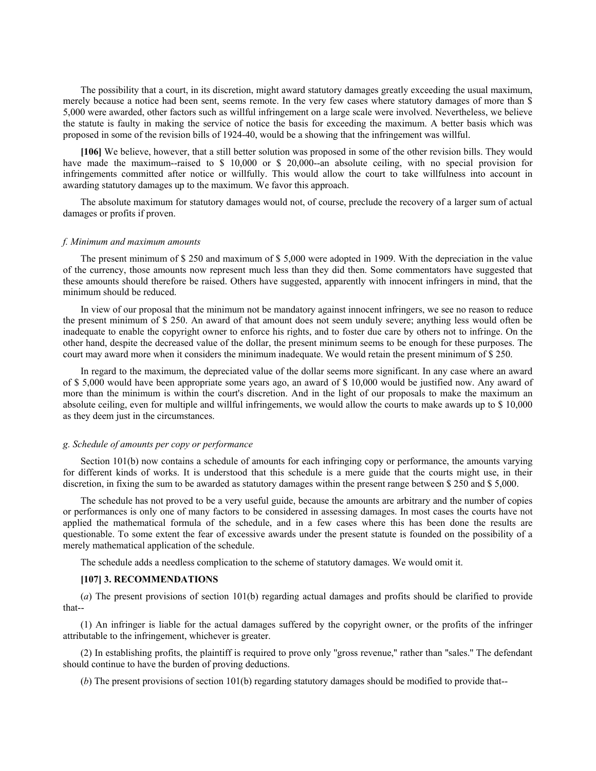The possibility that a court, in its discretion, might award statutory damages greatly exceeding the usual maximum, merely because a notice had been sent, seems remote. In the very few cases where statutory damages of more than $ 5,000 were awarded, other factors such as willful infringement on a large scale were involved. Nevertheless, we believe the statute is faulty in making the service of notice the basis for exceeding the maximum. A better basis which was proposed in some of the revision bills of 1924-40, would be a showing that the infringement was willful.

**[106]** We believe, however, that a still better solution was proposed in some of the other revision bills. They would have made the maximum--raised to $ 10,000 or $ 20,000--an absolute ceiling, with no special provision for infringements committed after notice or willfully. This would allow the court to take willfulness into account in awarding statutory damages up to the maximum. We favor this approach.

The absolute maximum for statutory damages would not, of course, preclude the recovery of a larger sum of actual damages or profits if proven.

*f. Minimum and maximum amounts*

The present minimum of $ 250 and maximum of $ 5,000 were adopted in 1909. With the depreciation in the value of the currency, those amounts now represent much less than they did then. Some commentators have suggested that these amounts should therefore be raised. Others have suggested, apparently with innocent infringers in mind, that the minimum should be reduced.

In view of our proposal that the minimum not be mandatory against innocent infringers, we see no reason to reduce the present minimum of $ 250. An award of that amount does not seem unduly severe; anything less would often be inadequate to enable the copyright owner to enforce his rights, and to foster due care by others not to infringe. On the other hand, despite the decreased value of the dollar, the present minimum seems to be enough for these purposes. The court may award more when it considers the minimum inadequate. We would retain the present minimum of $ 250.

In regard to the maximum, the depreciated value of the dollar seems more significant. In any case where an award of $ 5,000 would have been appropriate some years ago, an award of $ 10,000 would be justified now. Any award of more than the minimum is within the court's discretion. And in the light of our proposals to make the maximum an absolute ceiling, even for multiple and willful infringements, we would allow the courts to make awards up to $ 10,000 as they deem just in the circumstances.

*g. Schedule of amounts per copy or performance*

Section 101(b) now contains a schedule of amounts for each infringing copy or performance, the amounts varying for different kinds of works. It is understood that this schedule is a mere guide that the courts might use, in their discretion, in fixing the sum to be awarded as statutory damages within the present range between $ 250 and $ 5,000.

The schedule has not proved to be a very useful guide, because the amounts are arbitrary and the number of copies or performances is only one of many factors to be considered in assessing damages. In most cases the courts have not applied the mathematical formula of the schedule, and in a few cases where this has been done the results are questionable. To some extent the fear of excessive awards under the present statute is founded on the possibility of a merely mathematical application of the schedule.

The schedule adds a needless complication to the scheme of statutory damages. We would omit it.

**[107] 3. RECOMMENDATIONS**

(*a*) The present provisions of section 101(b) regarding actual damages and profits should be clarified to provide that--

(1) An infringer is liable for the actual damages suffered by the copyright owner, or the profits of the infringer attributable to the infringement, whichever is greater.

(2) In establishing profits, the plaintiff is required to prove only "gross revenue," rather than "sales." The defendant should continue to have the burden of proving deductions.

(*b*) The present provisions of section 101(b) regarding statutory damages should be modified to provide that--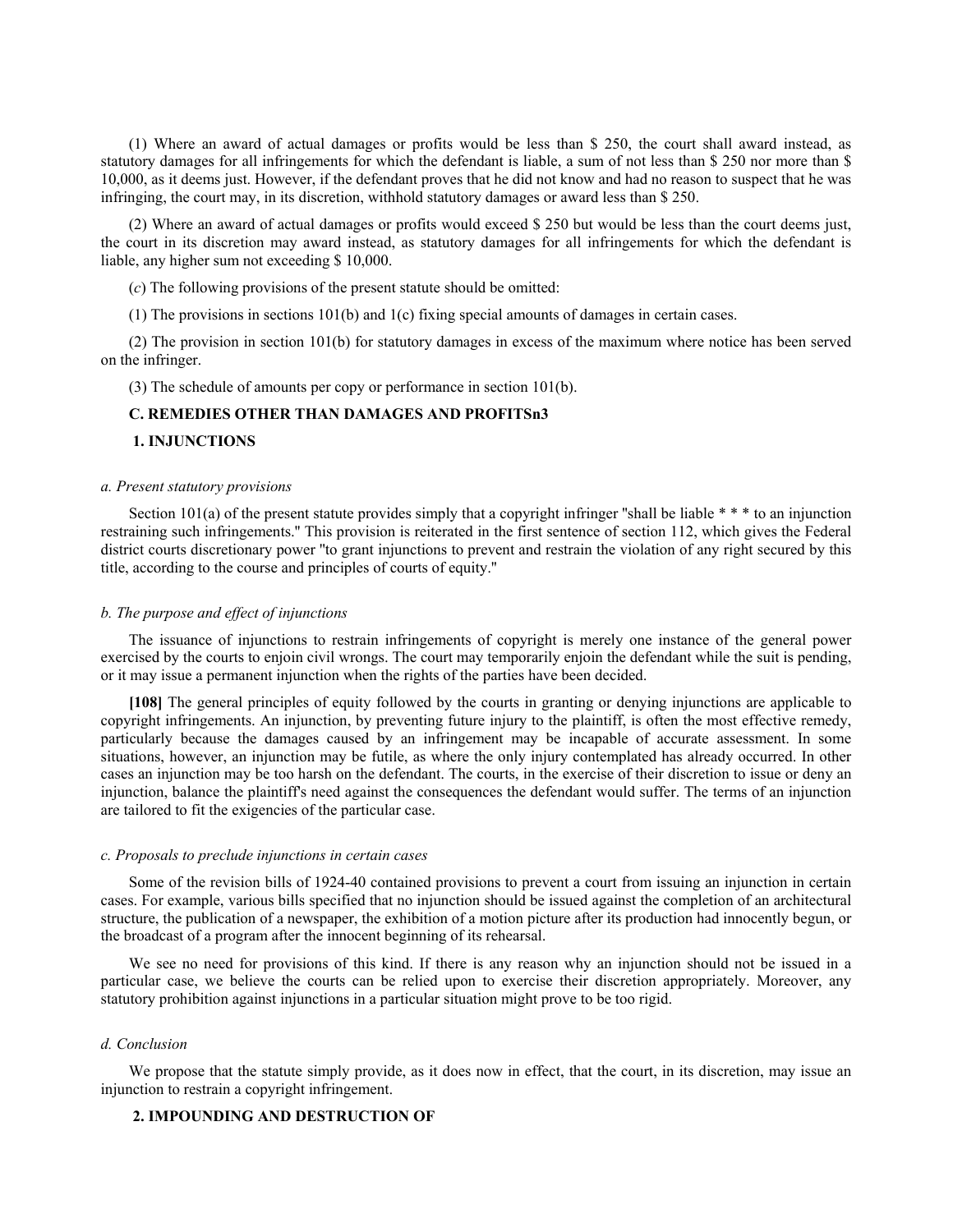(1) Where an award of actual damages or profits would be less than $ 250, the court shall award instead, as statutory damages for all infringements for which the defendant is liable, a sum of not less than $ 250 nor more than $ 10,000, as it deems just. However, if the defendant proves that he did not know and had no reason to suspect that he was infringing, the court may, in its discretion, withhold statutory damages or award less than $ 250.

(2) Where an award of actual damages or profits would exceed $ 250 but would be less than the court deems just, the court in its discretion may award instead, as statutory damages for all infringements for which the defendant is liable, any higher sum not exceeding $ 10,000.

(*c*) The following provisions of the present statute should be omitted:

(1) The provisions in sections 101(b) and 1(c) fixing special amounts of damages in certain cases.

(2) The provision in section 101(b) for statutory damages in excess of the maximum where notice has been served on the infringer.

(3) The schedule of amounts per copy or performance in section 101(b).

### C. REMEDIES OTHER THAN DAMAGES AND PROFITSn3

#### 1. INJUNCTIONS

*a. Present statutory provisions*

Section 101(a) of the present statute provides simply that a copyright infringer "shall be liable * * * to an injunction restraining such infringements." This provision is reiterated in the first sentence of section 112, which gives the Federal district courts discretionary power "to grant injunctions to prevent and restrain the violation of any right secured by this title, according to the course and principles of courts of equity."

*b. The purpose and effect of injunctions*

The issuance of injunctions to restrain infringements of copyright is merely one instance of the general power exercised by the courts to enjoin civil wrongs. The court may temporarily enjoin the defendant while the suit is pending, or it may issue a permanent injunction when the rights of the parties have been decided.

**[108]** The general principles of equity followed by the courts in granting or denying injunctions are applicable to copyright infringements. An injunction, by preventing future injury to the plaintiff, is often the most effective remedy, particularly because the damages caused by an infringement may be incapable of accurate assessment. In some situations, however, an injunction may be futile, as where the only injury contemplated has already occurred. In other cases an injunction may be too harsh on the defendant. The courts, in the exercise of their discretion to issue or deny an injunction, balance the plaintiff's need against the consequences the defendant would suffer. The terms of an injunction are tailored to fit the exigencies of the particular case.

*c. Proposals to preclude injunctions in certain cases*

Some of the revision bills of 1924-40 contained provisions to prevent a court from issuing an injunction in certain cases. For example, various bills specified that no injunction should be issued against the completion of an architectural structure, the publication of a newspaper, the exhibition of a motion picture after its production had innocently begun, or the broadcast of a program after the innocent beginning of its rehearsal.

We see no need for provisions of this kind. If there is any reason why an injunction should not be issued in a particular case, we believe the courts can be relied upon to exercise their discretion appropriately. Moreover, any statutory prohibition against injunctions in a particular situation might prove to be too rigid.

*d. Conclusion*

We propose that the statute simply provide, as it does now in effect, that the court, in its discretion, may issue an injunction to restrain a copyright infringement.

#### 2. IMPOUNDING AND DESTRUCTION OF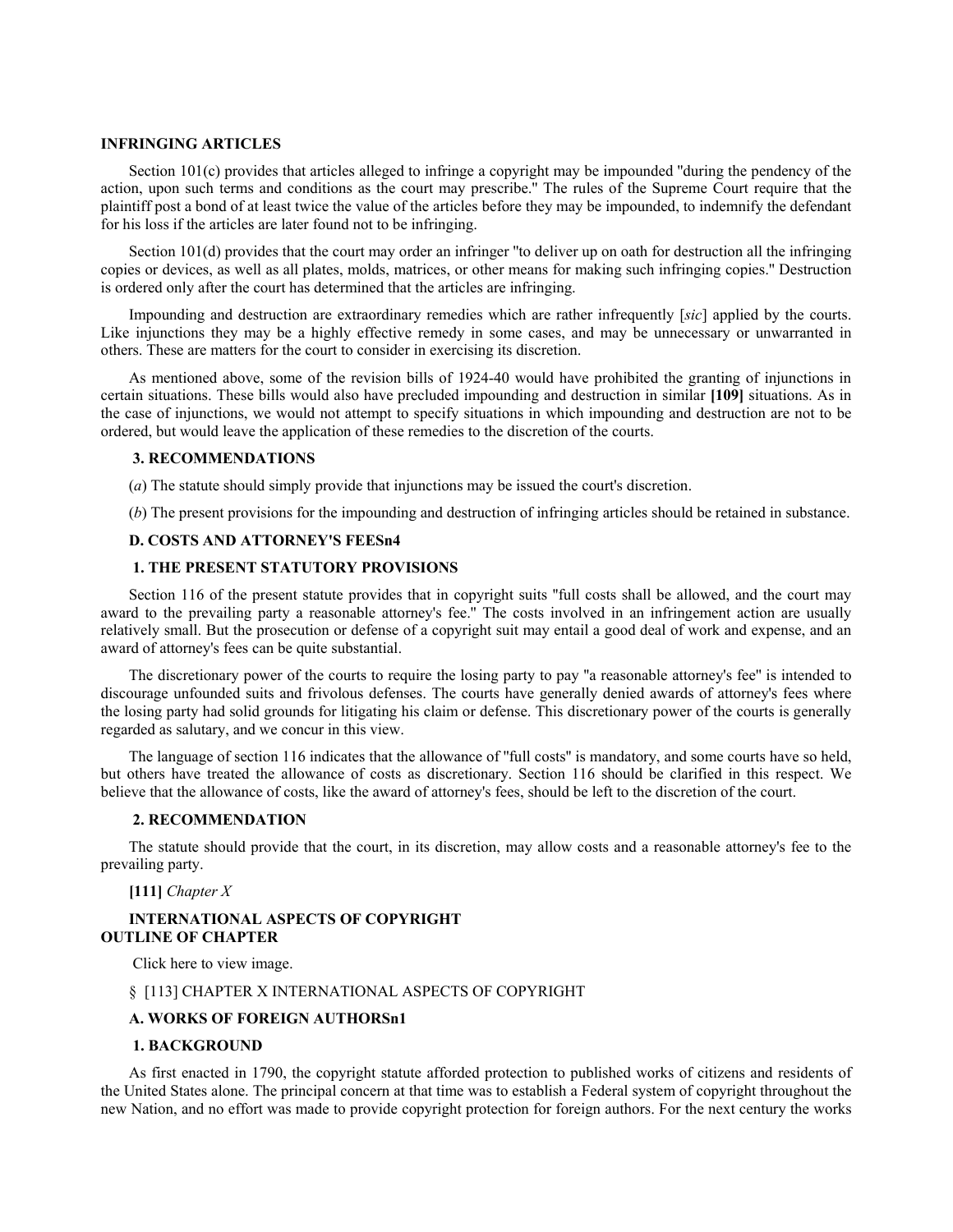**INFRINGING ARTICLES**

Section 101(c) provides that articles alleged to infringe a copyright may be impounded "during the pendency of the action, upon such terms and conditions as the court may prescribe." The rules of the Supreme Court require that the plaintiff post a bond of at least twice the value of the articles before they may be impounded, to indemnify the defendant for his loss if the articles are later found not to be infringing.

Section 101(d) provides that the court may order an infringer "to deliver up on oath for destruction all the infringing copies or devices, as well as all plates, molds, matrices, or other means for making such infringing copies." Destruction is ordered only after the court has determined that the articles are infringing.

Impounding and destruction are extraordinary remedies which are rather infrequently [*sic*] applied by the courts. Like injunctions they may be a highly effective remedy in some cases, and may be unnecessary or unwarranted in others. These are matters for the court to consider in exercising its discretion.

As mentioned above, some of the revision bills of 1924-40 would have prohibited the granting of injunctions in certain situations. These bills would also have precluded impounding and destruction in similar **[109]** situations. As in the case of injunctions, we would not attempt to specify situations in which impounding and destruction are not to be ordered, but would leave the application of these remedies to the discretion of the courts.

**3. RECOMMENDATIONS**

(*a*) The statute should simply provide that injunctions may be issued the court's discretion.

(*b*) The present provisions for the impounding and destruction of infringing articles should be retained in substance.

**D. COSTS AND ATTORNEY'S FEESn4**

**1. THE PRESENT STATUTORY PROVISIONS**

Section 116 of the present statute provides that in copyright suits "full costs shall be allowed, and the court may award to the prevailing party a reasonable attorney's fee." The costs involved in an infringement action are usually relatively small. But the prosecution or defense of a copyright suit may entail a good deal of work and expense, and an award of attorney's fees can be quite substantial.

The discretionary power of the courts to require the losing party to pay "a reasonable attorney's fee" is intended to discourage unfounded suits and frivolous defenses. The courts have generally denied awards of attorney's fees where the losing party had solid grounds for litigating his claim or defense. This discretionary power of the courts is generally regarded as salutary, and we concur in this view.

The language of section 116 indicates that the allowance of "full costs" is mandatory, and some courts have so held, but others have treated the allowance of costs as discretionary. Section 116 should be clarified in this respect. We believe that the allowance of costs, like the award of attorney's fees, should be left to the discretion of the court.

**2. RECOMMENDATION**

The statute should provide that the court, in its discretion, may allow costs and a reasonable attorney's fee to the prevailing party.

**[111]** *Chapter X*

**INTERNATIONAL ASPECTS OF COPYRIGHT**
**OUTLINE OF CHAPTER**

Click here to view image.

§ [113] CHAPTER X INTERNATIONAL ASPECTS OF COPYRIGHT

**A. WORKS OF FOREIGN AUTHORSn1**

**1. BACKGROUND**

As first enacted in 1790, the copyright statute afforded protection to published works of citizens and residents of the United States alone. The principal concern at that time was to establish a Federal system of copyright throughout the new Nation, and no effort was made to provide copyright protection for foreign authors. For the next century the works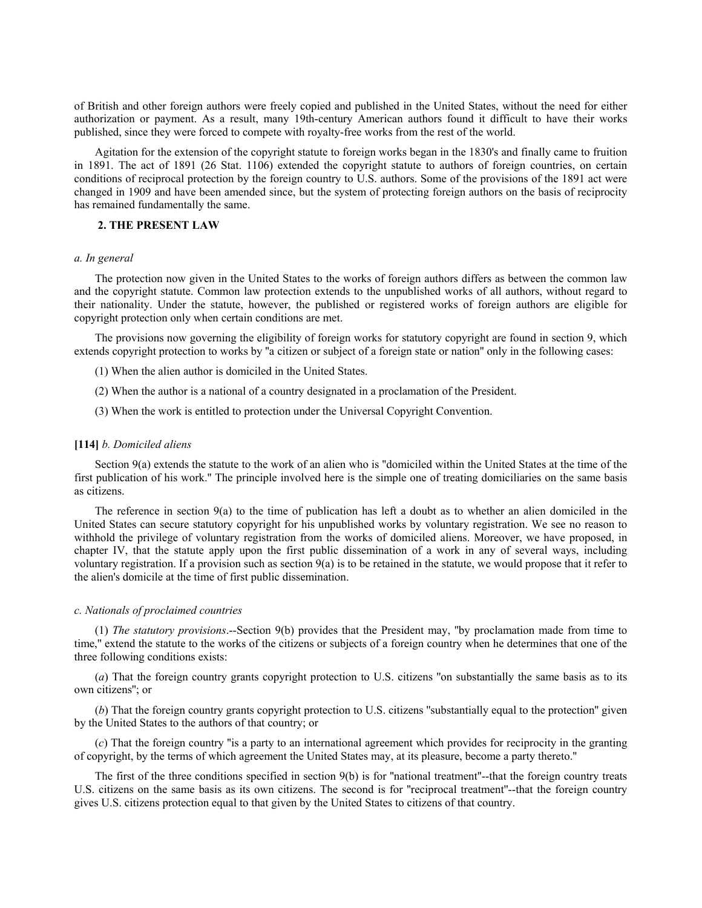of British and other foreign authors were freely copied and published in the United States, without the need for either authorization or payment. As a result, many 19th-century American authors found it difficult to have their works published, since they were forced to compete with royalty-free works from the rest of the world.

Agitation for the extension of the copyright statute to foreign works began in the 1830's and finally came to fruition in 1891. The act of 1891 (26 Stat. 1106) extended the copyright statute to authors of foreign countries, on certain conditions of reciprocal protection by the foreign country to U.S. authors. Some of the provisions of the 1891 act were changed in 1909 and have been amended since, but the system of protecting foreign authors on the basis of reciprocity has remained fundamentally the same.

### 2. THE PRESENT LAW

#### *a. In general*

The protection now given in the United States to the works of foreign authors differs as between the common law and the copyright statute. Common law protection extends to the unpublished works of all authors, without regard to their nationality. Under the statute, however, the published or registered works of foreign authors are eligible for copyright protection only when certain conditions are met.

The provisions now governing the eligibility of foreign works for statutory copyright are found in section 9, which extends copyright protection to works by "a citizen or subject of a foreign state or nation" only in the following cases:

(1) When the alien author is domiciled in the United States.

(2) When the author is a national of a country designated in a proclamation of the President.

(3) When the work is entitled to protection under the Universal Copyright Convention.

#### **[114]** *b. Domiciled aliens*

Section 9(a) extends the statute to the work of an alien who is "domiciled within the United States at the time of the first publication of his work." The principle involved here is the simple one of treating domiciliaries on the same basis as citizens.

The reference in section 9(a) to the time of publication has left a doubt as to whether an alien domiciled in the United States can secure statutory copyright for his unpublished works by voluntary registration. We see no reason to withhold the privilege of voluntary registration from the works of domiciled aliens. Moreover, we have proposed, in chapter IV, that the statute apply upon the first public dissemination of a work in any of several ways, including voluntary registration. If a provision such as section 9(a) is to be retained in the statute, we would propose that it refer to the alien's domicile at the time of first public dissemination.

#### *c. Nationals of proclaimed countries*

(1) *The statutory provisions*.--Section 9(b) provides that the President may, "by proclamation made from time to time," extend the statute to the works of the citizens or subjects of a foreign country when he determines that one of the three following conditions exists:

(*a*) That the foreign country grants copyright protection to U.S. citizens "on substantially the same basis as to its own citizens"; or

(*b*) That the foreign country grants copyright protection to U.S. citizens "substantially equal to the protection" given by the United States to the authors of that country; or

(*c*) That the foreign country "is a party to an international agreement which provides for reciprocity in the granting of copyright, by the terms of which agreement the United States may, at its pleasure, become a party thereto."

The first of the three conditions specified in section 9(b) is for "national treatment"--that the foreign country treats U.S. citizens on the same basis as its own citizens. The second is for "reciprocal treatment"--that the foreign country gives U.S. citizens protection equal to that given by the United States to citizens of that country.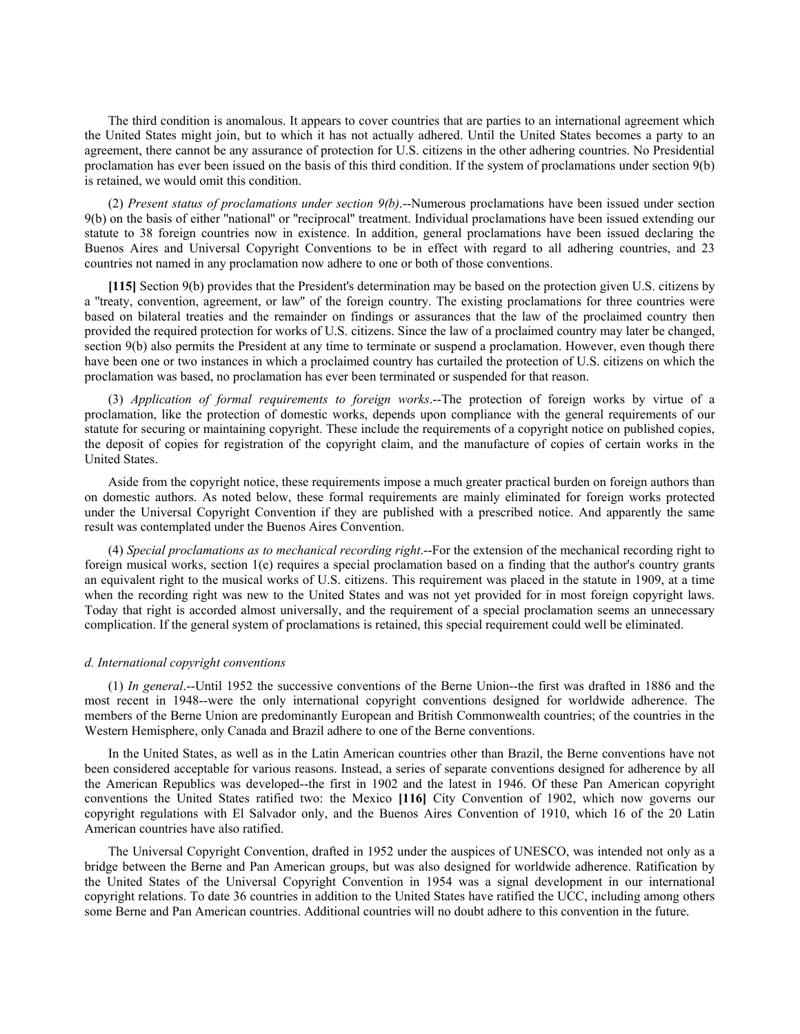The third condition is anomalous. It appears to cover countries that are parties to an international agreement which the United States might join, but to which it has not actually adhered. Until the United States becomes a party to an agreement, there cannot be any assurance of protection for U.S. citizens in the other adhering countries. No Presidential proclamation has ever been issued on the basis of this third condition. If the system of proclamations under section 9(b) is retained, we would omit this condition.

(2) *Present status of proclamations under section 9(b)*.--Numerous proclamations have been issued under section 9(b) on the basis of either "national" or "reciprocal" treatment. Individual proclamations have been issued extending our statute to 38 foreign countries now in existence. In addition, general proclamations have been issued declaring the Buenos Aires and Universal Copyright Conventions to be in effect with regard to all adhering countries, and 23 countries not named in any proclamation now adhere to one or both of those conventions.

**[115]** Section 9(b) provides that the President's determination may be based on the protection given U.S. citizens by a "treaty, convention, agreement, or law" of the foreign country. The existing proclamations for three countries were based on bilateral treaties and the remainder on findings or assurances that the law of the proclaimed country then provided the required protection for works of U.S. citizens. Since the law of a proclaimed country may later be changed, section 9(b) also permits the President at any time to terminate or suspend a proclamation. However, even though there have been one or two instances in which a proclaimed country has curtailed the protection of U.S. citizens on which the proclamation was based, no proclamation has ever been terminated or suspended for that reason.

(3) *Application of formal requirements to foreign works*.--The protection of foreign works by virtue of a proclamation, like the protection of domestic works, depends upon compliance with the general requirements of our statute for securing or maintaining copyright. These include the requirements of a copyright notice on published copies, the deposit of copies for registration of the copyright claim, and the manufacture of copies of certain works in the United States.

Aside from the copyright notice, these requirements impose a much greater practical burden on foreign authors than on domestic authors. As noted below, these formal requirements are mainly eliminated for foreign works protected under the Universal Copyright Convention if they are published with a prescribed notice. And apparently the same result was contemplated under the Buenos Aires Convention.

(4) *Special proclamations as to mechanical recording right*.--For the extension of the mechanical recording right to foreign musical works, section 1(e) requires a special proclamation based on a finding that the author's country grants an equivalent right to the musical works of U.S. citizens. This requirement was placed in the statute in 1909, at a time when the recording right was new to the United States and was not yet provided for in most foreign copyright laws. Today that right is accorded almost universally, and the requirement of a special proclamation seems an unnecessary complication. If the general system of proclamations is retained, this special requirement could well be eliminated.

### *d. International copyright conventions*

(1) *In general*.--Until 1952 the successive conventions of the Berne Union--the first was drafted in 1886 and the most recent in 1948--were the only international copyright conventions designed for worldwide adherence. The members of the Berne Union are predominantly European and British Commonwealth countries; of the countries in the Western Hemisphere, only Canada and Brazil adhere to one of the Berne conventions.

In the United States, as well as in the Latin American countries other than Brazil, the Berne conventions have not been considered acceptable for various reasons. Instead, a series of separate conventions designed for adherence by all the American Republics was developed--the first in 1902 and the latest in 1946. Of these Pan American copyright conventions the United States ratified two: the Mexico **[116]** City Convention of 1902, which now governs our copyright regulations with El Salvador only, and the Buenos Aires Convention of 1910, which 16 of the 20 Latin American countries have also ratified.

The Universal Copyright Convention, drafted in 1952 under the auspices of UNESCO, was intended not only as a bridge between the Berne and Pan American groups, but was also designed for worldwide adherence. Ratification by the United States of the Universal Copyright Convention in 1954 was a signal development in our international copyright relations. To date 36 countries in addition to the United States have ratified the UCC, including among others some Berne and Pan American countries. Additional countries will no doubt adhere to this convention in the future.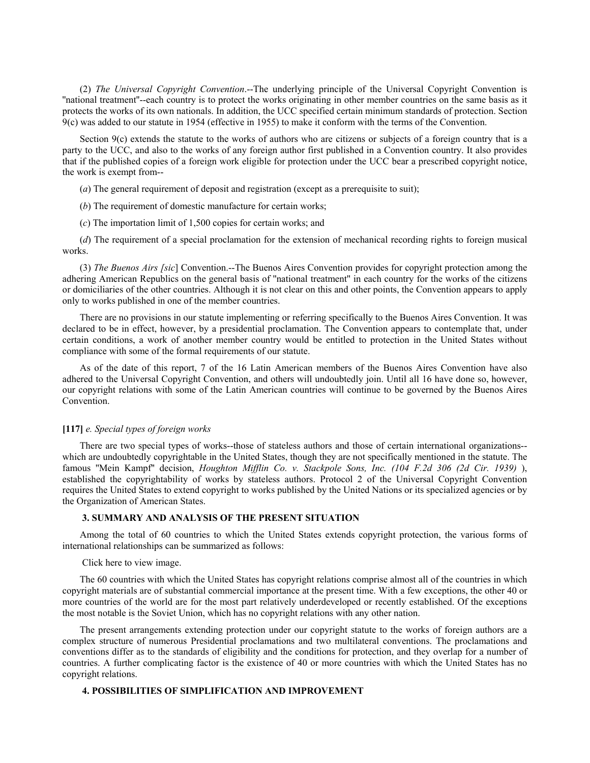(2) *The Universal Copyright Convention*.--The underlying principle of the Universal Copyright Convention is "national treatment"--each country is to protect the works originating in other member countries on the same basis as it protects the works of its own nationals. In addition, the UCC specified certain minimum standards of protection. Section 9(c) was added to our statute in 1954 (effective in 1955) to make it conform with the terms of the Convention.

Section 9(c) extends the statute to the works of authors who are citizens or subjects of a foreign country that is a party to the UCC, and also to the works of any foreign author first published in a Convention country. It also provides that if the published copies of a foreign work eligible for protection under the UCC bear a prescribed copyright notice, the work is exempt from--

(*a*) The general requirement of deposit and registration (except as a prerequisite to suit);

(*b*) The requirement of domestic manufacture for certain works;

(*c*) The importation limit of 1,500 copies for certain works; and

(*d*) The requirement of a special proclamation for the extension of mechanical recording rights to foreign musical works.

(3) *The Buenos Airs [sic*] Convention.--The Buenos Aires Convention provides for copyright protection among the adhering American Republics on the general basis of "national treatment" in each country for the works of the citizens or domiciliaries of the other countries. Although it is not clear on this and other points, the Convention appears to apply only to works published in one of the member countries.

There are no provisions in our statute implementing or referring specifically to the Buenos Aires Convention. It was declared to be in effect, however, by a presidential proclamation. The Convention appears to contemplate that, under certain conditions, a work of another member country would be entitled to protection in the United States without compliance with some of the formal requirements of our statute.

As of the date of this report, 7 of the 16 Latin American members of the Buenos Aires Convention have also adhered to the Universal Copyright Convention, and others will undoubtedly join. Until all 16 have done so, however, our copyright relations with some of the Latin American countries will continue to be governed by the Buenos Aires Convention.

**[117]** *e. Special types of foreign works*

There are two special types of works--those of stateless authors and those of certain international organizations--which are undoubtedly copyrightable in the United States, though they are not specifically mentioned in the statute. The famous "Mein Kampf" decision, *Houghton Mifflin Co. v. Stackpole Sons, Inc. (104 F.2d 306 (2d Cir. 1939)* ), established the copyrightability of works by stateless authors. Protocol 2 of the Universal Copyright Convention requires the United States to extend copyright to works published by the United Nations or its specialized agencies or by the Organization of American States.

### 3. SUMMARY AND ANALYSIS OF THE PRESENT SITUATION

Among the total of 60 countries to which the United States extends copyright protection, the various forms of international relationships can be summarized as follows:

Click here to view image.

The 60 countries with which the United States has copyright relations comprise almost all of the countries in which copyright materials are of substantial commercial importance at the present time. With a few exceptions, the other 40 or more countries of the world are for the most part relatively underdeveloped or recently established. Of the exceptions the most notable is the Soviet Union, which has no copyright relations with any other nation.

The present arrangements extending protection under our copyright statute to the works of foreign authors are a complex structure of numerous Presidential proclamations and two multilateral conventions. The proclamations and conventions differ as to the standards of eligibility and the conditions for protection, and they overlap for a number of countries. A further complicating factor is the existence of 40 or more countries with which the United States has no copyright relations.

### 4. POSSIBILITIES OF SIMPLIFICATION AND IMPROVEMENT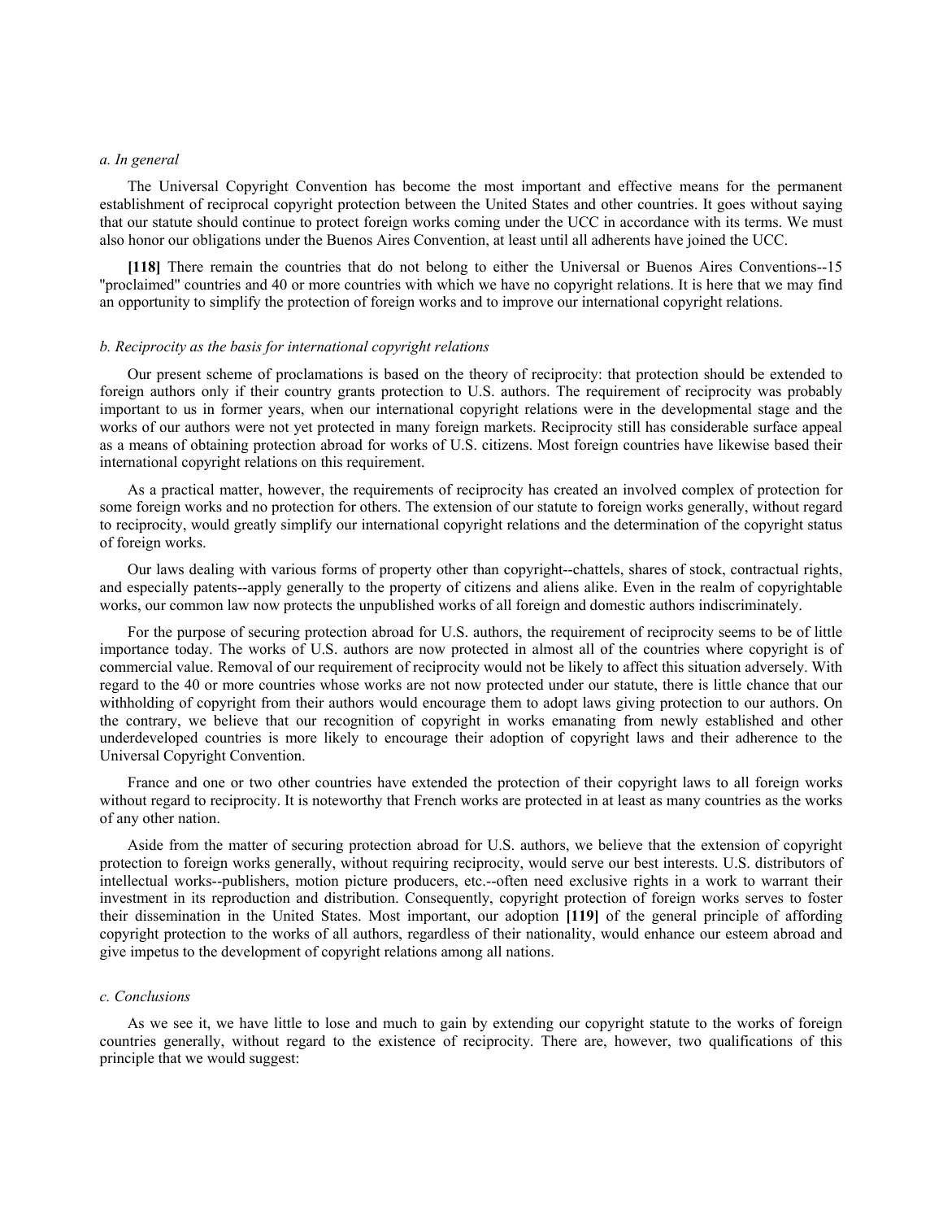*a. In general*

The Universal Copyright Convention has become the most important and effective means for the permanent establishment of reciprocal copyright protection between the United States and other countries. It goes without saying that our statute should continue to protect foreign works coming under the UCC in accordance with its terms. We must also honor our obligations under the Buenos Aires Convention, at least until all adherents have joined the UCC.

**[118]** There remain the countries that do not belong to either the Universal or Buenos Aires Conventions--15 "proclaimed" countries and 40 or more countries with which we have no copyright relations. It is here that we may find an opportunity to simplify the protection of foreign works and to improve our international copyright relations.

*b. Reciprocity as the basis for international copyright relations*

Our present scheme of proclamations is based on the theory of reciprocity: that protection should be extended to foreign authors only if their country grants protection to U.S. authors. The requirement of reciprocity was probably important to us in former years, when our international copyright relations were in the developmental stage and the works of our authors were not yet protected in many foreign markets. Reciprocity still has considerable surface appeal as a means of obtaining protection abroad for works of U.S. citizens. Most foreign countries have likewise based their international copyright relations on this requirement.

As a practical matter, however, the requirements of reciprocity has created an involved complex of protection for some foreign works and no protection for others. The extension of our statute to foreign works generally, without regard to reciprocity, would greatly simplify our international copyright relations and the determination of the copyright status of foreign works.

Our laws dealing with various forms of property other than copyright--chattels, shares of stock, contractual rights, and especially patents--apply generally to the property of citizens and aliens alike. Even in the realm of copyrightable works, our common law now protects the unpublished works of all foreign and domestic authors indiscriminately.

For the purpose of securing protection abroad for U.S. authors, the requirement of reciprocity seems to be of little importance today. The works of U.S. authors are now protected in almost all of the countries where copyright is of commercial value. Removal of our requirement of reciprocity would not be likely to affect this situation adversely. With regard to the 40 or more countries whose works are not now protected under our statute, there is little chance that our withholding of copyright from their authors would encourage them to adopt laws giving protection to our authors. On the contrary, we believe that our recognition of copyright in works emanating from newly established and other underdeveloped countries is more likely to encourage their adoption of copyright laws and their adherence to the Universal Copyright Convention.

France and one or two other countries have extended the protection of their copyright laws to all foreign works without regard to reciprocity. It is noteworthy that French works are protected in at least as many countries as the works of any other nation.

Aside from the matter of securing protection abroad for U.S. authors, we believe that the extension of copyright protection to foreign works generally, without requiring reciprocity, would serve our best interests. U.S. distributors of intellectual works--publishers, motion picture producers, etc.--often need exclusive rights in a work to warrant their investment in its reproduction and distribution. Consequently, copyright protection of foreign works serves to foster their dissemination in the United States. Most important, our adoption **[119]** of the general principle of affording copyright protection to the works of all authors, regardless of their nationality, would enhance our esteem abroad and give impetus to the development of copyright relations among all nations.

*c. Conclusions*

As we see it, we have little to lose and much to gain by extending our copyright statute to the works of foreign countries generally, without regard to the existence of reciprocity. There are, however, two qualifications of this principle that we would suggest: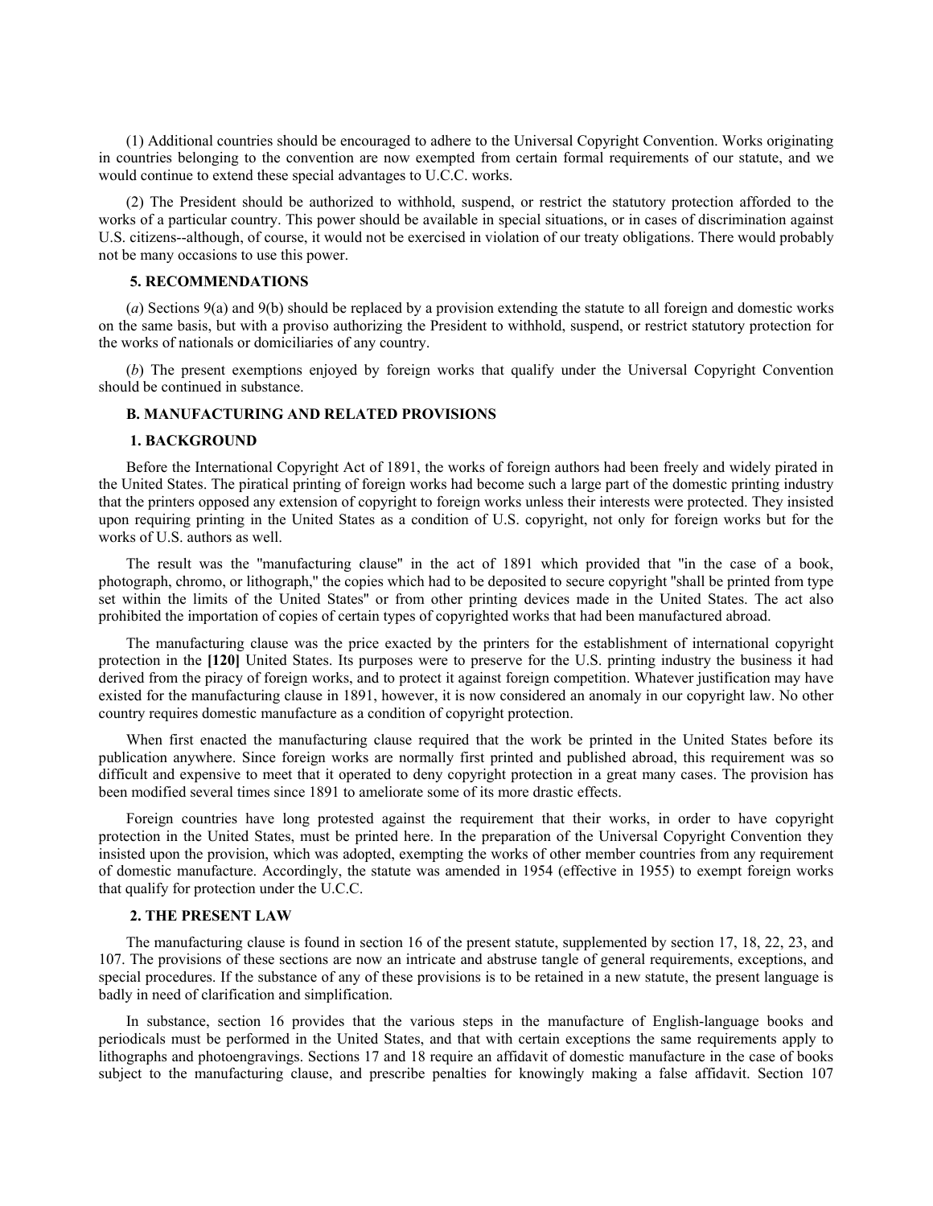(1) Additional countries should be encouraged to adhere to the Universal Copyright Convention. Works originating in countries belonging to the convention are now exempted from certain formal requirements of our statute, and we would continue to extend these special advantages to U.C.C. works.

(2) The President should be authorized to withhold, suspend, or restrict the statutory protection afforded to the works of a particular country. This power should be available in special situations, or in cases of discrimination against U.S. citizens--although, of course, it would not be exercised in violation of our treaty obligations. There would probably not be many occasions to use this power.

### 5. RECOMMENDATIONS

(*a*) Sections 9(a) and 9(b) should be replaced by a provision extending the statute to all foreign and domestic works on the same basis, but with a proviso authorizing the President to withhold, suspend, or restrict statutory protection for the works of nationals or domiciliaries of any country.

(*b*) The present exemptions enjoyed by foreign works that qualify under the Universal Copyright Convention should be continued in substance.

## B. MANUFACTURING AND RELATED PROVISIONS

### 1. BACKGROUND

Before the International Copyright Act of 1891, the works of foreign authors had been freely and widely pirated in the United States. The piratical printing of foreign works had become such a large part of the domestic printing industry that the printers opposed any extension of copyright to foreign works unless their interests were protected. They insisted upon requiring printing in the United States as a condition of U.S. copyright, not only for foreign works but for the works of U.S. authors as well.

The result was the "manufacturing clause" in the act of 1891 which provided that "in the case of a book, photograph, chromo, or lithograph," the copies which had to be deposited to secure copyright "shall be printed from type set within the limits of the United States" or from other printing devices made in the United States. The act also prohibited the importation of copies of certain types of copyrighted works that had been manufactured abroad.

The manufacturing clause was the price exacted by the printers for the establishment of international copyright protection in the **[120]** United States. Its purposes were to preserve for the U.S. printing industry the business it had derived from the piracy of foreign works, and to protect it against foreign competition. Whatever justification may have existed for the manufacturing clause in 1891, however, it is now considered an anomaly in our copyright law. No other country requires domestic manufacture as a condition of copyright protection.

When first enacted the manufacturing clause required that the work be printed in the United States before its publication anywhere. Since foreign works are normally first printed and published abroad, this requirement was so difficult and expensive to meet that it operated to deny copyright protection in a great many cases. The provision has been modified several times since 1891 to ameliorate some of its more drastic effects.

Foreign countries have long protested against the requirement that their works, in order to have copyright protection in the United States, must be printed here. In the preparation of the Universal Copyright Convention they insisted upon the provision, which was adopted, exempting the works of other member countries from any requirement of domestic manufacture. Accordingly, the statute was amended in 1954 (effective in 1955) to exempt foreign works that qualify for protection under the U.C.C.

### 2. THE PRESENT LAW

The manufacturing clause is found in section 16 of the present statute, supplemented by section 17, 18, 22, 23, and 107. The provisions of these sections are now an intricate and abstruse tangle of general requirements, exceptions, and special procedures. If the substance of any of these provisions is to be retained in a new statute, the present language is badly in need of clarification and simplification.

In substance, section 16 provides that the various steps in the manufacture of English-language books and periodicals must be performed in the United States, and that with certain exceptions the same requirements apply to lithographs and photoengravings. Sections 17 and 18 require an affidavit of domestic manufacture in the case of books subject to the manufacturing clause, and prescribe penalties for knowingly making a false affidavit. Section 107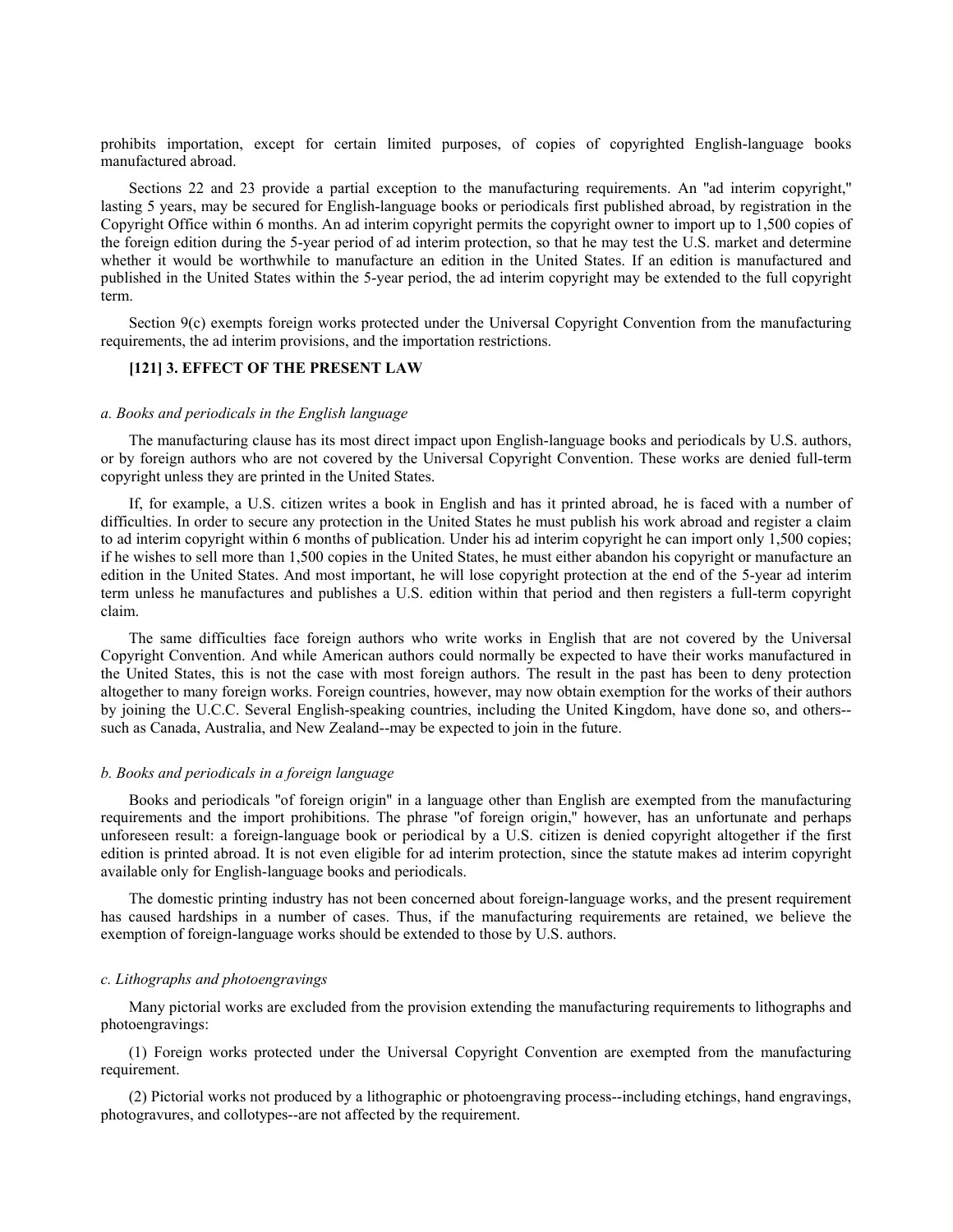prohibits importation, except for certain limited purposes, of copies of copyrighted English-language books manufactured abroad.

Sections 22 and 23 provide a partial exception to the manufacturing requirements. An "ad interim copyright," lasting 5 years, may be secured for English-language books or periodicals first published abroad, by registration in the Copyright Office within 6 months. An ad interim copyright permits the copyright owner to import up to 1,500 copies of the foreign edition during the 5-year period of ad interim protection, so that he may test the U.S. market and determine whether it would be worthwhile to manufacture an edition in the United States. If an edition is manufactured and published in the United States within the 5-year period, the ad interim copyright may be extended to the full copyright term.

Section 9(c) exempts foreign works protected under the Universal Copyright Convention from the manufacturing requirements, the ad interim provisions, and the importation restrictions.

### [121] 3. EFFECT OF THE PRESENT LAW

#### *a. Books and periodicals in the English language*

The manufacturing clause has its most direct impact upon English-language books and periodicals by U.S. authors, or by foreign authors who are not covered by the Universal Copyright Convention. These works are denied full-term copyright unless they are printed in the United States.

If, for example, a U.S. citizen writes a book in English and has it printed abroad, he is faced with a number of difficulties. In order to secure any protection in the United States he must publish his work abroad and register a claim to ad interim copyright within 6 months of publication. Under his ad interim copyright he can import only 1,500 copies; if he wishes to sell more than 1,500 copies in the United States, he must either abandon his copyright or manufacture an edition in the United States. And most important, he will lose copyright protection at the end of the 5-year ad interim term unless he manufactures and publishes a U.S. edition within that period and then registers a full-term copyright claim.

The same difficulties face foreign authors who write works in English that are not covered by the Universal Copyright Convention. And while American authors could normally be expected to have their works manufactured in the United States, this is not the case with most foreign authors. The result in the past has been to deny protection altogether to many foreign works. Foreign countries, however, may now obtain exemption for the works of their authors by joining the U.C.C. Several English-speaking countries, including the United Kingdom, have done so, and others--such as Canada, Australia, and New Zealand--may be expected to join in the future.

#### *b. Books and periodicals in a foreign language*

Books and periodicals "of foreign origin" in a language other than English are exempted from the manufacturing requirements and the import prohibitions. The phrase "of foreign origin," however, has an unfortunate and perhaps unforeseen result: a foreign-language book or periodical by a U.S. citizen is denied copyright altogether if the first edition is printed abroad. It is not even eligible for ad interim protection, since the statute makes ad interim copyright available only for English-language books and periodicals.

The domestic printing industry has not been concerned about foreign-language works, and the present requirement has caused hardships in a number of cases. Thus, if the manufacturing requirements are retained, we believe the exemption of foreign-language works should be extended to those by U.S. authors.

#### *c. Lithographs and photoengravings*

Many pictorial works are excluded from the provision extending the manufacturing requirements to lithographs and photoengravings:

(1) Foreign works protected under the Universal Copyright Convention are exempted from the manufacturing requirement.

(2) Pictorial works not produced by a lithographic or photoengraving process--including etchings, hand engravings, photogravures, and collotypes--are not affected by the requirement.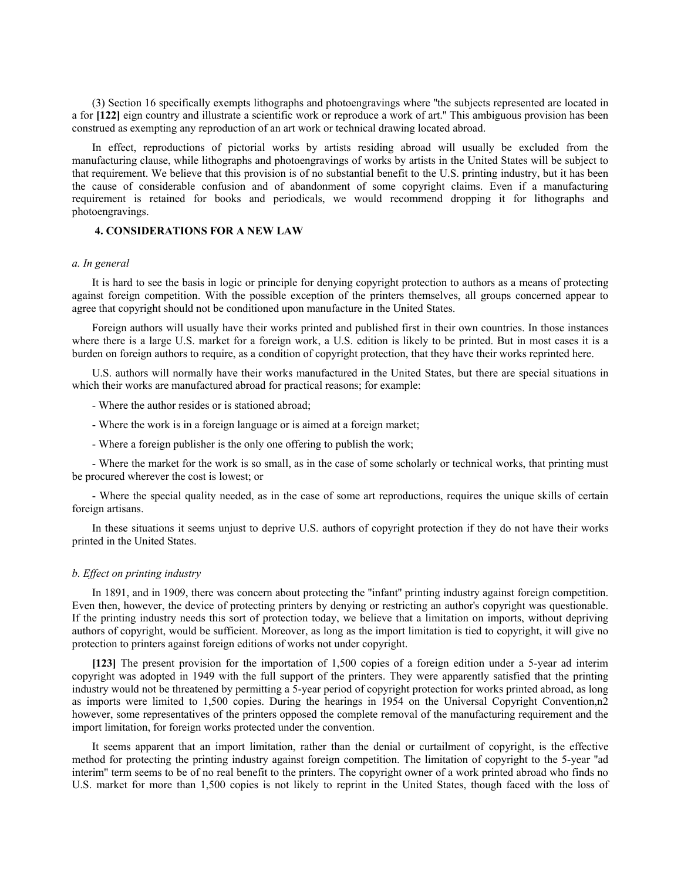(3) Section 16 specifically exempts lithographs and photoengravings where "the subjects represented are located in a for **[122]** eign country and illustrate a scientific work or reproduce a work of art." This ambiguous provision has been construed as exempting any reproduction of an art work or technical drawing located abroad.

In effect, reproductions of pictorial works by artists residing abroad will usually be excluded from the manufacturing clause, while lithographs and photoengravings of works by artists in the United States will be subject to that requirement. We believe that this provision is of no substantial benefit to the U.S. printing industry, but it has been the cause of considerable confusion and of abandonment of some copyright claims. Even if a manufacturing requirement is retained for books and periodicals, we would recommend dropping it for lithographs and photoengravings.

### 4. CONSIDERATIONS FOR A NEW LAW

*a. In general*

It is hard to see the basis in logic or principle for denying copyright protection to authors as a means of protecting against foreign competition. With the possible exception of the printers themselves, all groups concerned appear to agree that copyright should not be conditioned upon manufacture in the United States.

Foreign authors will usually have their works printed and published first in their own countries. In those instances where there is a large U.S. market for a foreign work, a U.S. edition is likely to be printed. But in most cases it is a burden on foreign authors to require, as a condition of copyright protection, that they have their works reprinted here.

U.S. authors will normally have their works manufactured in the United States, but there are special situations in which their works are manufactured abroad for practical reasons; for example:

- Where the author resides or is stationed abroad;

- Where the work is in a foreign language or is aimed at a foreign market;

- Where a foreign publisher is the only one offering to publish the work;

- Where the market for the work is so small, as in the case of some scholarly or technical works, that printing must be procured wherever the cost is lowest; or

- Where the special quality needed, as in the case of some art reproductions, requires the unique skills of certain foreign artisans.

In these situations it seems unjust to deprive U.S. authors of copyright protection if they do not have their works printed in the United States.

*b. Effect on printing industry*

In 1891, and in 1909, there was concern about protecting the "infant" printing industry against foreign competition. Even then, however, the device of protecting printers by denying or restricting an author's copyright was questionable. If the printing industry needs this sort of protection today, we believe that a limitation on imports, without depriving authors of copyright, would be sufficient. Moreover, as long as the import limitation is tied to copyright, it will give no protection to printers against foreign editions of works not under copyright.

**[123]** The present provision for the importation of 1,500 copies of a foreign edition under a 5-year ad interim copyright was adopted in 1949 with the full support of the printers. They were apparently satisfied that the printing industry would not be threatened by permitting a 5-year period of copyright protection for works printed abroad, as long as imports were limited to 1,500 copies. During the hearings in 1954 on the Universal Copyright Convention,n2 however, some representatives of the printers opposed the complete removal of the manufacturing requirement and the import limitation, for foreign works protected under the convention.

It seems apparent that an import limitation, rather than the denial or curtailment of copyright, is the effective method for protecting the printing industry against foreign competition. The limitation of copyright to the 5-year "ad interim" term seems to be of no real benefit to the printers. The copyright owner of a work printed abroad who finds no U.S. market for more than 1,500 copies is not likely to reprint in the United States, though faced with the loss of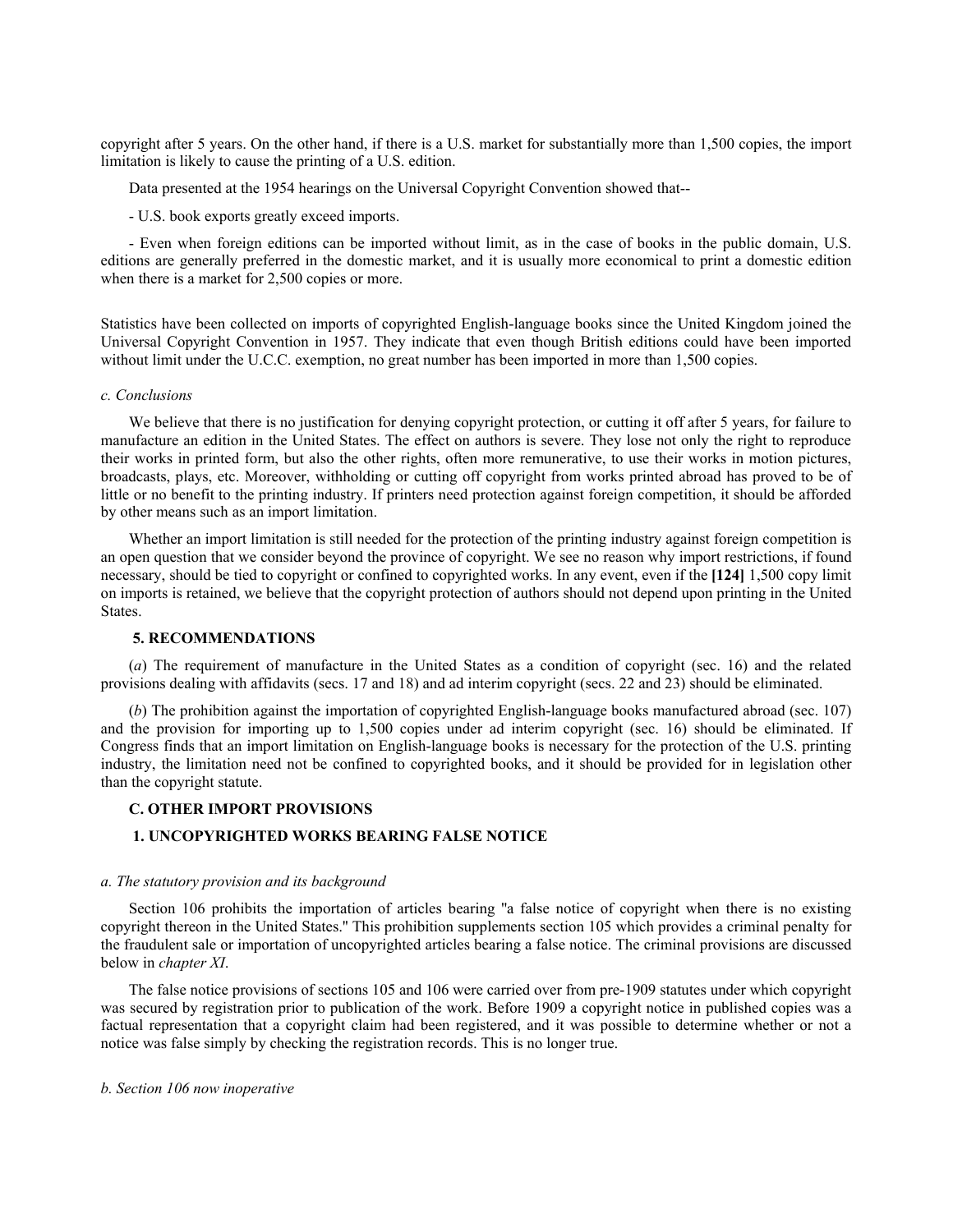copyright after 5 years. On the other hand, if there is a U.S. market for substantially more than 1,500 copies, the import limitation is likely to cause the printing of a U.S. edition.

Data presented at the 1954 hearings on the Universal Copyright Convention showed that--

- U.S. book exports greatly exceed imports.

- Even when foreign editions can be imported without limit, as in the case of books in the public domain, U.S. editions are generally preferred in the domestic market, and it is usually more economical to print a domestic edition when there is a market for 2,500 copies or more.

Statistics have been collected on imports of copyrighted English-language books since the United Kingdom joined the Universal Copyright Convention in 1957. They indicate that even though British editions could have been imported without limit under the U.C.C. exemption, no great number has been imported in more than 1,500 copies.

*c. Conclusions*

We believe that there is no justification for denying copyright protection, or cutting it off after 5 years, for failure to manufacture an edition in the United States. The effect on authors is severe. They lose not only the right to reproduce their works in printed form, but also the other rights, often more remunerative, to use their works in motion pictures, broadcasts, plays, etc. Moreover, withholding or cutting off copyright from works printed abroad has proved to be of little or no benefit to the printing industry. If printers need protection against foreign competition, it should be afforded by other means such as an import limitation.

Whether an import limitation is still needed for the protection of the printing industry against foreign competition is an open question that we consider beyond the province of copyright. We see no reason why import restrictions, if found necessary, should be tied to copyright or confined to copyrighted works. In any event, even if the **[124]** 1,500 copy limit on imports is retained, we believe that the copyright protection of authors should not depend upon printing in the United States.

### 5. RECOMMENDATIONS

(*a*) The requirement of manufacture in the United States as a condition of copyright (sec. 16) and the related provisions dealing with affidavits (secs. 17 and 18) and ad interim copyright (secs. 22 and 23) should be eliminated.

(*b*) The prohibition against the importation of copyrighted English-language books manufactured abroad (sec. 107) and the provision for importing up to 1,500 copies under ad interim copyright (sec. 16) should be eliminated. If Congress finds that an import limitation on English-language books is necessary for the protection of the U.S. printing industry, the limitation need not be confined to copyrighted books, and it should be provided for in legislation other than the copyright statute.

## C. OTHER IMPORT PROVISIONS

### 1. UNCOPYRIGHTED WORKS BEARING FALSE NOTICE

*a. The statutory provision and its background*

Section 106 prohibits the importation of articles bearing "a false notice of copyright when there is no existing copyright thereon in the United States." This prohibition supplements section 105 which provides a criminal penalty for the fraudulent sale or importation of uncopyrighted articles bearing a false notice. The criminal provisions are discussed below in *chapter XI*.

The false notice provisions of sections 105 and 106 were carried over from pre-1909 statutes under which copyright was secured by registration prior to publication of the work. Before 1909 a copyright notice in published copies was a factual representation that a copyright claim had been registered, and it was possible to determine whether or not a notice was false simply by checking the registration records. This is no longer true.

*b. Section 106 now inoperative*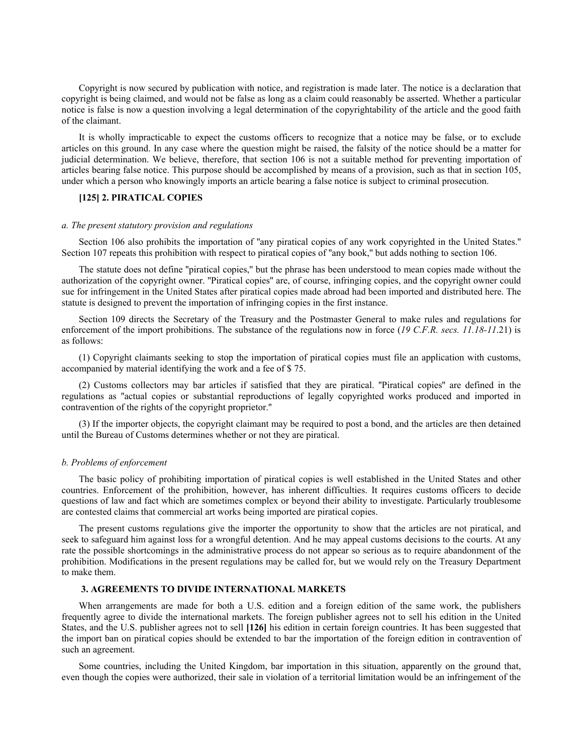Copyright is now secured by publication with notice, and registration is made later. The notice is a declaration that copyright is being claimed, and would not be false as long as a claim could reasonably be asserted. Whether a particular notice is false is now a question involving a legal determination of the copyrightability of the article and the good faith of the claimant.

It is wholly impracticable to expect the customs officers to recognize that a notice may be false, or to exclude articles on this ground. In any case where the question might be raised, the falsity of the notice should be a matter for judicial determination. We believe, therefore, that section 106 is not a suitable method for preventing importation of articles bearing false notice. This purpose should be accomplished by means of a provision, such as that in section 105, under which a person who knowingly imports an article bearing a false notice is subject to criminal prosecution.

### [125] 2. PIRATICAL COPIES

#### *a. The present statutory provision and regulations*

Section 106 also prohibits the importation of "any piratical copies of any work copyrighted in the United States." Section 107 repeats this prohibition with respect to piratical copies of "any book," but adds nothing to section 106.

The statute does not define "piratical copies," but the phrase has been understood to mean copies made without the authorization of the copyright owner. "Piratical copies" are, of course, infringing copies, and the copyright owner could sue for infringement in the United States after piratical copies made abroad had been imported and distributed here. The statute is designed to prevent the importation of infringing copies in the first instance.

Section 109 directs the Secretary of the Treasury and the Postmaster General to make rules and regulations for enforcement of the import prohibitions. The substance of the regulations now in force (*19 C.F.R. secs. 11.18-11.*21) is as follows:

(1) Copyright claimants seeking to stop the importation of piratical copies must file an application with customs, accompanied by material identifying the work and a fee of $ 75.

(2) Customs collectors may bar articles if satisfied that they are piratical. "Piratical copies" are defined in the regulations as "actual copies or substantial reproductions of legally copyrighted works produced and imported in contravention of the rights of the copyright proprietor."

(3) If the importer objects, the copyright claimant may be required to post a bond, and the articles are then detained until the Bureau of Customs determines whether or not they are piratical.

#### *b. Problems of enforcement*

The basic policy of prohibiting importation of piratical copies is well established in the United States and other countries. Enforcement of the prohibition, however, has inherent difficulties. It requires customs officers to decide questions of law and fact which are sometimes complex or beyond their ability to investigate. Particularly troublesome are contested claims that commercial art works being imported are piratical copies.

The present customs regulations give the importer the opportunity to show that the articles are not piratical, and seek to safeguard him against loss for a wrongful detention. And he may appeal customs decisions to the courts. At any rate the possible shortcomings in the administrative process do not appear so serious as to require abandonment of the prohibition. Modifications in the present regulations may be called for, but we would rely on the Treasury Department to make them.

### 3. AGREEMENTS TO DIVIDE INTERNATIONAL MARKETS

When arrangements are made for both a U.S. edition and a foreign edition of the same work, the publishers frequently agree to divide the international markets. The foreign publisher agrees not to sell his edition in the United States, and the U.S. publisher agrees not to sell **[126]** his edition in certain foreign countries. It has been suggested that the import ban on piratical copies should be extended to bar the importation of the foreign edition in contravention of such an agreement.

Some countries, including the United Kingdom, bar importation in this situation, apparently on the ground that, even though the copies were authorized, their sale in violation of a territorial limitation would be an infringement of the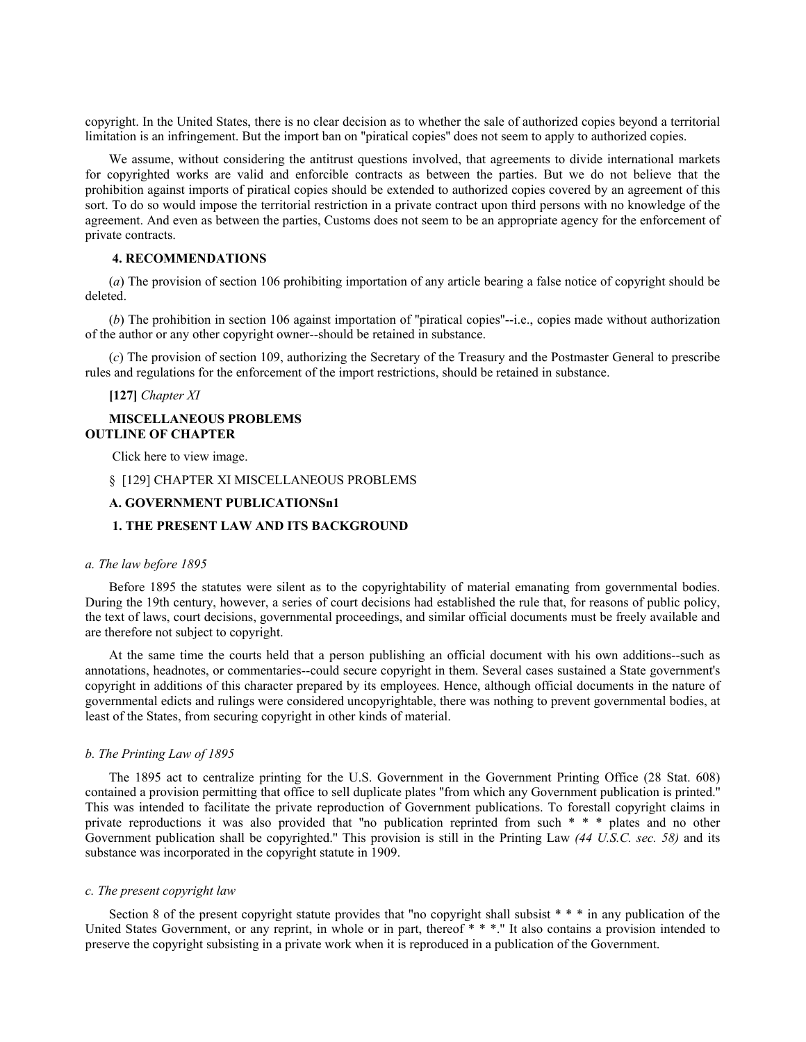copyright. In the United States, there is no clear decision as to whether the sale of authorized copies beyond a territorial limitation is an infringement. But the import ban on "piratical copies" does not seem to apply to authorized copies.

We assume, without considering the antitrust questions involved, that agreements to divide international markets for copyrighted works are valid and enforcible contracts as between the parties. But we do not believe that the prohibition against imports of piratical copies should be extended to authorized copies covered by an agreement of this sort. To do so would impose the territorial restriction in a private contract upon third persons with no knowledge of the agreement. And even as between the parties, Customs does not seem to be an appropriate agency for the enforcement of private contracts.

**4. RECOMMENDATIONS**

(*a*) The provision of section 106 prohibiting importation of any article bearing a false notice of copyright should be deleted.

(*b*) The prohibition in section 106 against importation of "piratical copies"--i.e., copies made without authorization of the author or any other copyright owner--should be retained in substance.

(*c*) The provision of section 109, authorizing the Secretary of the Treasury and the Postmaster General to prescribe rules and regulations for the enforcement of the import restrictions, should be retained in substance.

**[127]** *Chapter XI*

**MISCELLANEOUS PROBLEMS**
**OUTLINE OF CHAPTER**

Click here to view image.

§ [129] CHAPTER XI MISCELLANEOUS PROBLEMS

**A. GOVERNMENT PUBLICATIONSn1**

**1. THE PRESENT LAW AND ITS BACKGROUND**

*a. The law before 1895*

Before 1895 the statutes were silent as to the copyrightability of material emanating from governmental bodies. During the 19th century, however, a series of court decisions had established the rule that, for reasons of public policy, the text of laws, court decisions, governmental proceedings, and similar official documents must be freely available and are therefore not subject to copyright.

At the same time the courts held that a person publishing an official document with his own additions--such as annotations, headnotes, or commentaries--could secure copyright in them. Several cases sustained a State government's copyright in additions of this character prepared by its employees. Hence, although official documents in the nature of governmental edicts and rulings were considered uncopyrightable, there was nothing to prevent governmental bodies, at least of the States, from securing copyright in other kinds of material.

*b. The Printing Law of 1895*

The 1895 act to centralize printing for the U.S. Government in the Government Printing Office (28 Stat. 608) contained a provision permitting that office to sell duplicate plates "from which any Government publication is printed." This was intended to facilitate the private reproduction of Government publications. To forestall copyright claims in private reproductions it was also provided that "no publication reprinted from such * * * plates and no other Government publication shall be copyrighted." This provision is still in the Printing Law *(44 U.S.C. sec. 58)* and its substance was incorporated in the copyright statute in 1909.

*c. The present copyright law*

Section 8 of the present copyright statute provides that "no copyright shall subsist * * * in any publication of the United States Government, or any reprint, in whole or in part, thereof * * *." It also contains a provision intended to preserve the copyright subsisting in a private work when it is reproduced in a publication of the Government.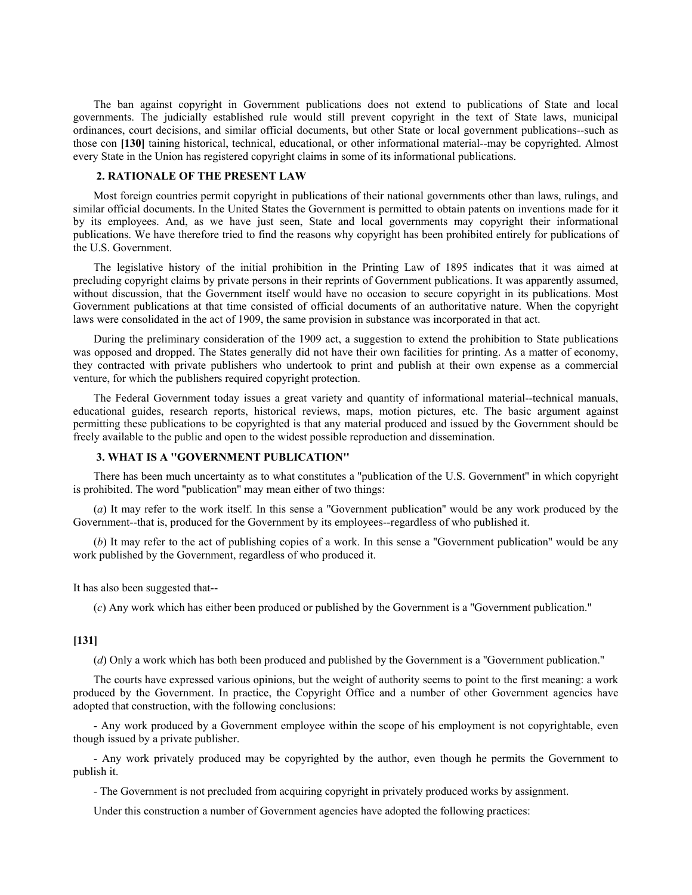The ban against copyright in Government publications does not extend to publications of State and local governments. The judicially established rule would still prevent copyright in the text of State laws, municipal ordinances, court decisions, and similar official documents, but other State or local government publications--such as those con **[130]** taining historical, technical, educational, or other informational material--may be copyrighted. Almost every State in the Union has registered copyright claims in some of its informational publications.

### 2. RATIONALE OF THE PRESENT LAW

Most foreign countries permit copyright in publications of their national governments other than laws, rulings, and similar official documents. In the United States the Government is permitted to obtain patents on inventions made for it by its employees. And, as we have just seen, State and local governments may copyright their informational publications. We have therefore tried to find the reasons why copyright has been prohibited entirely for publications of the U.S. Government.

The legislative history of the initial prohibition in the Printing Law of 1895 indicates that it was aimed at precluding copyright claims by private persons in their reprints of Government publications. It was apparently assumed, without discussion, that the Government itself would have no occasion to secure copyright in its publications. Most Government publications at that time consisted of official documents of an authoritative nature. When the copyright laws were consolidated in the act of 1909, the same provision in substance was incorporated in that act.

During the preliminary consideration of the 1909 act, a suggestion to extend the prohibition to State publications was opposed and dropped. The States generally did not have their own facilities for printing. As a matter of economy, they contracted with private publishers who undertook to print and publish at their own expense as a commercial venture, for which the publishers required copyright protection.

The Federal Government today issues a great variety and quantity of informational material--technical manuals, educational guides, research reports, historical reviews, maps, motion pictures, etc. The basic argument against permitting these publications to be copyrighted is that any material produced and issued by the Government should be freely available to the public and open to the widest possible reproduction and dissemination.

### 3. WHAT IS A "GOVERNMENT PUBLICATION"

There has been much uncertainty as to what constitutes a "publication of the U.S. Government" in which copyright is prohibited. The word "publication" may mean either of two things:

(*a*) It may refer to the work itself. In this sense a "Government publication" would be any work produced by the Government--that is, produced for the Government by its employees--regardless of who published it.

(*b*) It may refer to the act of publishing copies of a work. In this sense a "Government publication" would be any work published by the Government, regardless of who produced it.

It has also been suggested that--

(*c*) Any work which has either been produced or published by the Government is a "Government publication."

**[131]**

(*d*) Only a work which has both been produced and published by the Government is a "Government publication."

The courts have expressed various opinions, but the weight of authority seems to point to the first meaning: a work produced by the Government. In practice, the Copyright Office and a number of other Government agencies have adopted that construction, with the following conclusions:

- Any work produced by a Government employee within the scope of his employment is not copyrightable, even though issued by a private publisher.

- Any work privately produced may be copyrighted by the author, even though he permits the Government to publish it.

- The Government is not precluded from acquiring copyright in privately produced works by assignment.

Under this construction a number of Government agencies have adopted the following practices: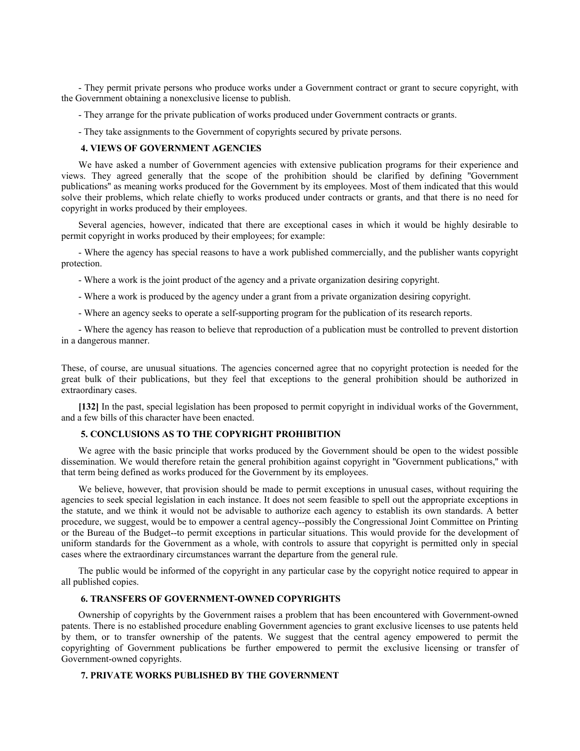- They permit private persons who produce works under a Government contract or grant to secure copyright, with the Government obtaining a nonexclusive license to publish.

- They arrange for the private publication of works produced under Government contracts or grants.

- They take assignments to the Government of copyrights secured by private persons.

### 4. VIEWS OF GOVERNMENT AGENCIES

We have asked a number of Government agencies with extensive publication programs for their experience and views. They agreed generally that the scope of the prohibition should be clarified by defining "Government publications" as meaning works produced for the Government by its employees. Most of them indicated that this would solve their problems, which relate chiefly to works produced under contracts or grants, and that there is no need for copyright in works produced by their employees.

Several agencies, however, indicated that there are exceptional cases in which it would be highly desirable to permit copyright in works produced by their employees; for example:

- Where the agency has special reasons to have a work published commercially, and the publisher wants copyright protection.

- Where a work is the joint product of the agency and a private organization desiring copyright.

- Where a work is produced by the agency under a grant from a private organization desiring copyright.

- Where an agency seeks to operate a self-supporting program for the publication of its research reports.

- Where the agency has reason to believe that reproduction of a publication must be controlled to prevent distortion in a dangerous manner.

These, of course, are unusual situations. The agencies concerned agree that no copyright protection is needed for the great bulk of their publications, but they feel that exceptions to the general prohibition should be authorized in extraordinary cases.

**[132]** In the past, special legislation has been proposed to permit copyright in individual works of the Government, and a few bills of this character have been enacted.

### 5. CONCLUSIONS AS TO THE COPYRIGHT PROHIBITION

We agree with the basic principle that works produced by the Government should be open to the widest possible dissemination. We would therefore retain the general prohibition against copyright in "Government publications," with that term being defined as works produced for the Government by its employees.

We believe, however, that provision should be made to permit exceptions in unusual cases, without requiring the agencies to seek special legislation in each instance. It does not seem feasible to spell out the appropriate exceptions in the statute, and we think it would not be advisable to authorize each agency to establish its own standards. A better procedure, we suggest, would be to empower a central agency--possibly the Congressional Joint Committee on Printing or the Bureau of the Budget--to permit exceptions in particular situations. This would provide for the development of uniform standards for the Government as a whole, with controls to assure that copyright is permitted only in special cases where the extraordinary circumstances warrant the departure from the general rule.

The public would be informed of the copyright in any particular case by the copyright notice required to appear in all published copies.

### 6. TRANSFERS OF GOVERNMENT-OWNED COPYRIGHTS

Ownership of copyrights by the Government raises a problem that has been encountered with Government-owned patents. There is no established procedure enabling Government agencies to grant exclusive licenses to use patents held by them, or to transfer ownership of the patents. We suggest that the central agency empowered to permit the copyrighting of Government publications be further empowered to permit the exclusive licensing or transfer of Government-owned copyrights.

### 7. PRIVATE WORKS PUBLISHED BY THE GOVERNMENT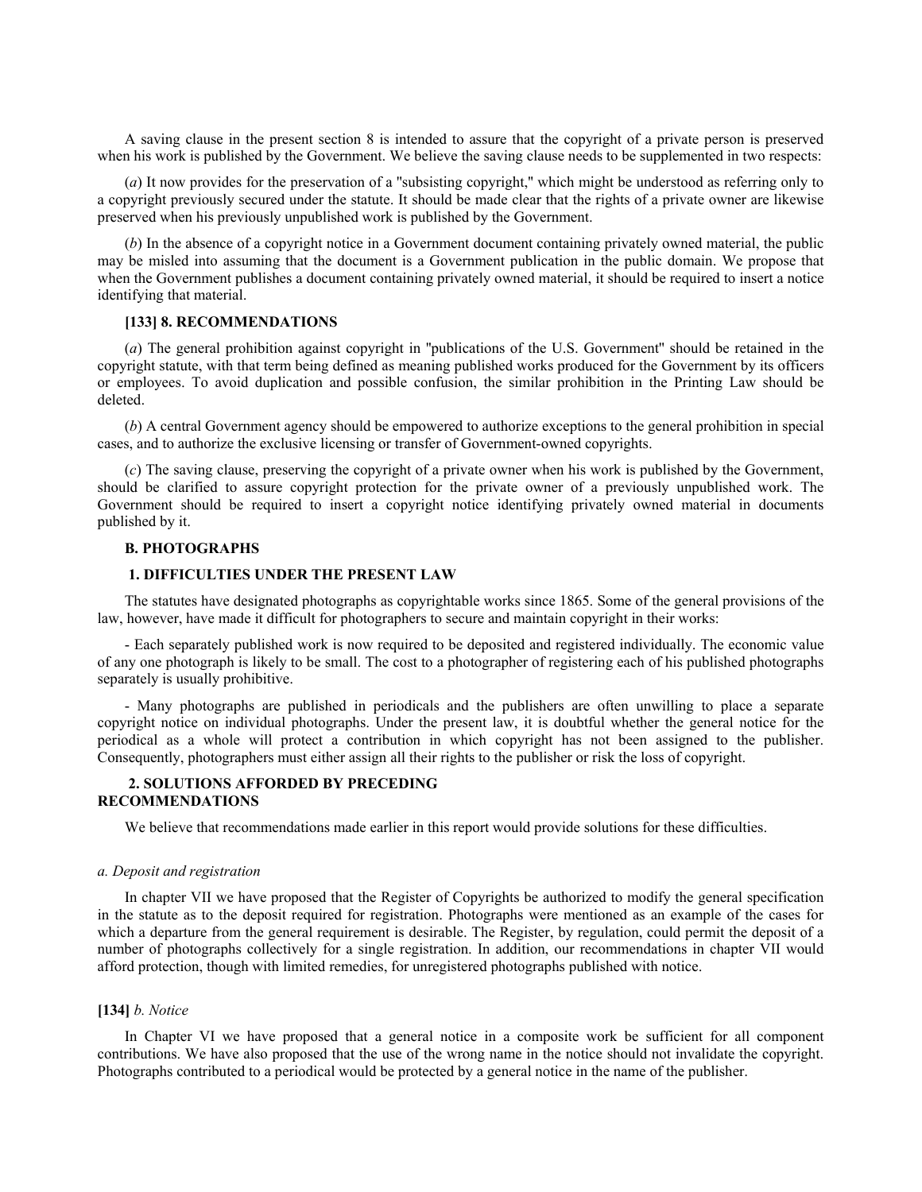A saving clause in the present section 8 is intended to assure that the copyright of a private person is preserved when his work is published by the Government. We believe the saving clause needs to be supplemented in two respects:

(*a*) It now provides for the preservation of a "subsisting copyright," which might be understood as referring only to a copyright previously secured under the statute. It should be made clear that the rights of a private owner are likewise preserved when his previously unpublished work is published by the Government.

(*b*) In the absence of a copyright notice in a Government document containing privately owned material, the public may be misled into assuming that the document is a Government publication in the public domain. We propose that when the Government publishes a document containing privately owned material, it should be required to insert a notice identifying that material.

### [133] 8. RECOMMENDATIONS

(*a*) The general prohibition against copyright in "publications of the U.S. Government" should be retained in the copyright statute, with that term being defined as meaning published works produced for the Government by its officers or employees. To avoid duplication and possible confusion, the similar prohibition in the Printing Law should be deleted.

(*b*) A central Government agency should be empowered to authorize exceptions to the general prohibition in special cases, and to authorize the exclusive licensing or transfer of Government-owned copyrights.

(*c*) The saving clause, preserving the copyright of a private owner when his work is published by the Government, should be clarified to assure copyright protection for the private owner of a previously unpublished work. The Government should be required to insert a copyright notice identifying privately owned material in documents published by it.

## B. PHOTOGRAPHS

### 1. DIFFICULTIES UNDER THE PRESENT LAW

The statutes have designated photographs as copyrightable works since 1865. Some of the general provisions of the law, however, have made it difficult for photographers to secure and maintain copyright in their works:

- Each separately published work is now required to be deposited and registered individually. The economic value of any one photograph is likely to be small. The cost to a photographer of registering each of his published photographs separately is usually prohibitive.

- Many photographs are published in periodicals and the publishers are often unwilling to place a separate copyright notice on individual photographs. Under the present law, it is doubtful whether the general notice for the periodical as a whole will protect a contribution in which copyright has not been assigned to the publisher. Consequently, photographers must either assign all their rights to the publisher or risk the loss of copyright.

### 2. SOLUTIONS AFFORDED BY PRECEDING RECOMMENDATIONS

We believe that recommendations made earlier in this report would provide solutions for these difficulties.

#### *a. Deposit and registration*

In chapter VII we have proposed that the Register of Copyrights be authorized to modify the general specification in the statute as to the deposit required for registration. Photographs were mentioned as an example of the cases for which a departure from the general requirement is desirable. The Register, by regulation, could permit the deposit of a number of photographs collectively for a single registration. In addition, our recommendations in chapter VII would afford protection, though with limited remedies, for unregistered photographs published with notice.

#### **[134]** *b. Notice*

In Chapter VI we have proposed that a general notice in a composite work be sufficient for all component contributions. We have also proposed that the use of the wrong name in the notice should not invalidate the copyright. Photographs contributed to a periodical would be protected by a general notice in the name of the publisher.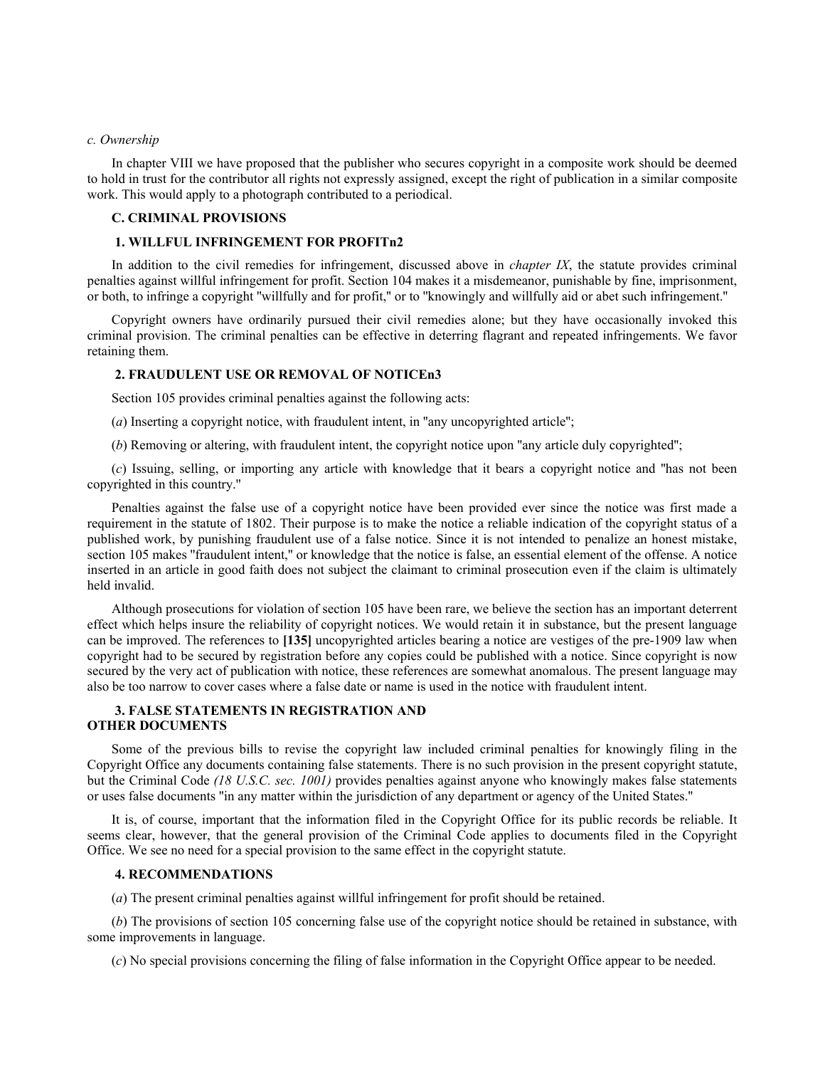*c. Ownership*

In chapter VIII we have proposed that the publisher who secures copyright in a composite work should be deemed to hold in trust for the contributor all rights not expressly assigned, except the right of publication in a similar composite work. This would apply to a photograph contributed to a periodical.

### C. CRIMINAL PROVISIONS

#### 1. WILLFUL INFRINGEMENT FOR PROFITn2

In addition to the civil remedies for infringement, discussed above in *chapter IX*, the statute provides criminal penalties against willful infringement for profit. Section 104 makes it a misdemeanor, punishable by fine, imprisonment, or both, to infringe a copyright "willfully and for profit," or to "knowingly and willfully aid or abet such infringement."

Copyright owners have ordinarily pursued their civil remedies alone; but they have occasionally invoked this criminal provision. The criminal penalties can be effective in deterring flagrant and repeated infringements. We favor retaining them.

#### 2. FRAUDULENT USE OR REMOVAL OF NOTICEn3

Section 105 provides criminal penalties against the following acts:

(*a*) Inserting a copyright notice, with fraudulent intent, in "any uncopyrighted article";

(*b*) Removing or altering, with fraudulent intent, the copyright notice upon "any article duly copyrighted";

(*c*) Issuing, selling, or importing any article with knowledge that it bears a copyright notice and "has not been copyrighted in this country."

Penalties against the false use of a copyright notice have been provided ever since the notice was first made a requirement in the statute of 1802. Their purpose is to make the notice a reliable indication of the copyright status of a published work, by punishing fraudulent use of a false notice. Since it is not intended to penalize an honest mistake, section 105 makes "fraudulent intent," or knowledge that the notice is false, an essential element of the offense. A notice inserted in an article in good faith does not subject the claimant to criminal prosecution even if the claim is ultimately held invalid.

Although prosecutions for violation of section 105 have been rare, we believe the section has an important deterrent effect which helps insure the reliability of copyright notices. We would retain it in substance, but the present language can be improved. The references to **[135]** uncopyrighted articles bearing a notice are vestiges of the pre-1909 law when copyright had to be secured by registration before any copies could be published with a notice. Since copyright is now secured by the very act of publication with notice, these references are somewhat anomalous. The present language may also be too narrow to cover cases where a false date or name is used in the notice with fraudulent intent.

#### 3. FALSE STATEMENTS IN REGISTRATION AND OTHER DOCUMENTS

Some of the previous bills to revise the copyright law included criminal penalties for knowingly filing in the Copyright Office any documents containing false statements. There is no such provision in the present copyright statute, but the Criminal Code *(18 U.S.C. sec. 1001)* provides penalties against anyone who knowingly makes false statements or uses false documents "in any matter within the jurisdiction of any department or agency of the United States."

It is, of course, important that the information filed in the Copyright Office for its public records be reliable. It seems clear, however, that the general provision of the Criminal Code applies to documents filed in the Copyright Office. We see no need for a special provision to the same effect in the copyright statute.

#### 4. RECOMMENDATIONS

(*a*) The present criminal penalties against willful infringement for profit should be retained.

(*b*) The provisions of section 105 concerning false use of the copyright notice should be retained in substance, with some improvements in language.

(*c*) No special provisions concerning the filing of false information in the Copyright Office appear to be needed.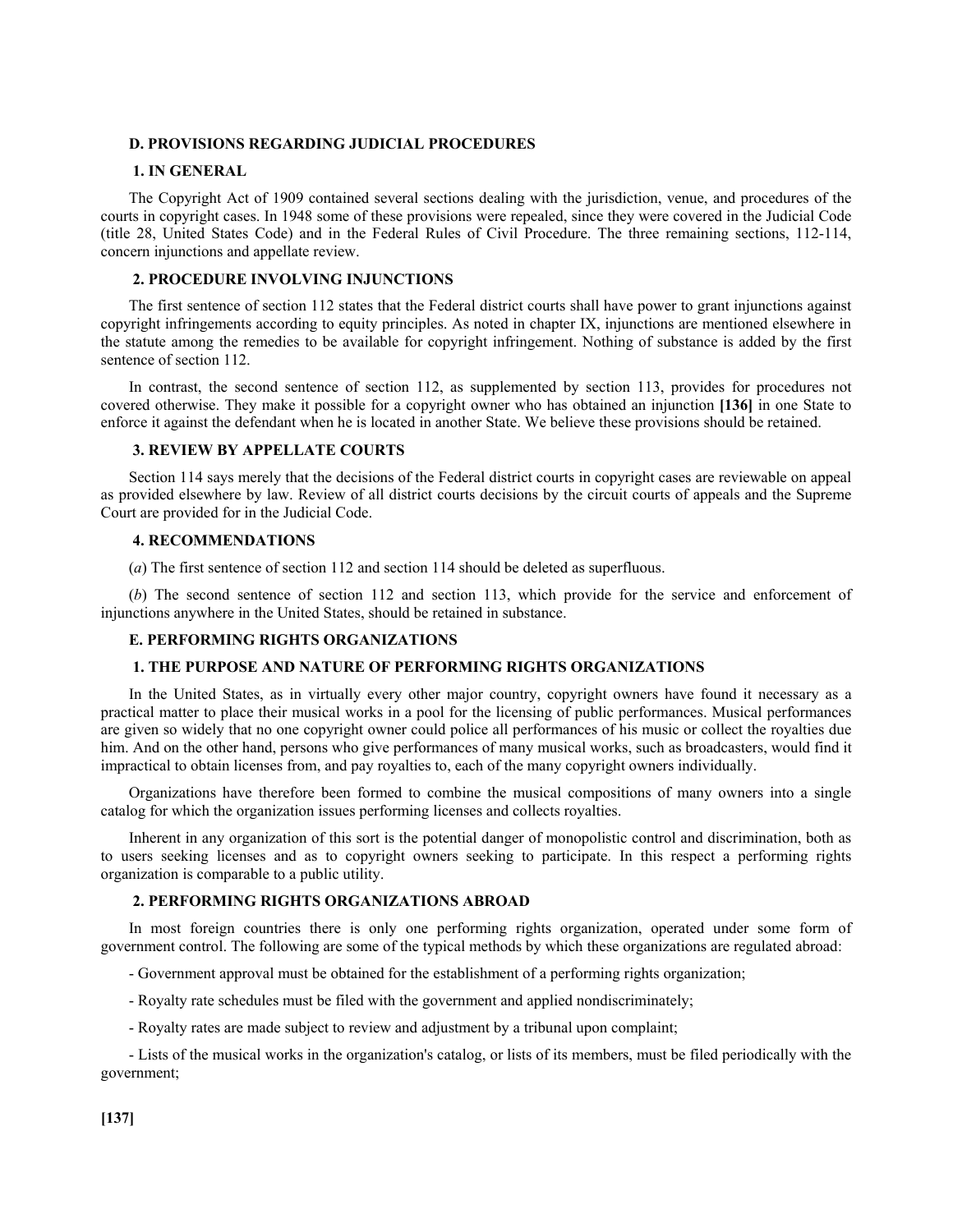### D. PROVISIONS REGARDING JUDICIAL PROCEDURES

#### 1. IN GENERAL

The Copyright Act of 1909 contained several sections dealing with the jurisdiction, venue, and procedures of the courts in copyright cases. In 1948 some of these provisions were repealed, since they were covered in the Judicial Code (title 28, United States Code) and in the Federal Rules of Civil Procedure. The three remaining sections, 112-114, concern injunctions and appellate review.

#### 2. PROCEDURE INVOLVING INJUNCTIONS

The first sentence of section 112 states that the Federal district courts shall have power to grant injunctions against copyright infringements according to equity principles. As noted in chapter IX, injunctions are mentioned elsewhere in the statute among the remedies to be available for copyright infringement. Nothing of substance is added by the first sentence of section 112.

In contrast, the second sentence of section 112, as supplemented by section 113, provides for procedures not covered otherwise. They make it possible for a copyright owner who has obtained an injunction **[136]** in one State to enforce it against the defendant when he is located in another State. We believe these provisions should be retained.

#### 3. REVIEW BY APPELLATE COURTS

Section 114 says merely that the decisions of the Federal district courts in copyright cases are reviewable on appeal as provided elsewhere by law. Review of all district courts decisions by the circuit courts of appeals and the Supreme Court are provided for in the Judicial Code.

#### 4. RECOMMENDATIONS

(*a*) The first sentence of section 112 and section 114 should be deleted as superfluous.

(*b*) The second sentence of section 112 and section 113, which provide for the service and enforcement of injunctions anywhere in the United States, should be retained in substance.

### E. PERFORMING RIGHTS ORGANIZATIONS

#### 1. THE PURPOSE AND NATURE OF PERFORMING RIGHTS ORGANIZATIONS

In the United States, as in virtually every other major country, copyright owners have found it necessary as a practical matter to place their musical works in a pool for the licensing of public performances. Musical performances are given so widely that no one copyright owner could police all performances of his music or collect the royalties due him. And on the other hand, persons who give performances of many musical works, such as broadcasters, would find it impractical to obtain licenses from, and pay royalties to, each of the many copyright owners individually.

Organizations have therefore been formed to combine the musical compositions of many owners into a single catalog for which the organization issues performing licenses and collects royalties.

Inherent in any organization of this sort is the potential danger of monopolistic control and discrimination, both as to users seeking licenses and as to copyright owners seeking to participate. In this respect a performing rights organization is comparable to a public utility.

#### 2. PERFORMING RIGHTS ORGANIZATIONS ABROAD

In most foreign countries there is only one performing rights organization, operated under some form of government control. The following are some of the typical methods by which these organizations are regulated abroad:

- Government approval must be obtained for the establishment of a performing rights organization;

- Royalty rate schedules must be filed with the government and applied nondiscriminately;

- Royalty rates are made subject to review and adjustment by a tribunal upon complaint;

- Lists of the musical works in the organization's catalog, or lists of its members, must be filed periodically with the government;

**[137]**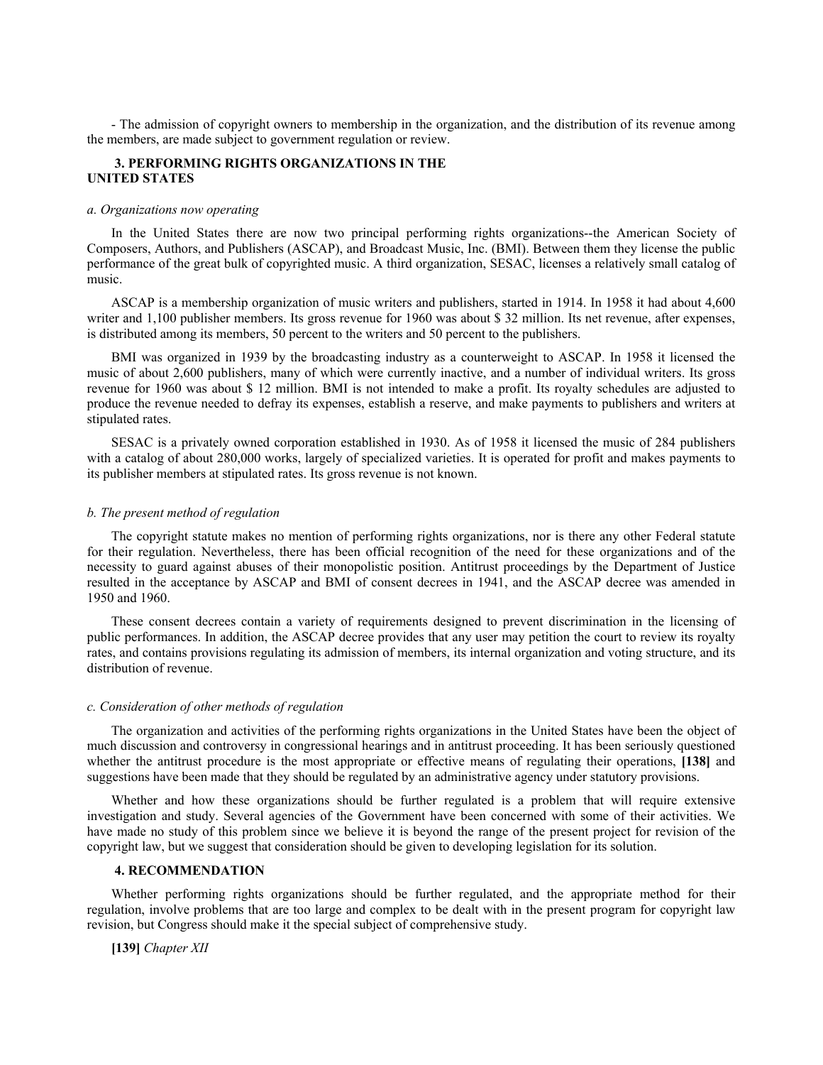- The admission of copyright owners to membership in the organization, and the distribution of its revenue among the members, are made subject to government regulation or review.

### 3. PERFORMING RIGHTS ORGANIZATIONS IN THE UNITED STATES

*a. Organizations now operating*

In the United States there are now two principal performing rights organizations--the American Society of Composers, Authors, and Publishers (ASCAP), and Broadcast Music, Inc. (BMI). Between them they license the public performance of the great bulk of copyrighted music. A third organization, SESAC, licenses a relatively small catalog of music.

ASCAP is a membership organization of music writers and publishers, started in 1914. In 1958 it had about 4,600 writer and 1,100 publisher members. Its gross revenue for 1960 was about $ 32 million. Its net revenue, after expenses, is distributed among its members, 50 percent to the writers and 50 percent to the publishers.

BMI was organized in 1939 by the broadcasting industry as a counterweight to ASCAP. In 1958 it licensed the music of about 2,600 publishers, many of which were currently inactive, and a number of individual writers. Its gross revenue for 1960 was about $ 12 million. BMI is not intended to make a profit. Its royalty schedules are adjusted to produce the revenue needed to defray its expenses, establish a reserve, and make payments to publishers and writers at stipulated rates.

SESAC is a privately owned corporation established in 1930. As of 1958 it licensed the music of 284 publishers with a catalog of about 280,000 works, largely of specialized varieties. It is operated for profit and makes payments to its publisher members at stipulated rates. Its gross revenue is not known.

*b. The present method of regulation*

The copyright statute makes no mention of performing rights organizations, nor is there any other Federal statute for their regulation. Nevertheless, there has been official recognition of the need for these organizations and of the necessity to guard against abuses of their monopolistic position. Antitrust proceedings by the Department of Justice resulted in the acceptance by ASCAP and BMI of consent decrees in 1941, and the ASCAP decree was amended in 1950 and 1960.

These consent decrees contain a variety of requirements designed to prevent discrimination in the licensing of public performances. In addition, the ASCAP decree provides that any user may petition the court to review its royalty rates, and contains provisions regulating its admission of members, its internal organization and voting structure, and its distribution of revenue.

*c. Consideration of other methods of regulation*

The organization and activities of the performing rights organizations in the United States have been the object of much discussion and controversy in congressional hearings and in antitrust proceeding. It has been seriously questioned whether the antitrust procedure is the most appropriate or effective means of regulating their operations, **[138]** and suggestions have been made that they should be regulated by an administrative agency under statutory provisions.

Whether and how these organizations should be further regulated is a problem that will require extensive investigation and study. Several agencies of the Government have been concerned with some of their activities. We have made no study of this problem since we believe it is beyond the range of the present project for revision of the copyright law, but we suggest that consideration should be given to developing legislation for its solution.

### 4. RECOMMENDATION

Whether performing rights organizations should be further regulated, and the appropriate method for their regulation, involve problems that are too large and complex to be dealt with in the present program for copyright law revision, but Congress should make it the special subject of comprehensive study.

**[139]** *Chapter XII*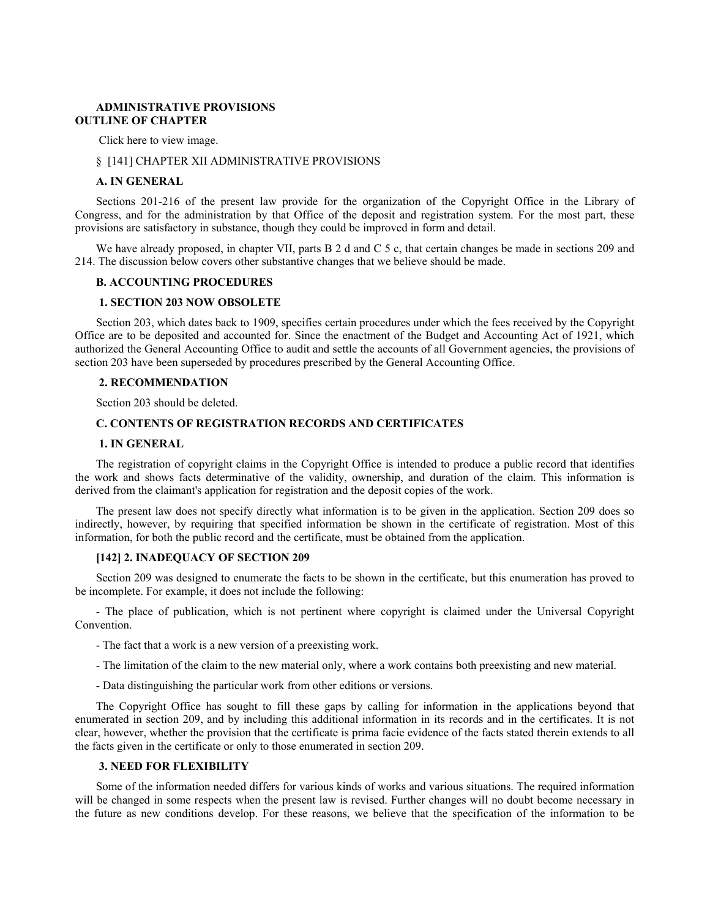**ADMINISTRATIVE PROVISIONS**
**OUTLINE OF CHAPTER**

Click here to view image.

§ [141] CHAPTER XII ADMINISTRATIVE PROVISIONS

### A. IN GENERAL

Sections 201-216 of the present law provide for the organization of the Copyright Office in the Library of Congress, and for the administration by that Office of the deposit and registration system. For the most part, these provisions are satisfactory in substance, though they could be improved in form and detail.

We have already proposed, in chapter VII, parts B 2 d and C 5 c, that certain changes be made in sections 209 and 214. The discussion below covers other substantive changes that we believe should be made.

### B. ACCOUNTING PROCEDURES

#### 1. SECTION 203 NOW OBSOLETE

Section 203, which dates back to 1909, specifies certain procedures under which the fees received by the Copyright Office are to be deposited and accounted for. Since the enactment of the Budget and Accounting Act of 1921, which authorized the General Accounting Office to audit and settle the accounts of all Government agencies, the provisions of section 203 have been superseded by procedures prescribed by the General Accounting Office.

#### 2. RECOMMENDATION

Section 203 should be deleted.

### C. CONTENTS OF REGISTRATION RECORDS AND CERTIFICATES

#### 1. IN GENERAL

The registration of copyright claims in the Copyright Office is intended to produce a public record that identifies the work and shows facts determinative of the validity, ownership, and duration of the claim. This information is derived from the claimant's application for registration and the deposit copies of the work.

The present law does not specify directly what information is to be given in the application. Section 209 does so indirectly, however, by requiring that specified information be shown in the certificate of registration. Most of this information, for both the public record and the certificate, must be obtained from the application.

#### [142] 2. INADEQUACY OF SECTION 209

Section 209 was designed to enumerate the facts to be shown in the certificate, but this enumeration has proved to be incomplete. For example, it does not include the following:

- The place of publication, which is not pertinent where copyright is claimed under the Universal Copyright Convention.

- The fact that a work is a new version of a preexisting work.

- The limitation of the claim to the new material only, where a work contains both preexisting and new material.

- Data distinguishing the particular work from other editions or versions.

The Copyright Office has sought to fill these gaps by calling for information in the applications beyond that enumerated in section 209, and by including this additional information in its records and in the certificates. It is not clear, however, whether the provision that the certificate is prima facie evidence of the facts stated therein extends to all the facts given in the certificate or only to those enumerated in section 209.

#### 3. NEED FOR FLEXIBILITY

Some of the information needed differs for various kinds of works and various situations. The required information will be changed in some respects when the present law is revised. Further changes will no doubt become necessary in the future as new conditions develop. For these reasons, we believe that the specification of the information to be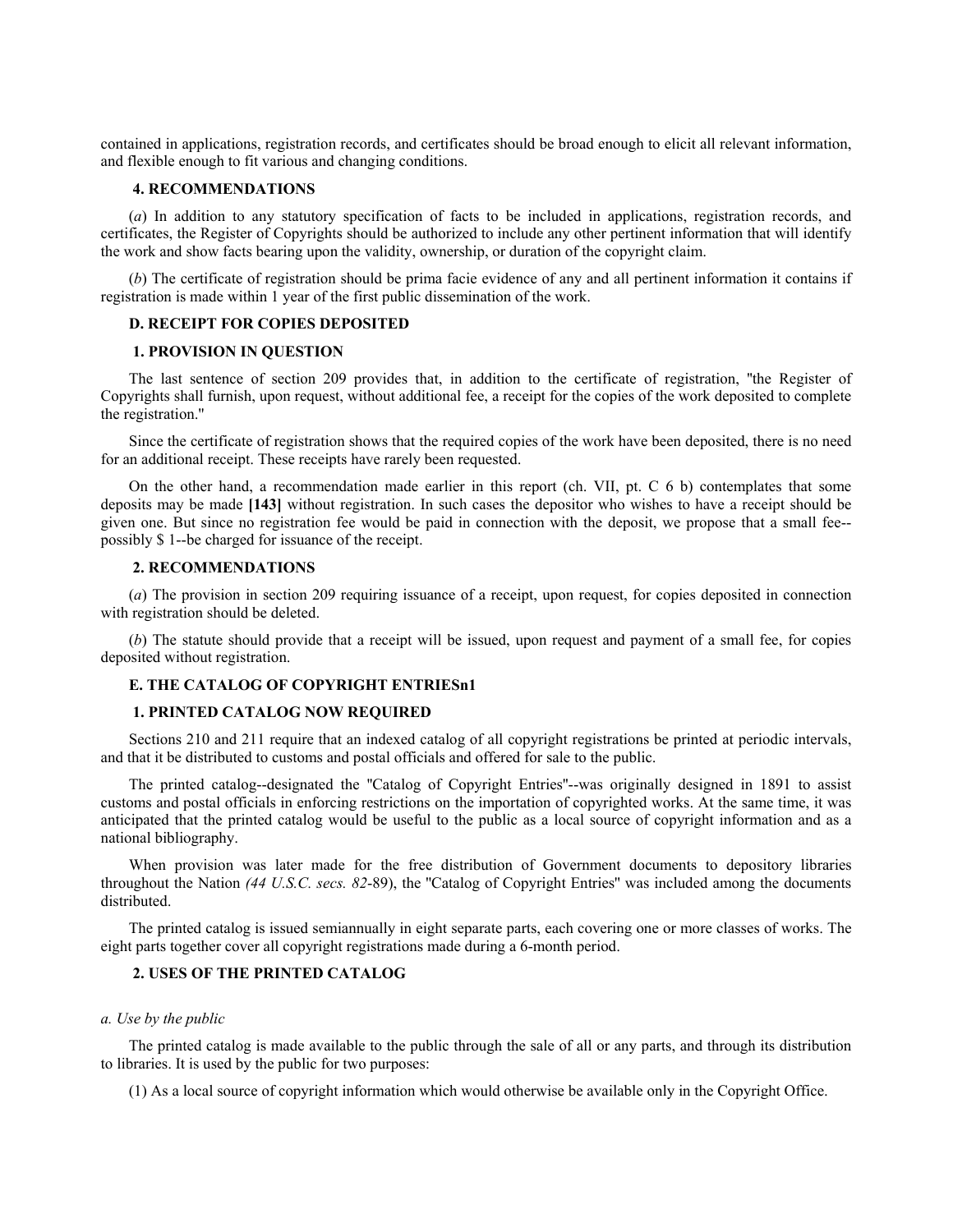contained in applications, registration records, and certificates should be broad enough to elicit all relevant information, and flexible enough to fit various and changing conditions.

#### 4. RECOMMENDATIONS

(*a*) In addition to any statutory specification of facts to be included in applications, registration records, and certificates, the Register of Copyrights should be authorized to include any other pertinent information that will identify the work and show facts bearing upon the validity, ownership, or duration of the copyright claim.

(*b*) The certificate of registration should be prima facie evidence of any and all pertinent information it contains if registration is made within 1 year of the first public dissemination of the work.

### D. RECEIPT FOR COPIES DEPOSITED

#### 1. PROVISION IN QUESTION

The last sentence of section 209 provides that, in addition to the certificate of registration, "the Register of Copyrights shall furnish, upon request, without additional fee, a receipt for the copies of the work deposited to complete the registration."

Since the certificate of registration shows that the required copies of the work have been deposited, there is no need for an additional receipt. These receipts have rarely been requested.

On the other hand, a recommendation made earlier in this report (ch. VII, pt. C 6 b) contemplates that some deposits may be made **[143]** without registration. In such cases the depositor who wishes to have a receipt should be given one. But since no registration fee would be paid in connection with the deposit, we propose that a small fee--possibly $ 1--be charged for issuance of the receipt.

#### 2. RECOMMENDATIONS

(*a*) The provision in section 209 requiring issuance of a receipt, upon request, for copies deposited in connection with registration should be deleted.

(*b*) The statute should provide that a receipt will be issued, upon request and payment of a small fee, for copies deposited without registration.

### E. THE CATALOG OF COPYRIGHT ENTRIESn1

#### 1. PRINTED CATALOG NOW REQUIRED

Sections 210 and 211 require that an indexed catalog of all copyright registrations be printed at periodic intervals, and that it be distributed to customs and postal officials and offered for sale to the public.

The printed catalog--designated the "Catalog of Copyright Entries"--was originally designed in 1891 to assist customs and postal officials in enforcing restrictions on the importation of copyrighted works. At the same time, it was anticipated that the printed catalog would be useful to the public as a local source of copyright information and as a national bibliography.

When provision was later made for the free distribution of Government documents to depository libraries throughout the Nation *(44 U.S.C. secs. 82*-89), the "Catalog of Copyright Entries" was included among the documents distributed.

The printed catalog is issued semiannually in eight separate parts, each covering one or more classes of works. The eight parts together cover all copyright registrations made during a 6-month period.

#### 2. USES OF THE PRINTED CATALOG

*a. Use by the public*

The printed catalog is made available to the public through the sale of all or any parts, and through its distribution to libraries. It is used by the public for two purposes:

(1) As a local source of copyright information which would otherwise be available only in the Copyright Office.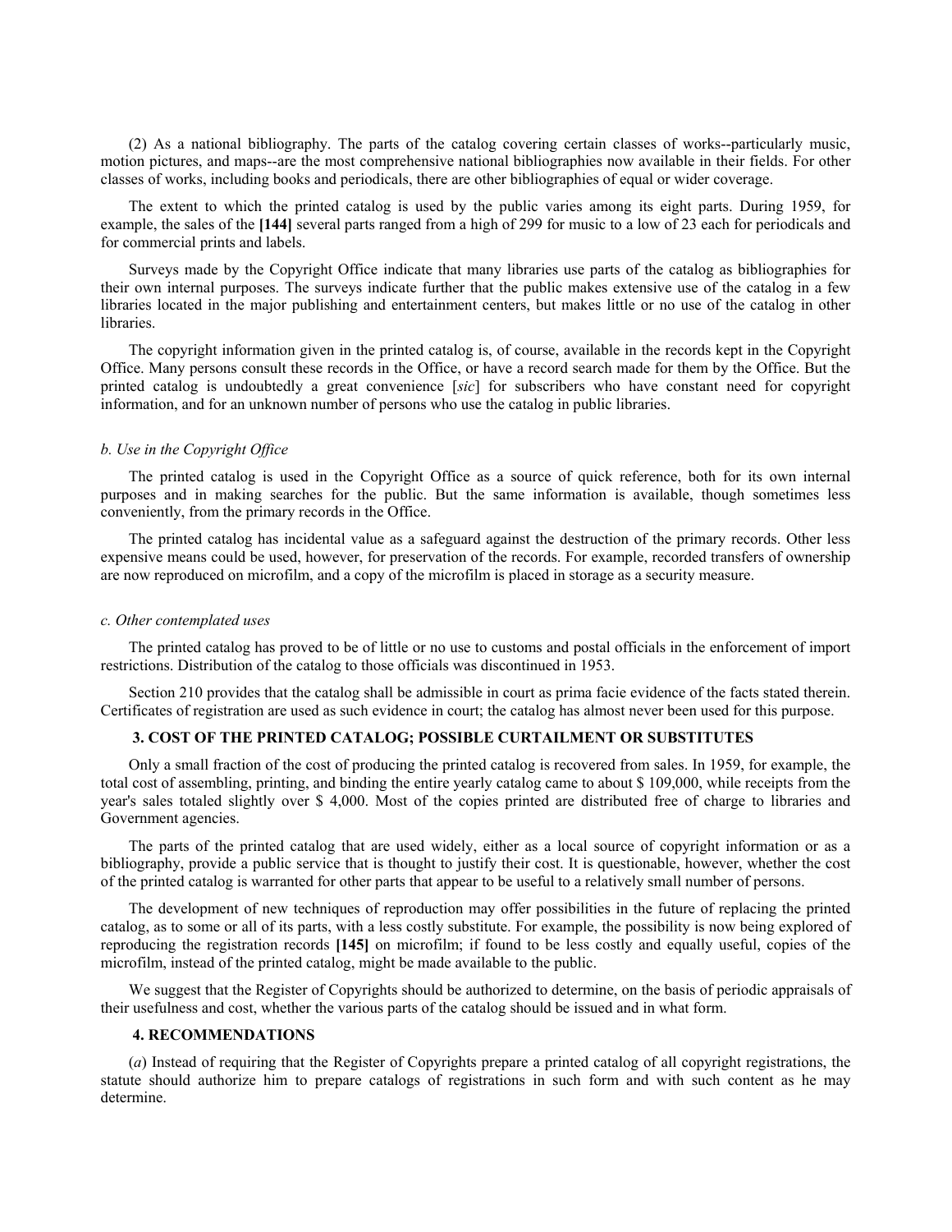(2) As a national bibliography. The parts of the catalog covering certain classes of works--particularly music, motion pictures, and maps--are the most comprehensive national bibliographies now available in their fields. For other classes of works, including books and periodicals, there are other bibliographies of equal or wider coverage.

The extent to which the printed catalog is used by the public varies among its eight parts. During 1959, for example, the sales of the **[144]** several parts ranged from a high of 299 for music to a low of 23 each for periodicals and for commercial prints and labels.

Surveys made by the Copyright Office indicate that many libraries use parts of the catalog as bibliographies for their own internal purposes. The surveys indicate further that the public makes extensive use of the catalog in a few libraries located in the major publishing and entertainment centers, but makes little or no use of the catalog in other libraries.

The copyright information given in the printed catalog is, of course, available in the records kept in the Copyright Office. Many persons consult these records in the Office, or have a record search made for them by the Office. But the printed catalog is undoubtedly a great convenience [*sic*] for subscribers who have constant need for copyright information, and for an unknown number of persons who use the catalog in public libraries.

*b. Use in the Copyright Office*

The printed catalog is used in the Copyright Office as a source of quick reference, both for its own internal purposes and in making searches for the public. But the same information is available, though sometimes less conveniently, from the primary records in the Office.

The printed catalog has incidental value as a safeguard against the destruction of the primary records. Other less expensive means could be used, however, for preservation of the records. For example, recorded transfers of ownership are now reproduced on microfilm, and a copy of the microfilm is placed in storage as a security measure.

*c. Other contemplated uses*

The printed catalog has proved to be of little or no use to customs and postal officials in the enforcement of import restrictions. Distribution of the catalog to those officials was discontinued in 1953.

Section 210 provides that the catalog shall be admissible in court as prima facie evidence of the facts stated therein. Certificates of registration are used as such evidence in court; the catalog has almost never been used for this purpose.

**3. COST OF THE PRINTED CATALOG; POSSIBLE CURTAILMENT OR SUBSTITUTES**

Only a small fraction of the cost of producing the printed catalog is recovered from sales. In 1959, for example, the total cost of assembling, printing, and binding the entire yearly catalog came to about $ 109,000, while receipts from the year's sales totaled slightly over $ 4,000. Most of the copies printed are distributed free of charge to libraries and Government agencies.

The parts of the printed catalog that are used widely, either as a local source of copyright information or as a bibliography, provide a public service that is thought to justify their cost. It is questionable, however, whether the cost of the printed catalog is warranted for other parts that appear to be useful to a relatively small number of persons.

The development of new techniques of reproduction may offer possibilities in the future of replacing the printed catalog, as to some or all of its parts, with a less costly substitute. For example, the possibility is now being explored of reproducing the registration records **[145]** on microfilm; if found to be less costly and equally useful, copies of the microfilm, instead of the printed catalog, might be made available to the public.

We suggest that the Register of Copyrights should be authorized to determine, on the basis of periodic appraisals of their usefulness and cost, whether the various parts of the catalog should be issued and in what form.

**4. RECOMMENDATIONS**

(*a*) Instead of requiring that the Register of Copyrights prepare a printed catalog of all copyright registrations, the statute should authorize him to prepare catalogs of registrations in such form and with such content as he may determine.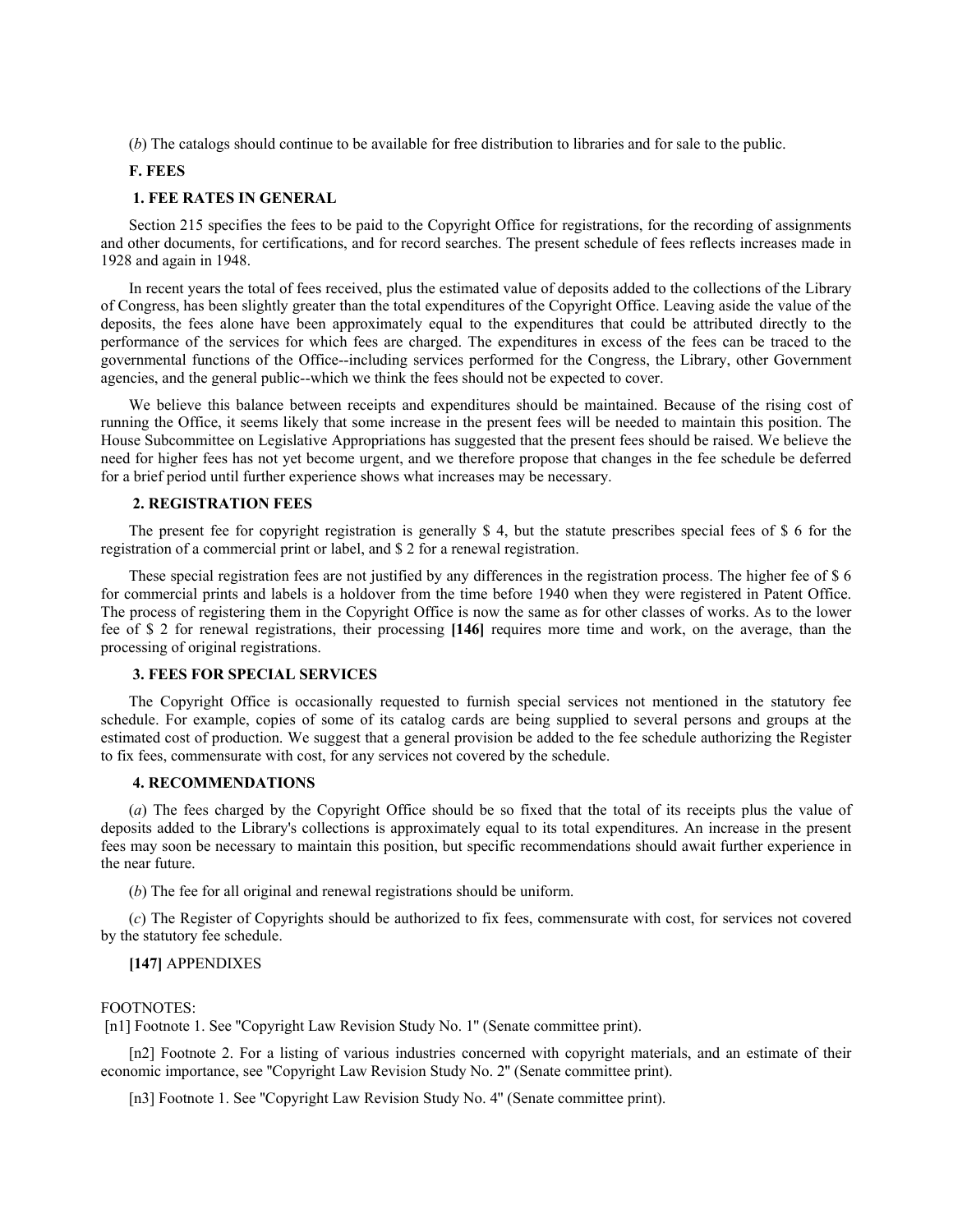(*b*) The catalogs should continue to be available for free distribution to libraries and for sale to the public.

## F. FEES

### 1. FEE RATES IN GENERAL

Section 215 specifies the fees to be paid to the Copyright Office for registrations, for the recording of assignments and other documents, for certifications, and for record searches. The present schedule of fees reflects increases made in 1928 and again in 1948.

In recent years the total of fees received, plus the estimated value of deposits added to the collections of the Library of Congress, has been slightly greater than the total expenditures of the Copyright Office. Leaving aside the value of the deposits, the fees alone have been approximately equal to the expenditures that could be attributed directly to the performance of the services for which fees are charged. The expenditures in excess of the fees can be traced to the governmental functions of the Office--including services performed for the Congress, the Library, other Government agencies, and the general public--which we think the fees should not be expected to cover.

We believe this balance between receipts and expenditures should be maintained. Because of the rising cost of running the Office, it seems likely that some increase in the present fees will be needed to maintain this position. The House Subcommittee on Legislative Appropriations has suggested that the present fees should be raised. We believe the need for higher fees has not yet become urgent, and we therefore propose that changes in the fee schedule be deferred for a brief period until further experience shows what increases may be necessary.

### 2. REGISTRATION FEES

The present fee for copyright registration is generally $ 4, but the statute prescribes special fees of $ 6 for the registration of a commercial print or label, and $ 2 for a renewal registration.

These special registration fees are not justified by any differences in the registration process. The higher fee of $ 6 for commercial prints and labels is a holdover from the time before 1940 when they were registered in Patent Office. The process of registering them in the Copyright Office is now the same as for other classes of works. As to the lower fee of $ 2 for renewal registrations, their processing **[146]** requires more time and work, on the average, than the processing of original registrations.

### 3. FEES FOR SPECIAL SERVICES

The Copyright Office is occasionally requested to furnish special services not mentioned in the statutory fee schedule. For example, copies of some of its catalog cards are being supplied to several persons and groups at the estimated cost of production. We suggest that a general provision be added to the fee schedule authorizing the Register to fix fees, commensurate with cost, for any services not covered by the schedule.

### 4. RECOMMENDATIONS

(*a*) The fees charged by the Copyright Office should be so fixed that the total of its receipts plus the value of deposits added to the Library's collections is approximately equal to its total expenditures. An increase in the present fees may soon be necessary to maintain this position, but specific recommendations should await further experience in the near future.

(*b*) The fee for all original and renewal registrations should be uniform.

(*c*) The Register of Copyrights should be authorized to fix fees, commensurate with cost, for services not covered by the statutory fee schedule.

**[147]** APPENDIXES

FOOTNOTES:

[n1] Footnote 1. See "Copyright Law Revision Study No. 1" (Senate committee print).

[n2] Footnote 2. For a listing of various industries concerned with copyright materials, and an estimate of their economic importance, see "Copyright Law Revision Study No. 2" (Senate committee print).

[n3] Footnote 1. See "Copyright Law Revision Study No. 4" (Senate committee print).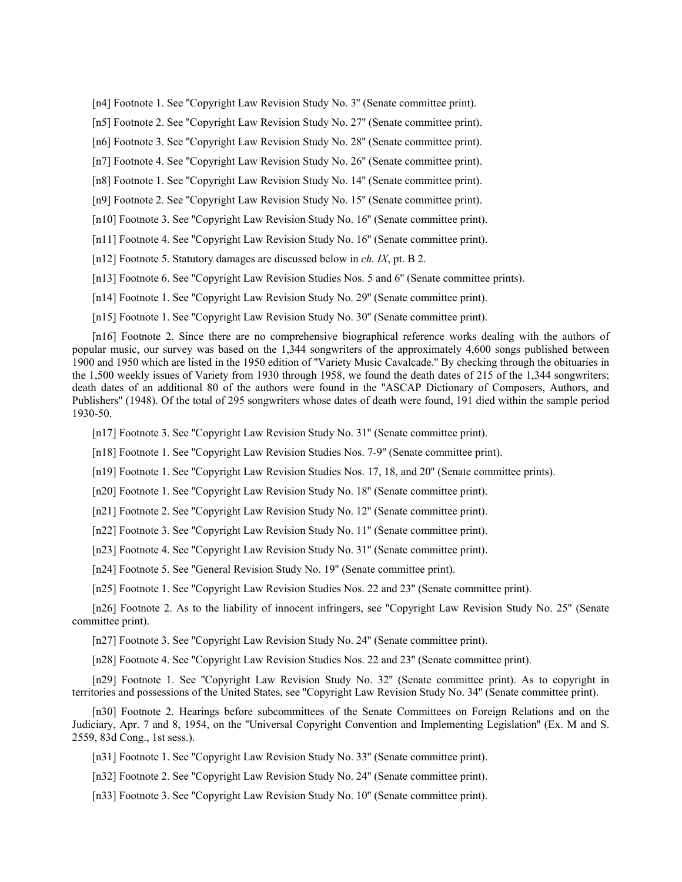[n4] Footnote 1. See "Copyright Law Revision Study No. 3" (Senate committee print).

[n5] Footnote 2. See "Copyright Law Revision Study No. 27" (Senate committee print).

[n6] Footnote 3. See "Copyright Law Revision Study No. 28" (Senate committee print).

[n7] Footnote 4. See "Copyright Law Revision Study No. 26" (Senate committee print).

[n8] Footnote 1. See "Copyright Law Revision Study No. 14" (Senate committee print).

[n9] Footnote 2. See "Copyright Law Revision Study No. 15" (Senate committee print).

[n10] Footnote 3. See "Copyright Law Revision Study No. 16" (Senate committee print).

[n11] Footnote 4. See "Copyright Law Revision Study No. 16" (Senate committee print).

[n12] Footnote 5. Statutory damages are discussed below in *ch. IX*, pt. B 2.

[n13] Footnote 6. See "Copyright Law Revision Studies Nos. 5 and 6" (Senate committee prints).

[n14] Footnote 1. See "Copyright Law Revision Study No. 29" (Senate committee print).

[n15] Footnote 1. See "Copyright Law Revision Study No. 30" (Senate committee print).

[n16] Footnote 2. Since there are no comprehensive biographical reference works dealing with the authors of popular music, our survey was based on the 1,344 songwriters of the approximately 4,600 songs published between 1900 and 1950 which are listed in the 1950 edition of "Variety Music Cavalcade." By checking through the obituaries in the 1,500 weekly issues of Variety from 1930 through 1958, we found the death dates of 215 of the 1,344 songwriters; death dates of an additional 80 of the authors were found in the "ASCAP Dictionary of Composers, Authors, and Publishers" (1948). Of the total of 295 songwriters whose dates of death were found, 191 died within the sample period 1930-50.

[n17] Footnote 3. See "Copyright Law Revision Study No. 31" (Senate committee print).

[n18] Footnote 1. See "Copyright Law Revision Studies Nos. 7-9" (Senate committee print).

[n19] Footnote 1. See "Copyright Law Revision Studies Nos. 17, 18, and 20" (Senate committee prints).

[n20] Footnote 1. See "Copyright Law Revision Study No. 18" (Senate committee print).

[n21] Footnote 2. See "Copyright Law Revision Study No. 12" (Senate committee print).

[n22] Footnote 3. See "Copyright Law Revision Study No. 11" (Senate committee print).

[n23] Footnote 4. See "Copyright Law Revision Study No. 31" (Senate committee print).

[n24] Footnote 5. See "General Revision Study No. 19" (Senate committee print).

[n25] Footnote 1. See "Copyright Law Revision Studies Nos. 22 and 23" (Senate committee print).

[n26] Footnote 2. As to the liability of innocent infringers, see "Copyright Law Revision Study No. 25" (Senate committee print).

[n27] Footnote 3. See "Copyright Law Revision Study No. 24" (Senate committee print).

[n28] Footnote 4. See "Copyright Law Revision Studies Nos. 22 and 23" (Senate committee print).

[n29] Footnote 1. See "Copyright Law Revision Study No. 32" (Senate committee print). As to copyright in territories and possessions of the United States, see "Copyright Law Revision Study No. 34" (Senate committee print).

[n30] Footnote 2. Hearings before subcommittees of the Senate Committees on Foreign Relations and on the Judiciary, Apr. 7 and 8, 1954, on the "Universal Copyright Convention and Implementing Legislation" (Ex. M and S. 2559, 83d Cong., 1st sess.).

[n31] Footnote 1. See "Copyright Law Revision Study No. 33" (Senate committee print).

[n32] Footnote 2. See "Copyright Law Revision Study No. 24" (Senate committee print).

[n33] Footnote 3. See "Copyright Law Revision Study No. 10" (Senate committee print).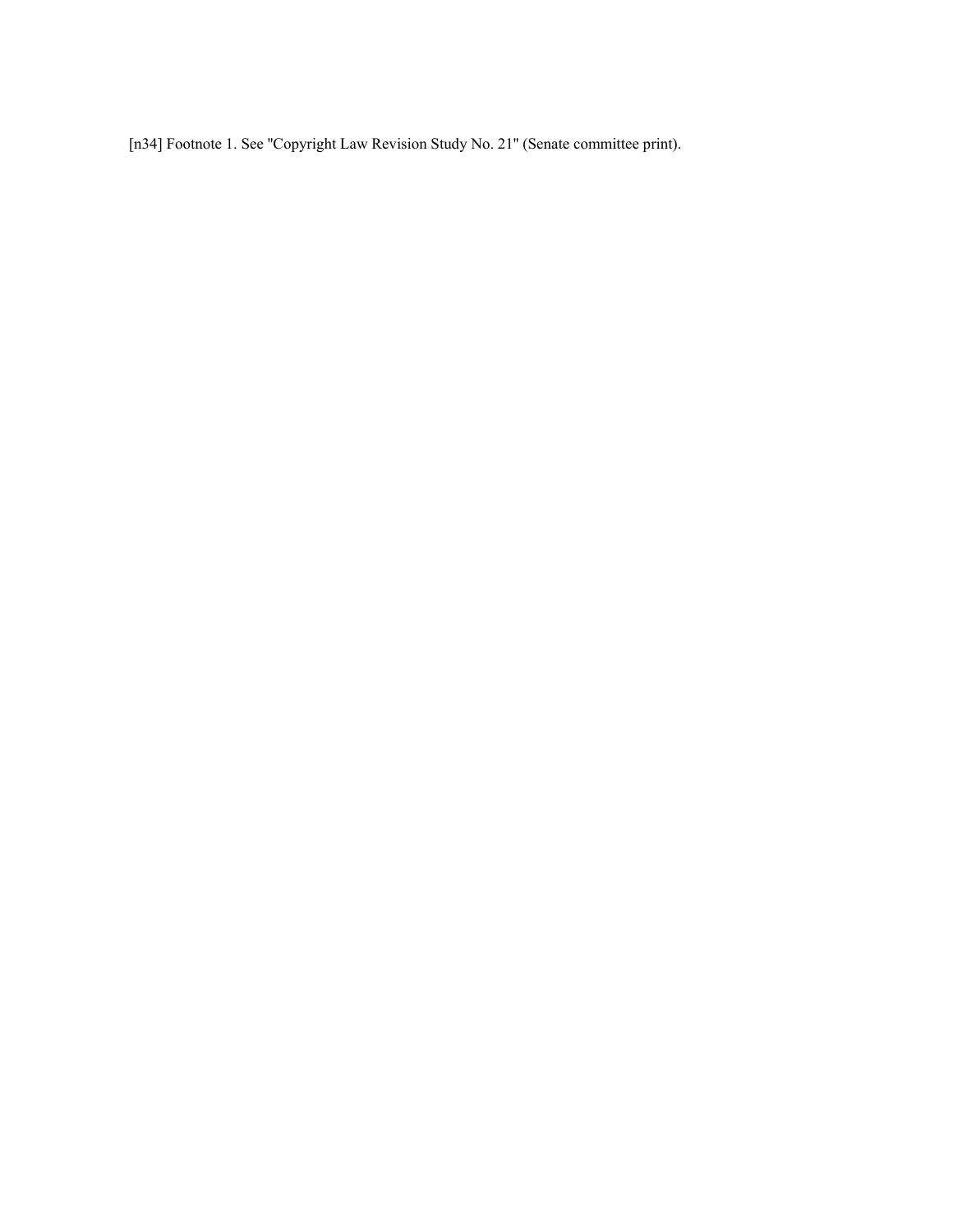[n34] Footnote 1. See "Copyright Law Revision Study No. 21" (Senate committee print).